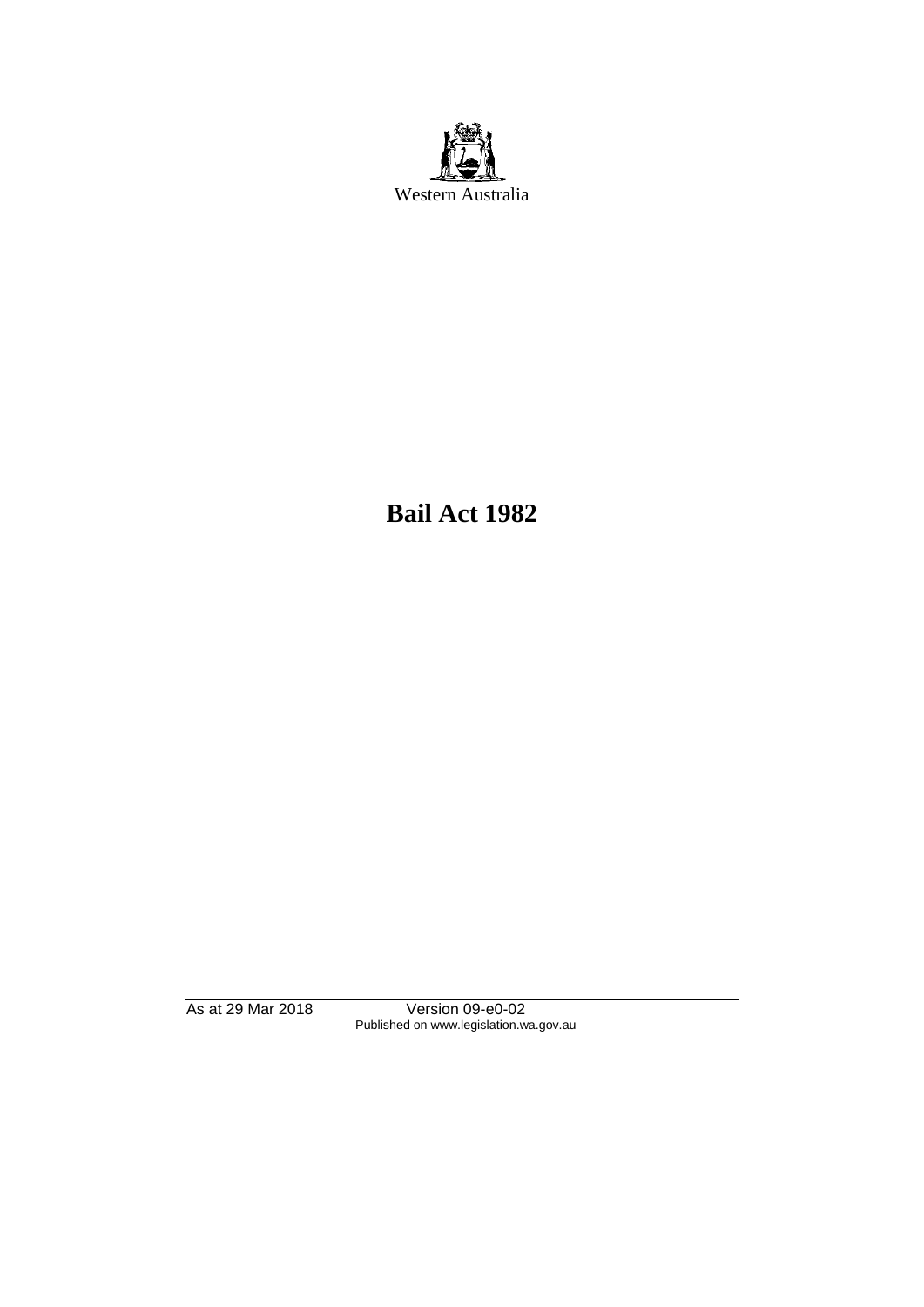Western Australia

# Bail Act 1982

As at 29 Mar 2018 Version 09-e0-02
Published on www.legislation.wa.gov.au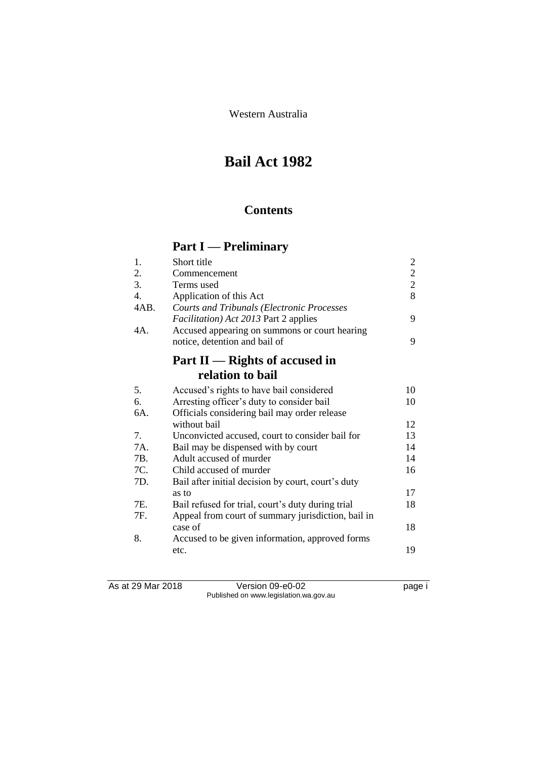Western Australia

# Bail Act 1982

## Contents

## Part I — Preliminary

| | | |
|---|---|---|
| 1. | Short title | 2 |
| 2. | Commencement | 2 |
| 3. | Terms used | 2 |
| 4. | Application of this Act | 8 |
| 4AB. | *Courts and Tribunals (Electronic Processes Facilitation) Act 2013* Part 2 applies | 9 |
| 4A. | Accused appearing on summons or court hearing notice, detention and bail of | 9 |

## Part II — Rights of accused in relation to bail

| | | |
|---|---|---|
| 5. | Accused's rights to have bail considered | 10 |
| 6. | Arresting officer's duty to consider bail | 10 |
| 6A. | Officials considering bail may order release without bail | 12 |
| 7. | Unconvicted accused, court to consider bail for | 13 |
| 7A. | Bail may be dispensed with by court | 14 |
| 7B. | Adult accused of murder | 14 |
| 7C. | Child accused of murder | 16 |
| 7D. | Bail after initial decision by court, court's duty as to | 17 |
| 7E. | Bail refused for trial, court's duty during trial | 18 |
| 7F. | Appeal from court of summary jurisdiction, bail in case of | 18 |
| 8. | Accused to be given information, approved forms etc. | 19 |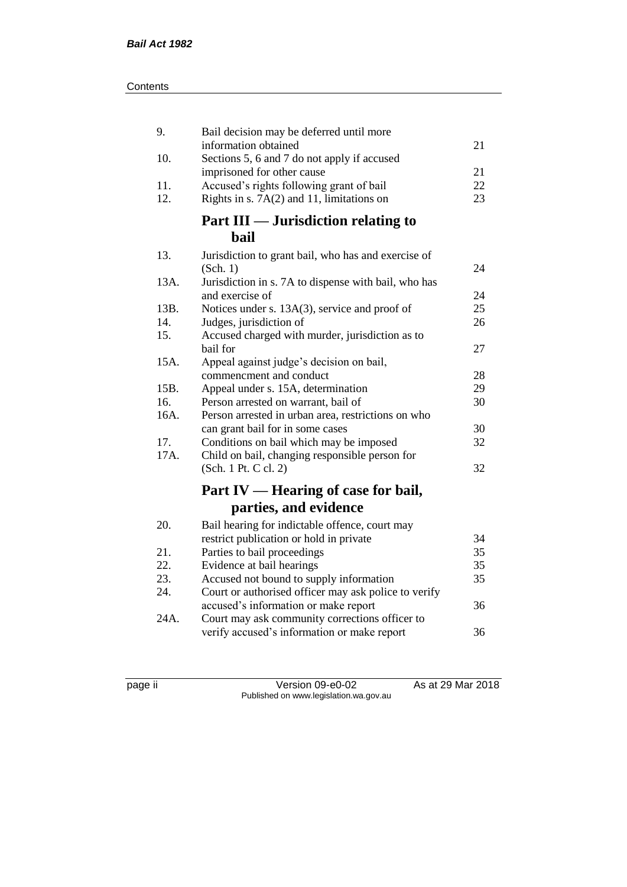| | | |
|---|---|---|
| 9. | Bail decision may be deferred until more information obtained | 21 |
| 10. | Sections 5, 6 and 7 do not apply if accused imprisoned for other cause | 21 |
| 11. | Accused's rights following grant of bail | 22 |
| 12. | Rights in s. 7A(2) and 11, limitations on | 23 |

## Part III — Jurisdiction relating to bail

| | | |
|---|---|---|
| 13. | Jurisdiction to grant bail, who has and exercise of (Sch. 1) | 24 |
| 13A. | Jurisdiction in s. 7A to dispense with bail, who has and exercise of | 24 |
| 13B. | Notices under s. 13A(3), service and proof of | 25 |
| 14. | Judges, jurisdiction of | 26 |
| 15. | Accused charged with murder, jurisdiction as to bail for | 27 |
| 15A. | Appeal against judge's decision on bail, commencment and conduct | 28 |
| 15B. | Appeal under s. 15A, determination | 29 |
| 16. | Person arrested on warrant, bail of | 30 |
| 16A. | Person arrested in urban area, restrictions on who can grant bail for in some cases | 30 |
| 17. | Conditions on bail which may be imposed | 32 |
| 17A. | Child on bail, changing responsible person for (Sch. 1 Pt. C cl. 2) | 32 |

## Part IV — Hearing of case for bail, parties, and evidence

| | | |
|---|---|---|
| 20. | Bail hearing for indictable offence, court may restrict publication or hold in private | 34 |
| 21. | Parties to bail proceedings | 35 |
| 22. | Evidence at bail hearings | 35 |
| 23. | Accused not bound to supply information | 35 |
| 24. | Court or authorised officer may ask police to verify accused's information or make report | 36 |
| 24A. | Court may ask community corrections officer to verify accused's information or make report | 36 |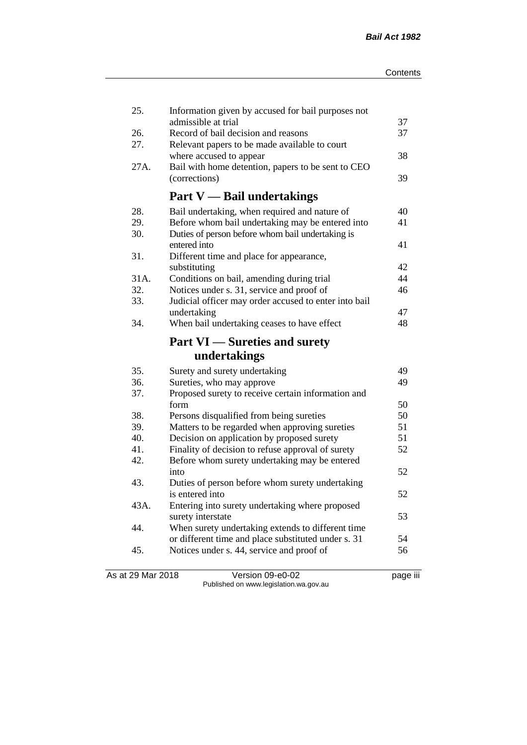| | | |
|---|---|---|
| 25. | Information given by accused for bail purposes not admissible at trial | 37 |
| 26. | Record of bail decision and reasons | 37 |
| 27. | Relevant papers to be made available to court where accused to appear | 38 |
| 27A. | Bail with home detention, papers to be sent to CEO (corrections) | 39 |

## Part V — Bail undertakings

| | | |
|---|---|---|
| 28. | Bail undertaking, when required and nature of | 40 |
| 29. | Before whom bail undertaking may be entered into | 41 |
| 30. | Duties of person before whom bail undertaking is entered into | 41 |
| 31. | Different time and place for appearance, substituting | 42 |
| 31A. | Conditions on bail, amending during trial | 44 |
| 32. | Notices under s. 31, service and proof of | 46 |
| 33. | Judicial officer may order accused to enter into bail undertaking | 47 |
| 34. | When bail undertaking ceases to have effect | 48 |

## Part VI — Sureties and surety undertakings

| | | |
|---|---|---|
| 35. | Surety and surety undertaking | 49 |
| 36. | Sureties, who may approve | 49 |
| 37. | Proposed surety to receive certain information and form | 50 |
| 38. | Persons disqualified from being sureties | 50 |
| 39. | Matters to be regarded when approving sureties | 51 |
| 40. | Decision on application by proposed surety | 51 |
| 41. | Finality of decision to refuse approval of surety | 52 |
| 42. | Before whom surety undertaking may be entered into | 52 |
| 43. | Duties of person before whom surety undertaking is entered into | 52 |
| 43A. | Entering into surety undertaking where proposed surety interstate | 53 |
| 44. | When surety undertaking extends to different time or different time and place substituted under s. 31 | 54 |
| 45. | Notices under s. 44, service and proof of | 56 |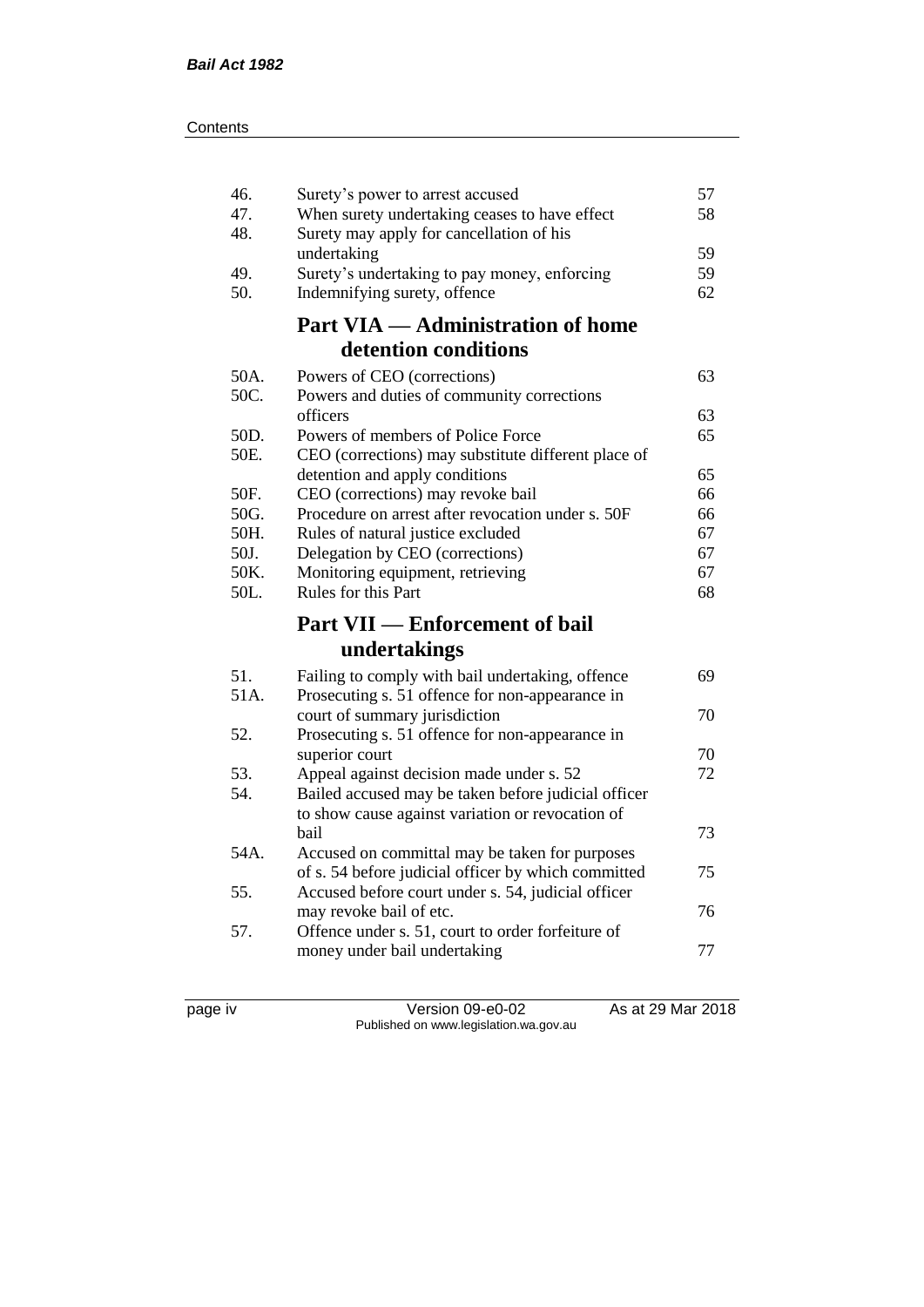| | | |
|---|---|---|
| 46. | Surety's power to arrest accused | 57 |
| 47. | When surety undertaking ceases to have effect | 58 |
| 48. | Surety may apply for cancellation of his undertaking | 59 |
| 49. | Surety's undertaking to pay money, enforcing | 59 |
| 50. | Indemnifying surety, offence | 62 |

## Part VIA — Administration of home detention conditions

| | | |
|---|---|---|
| 50A. | Powers of CEO (corrections) | 63 |
| 50C. | Powers and duties of community corrections officers | 63 |
| 50D. | Powers of members of Police Force | 65 |
| 50E. | CEO (corrections) may substitute different place of detention and apply conditions | 65 |
| 50F. | CEO (corrections) may revoke bail | 66 |
| 50G. | Procedure on arrest after revocation under s. 50F | 66 |
| 50H. | Rules of natural justice excluded | 67 |
| 50J. | Delegation by CEO (corrections) | 67 |
| 50K. | Monitoring equipment, retrieving | 67 |
| 50L. | Rules for this Part | 68 |

## Part VII — Enforcement of bail undertakings

| | | |
|---|---|---|
| 51. | Failing to comply with bail undertaking, offence | 69 |
| 51A. | Prosecuting s. 51 offence for non-appearance in court of summary jurisdiction | 70 |
| 52. | Prosecuting s. 51 offence for non-appearance in superior court | 70 |
| 53. | Appeal against decision made under s. 52 | 72 |
| 54. | Bailed accused may be taken before judicial officer to show cause against variation or revocation of bail | 73 |
| 54A. | Accused on committal may be taken for purposes of s. 54 before judicial officer by which committed | 75 |
| 55. | Accused before court under s. 54, judicial officer may revoke bail of etc. | 76 |
| 57. | Offence under s. 51, court to order forfeiture of money under bail undertaking | 77 |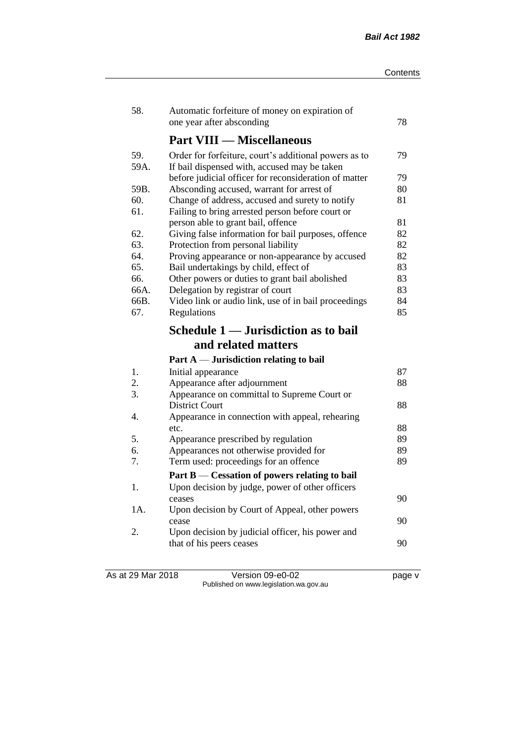| | | |
|---|---|---|
| 58. | Automatic forfeiture of money on expiration of one year after absconding | 78 |

## Part VIII — Miscellaneous

| | | |
|---|---|---|
| 59. | Order for forfeiture, court's additional powers as to | 79 |
| 59A. | If bail dispensed with, accused may be taken before judicial officer for reconsideration of matter | 79 |
| 59B. | Absconding accused, warrant for arrest of | 80 |
| 60. | Change of address, accused and surety to notify | 81 |
| 61. | Failing to bring arrested person before court or person able to grant bail, offence | 81 |
| 62. | Giving false information for bail purposes, offence | 82 |
| 63. | Protection from personal liability | 82 |
| 64. | Proving appearance or non-appearance by accused | 82 |
| 65. | Bail undertakings by child, effect of | 83 |
| 66. | Other powers or duties to grant bail abolished | 83 |
| 66A. | Delegation by registrar of court | 83 |
| 66B. | Video link or audio link, use of in bail proceedings | 84 |
| 67. | Regulations | 85 |

## Schedule 1 — Jurisdiction as to bail and related matters

### Part A — Jurisdiction relating to bail

| | | |
|---|---|---|
| 1. | Initial appearance | 87 |
| 2. | Appearance after adjournment | 88 |
| 3. | Appearance on committal to Supreme Court or District Court | 88 |
| 4. | Appearance in connection with appeal, rehearing etc. | 88 |
| 5. | Appearance prescribed by regulation | 89 |
| 6. | Appearances not otherwise provided for | 89 |
| 7. | Term used: proceedings for an offence | 89 |

### Part B — Cessation of powers relating to bail

| | | |
|---|---|---|
| 1. | Upon decision by judge, power of other officers ceases | 90 |
| 1A. | Upon decision by Court of Appeal, other powers cease | 90 |
| 2. | Upon decision by judicial officer, his power and that of his peers ceases | 90 |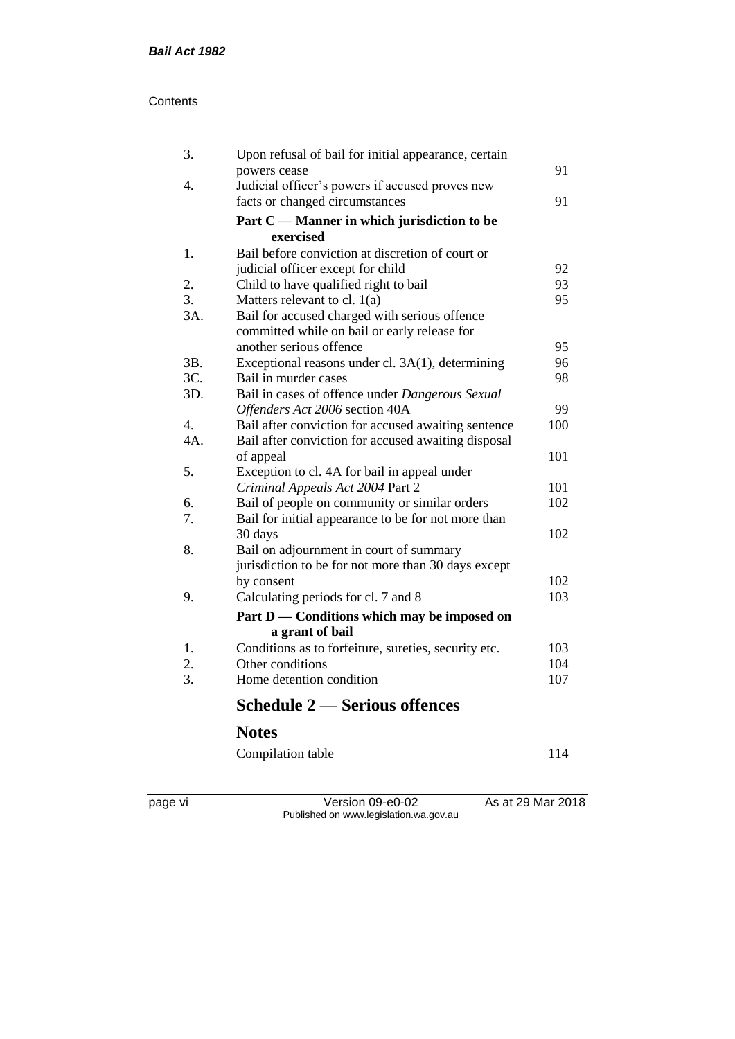| | | |
|---|---|---|
| 3. | Upon refusal of bail for initial appearance, certain powers cease | 91 |
| 4. | Judicial officer's powers if accused proves new facts or changed circumstances | 91 |
| | **Part C — Manner in which jurisdiction to be exercised** | |
| 1. | Bail before conviction at discretion of court or judicial officer except for child | 92 |
| 2. | Child to have qualified right to bail | 93 |
| 3. | Matters relevant to cl. 1(a) | 95 |
| 3A. | Bail for accused charged with serious offence committed while on bail or early release for another serious offence | 95 |
| 3B. | Exceptional reasons under cl. 3A(1), determining | 96 |
| 3C. | Bail in murder cases | 98 |
| 3D. | Bail in cases of offence under *Dangerous Sexual Offenders Act 2006* section 40A | 99 |
| 4. | Bail after conviction for accused awaiting sentence | 100 |
| 4A. | Bail after conviction for accused awaiting disposal of appeal | 101 |
| 5. | Exception to cl. 4A for bail in appeal under *Criminal Appeals Act 2004* Part 2 | 101 |
| 6. | Bail of people on community or similar orders | 102 |
| 7. | Bail for initial appearance to be for not more than 30 days | 102 |
| 8. | Bail on adjournment in court of summary jurisdiction to be for not more than 30 days except by consent | 102 |
| 9. | Calculating periods for cl. 7 and 8 | 103 |
| | **Part D — Conditions which may be imposed on a grant of bail** | |
| 1. | Conditions as to forfeiture, sureties, security etc. | 103 |
| 2. | Other conditions | 104 |
| 3. | Home detention condition | 107 |

## Schedule 2 — Serious offences

## Notes

| | |
|---|---|
| Compilation table | 114 |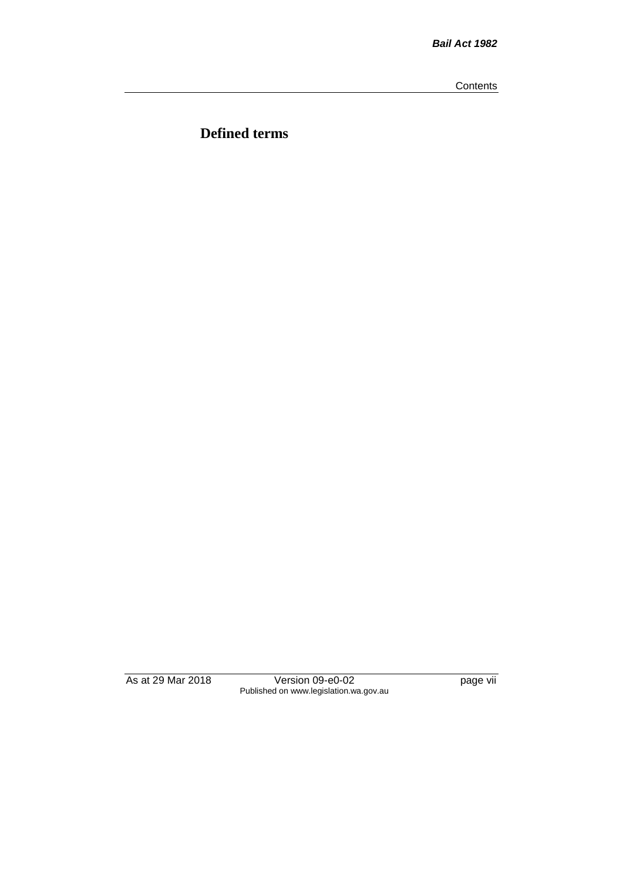# Defined terms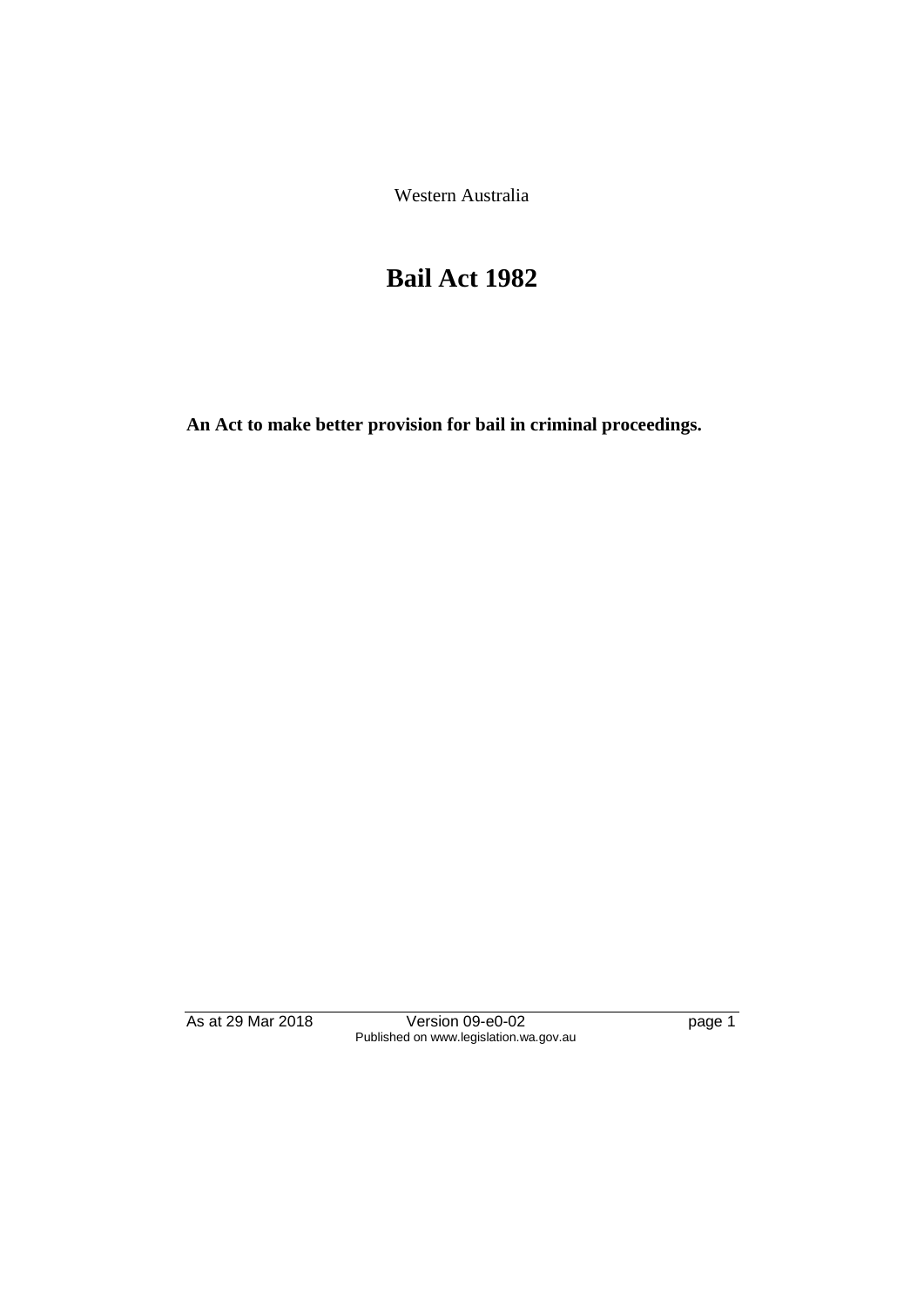Western Australia

# Bail Act 1982

**An Act to make better provision for bail in criminal proceedings.**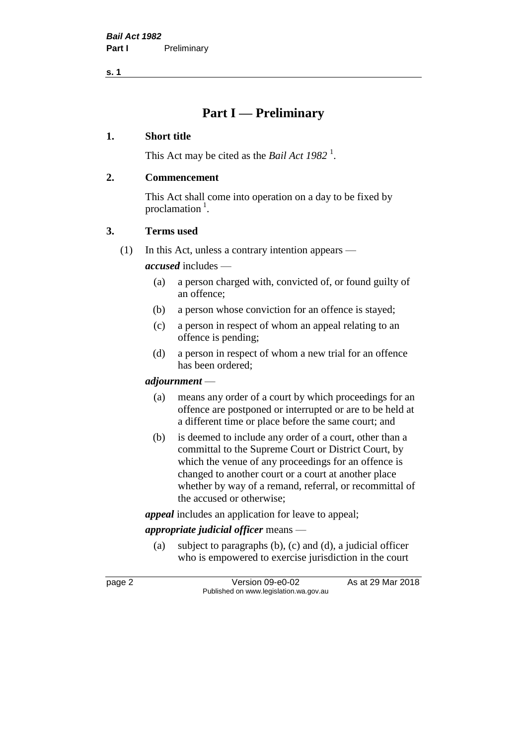# Part I — Preliminary

## 1. Short title

This Act may be cited as the *Bail Act 1982* [1].

## 2. Commencement

This Act shall come into operation on a day to be fixed by proclamation [1].

## 3. Terms used

(1) In this Act, unless a contrary intention appears —

***accused*** includes —

- (a) a person charged with, convicted of, or found guilty of an offence;
- (b) a person whose conviction for an offence is stayed;
- (c) a person in respect of whom an appeal relating to an offence is pending;
- (d) a person in respect of whom a new trial for an offence has been ordered;

***adjournment*** —

- (a) means any order of a court by which proceedings for an offence are postponed or interrupted or are to be held at a different time or place before the same court; and
- (b) is deemed to include any order of a court, other than a committal to the Supreme Court or District Court, by which the venue of any proceedings for an offence is changed to another court or a court at another place whether by way of a remand, referral, or recommittal of the accused or otherwise;

***appeal*** includes an application for leave to appeal;

***appropriate judicial officer*** means —

- (a) subject to paragraphs (b), (c) and (d), a judicial officer who is empowered to exercise jurisdiction in the court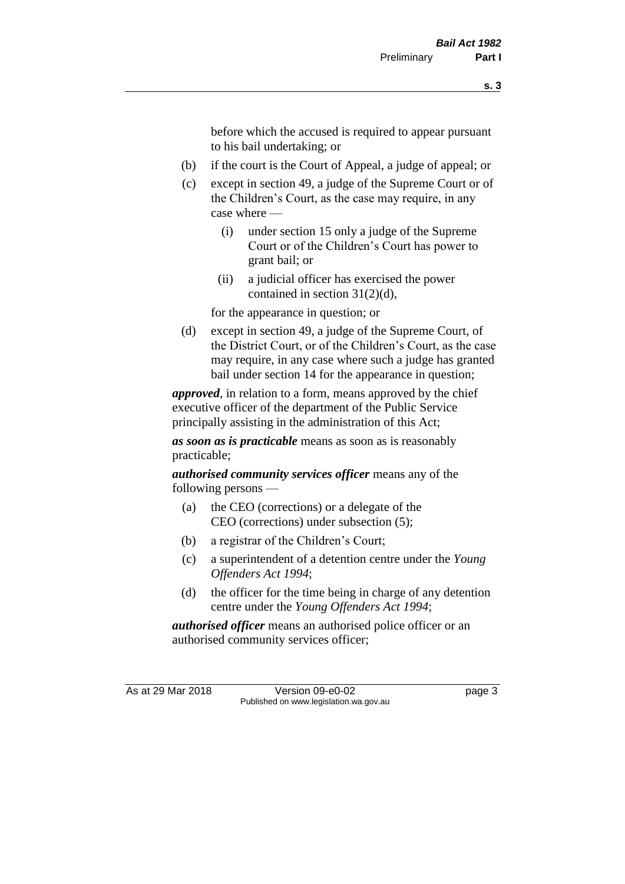before which the accused is required to appear pursuant to his bail undertaking; or

(b) if the court is the Court of Appeal, a judge of appeal; or

(c) except in section 49, a judge of the Supreme Court or of the Children's Court, as the case may require, in any case where —

  (i) under section 15 only a judge of the Supreme Court or of the Children's Court has power to grant bail; or

  (ii) a judicial officer has exercised the power contained in section 31(2)(d),

  for the appearance in question; or

(d) except in section 49, a judge of the Supreme Court, of the District Court, or of the Children's Court, as the case may require, in any case where such a judge has granted bail under section 14 for the appearance in question;

***approved***, in relation to a form, means approved by the chief executive officer of the department of the Public Service principally assisting in the administration of this Act;

***as soon as is practicable*** means as soon as is reasonably practicable;

***authorised community services officer*** means any of the following persons —

(a) the CEO (corrections) or a delegate of the CEO (corrections) under subsection (5);

(b) a registrar of the Children's Court;

(c) a superintendent of a detention centre under the *Young Offenders Act 1994*;

(d) the officer for the time being in charge of any detention centre under the *Young Offenders Act 1994*;

***authorised officer*** means an authorised police officer or an authorised community services officer;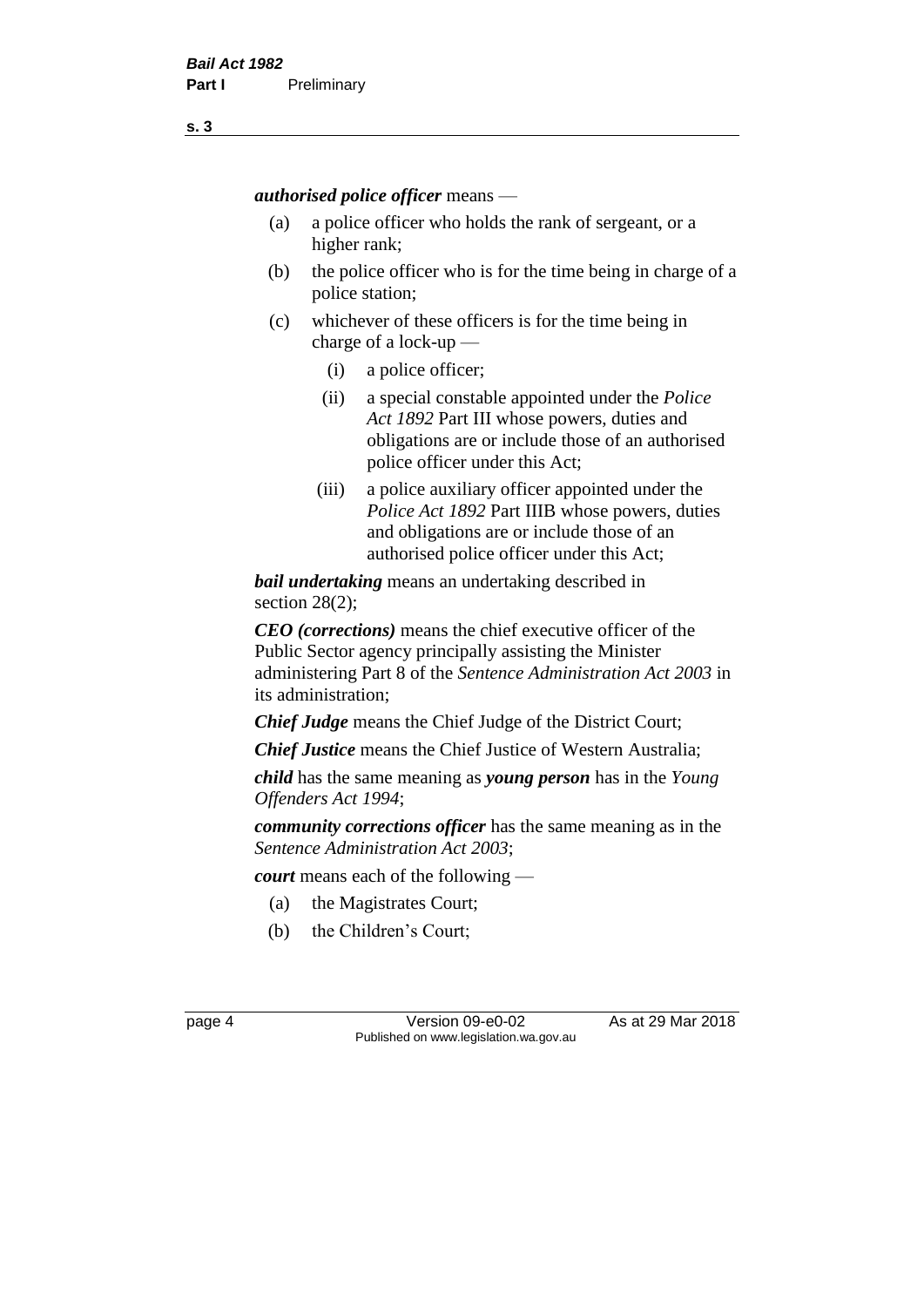***authorised police officer*** means —

(a) a police officer who holds the rank of sergeant, or a higher rank;

(b) the police officer who is for the time being in charge of a police station;

(c) whichever of these officers is for the time being in charge of a lock-up —

  (i) a police officer;

  (ii) a special constable appointed under the *Police Act 1892* Part III whose powers, duties and obligations are or include those of an authorised police officer under this Act;

  (iii) a police auxiliary officer appointed under the *Police Act 1892* Part IIIB whose powers, duties and obligations are or include those of an authorised police officer under this Act;

***bail undertaking*** means an undertaking described in section 28(2);

***CEO (corrections)*** means the chief executive officer of the Public Sector agency principally assisting the Minister administering Part 8 of the *Sentence Administration Act 2003* in its administration;

***Chief Judge*** means the Chief Judge of the District Court;

***Chief Justice*** means the Chief Justice of Western Australia;

***child*** has the same meaning as ***young person*** has in the *Young Offenders Act 1994*;

***community corrections officer*** has the same meaning as in the *Sentence Administration Act 2003*;

***court*** means each of the following —

(a) the Magistrates Court;

(b) the Children's Court;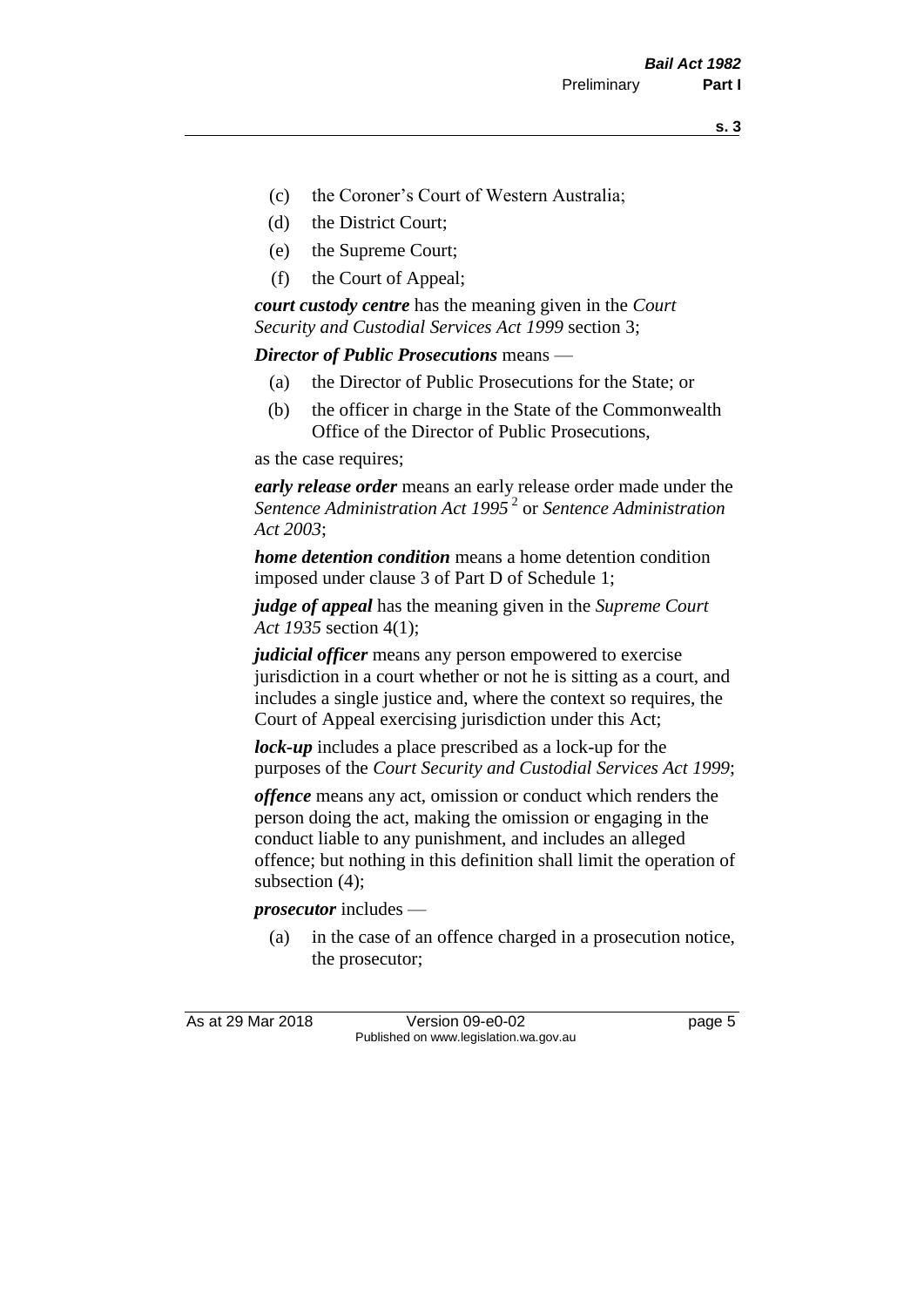(c) the Coroner's Court of Western Australia;

(d) the District Court;

(e) the Supreme Court;

(f) the Court of Appeal;

***court custody centre*** has the meaning given in the *Court Security and Custodial Services Act 1999* section 3;

***Director of Public Prosecutions*** means —

(a) the Director of Public Prosecutions for the State; or

(b) the officer in charge in the State of the Commonwealth Office of the Director of Public Prosecutions,

as the case requires;

***early release order*** means an early release order made under the *Sentence Administration Act 1995* [2] or *Sentence Administration Act 2003*;

***home detention condition*** means a home detention condition imposed under clause 3 of Part D of Schedule 1;

***judge of appeal*** has the meaning given in the *Supreme Court Act 1935* section 4(1);

***judicial officer*** means any person empowered to exercise jurisdiction in a court whether or not he is sitting as a court, and includes a single justice and, where the context so requires, the Court of Appeal exercising jurisdiction under this Act;

***lock-up*** includes a place prescribed as a lock-up for the purposes of the *Court Security and Custodial Services Act 1999*;

***offence*** means any act, omission or conduct which renders the person doing the act, making the omission or engaging in the conduct liable to any punishment, and includes an alleged offence; but nothing in this definition shall limit the operation of subsection (4);

***prosecutor*** includes —

(a) in the case of an offence charged in a prosecution notice, the prosecutor;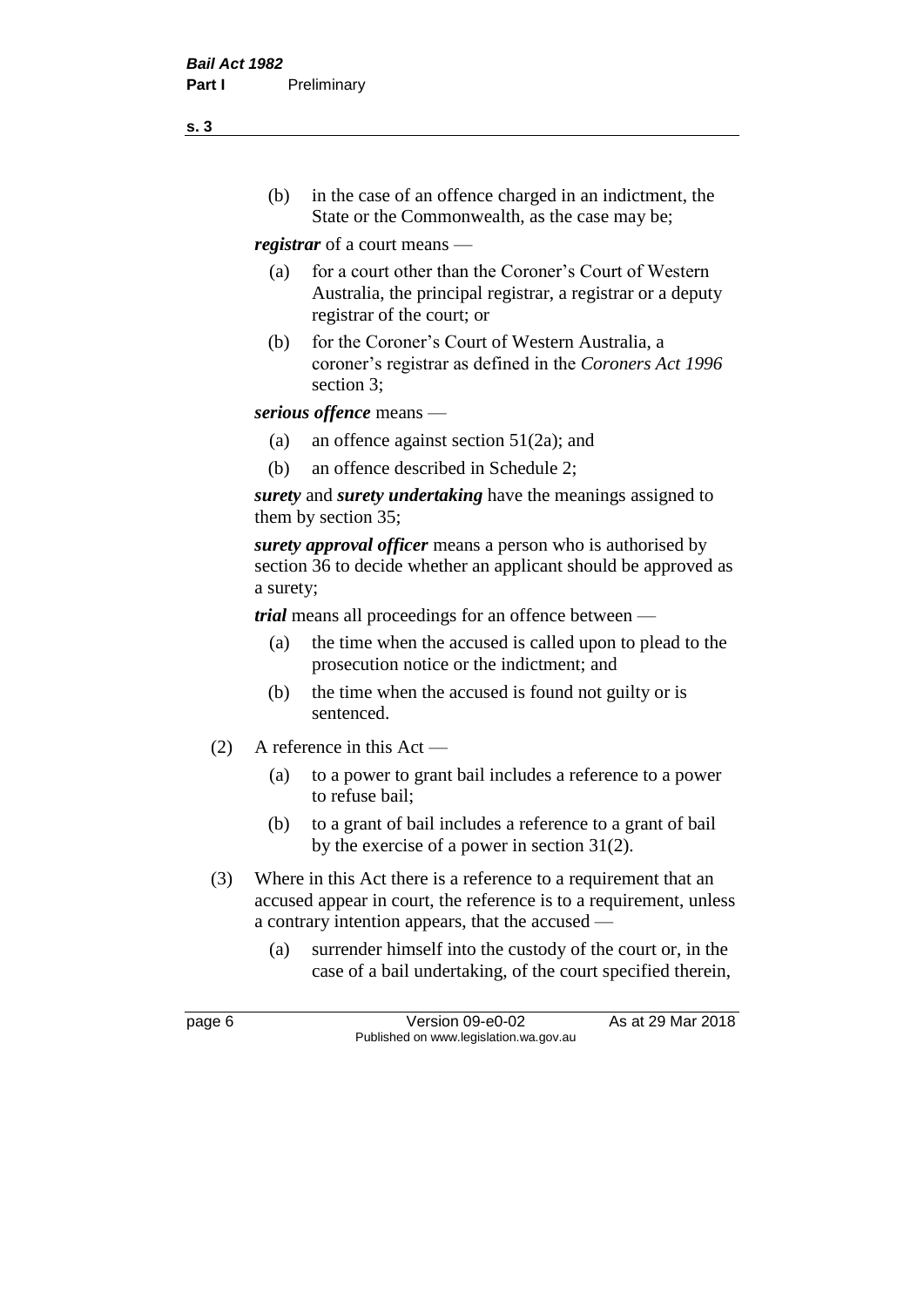(b) in the case of an offence charged in an indictment, the State or the Commonwealth, as the case may be;

***registrar*** of a court means —

(a) for a court other than the Coroner's Court of Western Australia, the principal registrar, a registrar or a deputy registrar of the court; or

(b) for the Coroner's Court of Western Australia, a coroner's registrar as defined in the *Coroners Act 1996* section 3;

***serious offence*** means —

(a) an offence against section 51(2a); and

(b) an offence described in Schedule 2;

***surety*** and ***surety undertaking*** have the meanings assigned to them by section 35;

***surety approval officer*** means a person who is authorised by section 36 to decide whether an applicant should be approved as a surety;

***trial*** means all proceedings for an offence between —

(a) the time when the accused is called upon to plead to the prosecution notice or the indictment; and

(b) the time when the accused is found not guilty or is sentenced.

(2) A reference in this Act —

(a) to a power to grant bail includes a reference to a power to refuse bail;

(b) to a grant of bail includes a reference to a grant of bail by the exercise of a power in section 31(2).

(3) Where in this Act there is a reference to a requirement that an accused appear in court, the reference is to a requirement, unless a contrary intention appears, that the accused —

(a) surrender himself into the custody of the court or, in the case of a bail undertaking, of the court specified therein,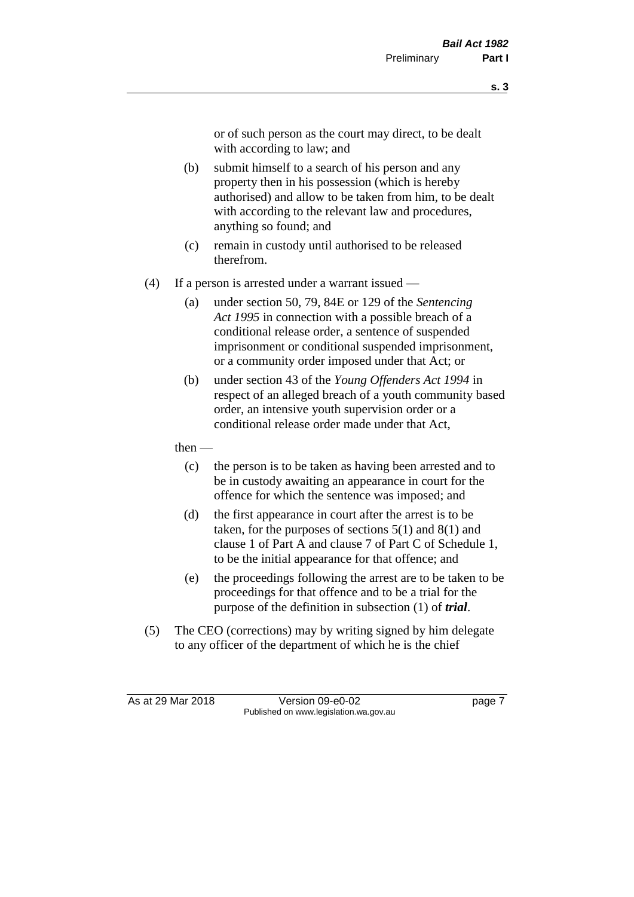or of such person as the court may direct, to be dealt with according to law; and

(b) submit himself to a search of his person and any property then in his possession (which is hereby authorised) and allow to be taken from him, to be dealt with according to the relevant law and procedures, anything so found; and

(c) remain in custody until authorised to be released therefrom.

(4) If a person is arrested under a warrant issued —

(a) under section 50, 79, 84E or 129 of the *Sentencing Act 1995* in connection with a possible breach of a conditional release order, a sentence of suspended imprisonment or conditional suspended imprisonment, or a community order imposed under that Act; or

(b) under section 43 of the *Young Offenders Act 1994* in respect of an alleged breach of a youth community based order, an intensive youth supervision order or a conditional release order made under that Act,

then —

(c) the person is to be taken as having been arrested and to be in custody awaiting an appearance in court for the offence for which the sentence was imposed; and

(d) the first appearance in court after the arrest is to be taken, for the purposes of sections 5(1) and 8(1) and clause 1 of Part A and clause 7 of Part C of Schedule 1, to be the initial appearance for that offence; and

(e) the proceedings following the arrest are to be taken to be proceedings for that offence and to be a trial for the purpose of the definition in subsection (1) of ***trial***.

(5) The CEO (corrections) may by writing signed by him delegate to any officer of the department of which he is the chief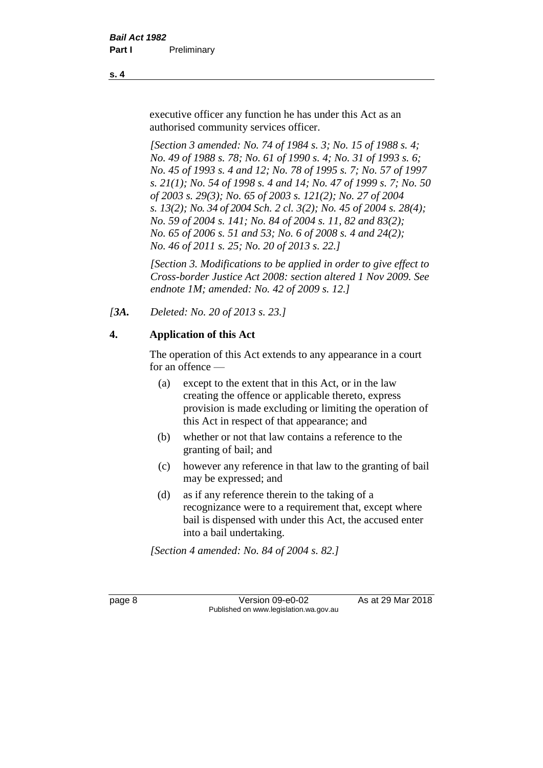executive officer any function he has under this Act as an authorised community services officer.

*[Section 3 amended: No. 74 of 1984 s. 3; No. 15 of 1988 s. 4; No. 49 of 1988 s. 78; No. 61 of 1990 s. 4; No. 31 of 1993 s. 6; No. 45 of 1993 s. 4 and 12; No. 78 of 1995 s. 7; No. 57 of 1997 s. 21(1); No. 54 of 1998 s. 4 and 14; No. 47 of 1999 s. 7; No. 50 of 2003 s. 29(3); No. 65 of 2003 s. 121(2); No. 27 of 2004 s. 13(2); No. 34 of 2004 Sch. 2 cl. 3(2); No. 45 of 2004 s. 28(4); No. 59 of 2004 s. 141; No. 84 of 2004 s. 11, 82 and 83(2); No. 65 of 2006 s. 51 and 53; No. 6 of 2008 s. 4 and 24(2); No. 46 of 2011 s. 25; No. 20 of 2013 s. 22.]*

*[Section 3. Modifications to be applied in order to give effect to Cross-border Justice Act 2008: section altered 1 Nov 2009. See endnote 1M; amended: No. 42 of 2009 s. 12.]*

*[3A. Deleted: No. 20 of 2013 s. 23.]*

## 4. Application of this Act

The operation of this Act extends to any appearance in a court for an offence —

(a) except to the extent that in this Act, or in the law creating the offence or applicable thereto, express provision is made excluding or limiting the operation of this Act in respect of that appearance; and

(b) whether or not that law contains a reference to the granting of bail; and

(c) however any reference in that law to the granting of bail may be expressed; and

(d) as if any reference therein to the taking of a recognizance were to a requirement that, except where bail is dispensed with under this Act, the accused enter into a bail undertaking.

*[Section 4 amended: No. 84 of 2004 s. 82.]*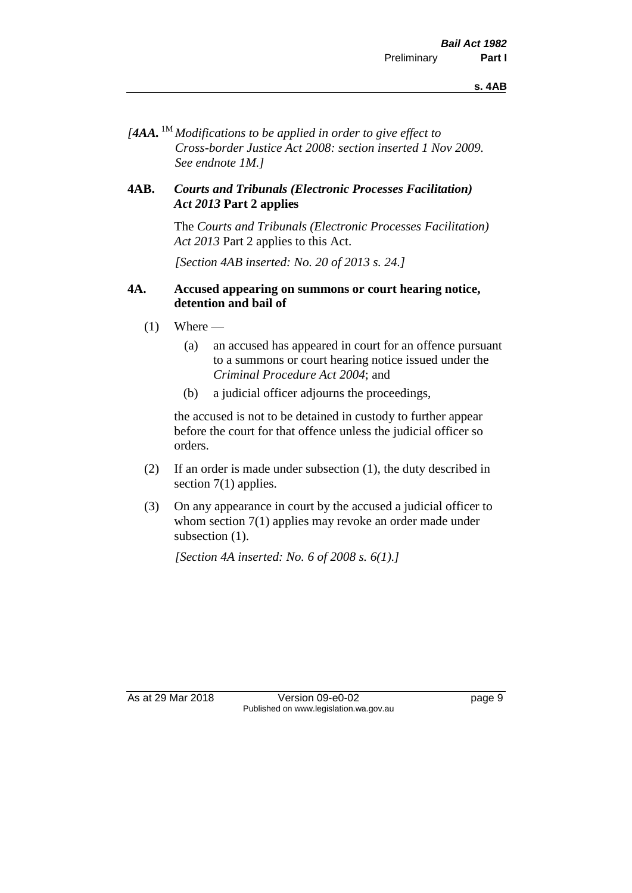*[**4AA.** [1M] Modifications to be applied in order to give effect to Cross-border Justice Act 2008: section inserted 1 Nov 2009. See endnote 1M.]*

## 4AB. *Courts and Tribunals (Electronic Processes Facilitation) Act 2013* Part 2 applies

The *Courts and Tribunals (Electronic Processes Facilitation) Act 2013* Part 2 applies to this Act.

*[Section 4AB inserted: No. 20 of 2013 s. 24.]*

## 4A. Accused appearing on summons or court hearing notice, detention and bail of

(1) Where —

(a) an accused has appeared in court for an offence pursuant to a summons or court hearing notice issued under the *Criminal Procedure Act 2004*; and

(b) a judicial officer adjourns the proceedings,

the accused is not to be detained in custody to further appear before the court for that offence unless the judicial officer so orders.

(2) If an order is made under subsection (1), the duty described in section 7(1) applies.

(3) On any appearance in court by the accused a judicial officer to whom section 7(1) applies may revoke an order made under subsection (1).

*[Section 4A inserted: No. 6 of 2008 s. 6(1).]*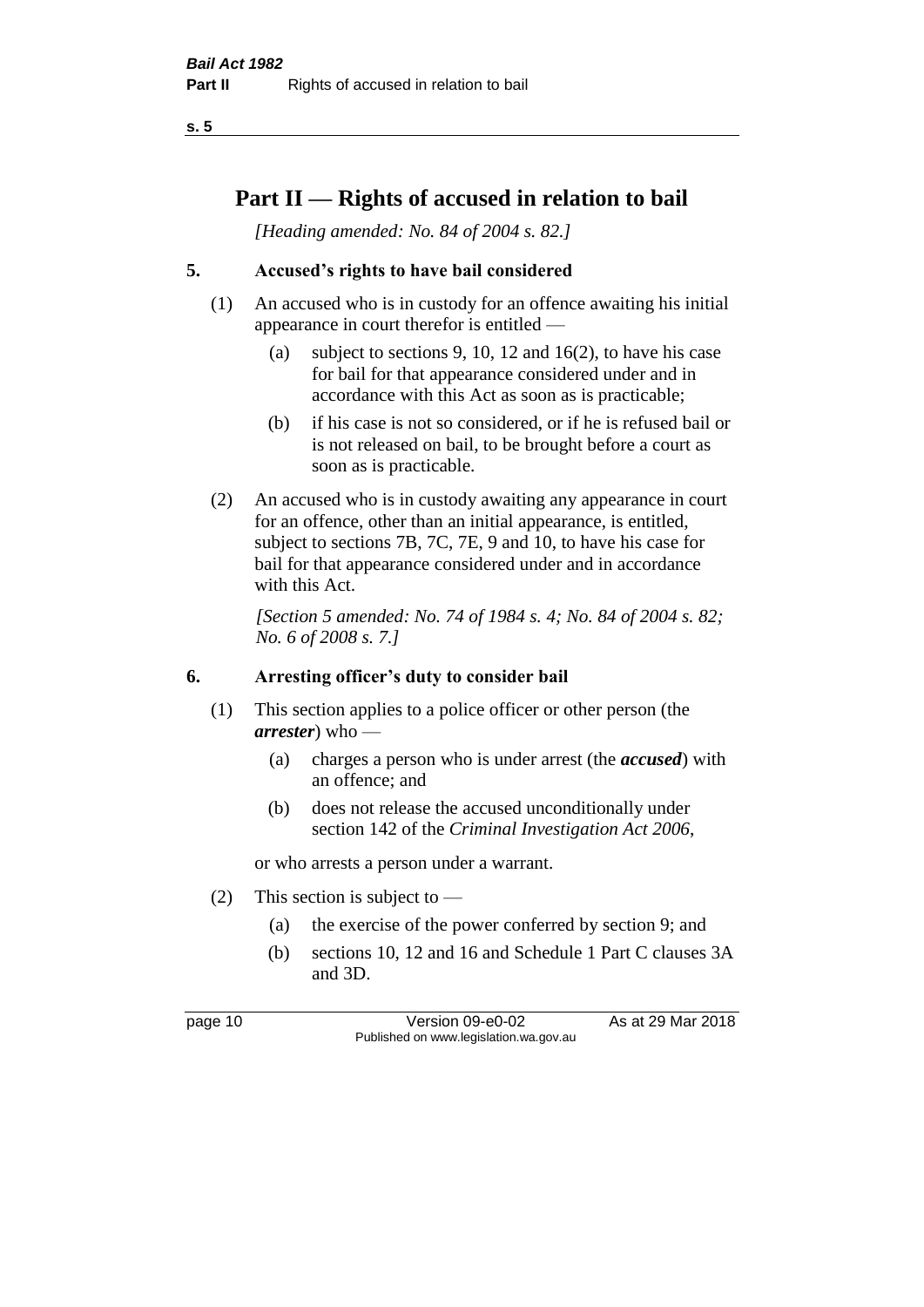# Part II — Rights of accused in relation to bail

*[Heading amended: No. 84 of 2004 s. 82.]*

## 5. Accused's rights to have bail considered

(1) An accused who is in custody for an offence awaiting his initial appearance in court therefor is entitled —

- (a) subject to sections 9, 10, 12 and 16(2), to have his case for bail for that appearance considered under and in accordance with this Act as soon as is practicable;
- (b) if his case is not so considered, or if he is refused bail or is not released on bail, to be brought before a court as soon as is practicable.

(2) An accused who is in custody awaiting any appearance in court for an offence, other than an initial appearance, is entitled, subject to sections 7B, 7C, 7E, 9 and 10, to have his case for bail for that appearance considered under and in accordance with this Act.

*[Section 5 amended: No. 74 of 1984 s. 4; No. 84 of 2004 s. 82; No. 6 of 2008 s. 7.]*

## 6. Arresting officer's duty to consider bail

(1) This section applies to a police officer or other person (the ***arrester***) who —

- (a) charges a person who is under arrest (the ***accused***) with an offence; and
- (b) does not release the accused unconditionally under section 142 of the *Criminal Investigation Act 2006*,

or who arrests a person under a warrant.

(2) This section is subject to —

- (a) the exercise of the power conferred by section 9; and
- (b) sections 10, 12 and 16 and Schedule 1 Part C clauses 3A and 3D.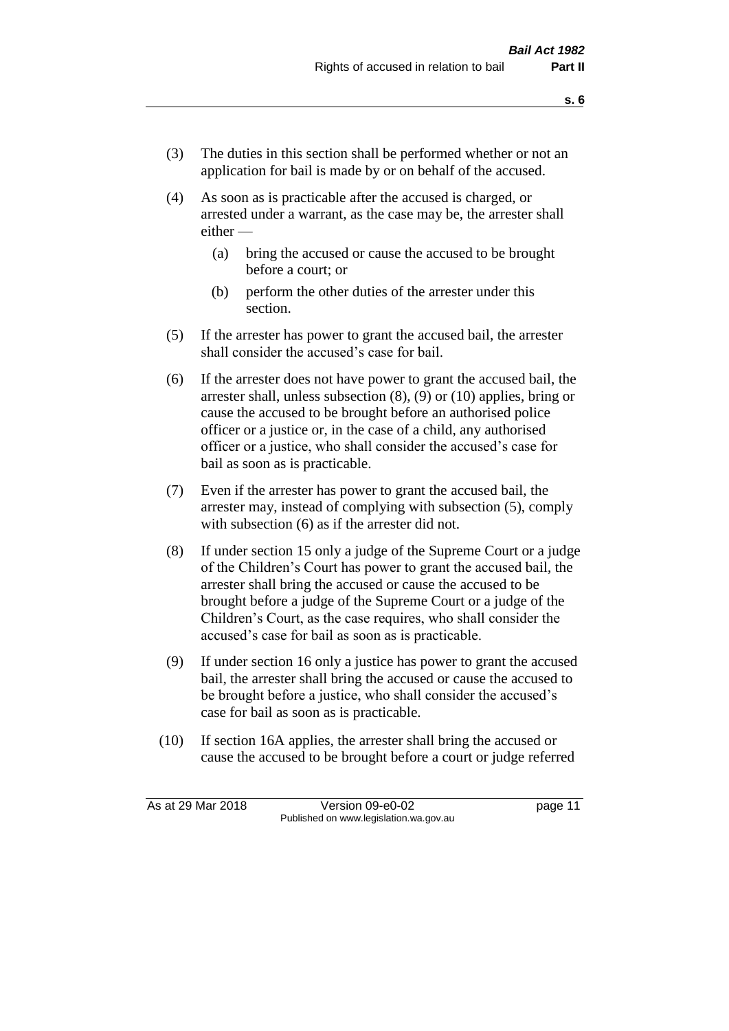(3) The duties in this section shall be performed whether or not an application for bail is made by or on behalf of the accused.

(4) As soon as is practicable after the accused is charged, or arrested under a warrant, as the case may be, the arrester shall either —

  (a) bring the accused or cause the accused to be brought before a court; or

  (b) perform the other duties of the arrester under this section.

(5) If the arrester has power to grant the accused bail, the arrester shall consider the accused's case for bail.

(6) If the arrester does not have power to grant the accused bail, the arrester shall, unless subsection (8), (9) or (10) applies, bring or cause the accused to be brought before an authorised police officer or a justice or, in the case of a child, any authorised officer or a justice, who shall consider the accused's case for bail as soon as is practicable.

(7) Even if the arrester has power to grant the accused bail, the arrester may, instead of complying with subsection (5), comply with subsection (6) as if the arrester did not.

(8) If under section 15 only a judge of the Supreme Court or a judge of the Children's Court has power to grant the accused bail, the arrester shall bring the accused or cause the accused to be brought before a judge of the Supreme Court or a judge of the Children's Court, as the case requires, who shall consider the accused's case for bail as soon as is practicable.

(9) If under section 16 only a justice has power to grant the accused bail, the arrester shall bring the accused or cause the accused to be brought before a justice, who shall consider the accused's case for bail as soon as is practicable.

(10) If section 16A applies, the arrester shall bring the accused or cause the accused to be brought before a court or judge referred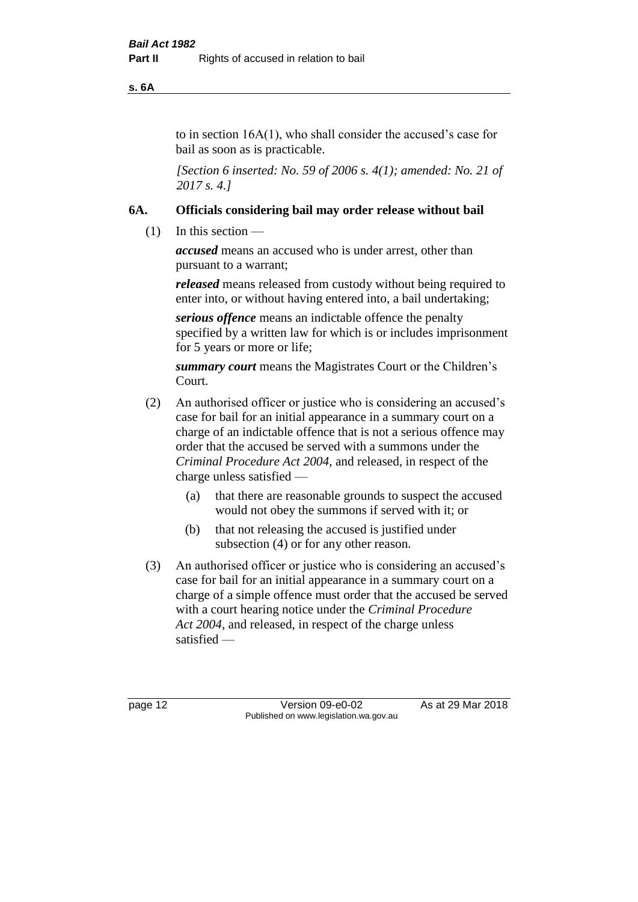to in section 16A(1), who shall consider the accused's case for bail as soon as is practicable.

*[Section 6 inserted: No. 59 of 2006 s. 4(1); amended: No. 21 of 2017 s. 4.]*

## 6A. Officials considering bail may order release without bail

(1) In this section —

***accused*** means an accused who is under arrest, other than pursuant to a warrant;

***released*** means released from custody without being required to enter into, or without having entered into, a bail undertaking;

***serious offence*** means an indictable offence the penalty specified by a written law for which is or includes imprisonment for 5 years or more or life;

***summary court*** means the Magistrates Court or the Children's Court.

(2) An authorised officer or justice who is considering an accused's case for bail for an initial appearance in a summary court on a charge of an indictable offence that is not a serious offence may order that the accused be served with a summons under the *Criminal Procedure Act 2004*, and released, in respect of the charge unless satisfied —

- (a) that there are reasonable grounds to suspect the accused would not obey the summons if served with it; or
- (b) that not releasing the accused is justified under subsection (4) or for any other reason.

(3) An authorised officer or justice who is considering an accused's case for bail for an initial appearance in a summary court on a charge of a simple offence must order that the accused be served with a court hearing notice under the *Criminal Procedure Act 2004*, and released, in respect of the charge unless satisfied —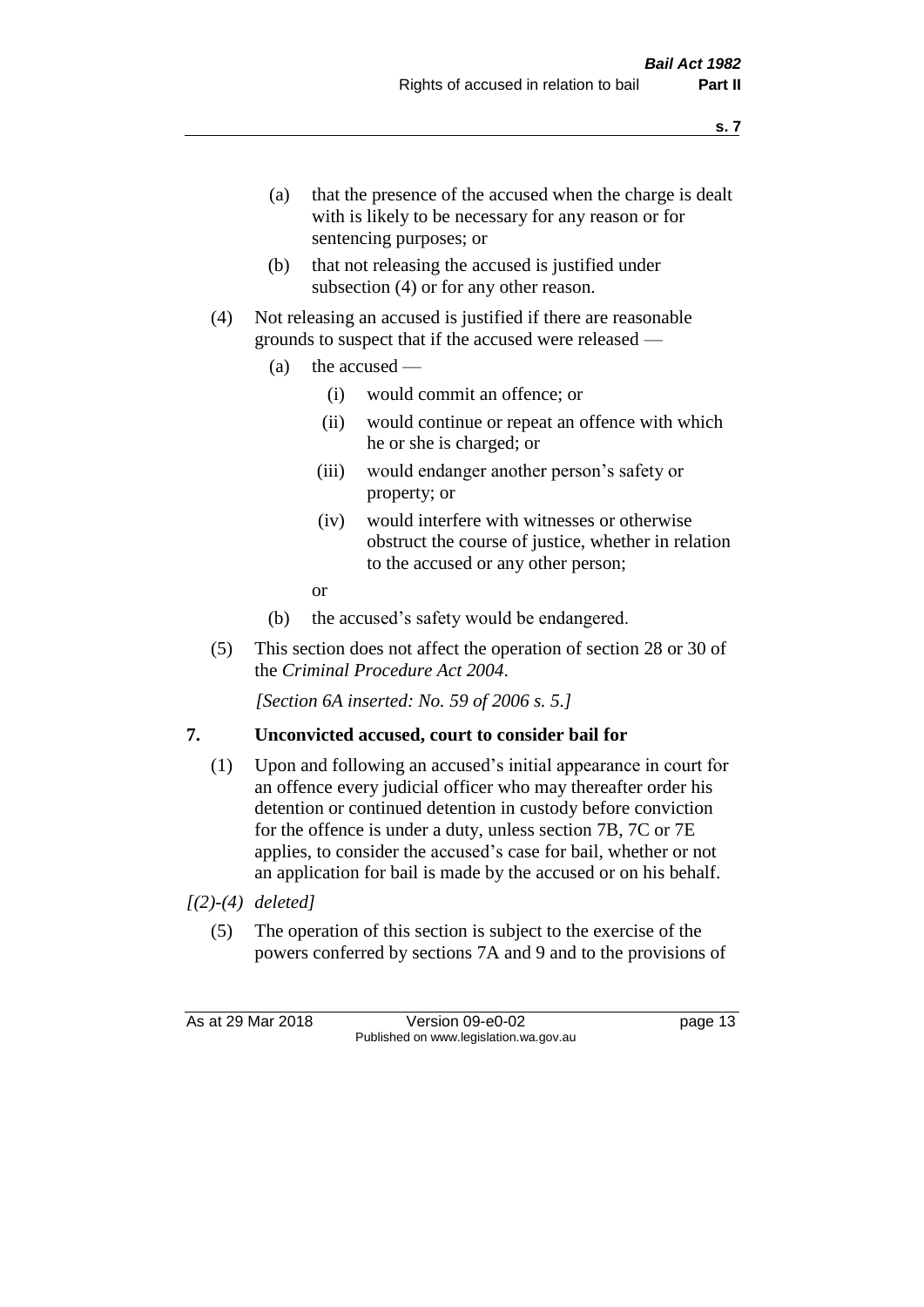(a) that the presence of the accused when the charge is dealt with is likely to be necessary for any reason or for sentencing purposes; or

(b) that not releasing the accused is justified under subsection (4) or for any other reason.

(4) Not releasing an accused is justified if there are reasonable grounds to suspect that if the accused were released —

(a) the accused —

(i) would commit an offence; or

(ii) would continue or repeat an offence with which he or she is charged; or

(iii) would endanger another person's safety or property; or

(iv) would interfere with witnesses or otherwise obstruct the course of justice, whether in relation to the accused or any other person;

or

(b) the accused's safety would be endangered.

(5) This section does not affect the operation of section 28 or 30 of the *Criminal Procedure Act 2004*.

*[Section 6A inserted: No. 59 of 2006 s. 5.]*

### 7. Unconvicted accused, court to consider bail for

(1) Upon and following an accused's initial appearance in court for an offence every judicial officer who may thereafter order his detention or continued detention in custody before conviction for the offence is under a duty, unless section 7B, 7C or 7E applies, to consider the accused's case for bail, whether or not an application for bail is made by the accused or on his behalf.

*[(2)-(4) deleted]*

(5) The operation of this section is subject to the exercise of the powers conferred by sections 7A and 9 and to the provisions of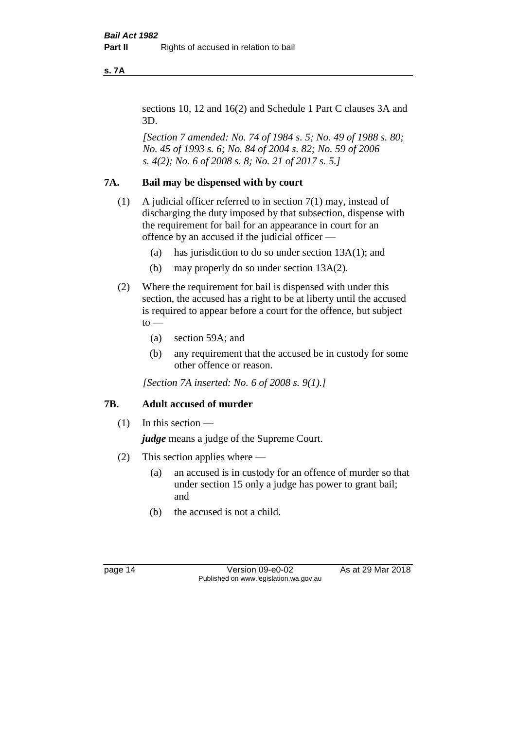sections 10, 12 and 16(2) and Schedule 1 Part C clauses 3A and 3D.

*[Section 7 amended: No. 74 of 1984 s. 5; No. 49 of 1988 s. 80; No. 45 of 1993 s. 6; No. 84 of 2004 s. 82; No. 59 of 2006 s. 4(2); No. 6 of 2008 s. 8; No. 21 of 2017 s. 5.]*

## 7A. Bail may be dispensed with by court

(1) A judicial officer referred to in section 7(1) may, instead of discharging the duty imposed by that subsection, dispense with the requirement for bail for an appearance in court for an offence by an accused if the judicial officer —

- (a) has jurisdiction to do so under section 13A(1); and
- (b) may properly do so under section 13A(2).

(2) Where the requirement for bail is dispensed with under this section, the accused has a right to be at liberty until the accused is required to appear before a court for the offence, but subject to —

- (a) section 59A; and
- (b) any requirement that the accused be in custody for some other offence or reason.

*[Section 7A inserted: No. 6 of 2008 s. 9(1).]*

## 7B. Adult accused of murder

(1) In this section —

***judge*** means a judge of the Supreme Court.

(2) This section applies where —

- (a) an accused is in custody for an offence of murder so that under section 15 only a judge has power to grant bail; and
- (b) the accused is not a child.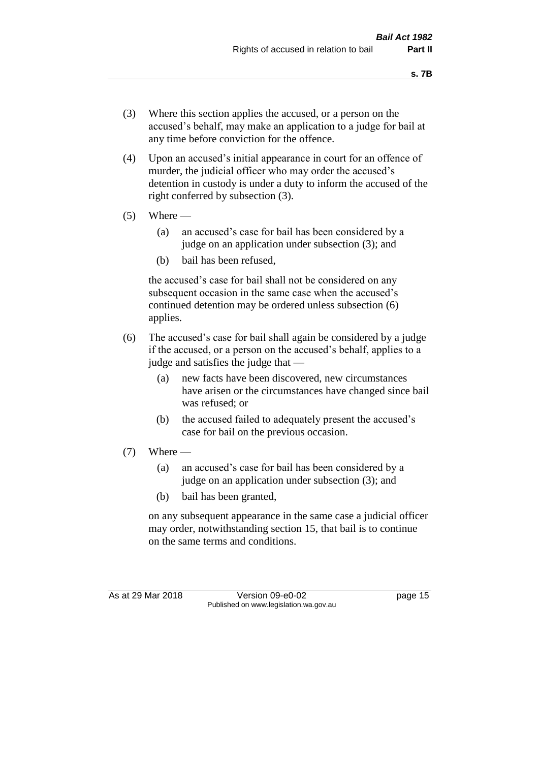(3) Where this section applies the accused, or a person on the accused's behalf, may make an application to a judge for bail at any time before conviction for the offence.

(4) Upon an accused's initial appearance in court for an offence of murder, the judicial officer who may order the accused's detention in custody is under a duty to inform the accused of the right conferred by subsection (3).

(5) Where —

(a) an accused's case for bail has been considered by a judge on an application under subsection (3); and

(b) bail has been refused,

the accused's case for bail shall not be considered on any subsequent occasion in the same case when the accused's continued detention may be ordered unless subsection (6) applies.

(6) The accused's case for bail shall again be considered by a judge if the accused, or a person on the accused's behalf, applies to a judge and satisfies the judge that —

(a) new facts have been discovered, new circumstances have arisen or the circumstances have changed since bail was refused; or

(b) the accused failed to adequately present the accused's case for bail on the previous occasion.

(7) Where —

(a) an accused's case for bail has been considered by a judge on an application under subsection (3); and

(b) bail has been granted,

on any subsequent appearance in the same case a judicial officer may order, notwithstanding section 15, that bail is to continue on the same terms and conditions.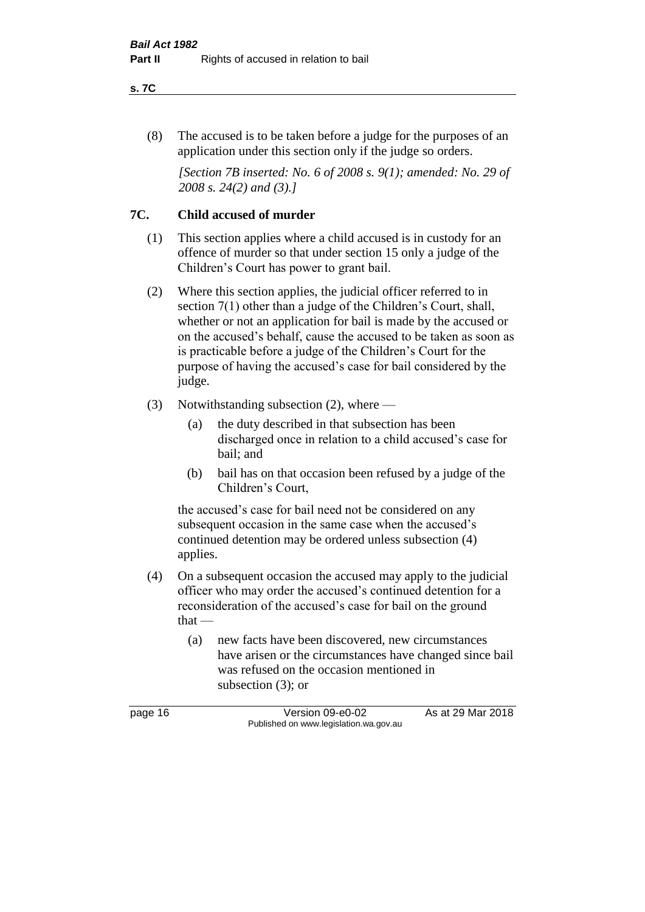(8) The accused is to be taken before a judge for the purposes of an application under this section only if the judge so orders.

*[Section 7B inserted: No. 6 of 2008 s. 9(1); amended: No. 29 of 2008 s. 24(2) and (3).]*

## 7C. Child accused of murder

(1) This section applies where a child accused is in custody for an offence of murder so that under section 15 only a judge of the Children's Court has power to grant bail.

(2) Where this section applies, the judicial officer referred to in section 7(1) other than a judge of the Children's Court, shall, whether or not an application for bail is made by the accused or on the accused's behalf, cause the accused to be taken as soon as is practicable before a judge of the Children's Court for the purpose of having the accused's case for bail considered by the judge.

(3) Notwithstanding subsection (2), where —

- (a) the duty described in that subsection has been discharged once in relation to a child accused's case for bail; and
- (b) bail has on that occasion been refused by a judge of the Children's Court,

the accused's case for bail need not be considered on any subsequent occasion in the same case when the accused's continued detention may be ordered unless subsection (4) applies.

(4) On a subsequent occasion the accused may apply to the judicial officer who may order the accused's continued detention for a reconsideration of the accused's case for bail on the ground that —

- (a) new facts have been discovered, new circumstances have arisen or the circumstances have changed since bail was refused on the occasion mentioned in subsection (3); or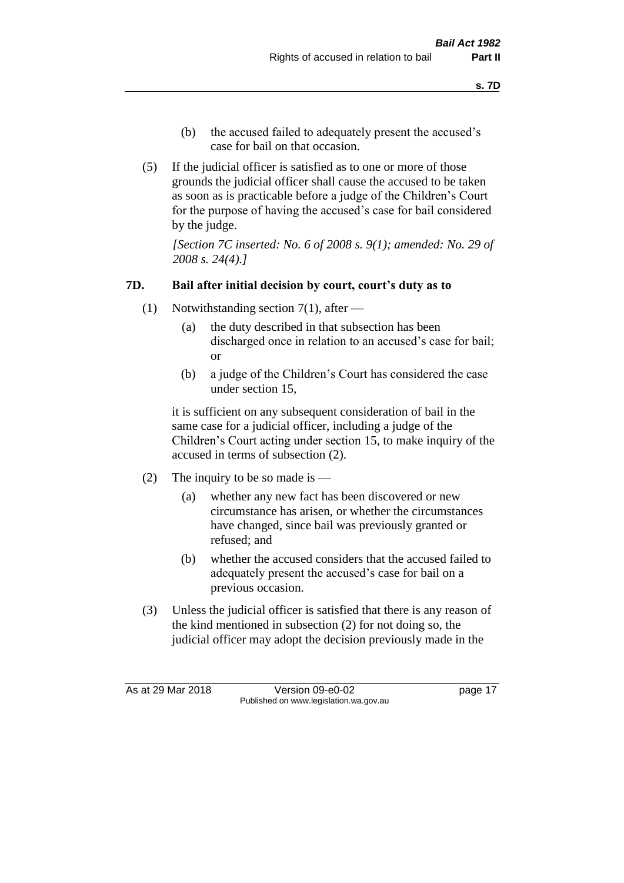(b) the accused failed to adequately present the accused's case for bail on that occasion.

(5) If the judicial officer is satisfied as to one or more of those grounds the judicial officer shall cause the accused to be taken as soon as is practicable before a judge of the Children's Court for the purpose of having the accused's case for bail considered by the judge.

*[Section 7C inserted: No. 6 of 2008 s. 9(1); amended: No. 29 of 2008 s. 24(4).]*

### 7D. Bail after initial decision by court, court's duty as to

(1) Notwithstanding section 7(1), after —

(a) the duty described in that subsection has been discharged once in relation to an accused's case for bail; or

(b) a judge of the Children's Court has considered the case under section 15,

it is sufficient on any subsequent consideration of bail in the same case for a judicial officer, including a judge of the Children's Court acting under section 15, to make inquiry of the accused in terms of subsection (2).

(2) The inquiry to be so made is —

(a) whether any new fact has been discovered or new circumstance has arisen, or whether the circumstances have changed, since bail was previously granted or refused; and

(b) whether the accused considers that the accused failed to adequately present the accused's case for bail on a previous occasion.

(3) Unless the judicial officer is satisfied that there is any reason of the kind mentioned in subsection (2) for not doing so, the judicial officer may adopt the decision previously made in the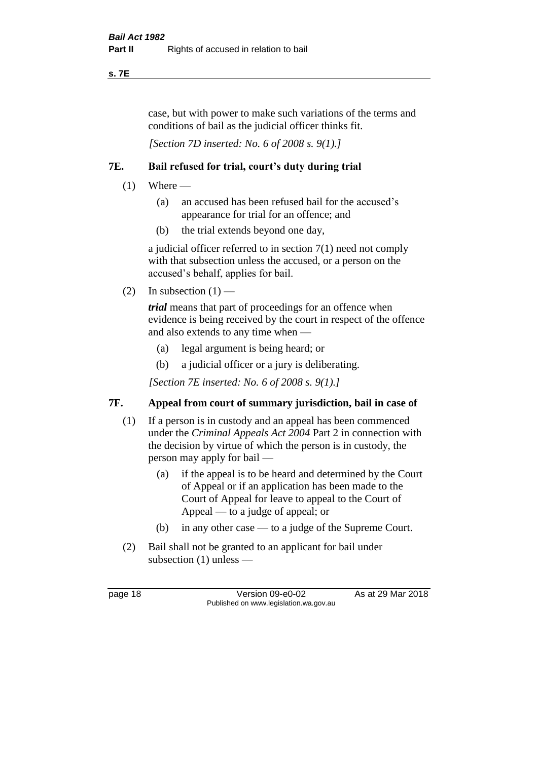case, but with power to make such variations of the terms and conditions of bail as the judicial officer thinks fit.

*[Section 7D inserted: No. 6 of 2008 s. 9(1).]*

### 7E. Bail refused for trial, court's duty during trial

(1) Where —

(a) an accused has been refused bail for the accused's appearance for trial for an offence; and

(b) the trial extends beyond one day,

a judicial officer referred to in section 7(1) need not comply with that subsection unless the accused, or a person on the accused's behalf, applies for bail.

(2) In subsection (1) —

***trial*** means that part of proceedings for an offence when evidence is being received by the court in respect of the offence and also extends to any time when —

(a) legal argument is being heard; or

(b) a judicial officer or a jury is deliberating.

*[Section 7E inserted: No. 6 of 2008 s. 9(1).]*

### 7F. Appeal from court of summary jurisdiction, bail in case of

(1) If a person is in custody and an appeal has been commenced under the *Criminal Appeals Act 2004* Part 2 in connection with the decision by virtue of which the person is in custody, the person may apply for bail —

(a) if the appeal is to be heard and determined by the Court of Appeal or if an application has been made to the Court of Appeal for leave to appeal to the Court of Appeal — to a judge of appeal; or

(b) in any other case — to a judge of the Supreme Court.

(2) Bail shall not be granted to an applicant for bail under subsection (1) unless —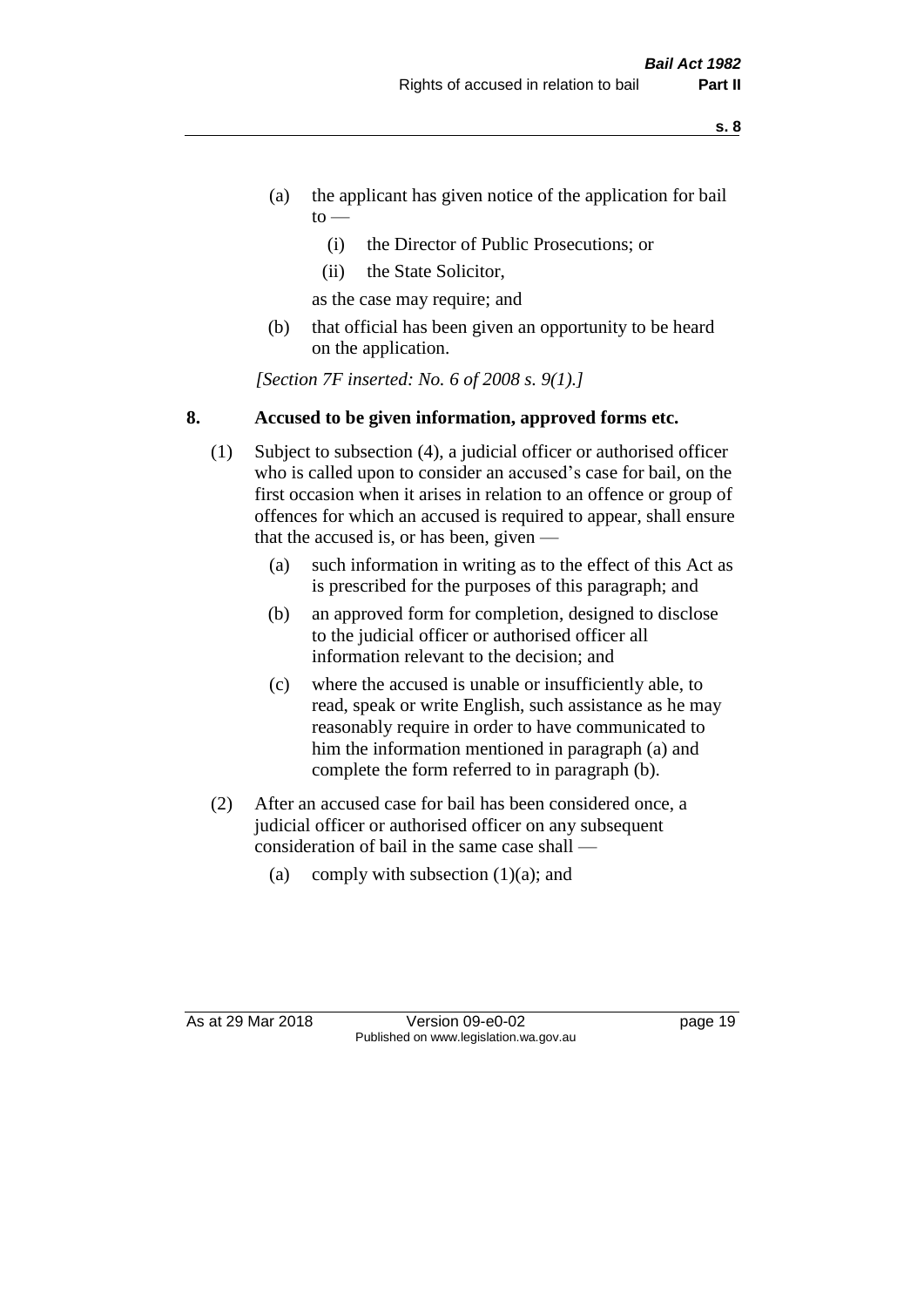(a) the applicant has given notice of the application for bail to —

   (i) the Director of Public Prosecutions; or

   (ii) the State Solicitor,

   as the case may require; and

(b) that official has been given an opportunity to be heard on the application.

*[Section 7F inserted: No. 6 of 2008 s. 9(1).]*

### 8. Accused to be given information, approved forms etc.

(1) Subject to subsection (4), a judicial officer or authorised officer who is called upon to consider an accused's case for bail, on the first occasion when it arises in relation to an offence or group of offences for which an accused is required to appear, shall ensure that the accused is, or has been, given —

   (a) such information in writing as to the effect of this Act as is prescribed for the purposes of this paragraph; and

   (b) an approved form for completion, designed to disclose to the judicial officer or authorised officer all information relevant to the decision; and

   (c) where the accused is unable or insufficiently able, to read, speak or write English, such assistance as he may reasonably require in order to have communicated to him the information mentioned in paragraph (a) and complete the form referred to in paragraph (b).

(2) After an accused case for bail has been considered once, a judicial officer or authorised officer on any subsequent consideration of bail in the same case shall —

   (a) comply with subsection (1)(a); and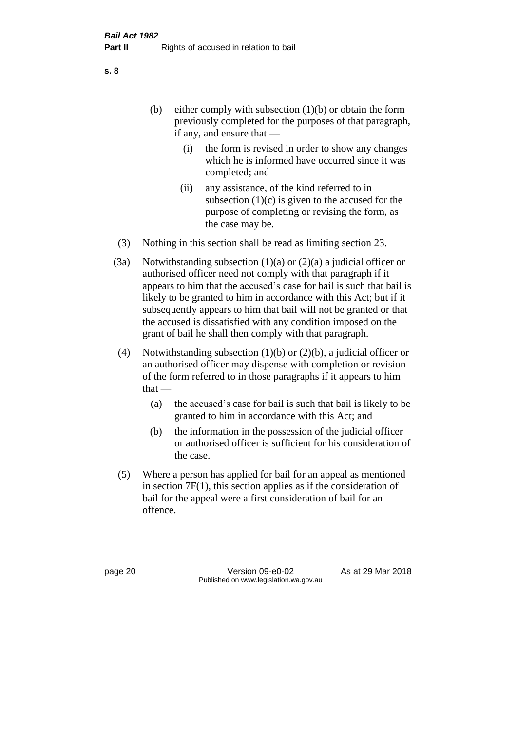(b) either comply with subsection (1)(b) or obtain the form previously completed for the purposes of that paragraph, if any, and ensure that —

  (i) the form is revised in order to show any changes which he is informed have occurred since it was completed; and

  (ii) any assistance, of the kind referred to in subsection (1)(c) is given to the accused for the purpose of completing or revising the form, as the case may be.

(3) Nothing in this section shall be read as limiting section 23.

(3a) Notwithstanding subsection (1)(a) or (2)(a) a judicial officer or authorised officer need not comply with that paragraph if it appears to him that the accused's case for bail is such that bail is likely to be granted to him in accordance with this Act; but if it subsequently appears to him that bail will not be granted or that the accused is dissatisfied with any condition imposed on the grant of bail he shall then comply with that paragraph.

(4) Notwithstanding subsection (1)(b) or (2)(b), a judicial officer or an authorised officer may dispense with completion or revision of the form referred to in those paragraphs if it appears to him that —

  (a) the accused's case for bail is such that bail is likely to be granted to him in accordance with this Act; and

  (b) the information in the possession of the judicial officer or authorised officer is sufficient for his consideration of the case.

(5) Where a person has applied for bail for an appeal as mentioned in section 7F(1), this section applies as if the consideration of bail for the appeal were a first consideration of bail for an offence.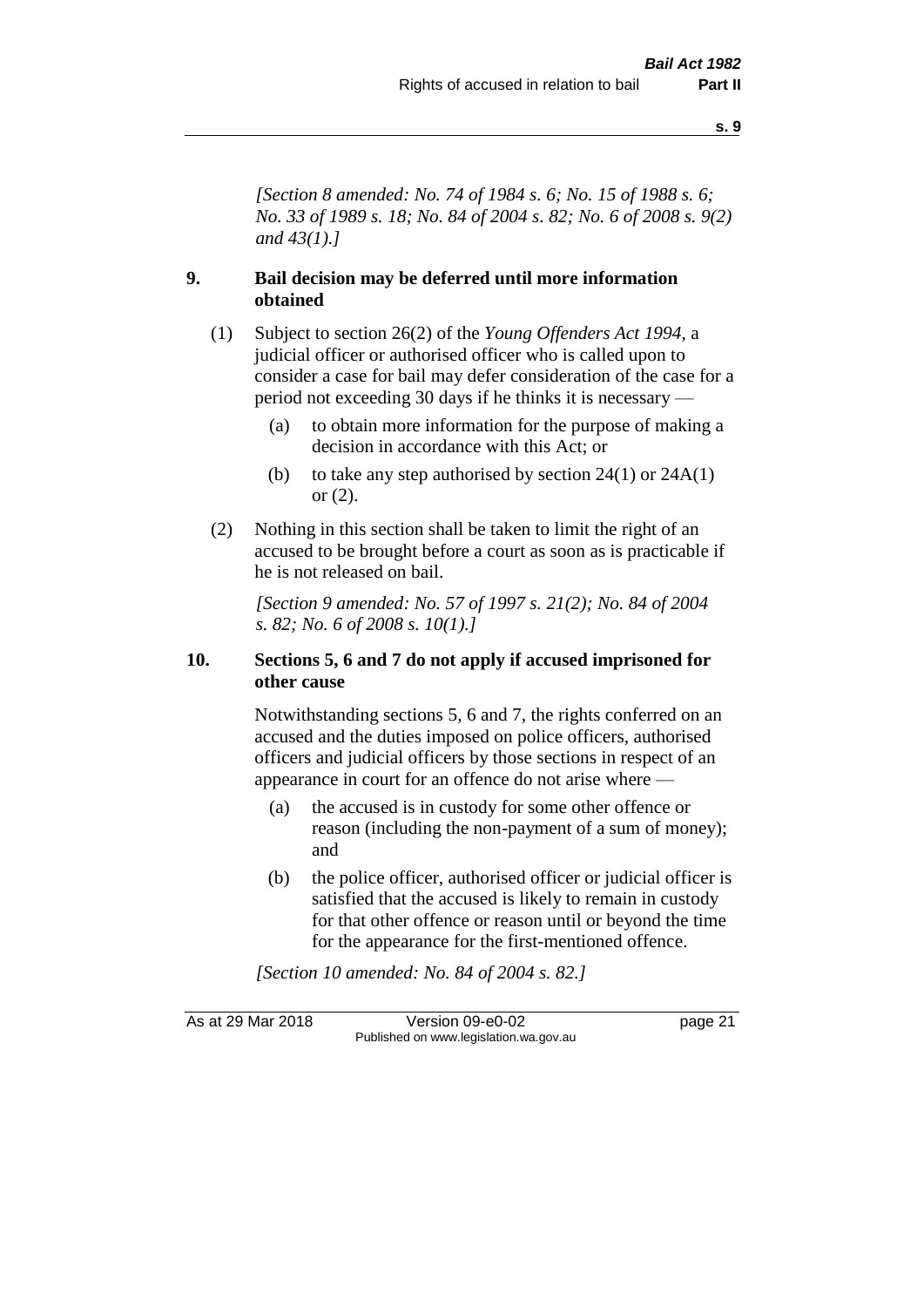*[Section 8 amended: No. 74 of 1984 s. 6; No. 15 of 1988 s. 6; No. 33 of 1989 s. 18; No. 84 of 2004 s. 82; No. 6 of 2008 s. 9(2) and 43(1).]*

## 9. Bail decision may be deferred until more information obtained

(1) Subject to section 26(2) of the *Young Offenders Act 1994*, a judicial officer or authorised officer who is called upon to consider a case for bail may defer consideration of the case for a period not exceeding 30 days if he thinks it is necessary —

(a) to obtain more information for the purpose of making a decision in accordance with this Act; or

(b) to take any step authorised by section 24(1) or 24A(1) or (2).

(2) Nothing in this section shall be taken to limit the right of an accused to be brought before a court as soon as is practicable if he is not released on bail.

*[Section 9 amended: No. 57 of 1997 s. 21(2); No. 84 of 2004 s. 82; No. 6 of 2008 s. 10(1).]*

## 10. Sections 5, 6 and 7 do not apply if accused imprisoned for other cause

Notwithstanding sections 5, 6 and 7, the rights conferred on an accused and the duties imposed on police officers, authorised officers and judicial officers by those sections in respect of an appearance in court for an offence do not arise where —

(a) the accused is in custody for some other offence or reason (including the non-payment of a sum of money); and

(b) the police officer, authorised officer or judicial officer is satisfied that the accused is likely to remain in custody for that other offence or reason until or beyond the time for the appearance for the first-mentioned offence.

*[Section 10 amended: No. 84 of 2004 s. 82.]*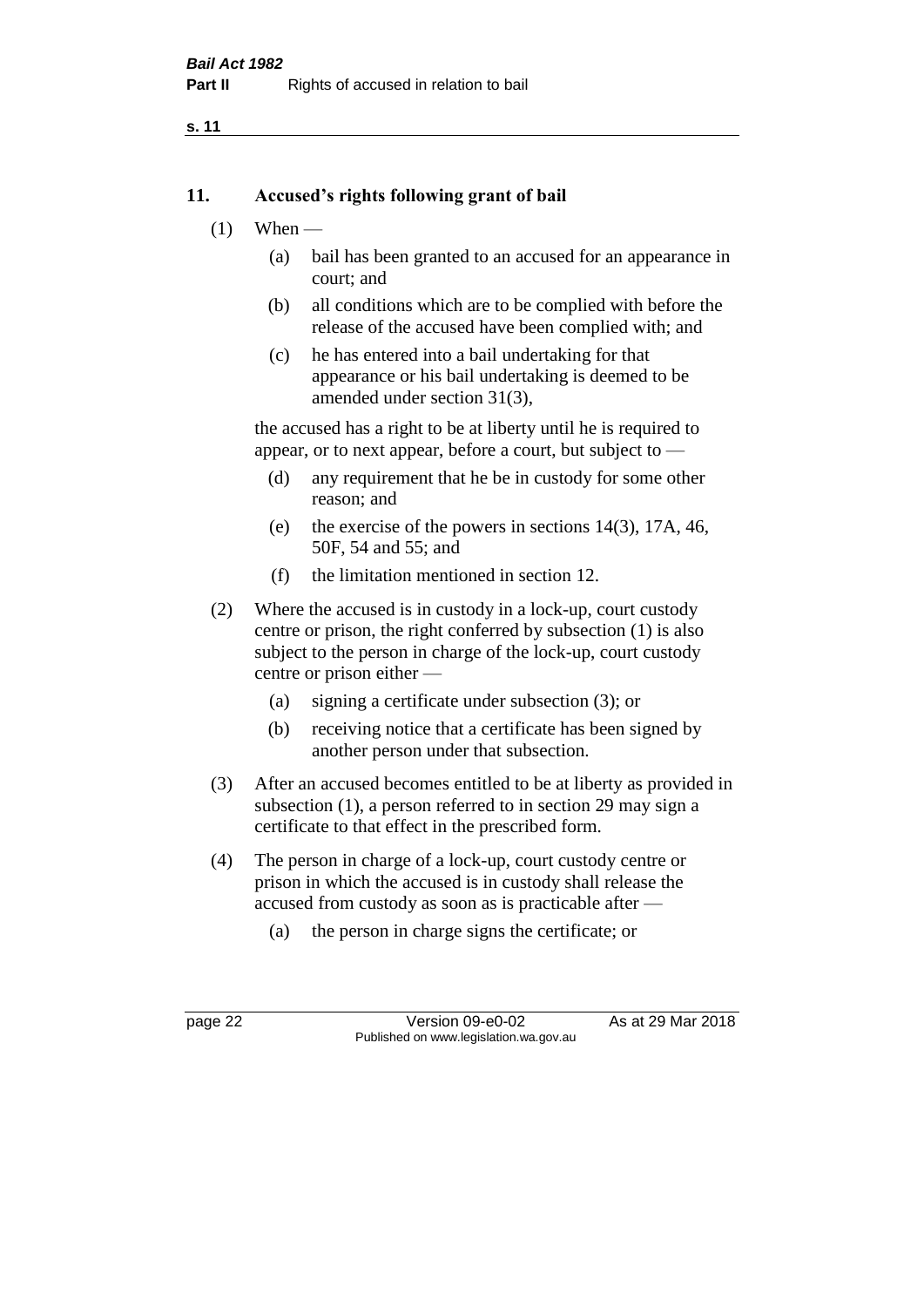## 11. Accused's rights following grant of bail

(1) When —

   (a) bail has been granted to an accused for an appearance in court; and

   (b) all conditions which are to be complied with before the release of the accused have been complied with; and

   (c) he has entered into a bail undertaking for that appearance or his bail undertaking is deemed to be amended under section 31(3),

   the accused has a right to be at liberty until he is required to appear, or to next appear, before a court, but subject to —

   (d) any requirement that he be in custody for some other reason; and

   (e) the exercise of the powers in sections 14(3), 17A, 46, 50F, 54 and 55; and

   (f) the limitation mentioned in section 12.

(2) Where the accused is in custody in a lock-up, court custody centre or prison, the right conferred by subsection (1) is also subject to the person in charge of the lock-up, court custody centre or prison either —

   (a) signing a certificate under subsection (3); or

   (b) receiving notice that a certificate has been signed by another person under that subsection.

(3) After an accused becomes entitled to be at liberty as provided in subsection (1), a person referred to in section 29 may sign a certificate to that effect in the prescribed form.

(4) The person in charge of a lock-up, court custody centre or prison in which the accused is in custody shall release the accused from custody as soon as is practicable after —

   (a) the person in charge signs the certificate; or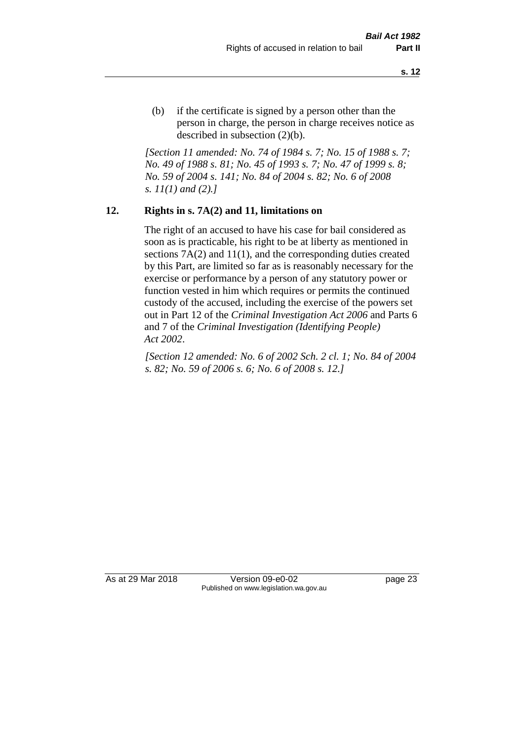(b) if the certificate is signed by a person other than the person in charge, the person in charge receives notice as described in subsection (2)(b).

*[Section 11 amended: No. 74 of 1984 s. 7; No. 15 of 1988 s. 7; No. 49 of 1988 s. 81; No. 45 of 1993 s. 7; No. 47 of 1999 s. 8; No. 59 of 2004 s. 141; No. 84 of 2004 s. 82; No. 6 of 2008 s. 11(1) and (2).]*

**12. Rights in s. 7A(2) and 11, limitations on**

The right of an accused to have his case for bail considered as soon as is practicable, his right to be at liberty as mentioned in sections 7A(2) and 11(1), and the corresponding duties created by this Part, are limited so far as is reasonably necessary for the exercise or performance by a person of any statutory power or function vested in him which requires or permits the continued custody of the accused, including the exercise of the powers set out in Part 12 of the *Criminal Investigation Act 2006* and Parts 6 and 7 of the *Criminal Investigation (Identifying People) Act 2002*.

*[Section 12 amended: No. 6 of 2002 Sch. 2 cl. 1; No. 84 of 2004 s. 82; No. 59 of 2006 s. 6; No. 6 of 2008 s. 12.]*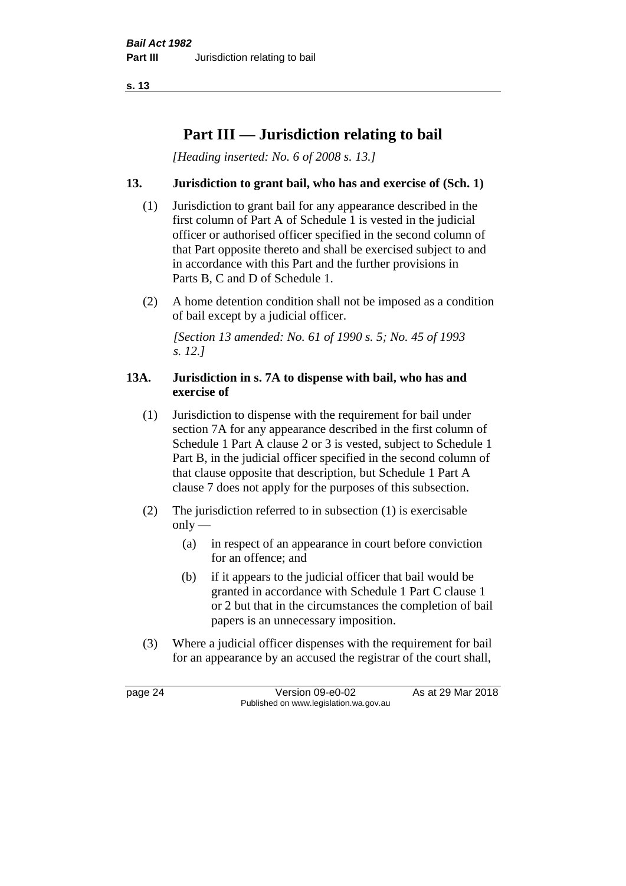# Part III — Jurisdiction relating to bail

*[Heading inserted: No. 6 of 2008 s. 13.]*

### 13. Jurisdiction to grant bail, who has and exercise of (Sch. 1)

(1) Jurisdiction to grant bail for any appearance described in the first column of Part A of Schedule 1 is vested in the judicial officer or authorised officer specified in the second column of that Part opposite thereto and shall be exercised subject to and in accordance with this Part and the further provisions in Parts B, C and D of Schedule 1.

(2) A home detention condition shall not be imposed as a condition of bail except by a judicial officer.

*[Section 13 amended: No. 61 of 1990 s. 5; No. 45 of 1993 s. 12.]*

### 13A. Jurisdiction in s. 7A to dispense with bail, who has and exercise of

(1) Jurisdiction to dispense with the requirement for bail under section 7A for any appearance described in the first column of Schedule 1 Part A clause 2 or 3 is vested, subject to Schedule 1 Part B, in the judicial officer specified in the second column of that clause opposite that description, but Schedule 1 Part A clause 7 does not apply for the purposes of this subsection.

(2) The jurisdiction referred to in subsection (1) is exercisable only —

- (a) in respect of an appearance in court before conviction for an offence; and
- (b) if it appears to the judicial officer that bail would be granted in accordance with Schedule 1 Part C clause 1 or 2 but that in the circumstances the completion of bail papers is an unnecessary imposition.

(3) Where a judicial officer dispenses with the requirement for bail for an appearance by an accused the registrar of the court shall,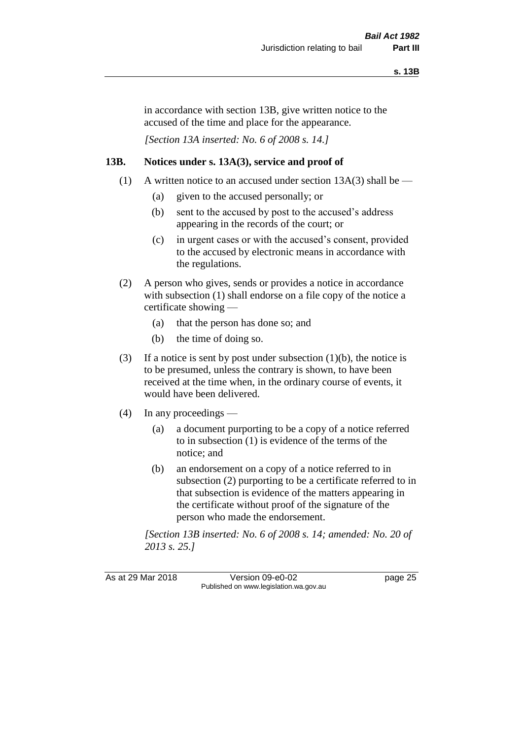in accordance with section 13B, give written notice to the accused of the time and place for the appearance.

*[Section 13A inserted: No. 6 of 2008 s. 14.]*

## 13B. Notices under s. 13A(3), service and proof of

(1) A written notice to an accused under section 13A(3) shall be —

- (a) given to the accused personally; or
- (b) sent to the accused by post to the accused's address appearing in the records of the court; or
- (c) in urgent cases or with the accused's consent, provided to the accused by electronic means in accordance with the regulations.

(2) A person who gives, sends or provides a notice in accordance with subsection (1) shall endorse on a file copy of the notice a certificate showing —

- (a) that the person has done so; and
- (b) the time of doing so.

(3) If a notice is sent by post under subsection (1)(b), the notice is to be presumed, unless the contrary is shown, to have been received at the time when, in the ordinary course of events, it would have been delivered.

(4) In any proceedings —

- (a) a document purporting to be a copy of a notice referred to in subsection (1) is evidence of the terms of the notice; and
- (b) an endorsement on a copy of a notice referred to in subsection (2) purporting to be a certificate referred to in that subsection is evidence of the matters appearing in the certificate without proof of the signature of the person who made the endorsement.

*[Section 13B inserted: No. 6 of 2008 s. 14; amended: No. 20 of 2013 s. 25.]*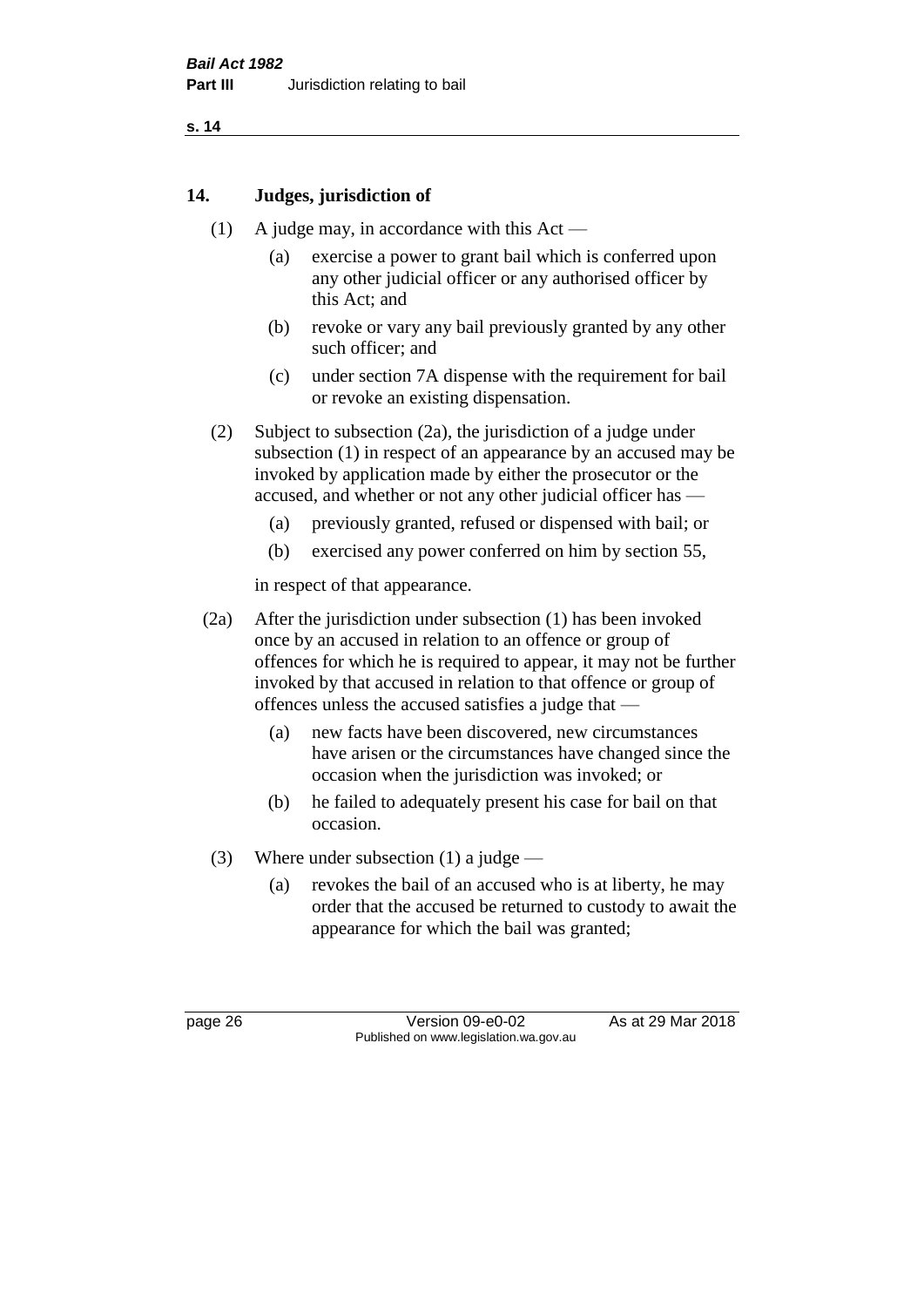## 14. Judges, jurisdiction of

(1) A judge may, in accordance with this Act —

- (a) exercise a power to grant bail which is conferred upon any other judicial officer or any authorised officer by this Act; and
- (b) revoke or vary any bail previously granted by any other such officer; and
- (c) under section 7A dispense with the requirement for bail or revoke an existing dispensation.

(2) Subject to subsection (2a), the jurisdiction of a judge under subsection (1) in respect of an appearance by an accused may be invoked by application made by either the prosecutor or the accused, and whether or not any other judicial officer has —

- (a) previously granted, refused or dispensed with bail; or
- (b) exercised any power conferred on him by section 55,

in respect of that appearance.

(2a) After the jurisdiction under subsection (1) has been invoked once by an accused in relation to an offence or group of offences for which he is required to appear, it may not be further invoked by that accused in relation to that offence or group of offences unless the accused satisfies a judge that —

- (a) new facts have been discovered, new circumstances have arisen or the circumstances have changed since the occasion when the jurisdiction was invoked; or
- (b) he failed to adequately present his case for bail on that occasion.

(3) Where under subsection (1) a judge —

- (a) revokes the bail of an accused who is at liberty, he may order that the accused be returned to custody to await the appearance for which the bail was granted;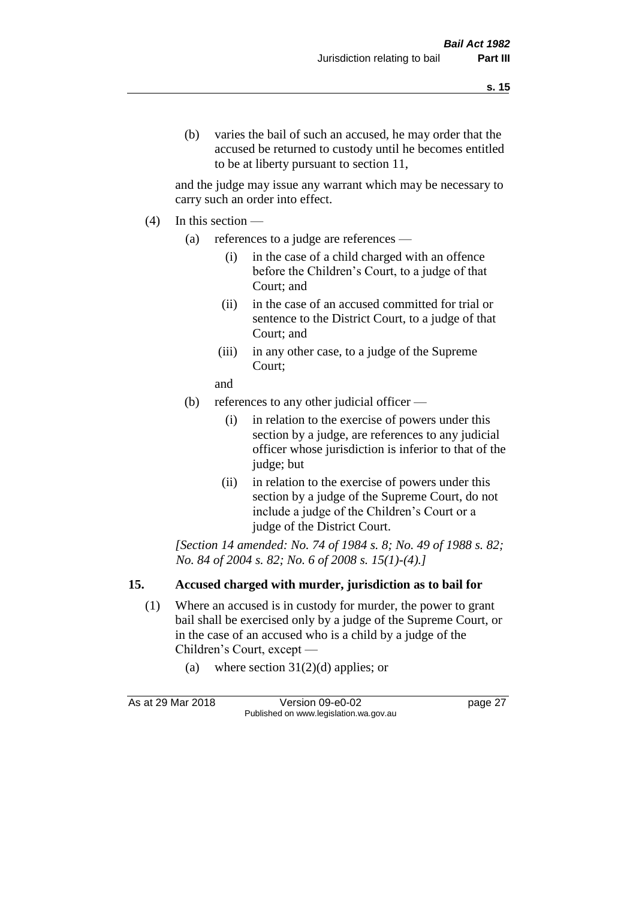(b) varies the bail of such an accused, he may order that the accused be returned to custody until he becomes entitled to be at liberty pursuant to section 11,

and the judge may issue any warrant which may be necessary to carry such an order into effect.

(4) In this section —

(a) references to a judge are references —

(i) in the case of a child charged with an offence before the Children's Court, to a judge of that Court; and

(ii) in the case of an accused committed for trial or sentence to the District Court, to a judge of that Court; and

(iii) in any other case, to a judge of the Supreme Court;

and

(b) references to any other judicial officer —

(i) in relation to the exercise of powers under this section by a judge, are references to any judicial officer whose jurisdiction is inferior to that of the judge; but

(ii) in relation to the exercise of powers under this section by a judge of the Supreme Court, do not include a judge of the Children's Court or a judge of the District Court.

*[Section 14 amended: No. 74 of 1984 s. 8; No. 49 of 1988 s. 82; No. 84 of 2004 s. 82; No. 6 of 2008 s. 15(1)-(4).]*

## 15. Accused charged with murder, jurisdiction as to bail for

(1) Where an accused is in custody for murder, the power to grant bail shall be exercised only by a judge of the Supreme Court, or in the case of an accused who is a child by a judge of the Children's Court, except —

(a) where section 31(2)(d) applies; or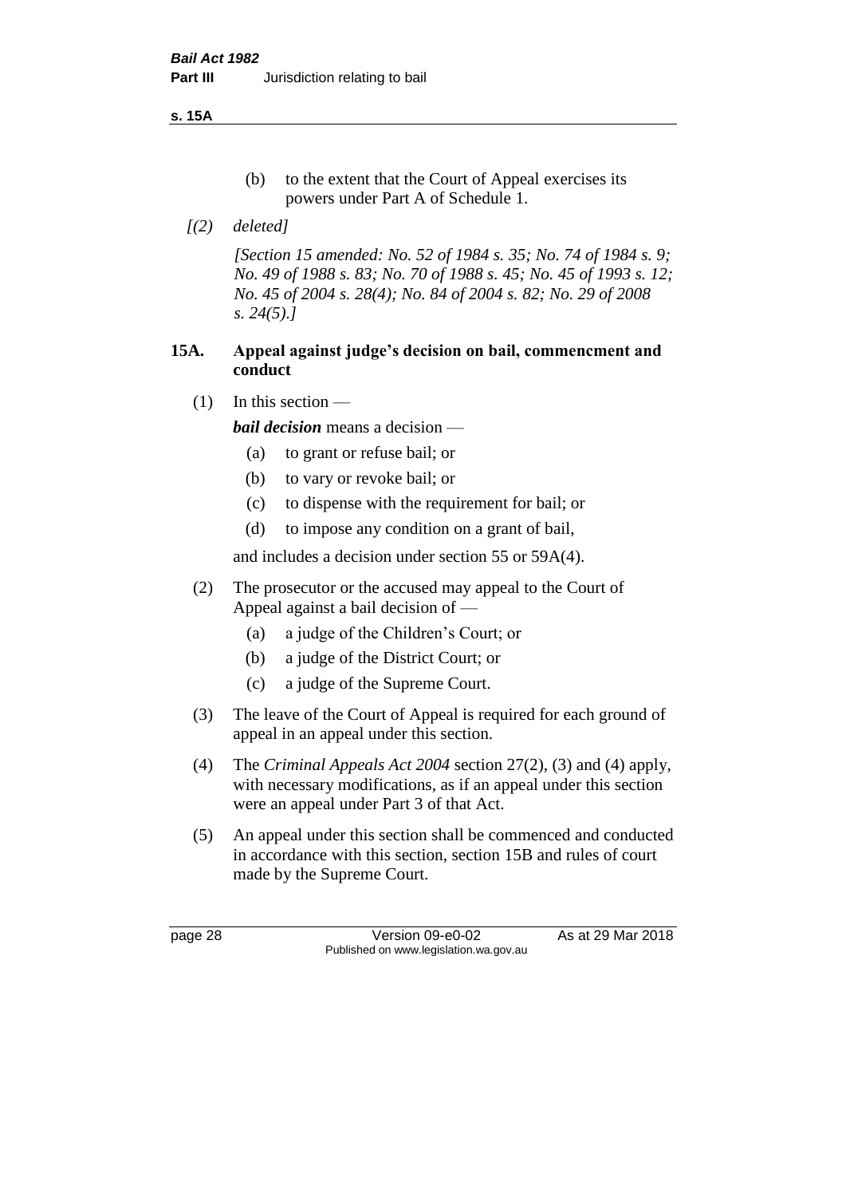(b) to the extent that the Court of Appeal exercises its powers under Part A of Schedule 1.

*[(2) deleted]*

*[Section 15 amended: No. 52 of 1984 s. 35; No. 74 of 1984 s. 9; No. 49 of 1988 s. 83; No. 70 of 1988 s. 45; No. 45 of 1993 s. 12; No. 45 of 2004 s. 28(4); No. 84 of 2004 s. 82; No. 29 of 2008 s. 24(5).]*

### 15A. Appeal against judge's decision on bail, commencment and conduct

(1) In this section —

***bail decision*** means a decision —

- (a) to grant or refuse bail; or
- (b) to vary or revoke bail; or
- (c) to dispense with the requirement for bail; or
- (d) to impose any condition on a grant of bail,

and includes a decision under section 55 or 59A(4).

(2) The prosecutor or the accused may appeal to the Court of Appeal against a bail decision of —

- (a) a judge of the Children's Court; or
- (b) a judge of the District Court; or
- (c) a judge of the Supreme Court.

(3) The leave of the Court of Appeal is required for each ground of appeal in an appeal under this section.

(4) The *Criminal Appeals Act 2004* section 27(2), (3) and (4) apply, with necessary modifications, as if an appeal under this section were an appeal under Part 3 of that Act.

(5) An appeal under this section shall be commenced and conducted in accordance with this section, section 15B and rules of court made by the Supreme Court.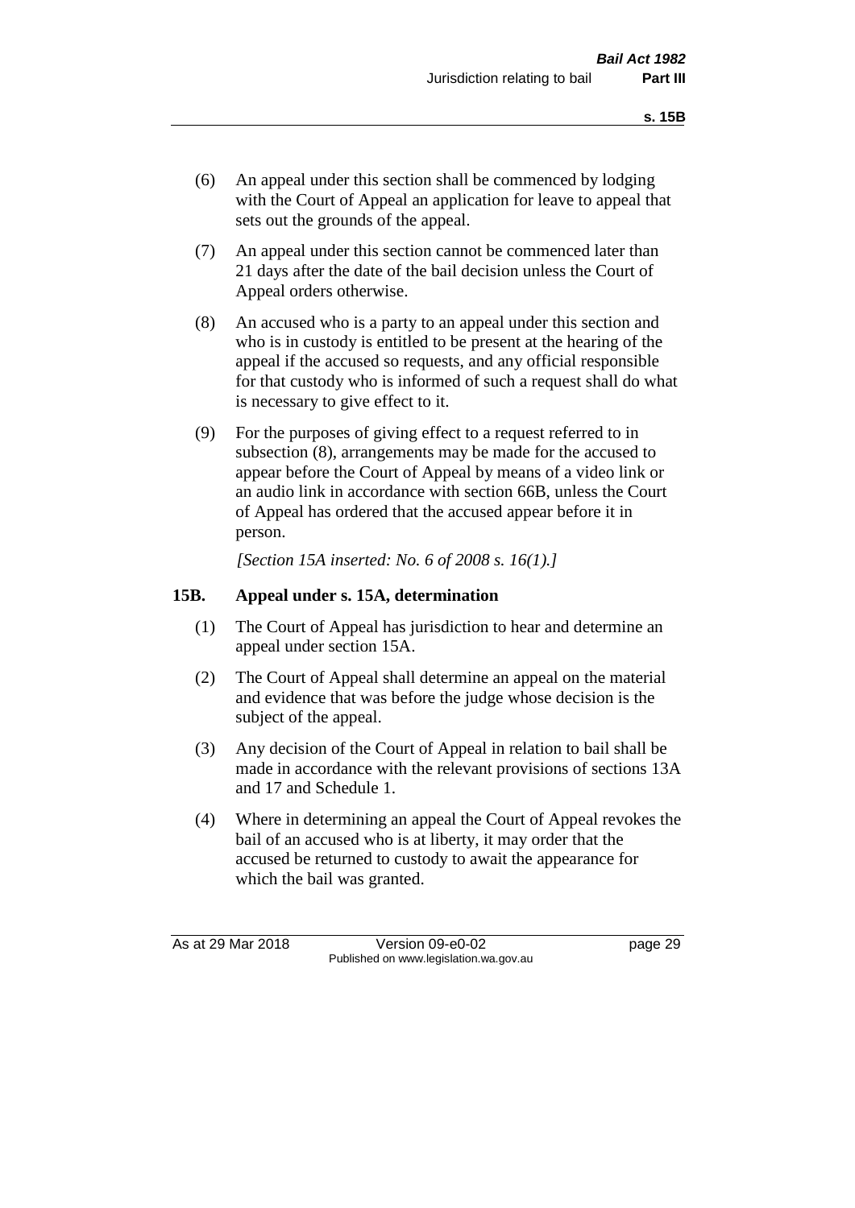(6) An appeal under this section shall be commenced by lodging with the Court of Appeal an application for leave to appeal that sets out the grounds of the appeal.

(7) An appeal under this section cannot be commenced later than 21 days after the date of the bail decision unless the Court of Appeal orders otherwise.

(8) An accused who is a party to an appeal under this section and who is in custody is entitled to be present at the hearing of the appeal if the accused so requests, and any official responsible for that custody who is informed of such a request shall do what is necessary to give effect to it.

(9) For the purposes of giving effect to a request referred to in subsection (8), arrangements may be made for the accused to appear before the Court of Appeal by means of a video link or an audio link in accordance with section 66B, unless the Court of Appeal has ordered that the accused appear before it in person.

*[Section 15A inserted: No. 6 of 2008 s. 16(1).]*

### 15B. Appeal under s. 15A, determination

(1) The Court of Appeal has jurisdiction to hear and determine an appeal under section 15A.

(2) The Court of Appeal shall determine an appeal on the material and evidence that was before the judge whose decision is the subject of the appeal.

(3) Any decision of the Court of Appeal in relation to bail shall be made in accordance with the relevant provisions of sections 13A and 17 and Schedule 1.

(4) Where in determining an appeal the Court of Appeal revokes the bail of an accused who is at liberty, it may order that the accused be returned to custody to await the appearance for which the bail was granted.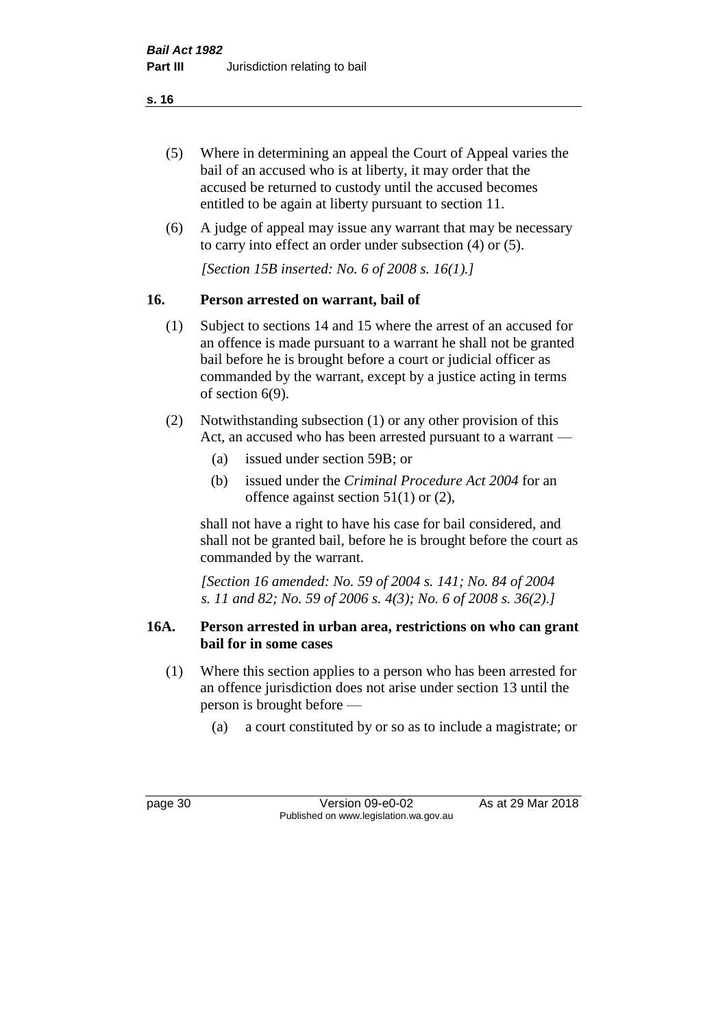(5) Where in determining an appeal the Court of Appeal varies the bail of an accused who is at liberty, it may order that the accused be returned to custody until the accused becomes entitled to be again at liberty pursuant to section 11.

(6) A judge of appeal may issue any warrant that may be necessary to carry into effect an order under subsection (4) or (5).

*[Section 15B inserted: No. 6 of 2008 s. 16(1).]*

## 16. Person arrested on warrant, bail of

(1) Subject to sections 14 and 15 where the arrest of an accused for an offence is made pursuant to a warrant he shall not be granted bail before he is brought before a court or judicial officer as commanded by the warrant, except by a justice acting in terms of section 6(9).

(2) Notwithstanding subsection (1) or any other provision of this Act, an accused who has been arrested pursuant to a warrant —

- (a) issued under section 59B; or
- (b) issued under the *Criminal Procedure Act 2004* for an offence against section 51(1) or (2),

shall not have a right to have his case for bail considered, and shall not be granted bail, before he is brought before the court as commanded by the warrant.

*[Section 16 amended: No. 59 of 2004 s. 141; No. 84 of 2004 s. 11 and 82; No. 59 of 2006 s. 4(3); No. 6 of 2008 s. 36(2).]*

## 16A. Person arrested in urban area, restrictions on who can grant bail for in some cases

(1) Where this section applies to a person who has been arrested for an offence jurisdiction does not arise under section 13 until the person is brought before —

- (a) a court constituted by or so as to include a magistrate; or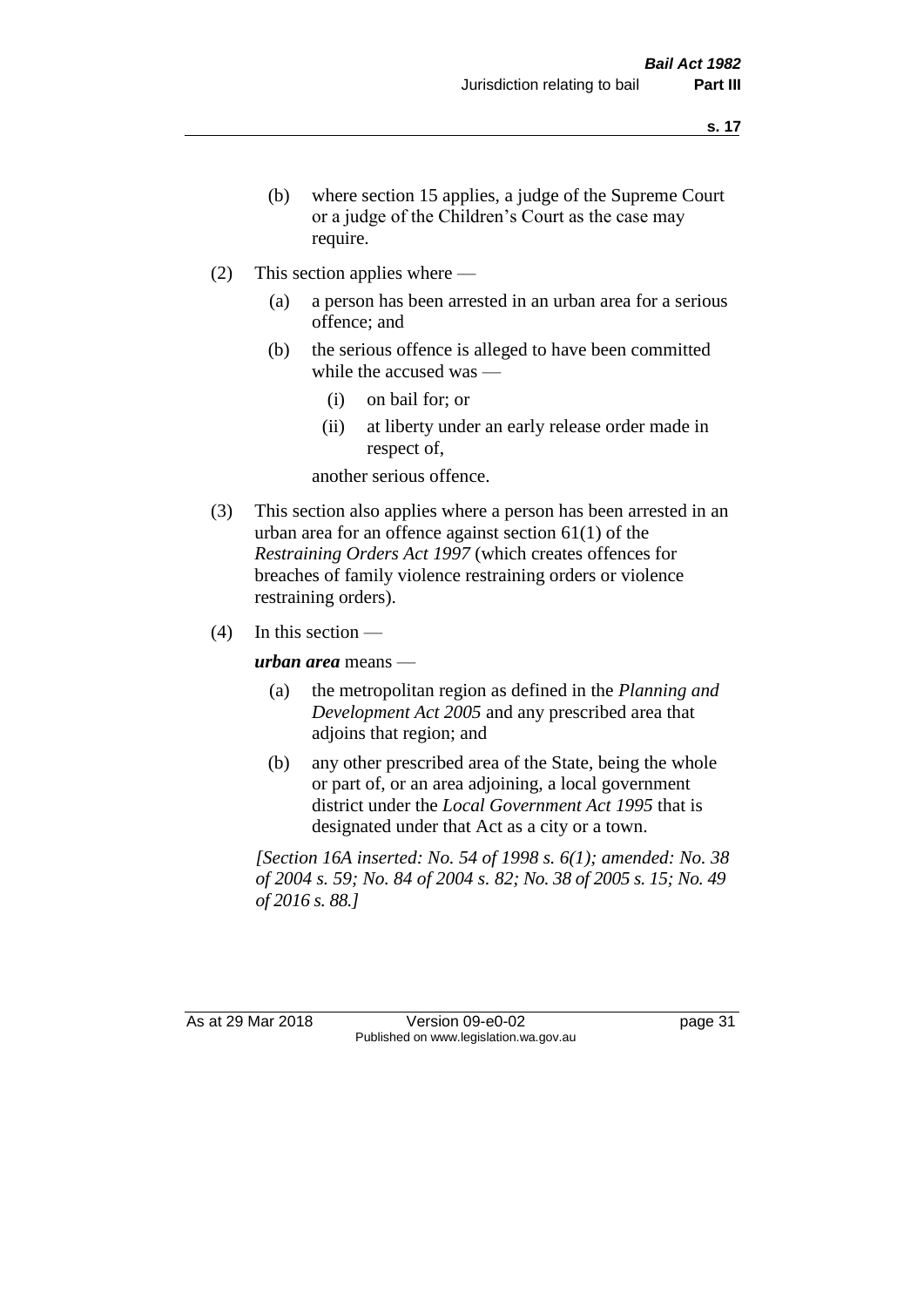(b) where section 15 applies, a judge of the Supreme Court or a judge of the Children's Court as the case may require.

(2) This section applies where —

(a) a person has been arrested in an urban area for a serious offence; and

(b) the serious offence is alleged to have been committed while the accused was —

(i) on bail for; or

(ii) at liberty under an early release order made in respect of,

another serious offence.

(3) This section also applies where a person has been arrested in an urban area for an offence against section 61(1) of the *Restraining Orders Act 1997* (which creates offences for breaches of family violence restraining orders or violence restraining orders).

(4) In this section —

***urban area*** means —

(a) the metropolitan region as defined in the *Planning and Development Act 2005* and any prescribed area that adjoins that region; and

(b) any other prescribed area of the State, being the whole or part of, or an area adjoining, a local government district under the *Local Government Act 1995* that is designated under that Act as a city or a town.

*[Section 16A inserted: No. 54 of 1998 s. 6(1); amended: No. 38 of 2004 s. 59; No. 84 of 2004 s. 82; No. 38 of 2005 s. 15; No. 49 of 2016 s. 88.]*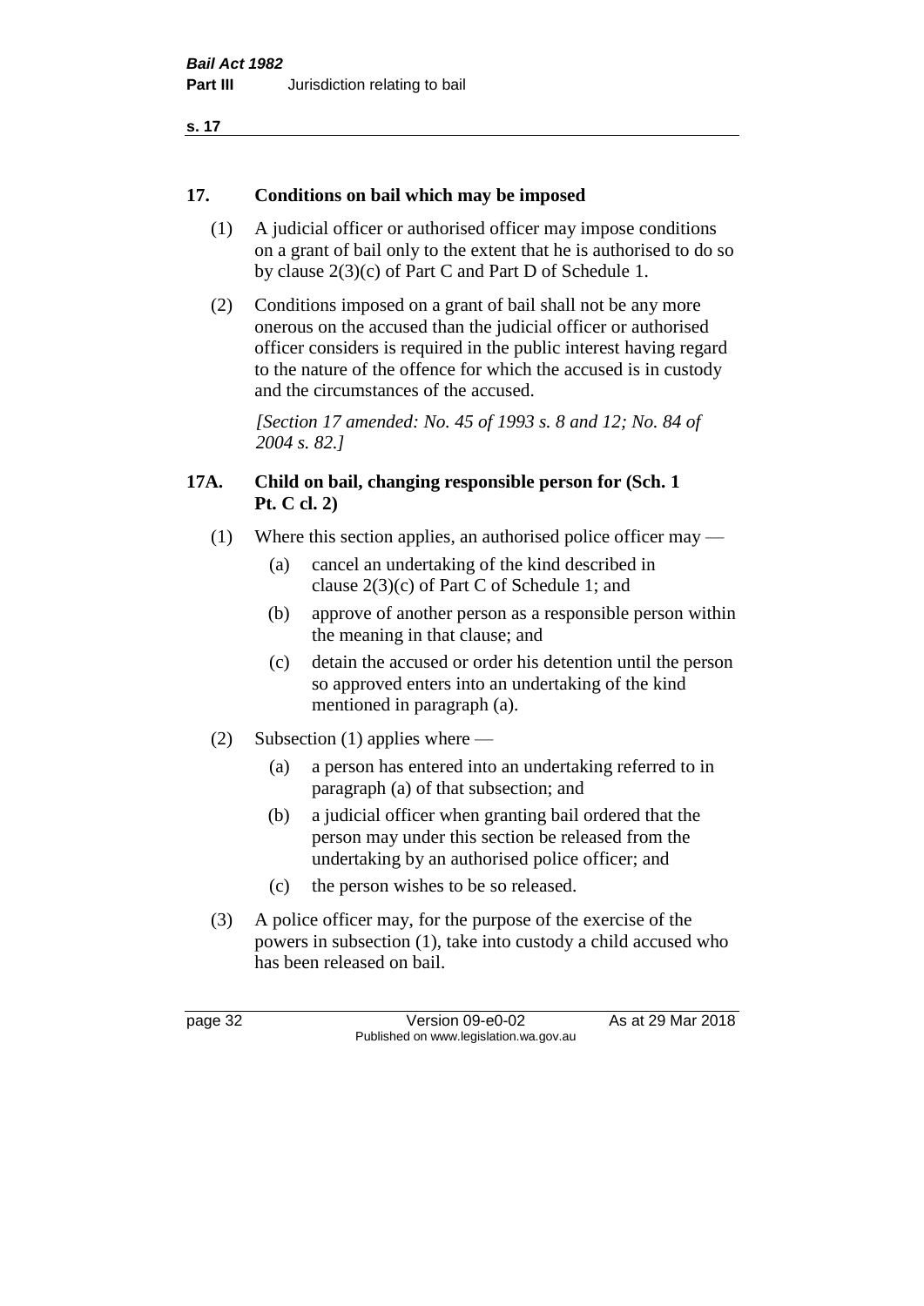## 17. Conditions on bail which may be imposed

(1) A judicial officer or authorised officer may impose conditions on a grant of bail only to the extent that he is authorised to do so by clause 2(3)(c) of Part C and Part D of Schedule 1.

(2) Conditions imposed on a grant of bail shall not be any more onerous on the accused than the judicial officer or authorised officer considers is required in the public interest having regard to the nature of the offence for which the accused is in custody and the circumstances of the accused.

*[Section 17 amended: No. 45 of 1993 s. 8 and 12; No. 84 of 2004 s. 82.]*

## 17A. Child on bail, changing responsible person for (Sch. 1 Pt. C cl. 2)

(1) Where this section applies, an authorised police officer may —

- (a) cancel an undertaking of the kind described in clause 2(3)(c) of Part C of Schedule 1; and
- (b) approve of another person as a responsible person within the meaning in that clause; and
- (c) detain the accused or order his detention until the person so approved enters into an undertaking of the kind mentioned in paragraph (a).

(2) Subsection (1) applies where —

- (a) a person has entered into an undertaking referred to in paragraph (a) of that subsection; and
- (b) a judicial officer when granting bail ordered that the person may under this section be released from the undertaking by an authorised police officer; and
- (c) the person wishes to be so released.

(3) A police officer may, for the purpose of the exercise of the powers in subsection (1), take into custody a child accused who has been released on bail.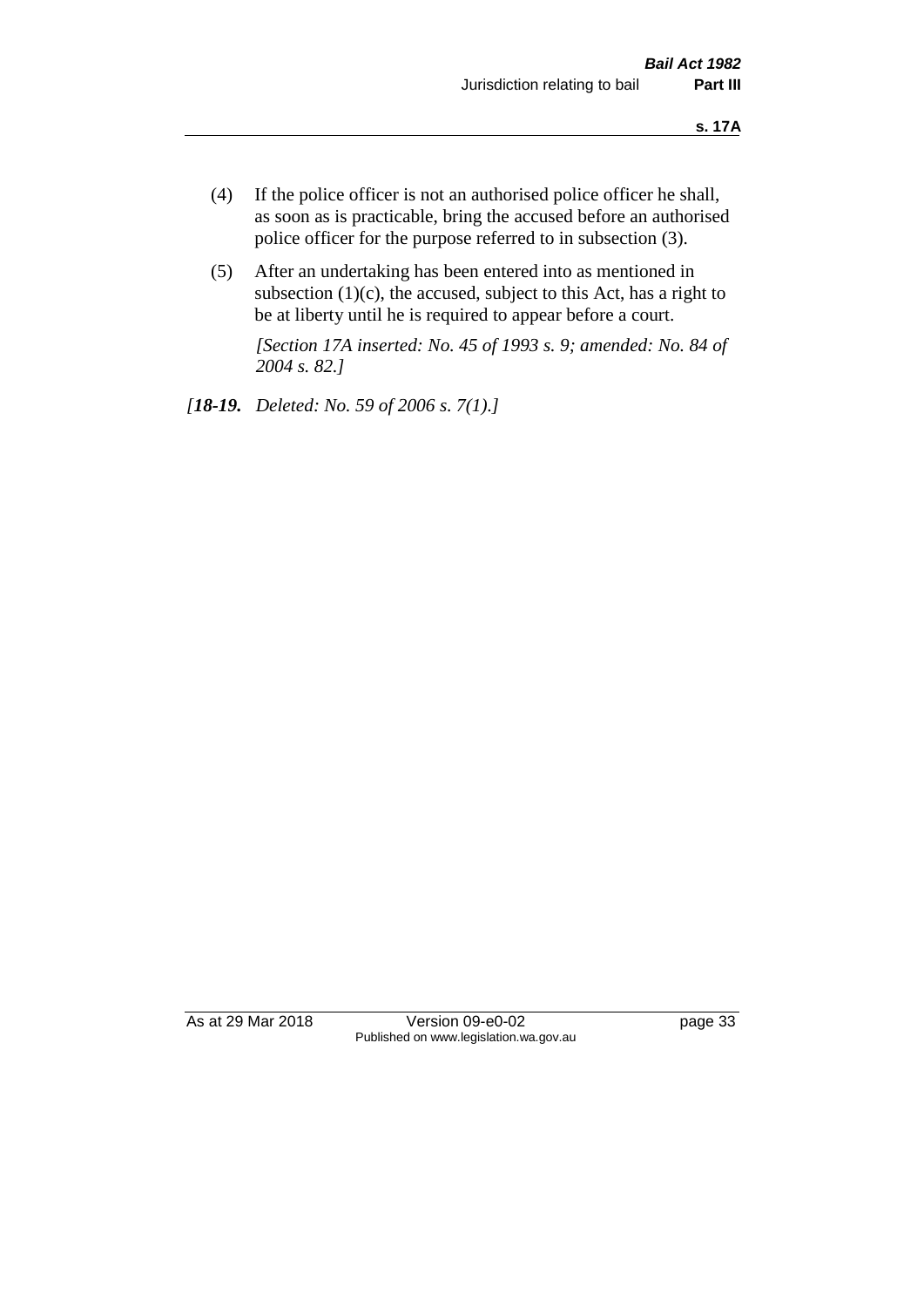(4) If the police officer is not an authorised police officer he shall, as soon as is practicable, bring the accused before an authorised police officer for the purpose referred to in subsection (3).

(5) After an undertaking has been entered into as mentioned in subsection (1)(c), the accused, subject to this Act, has a right to be at liberty until he is required to appear before a court.

*[Section 17A inserted: No. 45 of 1993 s. 9; amended: No. 84 of 2004 s. 82.]*

*[**18-19.** Deleted: No. 59 of 2006 s. 7(1).]*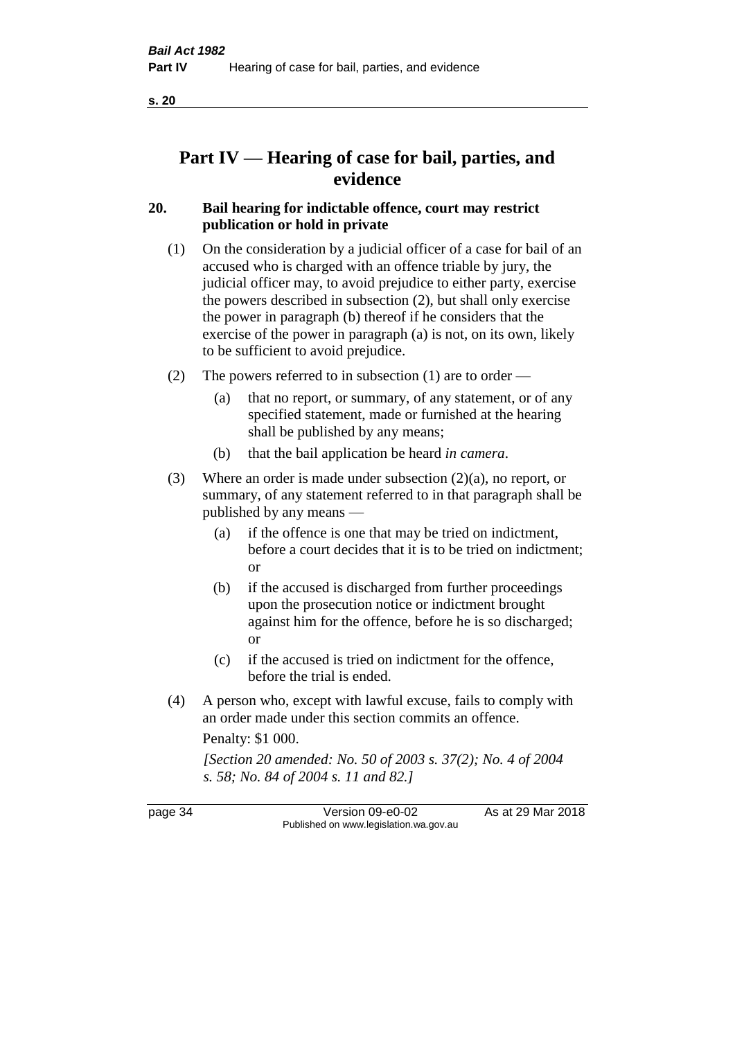# Part IV — Hearing of case for bail, parties, and evidence

## 20. Bail hearing for indictable offence, court may restrict publication or hold in private

(1) On the consideration by a judicial officer of a case for bail of an accused who is charged with an offence triable by jury, the judicial officer may, to avoid prejudice to either party, exercise the powers described in subsection (2), but shall only exercise the power in paragraph (b) thereof if he considers that the exercise of the power in paragraph (a) is not, on its own, likely to be sufficient to avoid prejudice.

(2) The powers referred to in subsection (1) are to order —

(a) that no report, or summary, of any statement, or of any specified statement, made or furnished at the hearing shall be published by any means;

(b) that the bail application be heard *in camera*.

(3) Where an order is made under subsection (2)(a), no report, or summary, of any statement referred to in that paragraph shall be published by any means —

(a) if the offence is one that may be tried on indictment, before a court decides that it is to be tried on indictment; or

(b) if the accused is discharged from further proceedings upon the prosecution notice or indictment brought against him for the offence, before he is so discharged; or

(c) if the accused is tried on indictment for the offence, before the trial is ended.

(4) A person who, except with lawful excuse, fails to comply with an order made under this section commits an offence.

Penalty: $1 000.

*[Section 20 amended: No. 50 of 2003 s. 37(2); No. 4 of 2004 s. 58; No. 84 of 2004 s. 11 and 82.]*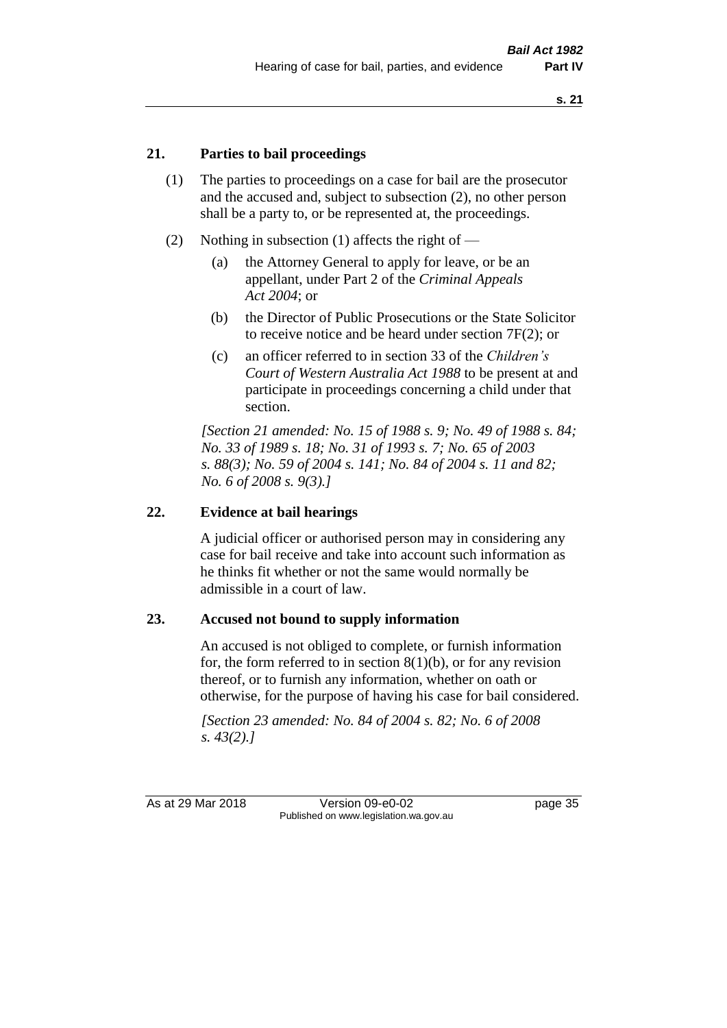## 21. Parties to bail proceedings

(1) The parties to proceedings on a case for bail are the prosecutor and the accused and, subject to subsection (2), no other person shall be a party to, or be represented at, the proceedings.

(2) Nothing in subsection (1) affects the right of —

(a) the Attorney General to apply for leave, or be an appellant, under Part 2 of the *Criminal Appeals Act 2004*; or

(b) the Director of Public Prosecutions or the State Solicitor to receive notice and be heard under section 7F(2); or

(c) an officer referred to in section 33 of the *Children's Court of Western Australia Act 1988* to be present at and participate in proceedings concerning a child under that section.

*[Section 21 amended: No. 15 of 1988 s. 9; No. 49 of 1988 s. 84; No. 33 of 1989 s. 18; No. 31 of 1993 s. 7; No. 65 of 2003 s. 88(3); No. 59 of 2004 s. 141; No. 84 of 2004 s. 11 and 82; No. 6 of 2008 s. 9(3).]*

## 22. Evidence at bail hearings

A judicial officer or authorised person may in considering any case for bail receive and take into account such information as he thinks fit whether or not the same would normally be admissible in a court of law.

## 23. Accused not bound to supply information

An accused is not obliged to complete, or furnish information for, the form referred to in section 8(1)(b), or for any revision thereof, or to furnish any information, whether on oath or otherwise, for the purpose of having his case for bail considered.

*[Section 23 amended: No. 84 of 2004 s. 82; No. 6 of 2008 s. 43(2).]*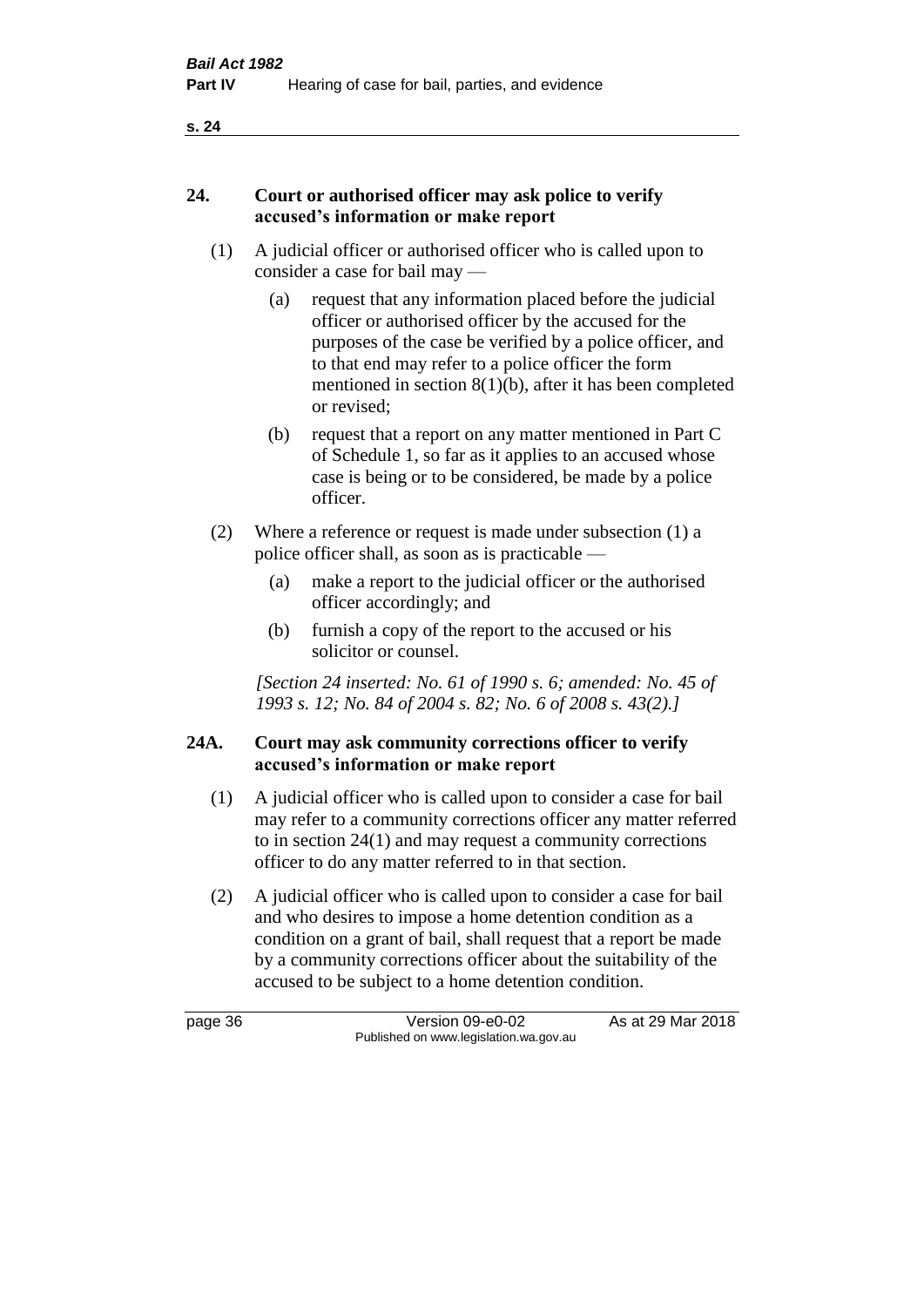## 24. Court or authorised officer may ask police to verify accused's information or make report

(1) A judicial officer or authorised officer who is called upon to consider a case for bail may —

(a) request that any information placed before the judicial officer or authorised officer by the accused for the purposes of the case be verified by a police officer, and to that end may refer to a police officer the form mentioned in section 8(1)(b), after it has been completed or revised;

(b) request that a report on any matter mentioned in Part C of Schedule 1, so far as it applies to an accused whose case is being or to be considered, be made by a police officer.

(2) Where a reference or request is made under subsection (1) a police officer shall, as soon as is practicable —

(a) make a report to the judicial officer or the authorised officer accordingly; and

(b) furnish a copy of the report to the accused or his solicitor or counsel.

*[Section 24 inserted: No. 61 of 1990 s. 6; amended: No. 45 of 1993 s. 12; No. 84 of 2004 s. 82; No. 6 of 2008 s. 43(2).]*

## 24A. Court may ask community corrections officer to verify accused's information or make report

(1) A judicial officer who is called upon to consider a case for bail may refer to a community corrections officer any matter referred to in section 24(1) and may request a community corrections officer to do any matter referred to in that section.

(2) A judicial officer who is called upon to consider a case for bail and who desires to impose a home detention condition as a condition on a grant of bail, shall request that a report be made by a community corrections officer about the suitability of the accused to be subject to a home detention condition.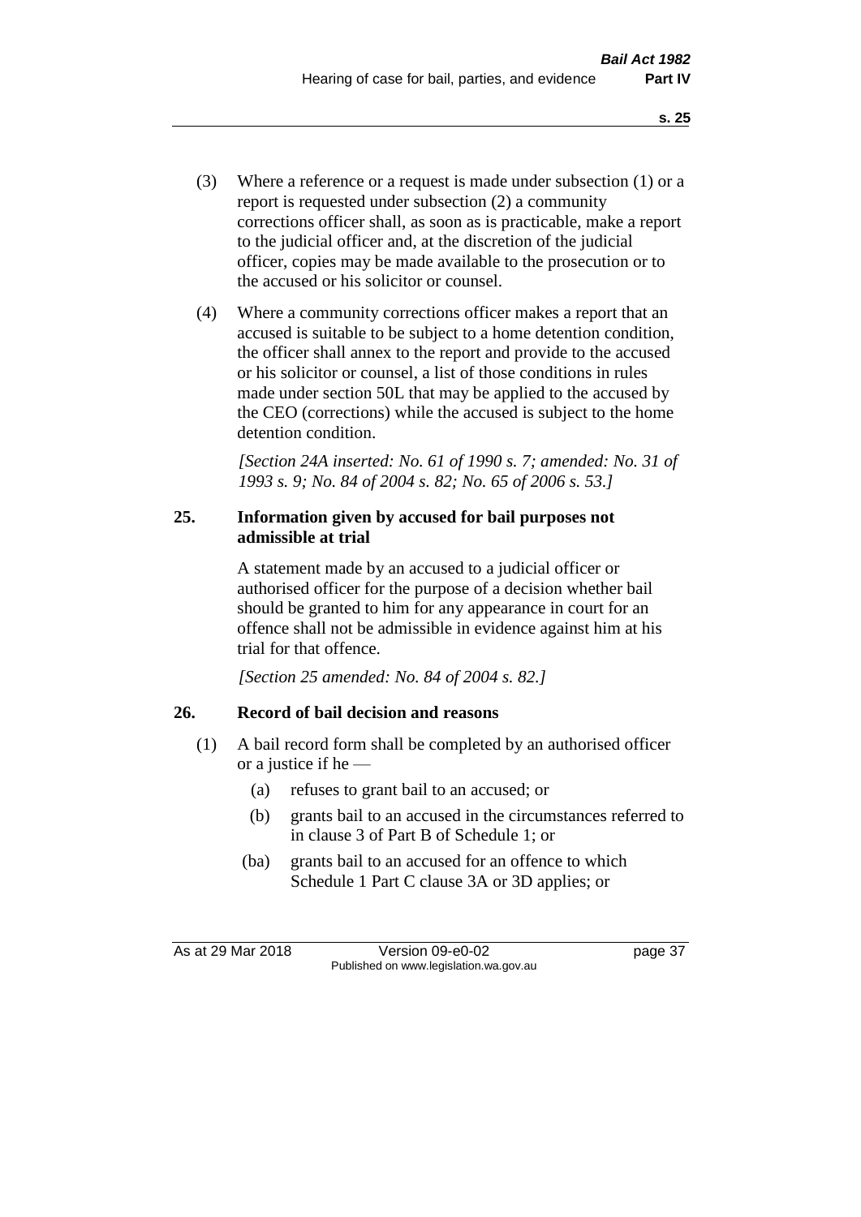(3) Where a reference or a request is made under subsection (1) or a report is requested under subsection (2) a community corrections officer shall, as soon as is practicable, make a report to the judicial officer and, at the discretion of the judicial officer, copies may be made available to the prosecution or to the accused or his solicitor or counsel.

(4) Where a community corrections officer makes a report that an accused is suitable to be subject to a home detention condition, the officer shall annex to the report and provide to the accused or his solicitor or counsel, a list of those conditions in rules made under section 50L that may be applied to the accused by the CEO (corrections) while the accused is subject to the home detention condition.

*[Section 24A inserted: No. 61 of 1990 s. 7; amended: No. 31 of 1993 s. 9; No. 84 of 2004 s. 82; No. 65 of 2006 s. 53.]*

### 25. Information given by accused for bail purposes not admissible at trial

A statement made by an accused to a judicial officer or authorised officer for the purpose of a decision whether bail should be granted to him for any appearance in court for an offence shall not be admissible in evidence against him at his trial for that offence.

*[Section 25 amended: No. 84 of 2004 s. 82.]*

### 26. Record of bail decision and reasons

(1) A bail record form shall be completed by an authorised officer or a justice if he —

(a) refuses to grant bail to an accused; or

(b) grants bail to an accused in the circumstances referred to in clause 3 of Part B of Schedule 1; or

(ba) grants bail to an accused for an offence to which Schedule 1 Part C clause 3A or 3D applies; or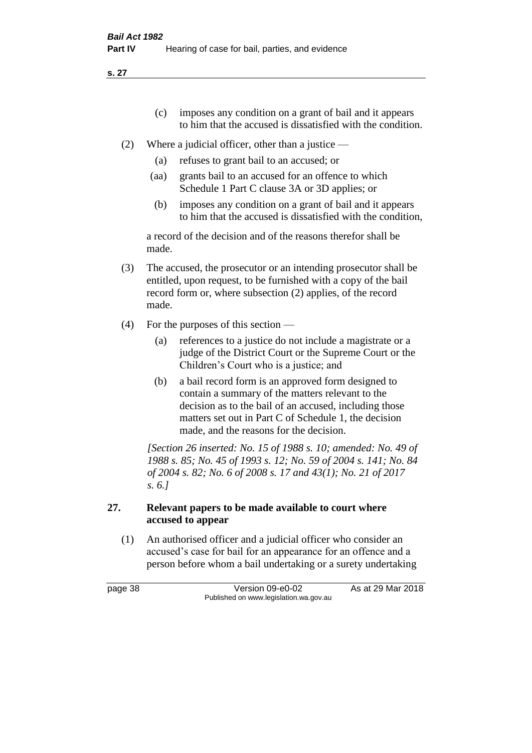(c) imposes any condition on a grant of bail and it appears to him that the accused is dissatisfied with the condition.

(2) Where a judicial officer, other than a justice —

(a) refuses to grant bail to an accused; or

(aa) grants bail to an accused for an offence to which Schedule 1 Part C clause 3A or 3D applies; or

(b) imposes any condition on a grant of bail and it appears to him that the accused is dissatisfied with the condition,

a record of the decision and of the reasons therefor shall be made.

(3) The accused, the prosecutor or an intending prosecutor shall be entitled, upon request, to be furnished with a copy of the bail record form or, where subsection (2) applies, of the record made.

(4) For the purposes of this section —

(a) references to a justice do not include a magistrate or a judge of the District Court or the Supreme Court or the Children's Court who is a justice; and

(b) a bail record form is an approved form designed to contain a summary of the matters relevant to the decision as to the bail of an accused, including those matters set out in Part C of Schedule 1, the decision made, and the reasons for the decision.

*[Section 26 inserted: No. 15 of 1988 s. 10; amended: No. 49 of 1988 s. 85; No. 45 of 1993 s. 12; No. 59 of 2004 s. 141; No. 84 of 2004 s. 82; No. 6 of 2008 s. 17 and 43(1); No. 21 of 2017 s. 6.]*

## 27. Relevant papers to be made available to court where accused to appear

(1) An authorised officer and a judicial officer who consider an accused's case for bail for an appearance for an offence and a person before whom a bail undertaking or a surety undertaking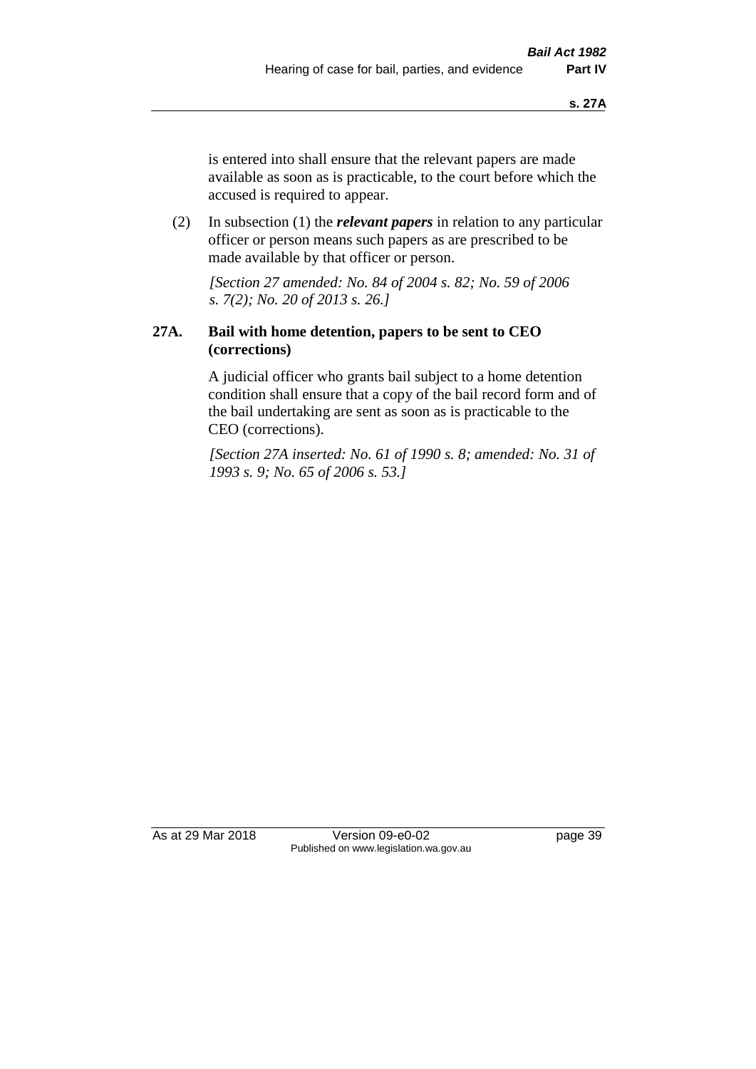is entered into shall ensure that the relevant papers are made available as soon as is practicable, to the court before which the accused is required to appear.

(2) In subsection (1) the ***relevant papers*** in relation to any particular officer or person means such papers as are prescribed to be made available by that officer or person.

*[Section 27 amended: No. 84 of 2004 s. 82; No. 59 of 2006 s. 7(2); No. 20 of 2013 s. 26.]*

**27A. Bail with home detention, papers to be sent to CEO (corrections)**

A judicial officer who grants bail subject to a home detention condition shall ensure that a copy of the bail record form and of the bail undertaking are sent as soon as is practicable to the CEO (corrections).

*[Section 27A inserted: No. 61 of 1990 s. 8; amended: No. 31 of 1993 s. 9; No. 65 of 2006 s. 53.]*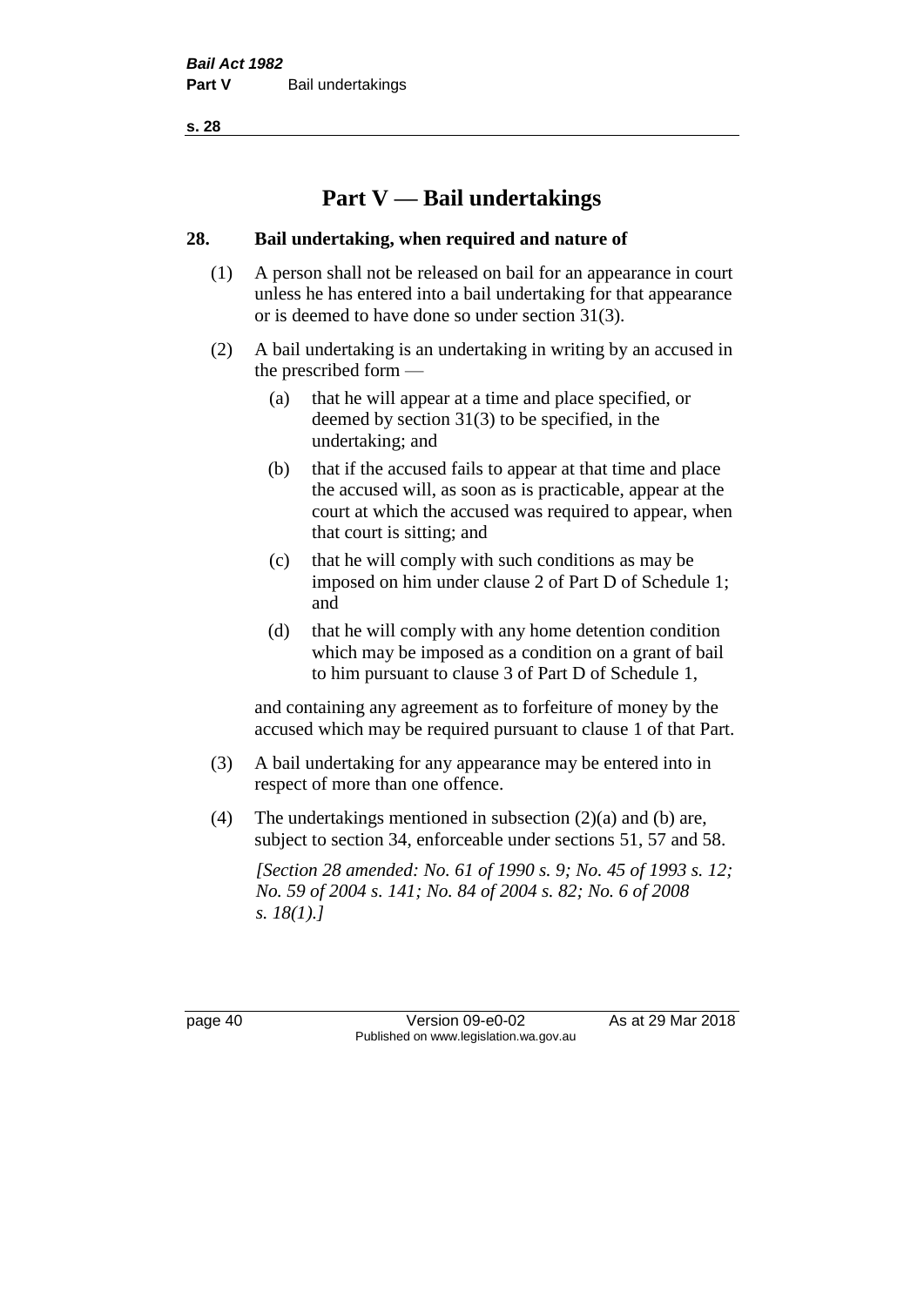# Part V — Bail undertakings

## 28. Bail undertaking, when required and nature of

(1) A person shall not be released on bail for an appearance in court unless he has entered into a bail undertaking for that appearance or is deemed to have done so under section 31(3).

(2) A bail undertaking is an undertaking in writing by an accused in the prescribed form —

(a) that he will appear at a time and place specified, or deemed by section 31(3) to be specified, in the undertaking; and

(b) that if the accused fails to appear at that time and place the accused will, as soon as is practicable, appear at the court at which the accused was required to appear, when that court is sitting; and

(c) that he will comply with such conditions as may be imposed on him under clause 2 of Part D of Schedule 1; and

(d) that he will comply with any home detention condition which may be imposed as a condition on a grant of bail to him pursuant to clause 3 of Part D of Schedule 1,

and containing any agreement as to forfeiture of money by the accused which may be required pursuant to clause 1 of that Part.

(3) A bail undertaking for any appearance may be entered into in respect of more than one offence.

(4) The undertakings mentioned in subsection (2)(a) and (b) are, subject to section 34, enforceable under sections 51, 57 and 58.

*[Section 28 amended: No. 61 of 1990 s. 9; No. 45 of 1993 s. 12; No. 59 of 2004 s. 141; No. 84 of 2004 s. 82; No. 6 of 2008 s. 18(1).]*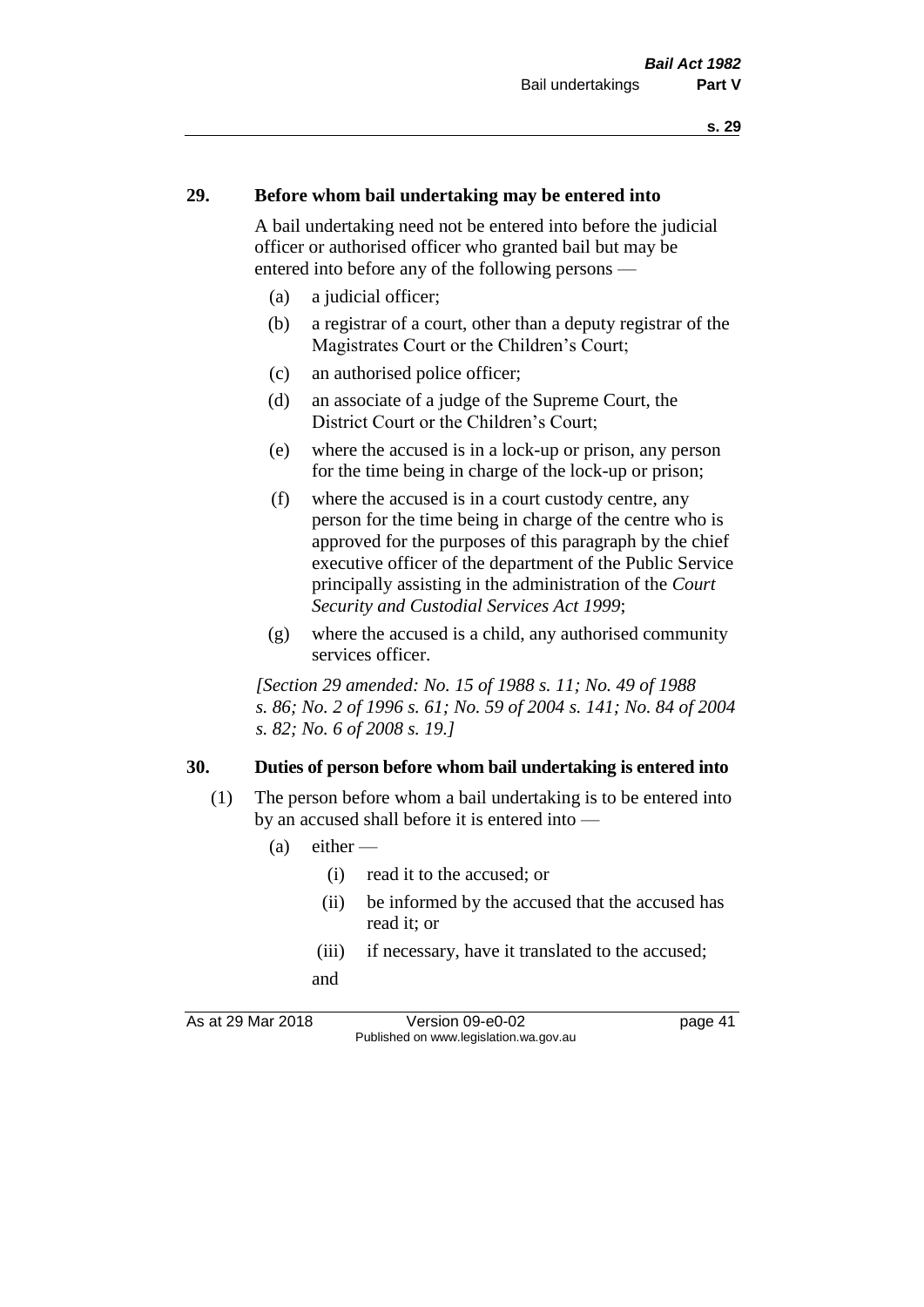## 29. Before whom bail undertaking may be entered into

A bail undertaking need not be entered into before the judicial officer or authorised officer who granted bail but may be entered into before any of the following persons —

- (a) a judicial officer;
- (b) a registrar of a court, other than a deputy registrar of the Magistrates Court or the Children's Court;
- (c) an authorised police officer;
- (d) an associate of a judge of the Supreme Court, the District Court or the Children's Court;
- (e) where the accused is in a lock-up or prison, any person for the time being in charge of the lock-up or prison;
- (f) where the accused is in a court custody centre, any person for the time being in charge of the centre who is approved for the purposes of this paragraph by the chief executive officer of the department of the Public Service principally assisting in the administration of the *Court Security and Custodial Services Act 1999*;
- (g) where the accused is a child, any authorised community services officer.

*[Section 29 amended: No. 15 of 1988 s. 11; No. 49 of 1988 s. 86; No. 2 of 1996 s. 61; No. 59 of 2004 s. 141; No. 84 of 2004 s. 82; No. 6 of 2008 s. 19.]*

## 30. Duties of person before whom bail undertaking is entered into

(1) The person before whom a bail undertaking is to be entered into by an accused shall before it is entered into —

- (a) either —
  - (i) read it to the accused; or
  - (ii) be informed by the accused that the accused has read it; or
  - (iii) if necessary, have it translated to the accused;

  and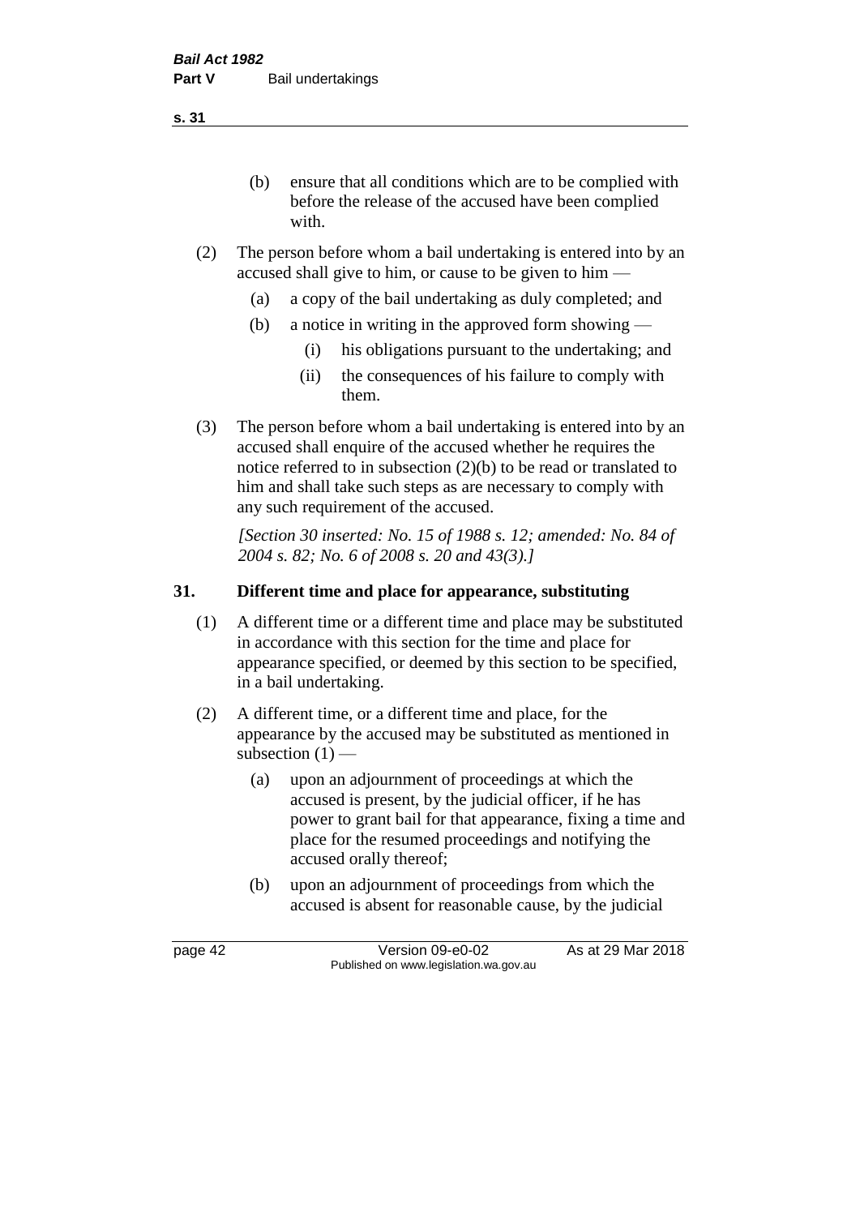(b) ensure that all conditions which are to be complied with before the release of the accused have been complied with.

(2) The person before whom a bail undertaking is entered into by an accused shall give to him, or cause to be given to him —

(a) a copy of the bail undertaking as duly completed; and

(b) a notice in writing in the approved form showing —

(i) his obligations pursuant to the undertaking; and

(ii) the consequences of his failure to comply with them.

(3) The person before whom a bail undertaking is entered into by an accused shall enquire of the accused whether he requires the notice referred to in subsection (2)(b) to be read or translated to him and shall take such steps as are necessary to comply with any such requirement of the accused.

*[Section 30 inserted: No. 15 of 1988 s. 12; amended: No. 84 of 2004 s. 82; No. 6 of 2008 s. 20 and 43(3).]*

## 31. Different time and place for appearance, substituting

(1) A different time or a different time and place may be substituted in accordance with this section for the time and place for appearance specified, or deemed by this section to be specified, in a bail undertaking.

(2) A different time, or a different time and place, for the appearance by the accused may be substituted as mentioned in subsection (1) —

(a) upon an adjournment of proceedings at which the accused is present, by the judicial officer, if he has power to grant bail for that appearance, fixing a time and place for the resumed proceedings and notifying the accused orally thereof;

(b) upon an adjournment of proceedings from which the accused is absent for reasonable cause, by the judicial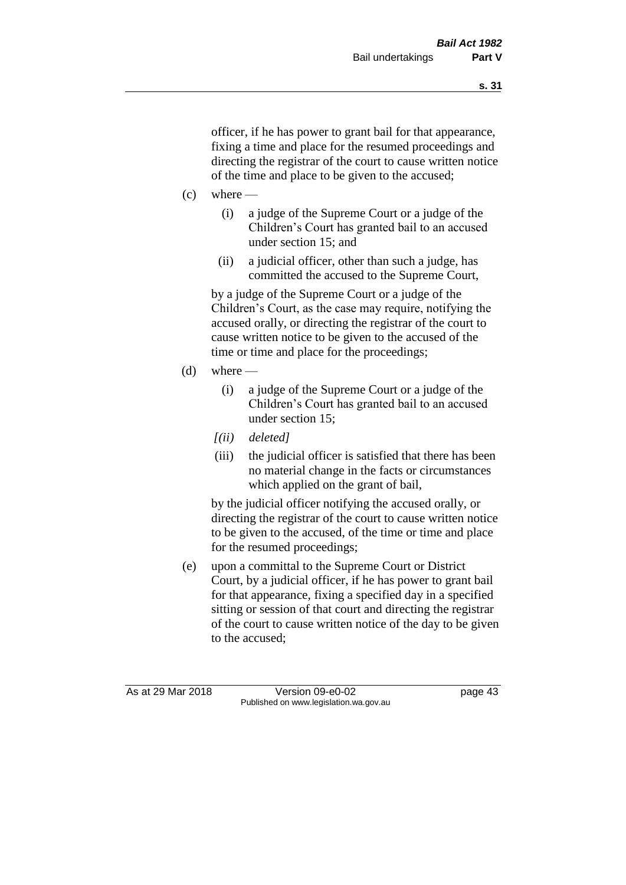officer, if he has power to grant bail for that appearance, fixing a time and place for the resumed proceedings and directing the registrar of the court to cause written notice of the time and place to be given to the accused;

(c) where —

  (i) a judge of the Supreme Court or a judge of the Children's Court has granted bail to an accused under section 15; and

  (ii) a judicial officer, other than such a judge, has committed the accused to the Supreme Court,

  by a judge of the Supreme Court or a judge of the Children's Court, as the case may require, notifying the accused orally, or directing the registrar of the court to cause written notice to be given to the accused of the time or time and place for the proceedings;

(d) where —

  (i) a judge of the Supreme Court or a judge of the Children's Court has granted bail to an accused under section 15;

  *[(ii) deleted]*

  (iii) the judicial officer is satisfied that there has been no material change in the facts or circumstances which applied on the grant of bail,

  by the judicial officer notifying the accused orally, or directing the registrar of the court to cause written notice to be given to the accused, of the time or time and place for the resumed proceedings;

(e) upon a committal to the Supreme Court or District Court, by a judicial officer, if he has power to grant bail for that appearance, fixing a specified day in a specified sitting or session of that court and directing the registrar of the court to cause written notice of the day to be given to the accused;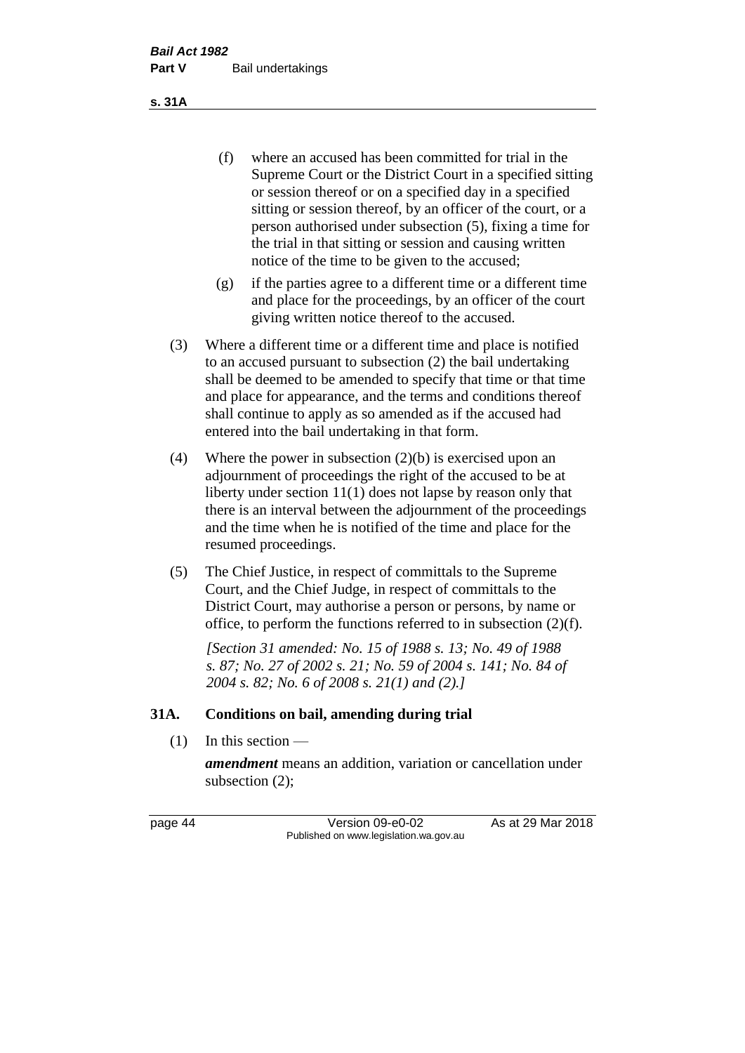(f) where an accused has been committed for trial in the Supreme Court or the District Court in a specified sitting or session thereof or on a specified day in a specified sitting or session thereof, by an officer of the court, or a person authorised under subsection (5), fixing a time for the trial in that sitting or session and causing written notice of the time to be given to the accused;

(g) if the parties agree to a different time or a different time and place for the proceedings, by an officer of the court giving written notice thereof to the accused.

(3) Where a different time or a different time and place is notified to an accused pursuant to subsection (2) the bail undertaking shall be deemed to be amended to specify that time or that time and place for appearance, and the terms and conditions thereof shall continue to apply as so amended as if the accused had entered into the bail undertaking in that form.

(4) Where the power in subsection (2)(b) is exercised upon an adjournment of proceedings the right of the accused to be at liberty under section 11(1) does not lapse by reason only that there is an interval between the adjournment of the proceedings and the time when he is notified of the time and place for the resumed proceedings.

(5) The Chief Justice, in respect of committals to the Supreme Court, and the Chief Judge, in respect of committals to the District Court, may authorise a person or persons, by name or office, to perform the functions referred to in subsection (2)(f).

*[Section 31 amended: No. 15 of 1988 s. 13; No. 49 of 1988 s. 87; No. 27 of 2002 s. 21; No. 59 of 2004 s. 141; No. 84 of 2004 s. 82; No. 6 of 2008 s. 21(1) and (2).]*

## 31A. Conditions on bail, amending during trial

(1) In this section —

***amendment*** means an addition, variation or cancellation under subsection (2);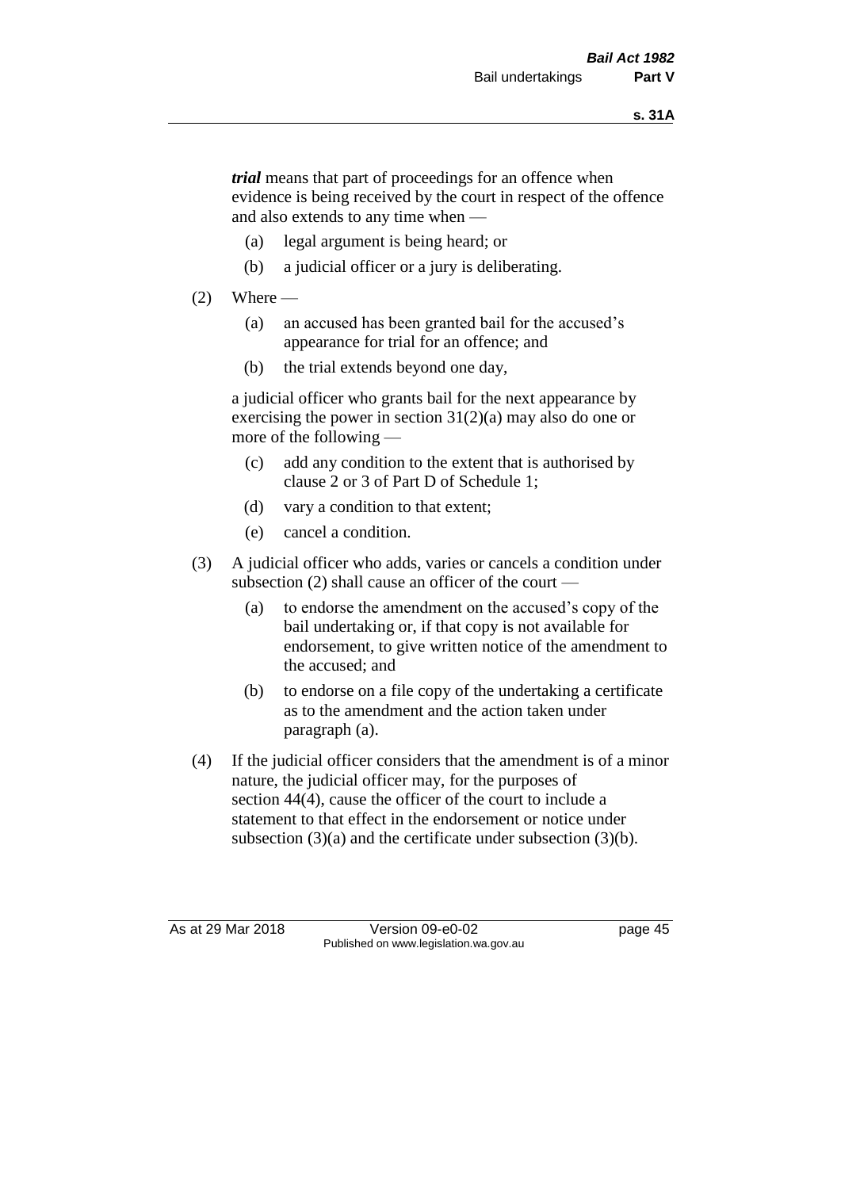***trial*** means that part of proceedings for an offence when evidence is being received by the court in respect of the offence and also extends to any time when —

- (a) legal argument is being heard; or
- (b) a judicial officer or a jury is deliberating.

(2) Where —

- (a) an accused has been granted bail for the accused's appearance for trial for an offence; and
- (b) the trial extends beyond one day,

a judicial officer who grants bail for the next appearance by exercising the power in section 31(2)(a) may also do one or more of the following —

- (c) add any condition to the extent that is authorised by clause 2 or 3 of Part D of Schedule 1;
- (d) vary a condition to that extent;
- (e) cancel a condition.

(3) A judicial officer who adds, varies or cancels a condition under subsection (2) shall cause an officer of the court —

- (a) to endorse the amendment on the accused's copy of the bail undertaking or, if that copy is not available for endorsement, to give written notice of the amendment to the accused; and
- (b) to endorse on a file copy of the undertaking a certificate as to the amendment and the action taken under paragraph (a).

(4) If the judicial officer considers that the amendment is of a minor nature, the judicial officer may, for the purposes of section 44(4), cause the officer of the court to include a statement to that effect in the endorsement or notice under subsection (3)(a) and the certificate under subsection (3)(b).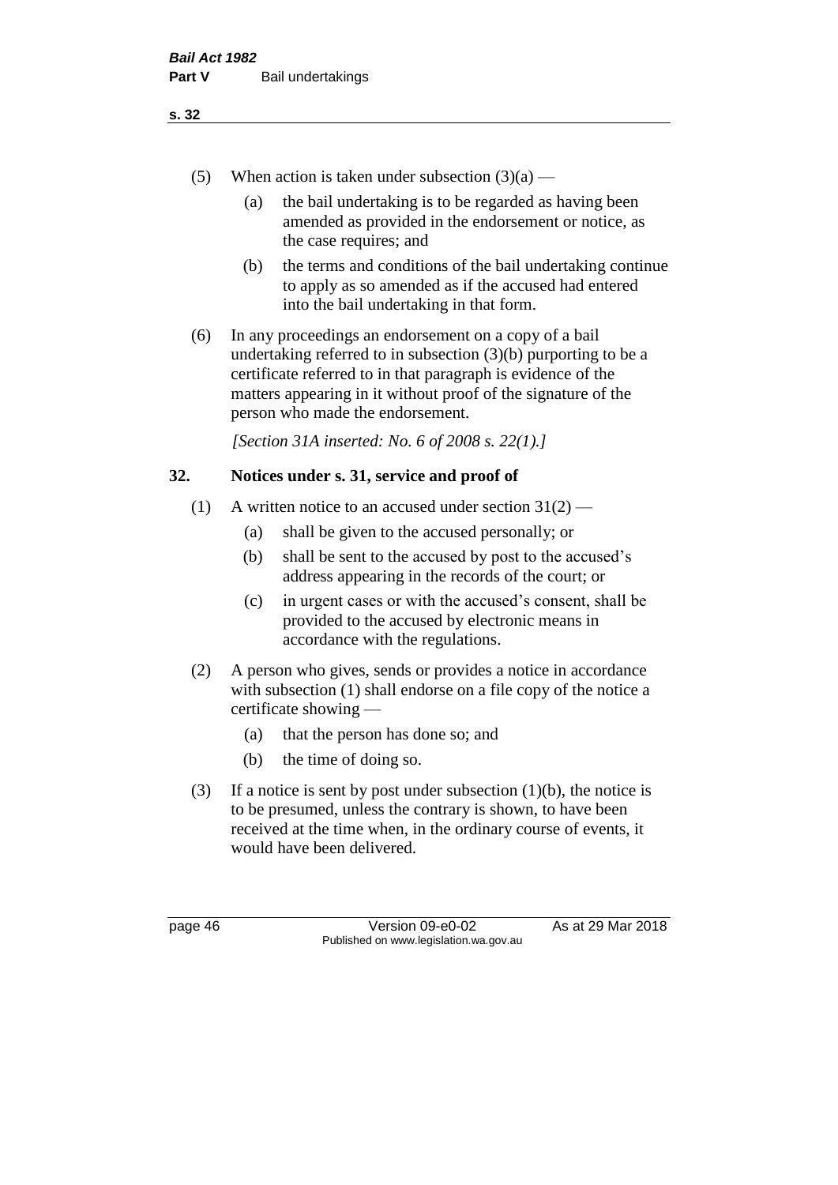(5) When action is taken under subsection (3)(a) —

(a) the bail undertaking is to be regarded as having been amended as provided in the endorsement or notice, as the case requires; and

(b) the terms and conditions of the bail undertaking continue to apply as so amended as if the accused had entered into the bail undertaking in that form.

(6) In any proceedings an endorsement on a copy of a bail undertaking referred to in subsection (3)(b) purporting to be a certificate referred to in that paragraph is evidence of the matters appearing in it without proof of the signature of the person who made the endorsement.

*[Section 31A inserted: No. 6 of 2008 s. 22(1).]*

## 32. Notices under s. 31, service and proof of

(1) A written notice to an accused under section 31(2) —

(a) shall be given to the accused personally; or

(b) shall be sent to the accused by post to the accused's address appearing in the records of the court; or

(c) in urgent cases or with the accused's consent, shall be provided to the accused by electronic means in accordance with the regulations.

(2) A person who gives, sends or provides a notice in accordance with subsection (1) shall endorse on a file copy of the notice a certificate showing —

(a) that the person has done so; and

(b) the time of doing so.

(3) If a notice is sent by post under subsection (1)(b), the notice is to be presumed, unless the contrary is shown, to have been received at the time when, in the ordinary course of events, it would have been delivered.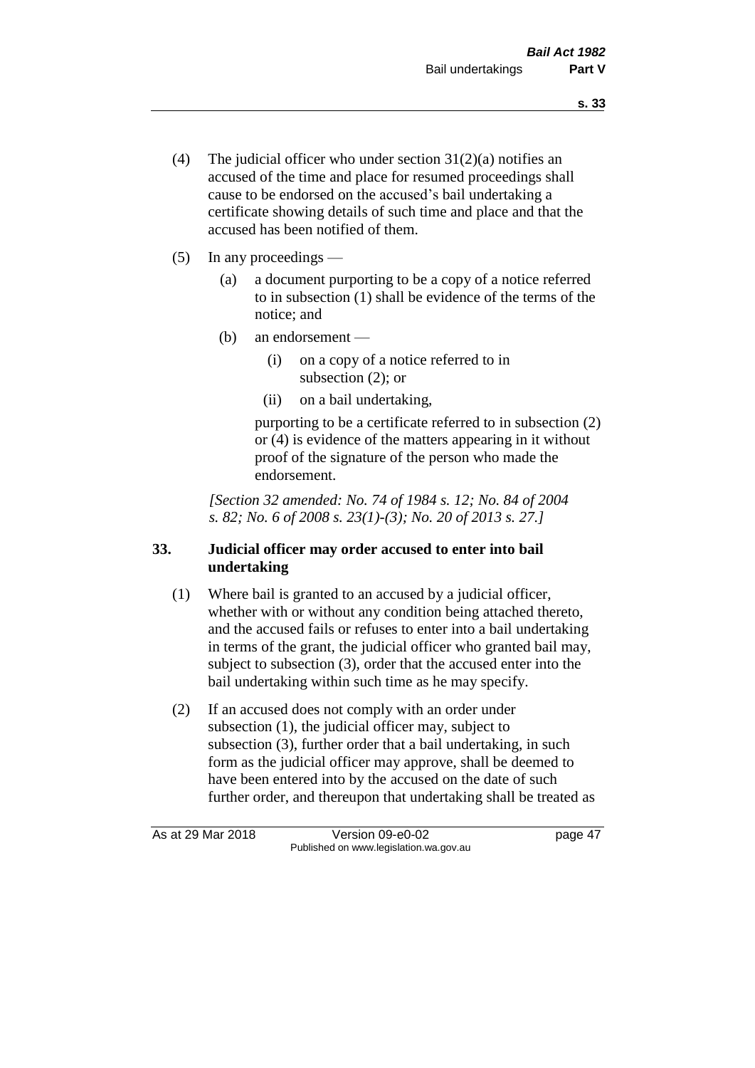(4) The judicial officer who under section 31(2)(a) notifies an accused of the time and place for resumed proceedings shall cause to be endorsed on the accused's bail undertaking a certificate showing details of such time and place and that the accused has been notified of them.

(5) In any proceedings —

   (a) a document purporting to be a copy of a notice referred to in subsection (1) shall be evidence of the terms of the notice; and

   (b) an endorsement —

      (i) on a copy of a notice referred to in subsection (2); or

      (ii) on a bail undertaking,

   purporting to be a certificate referred to in subsection (2) or (4) is evidence of the matters appearing in it without proof of the signature of the person who made the endorsement.

*[Section 32 amended: No. 74 of 1984 s. 12; No. 84 of 2004 s. 82; No. 6 of 2008 s. 23(1)-(3); No. 20 of 2013 s. 27.]*

### 33. Judicial officer may order accused to enter into bail undertaking

(1) Where bail is granted to an accused by a judicial officer, whether with or without any condition being attached thereto, and the accused fails or refuses to enter into a bail undertaking in terms of the grant, the judicial officer who granted bail may, subject to subsection (3), order that the accused enter into the bail undertaking within such time as he may specify.

(2) If an accused does not comply with an order under subsection (1), the judicial officer may, subject to subsection (3), further order that a bail undertaking, in such form as the judicial officer may approve, shall be deemed to have been entered into by the accused on the date of such further order, and thereupon that undertaking shall be treated as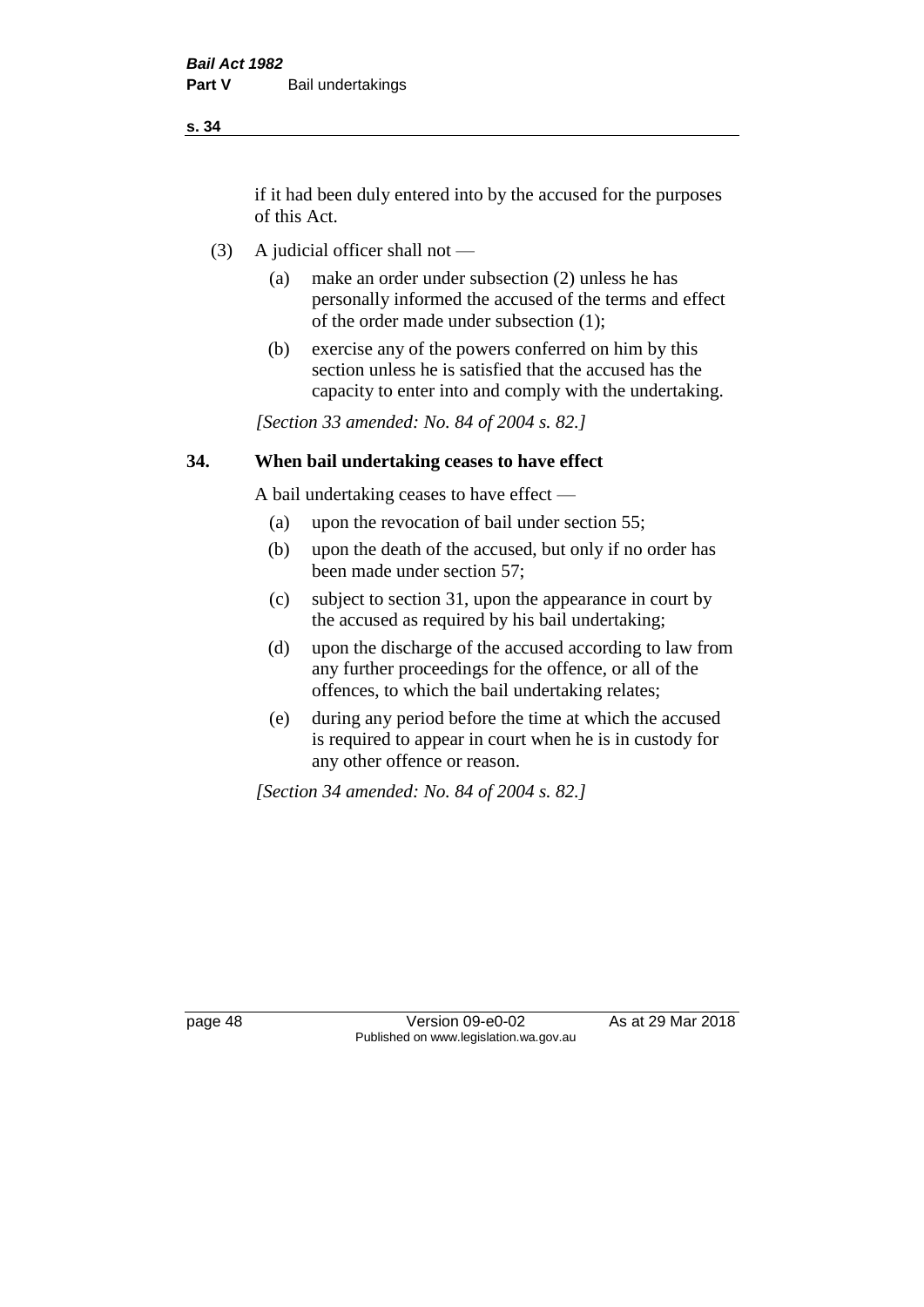if it had been duly entered into by the accused for the purposes of this Act.

(3) A judicial officer shall not —

(a) make an order under subsection (2) unless he has personally informed the accused of the terms and effect of the order made under subsection (1);

(b) exercise any of the powers conferred on him by this section unless he is satisfied that the accused has the capacity to enter into and comply with the undertaking.

*[Section 33 amended: No. 84 of 2004 s. 82.]*

## 34. When bail undertaking ceases to have effect

A bail undertaking ceases to have effect —

(a) upon the revocation of bail under section 55;

(b) upon the death of the accused, but only if no order has been made under section 57;

(c) subject to section 31, upon the appearance in court by the accused as required by his bail undertaking;

(d) upon the discharge of the accused according to law from any further proceedings for the offence, or all of the offences, to which the bail undertaking relates;

(e) during any period before the time at which the accused is required to appear in court when he is in custody for any other offence or reason.

*[Section 34 amended: No. 84 of 2004 s. 82.]*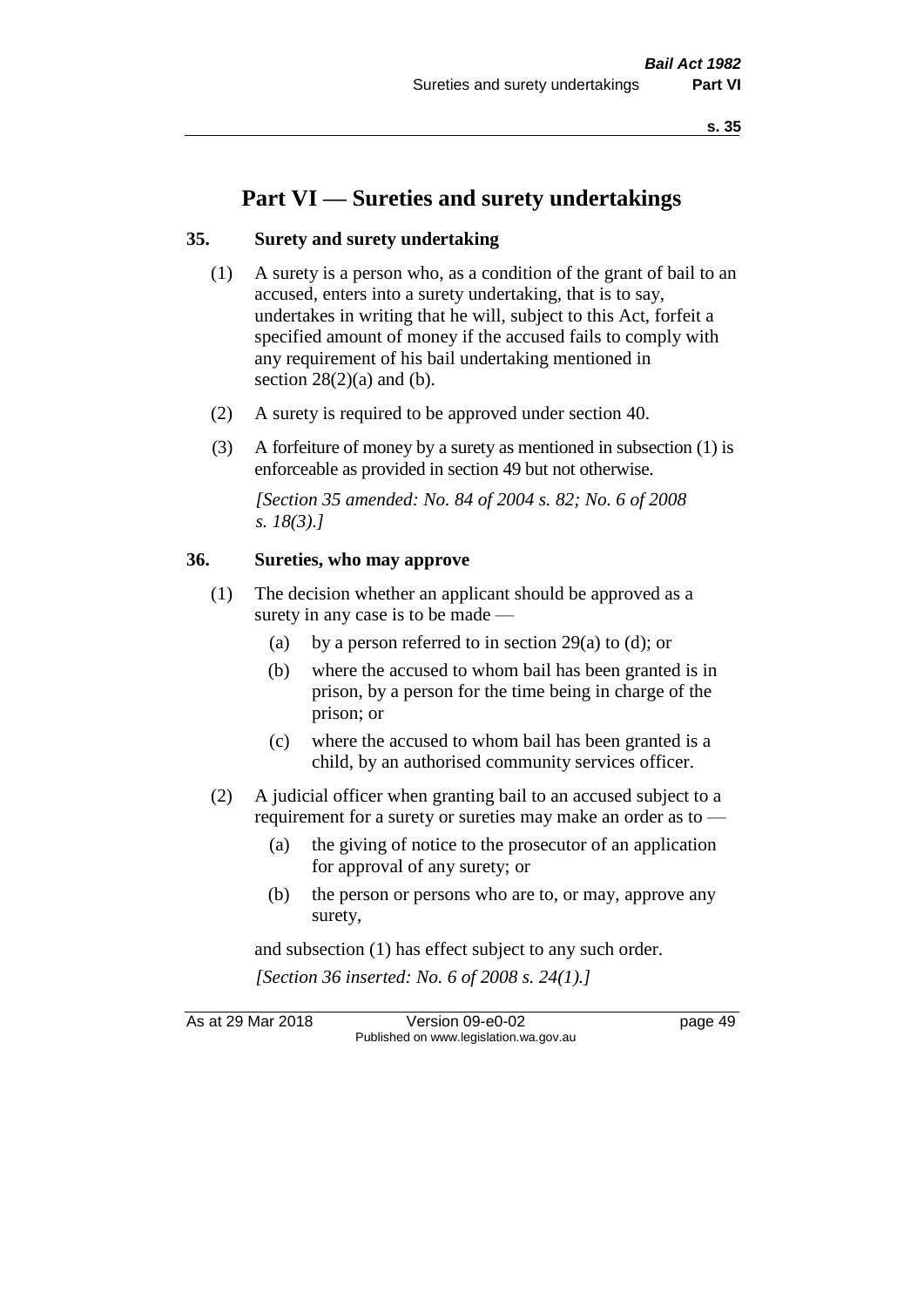# Part VI — Sureties and surety undertakings

## 35. Surety and surety undertaking

(1) A surety is a person who, as a condition of the grant of bail to an accused, enters into a surety undertaking, that is to say, undertakes in writing that he will, subject to this Act, forfeit a specified amount of money if the accused fails to comply with any requirement of his bail undertaking mentioned in section 28(2)(a) and (b).

(2) A surety is required to be approved under section 40.

(3) A forfeiture of money by a surety as mentioned in subsection (1) is enforceable as provided in section 49 but not otherwise.

*[Section 35 amended: No. 84 of 2004 s. 82; No. 6 of 2008 s. 18(3).]*

## 36. Sureties, who may approve

(1) The decision whether an applicant should be approved as a surety in any case is to be made —

- (a) by a person referred to in section 29(a) to (d); or
- (b) where the accused to whom bail has been granted is in prison, by a person for the time being in charge of the prison; or
- (c) where the accused to whom bail has been granted is a child, by an authorised community services officer.

(2) A judicial officer when granting bail to an accused subject to a requirement for a surety or sureties may make an order as to —

- (a) the giving of notice to the prosecutor of an application for approval of any surety; or
- (b) the person or persons who are to, or may, approve any surety,

and subsection (1) has effect subject to any such order.

*[Section 36 inserted: No. 6 of 2008 s. 24(1).]*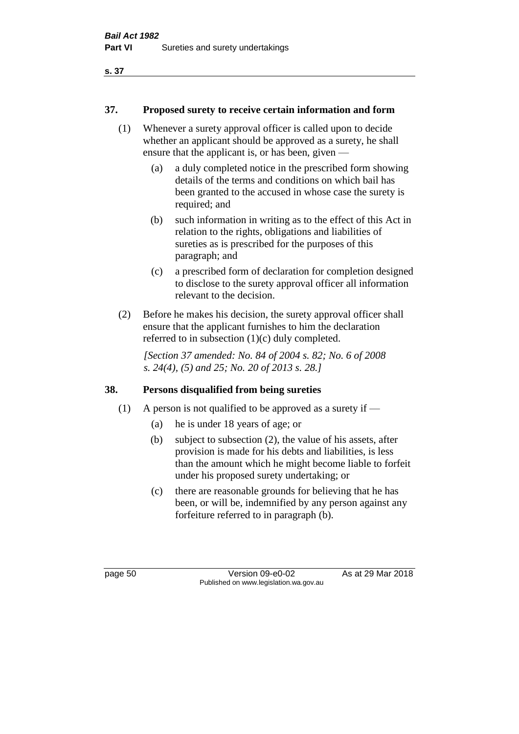### 37. Proposed surety to receive certain information and form

(1) Whenever a surety approval officer is called upon to decide whether an applicant should be approved as a surety, he shall ensure that the applicant is, or has been, given —

- (a) a duly completed notice in the prescribed form showing details of the terms and conditions on which bail has been granted to the accused in whose case the surety is required; and
- (b) such information in writing as to the effect of this Act in relation to the rights, obligations and liabilities of sureties as is prescribed for the purposes of this paragraph; and
- (c) a prescribed form of declaration for completion designed to disclose to the surety approval officer all information relevant to the decision.

(2) Before he makes his decision, the surety approval officer shall ensure that the applicant furnishes to him the declaration referred to in subsection (1)(c) duly completed.

*[Section 37 amended: No. 84 of 2004 s. 82; No. 6 of 2008 s. 24(4), (5) and 25; No. 20 of 2013 s. 28.]*

### 38. Persons disqualified from being sureties

(1) A person is not qualified to be approved as a surety if —

- (a) he is under 18 years of age; or
- (b) subject to subsection (2), the value of his assets, after provision is made for his debts and liabilities, is less than the amount which he might become liable to forfeit under his proposed surety undertaking; or
- (c) there are reasonable grounds for believing that he has been, or will be, indemnified by any person against any forfeiture referred to in paragraph (b).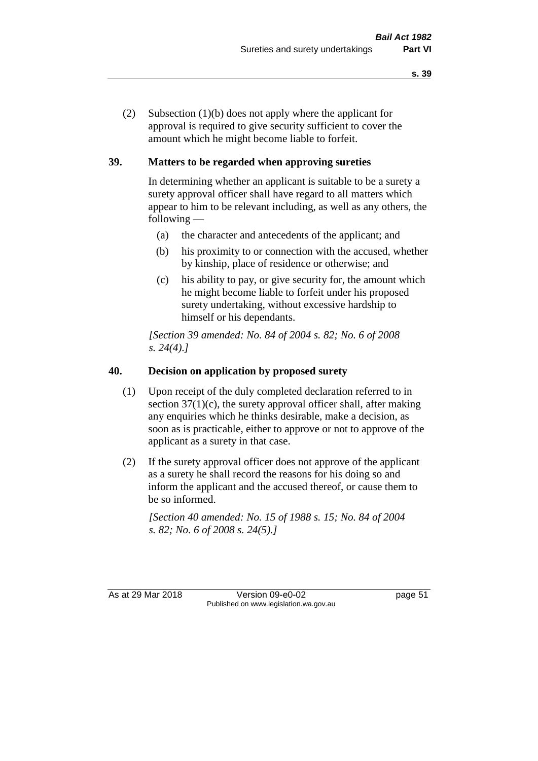(2) Subsection (1)(b) does not apply where the applicant for approval is required to give security sufficient to cover the amount which he might become liable to forfeit.

## 39. Matters to be regarded when approving sureties

In determining whether an applicant is suitable to be a surety a surety approval officer shall have regard to all matters which appear to him to be relevant including, as well as any others, the following —

(a) the character and antecedents of the applicant; and

(b) his proximity to or connection with the accused, whether by kinship, place of residence or otherwise; and

(c) his ability to pay, or give security for, the amount which he might become liable to forfeit under his proposed surety undertaking, without excessive hardship to himself or his dependants.

*[Section 39 amended: No. 84 of 2004 s. 82; No. 6 of 2008 s. 24(4).]*

## 40. Decision on application by proposed surety

(1) Upon receipt of the duly completed declaration referred to in section 37(1)(c), the surety approval officer shall, after making any enquiries which he thinks desirable, make a decision, as soon as is practicable, either to approve or not to approve of the applicant as a surety in that case.

(2) If the surety approval officer does not approve of the applicant as a surety he shall record the reasons for his doing so and inform the applicant and the accused thereof, or cause them to be so informed.

*[Section 40 amended: No. 15 of 1988 s. 15; No. 84 of 2004 s. 82; No. 6 of 2008 s. 24(5).]*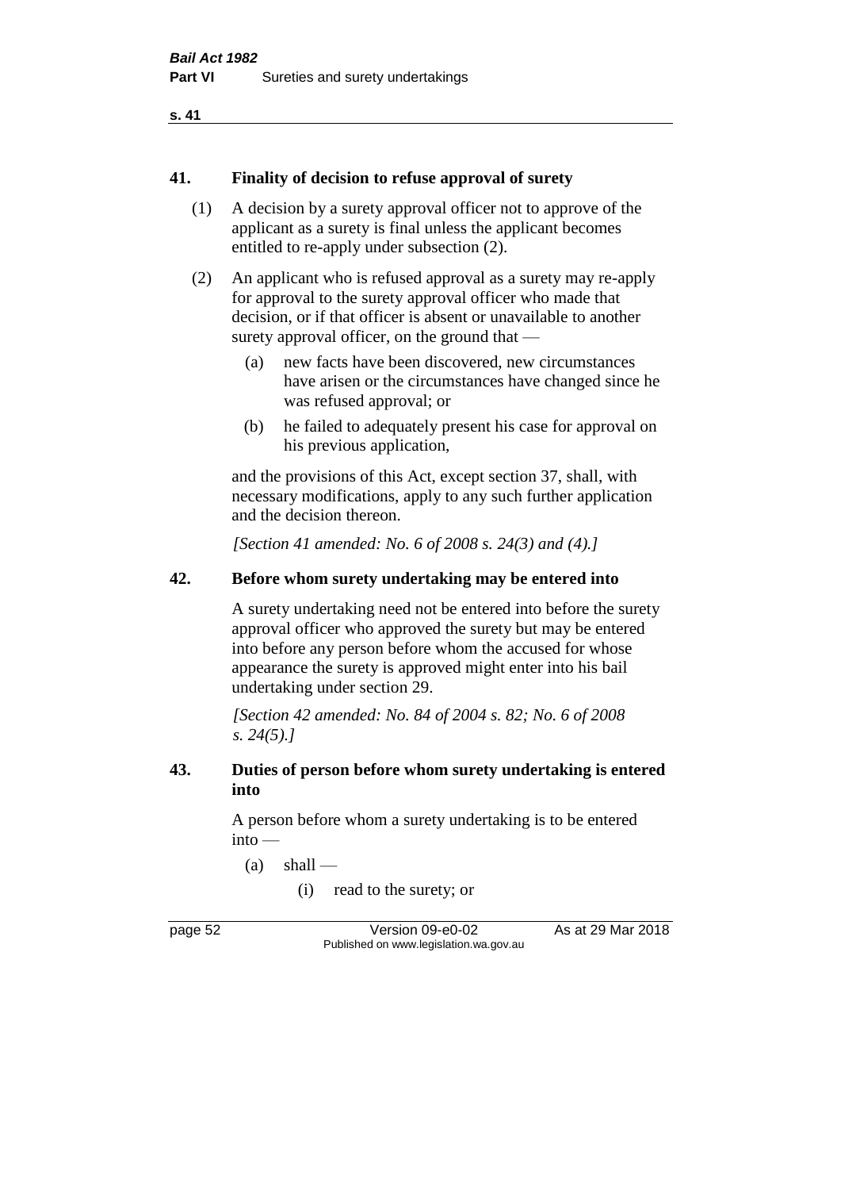## 41. Finality of decision to refuse approval of surety

(1) A decision by a surety approval officer not to approve of the applicant as a surety is final unless the applicant becomes entitled to re-apply under subsection (2).

(2) An applicant who is refused approval as a surety may re-apply for approval to the surety approval officer who made that decision, or if that officer is absent or unavailable to another surety approval officer, on the ground that —

(a) new facts have been discovered, new circumstances have arisen or the circumstances have changed since he was refused approval; or

(b) he failed to adequately present his case for approval on his previous application,

and the provisions of this Act, except section 37, shall, with necessary modifications, apply to any such further application and the decision thereon.

*[Section 41 amended: No. 6 of 2008 s. 24(3) and (4).]*

## 42. Before whom surety undertaking may be entered into

A surety undertaking need not be entered into before the surety approval officer who approved the surety but may be entered into before any person before whom the accused for whose appearance the surety is approved might enter into his bail undertaking under section 29.

*[Section 42 amended: No. 84 of 2004 s. 82; No. 6 of 2008 s. 24(5).]*

## 43. Duties of person before whom surety undertaking is entered into

A person before whom a surety undertaking is to be entered into —

(a) shall —

(i) read to the surety; or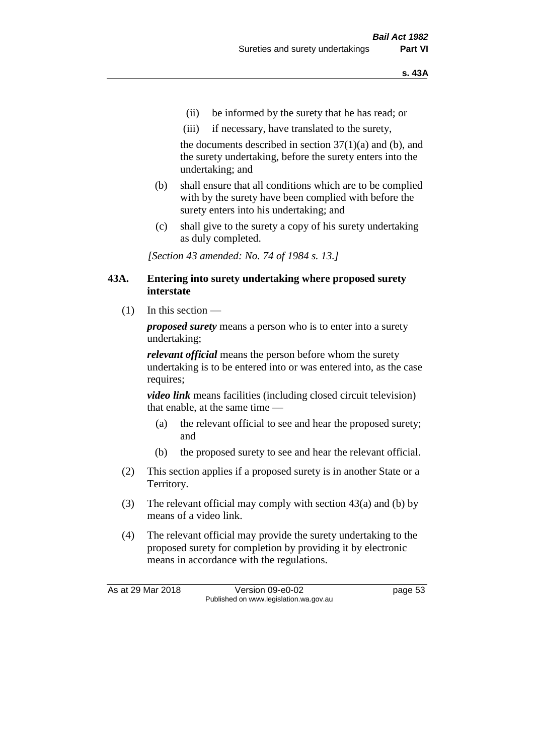(ii) be informed by the surety that he has read; or

(iii) if necessary, have translated to the surety,

the documents described in section 37(1)(a) and (b), and the surety undertaking, before the surety enters into the undertaking; and

(b) shall ensure that all conditions which are to be complied with by the surety have been complied with before the surety enters into his undertaking; and

(c) shall give to the surety a copy of his surety undertaking as duly completed.

*[Section 43 amended: No. 74 of 1984 s. 13.]*

## 43A. Entering into surety undertaking where proposed surety interstate

(1) In this section —

***proposed surety*** means a person who is to enter into a surety undertaking;

***relevant official*** means the person before whom the surety undertaking is to be entered into or was entered into, as the case requires;

***video link*** means facilities (including closed circuit television) that enable, at the same time —

(a) the relevant official to see and hear the proposed surety; and

(b) the proposed surety to see and hear the relevant official.

(2) This section applies if a proposed surety is in another State or a Territory.

(3) The relevant official may comply with section 43(a) and (b) by means of a video link.

(4) The relevant official may provide the surety undertaking to the proposed surety for completion by providing it by electronic means in accordance with the regulations.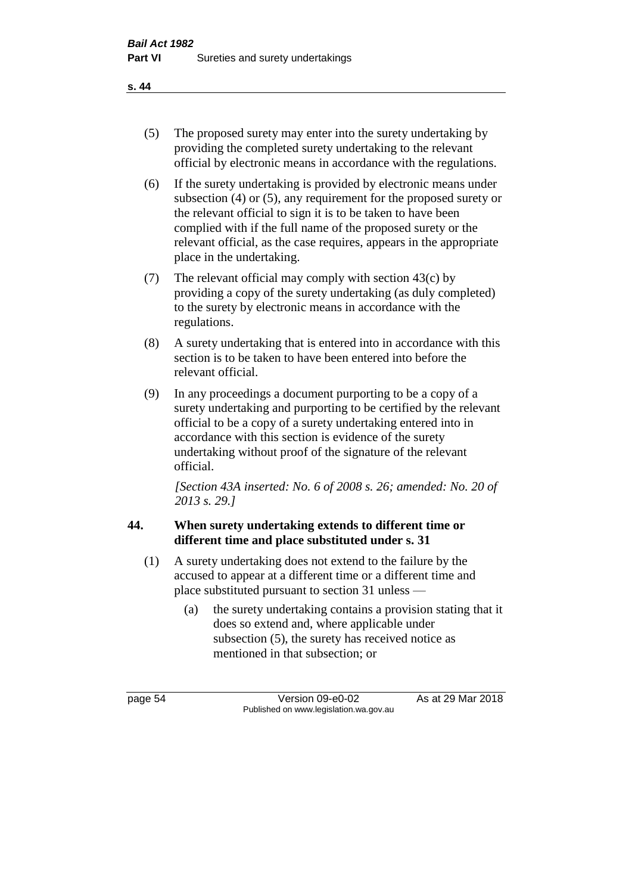(5) The proposed surety may enter into the surety undertaking by providing the completed surety undertaking to the relevant official by electronic means in accordance with the regulations.

(6) If the surety undertaking is provided by electronic means under subsection (4) or (5), any requirement for the proposed surety or the relevant official to sign it is to be taken to have been complied with if the full name of the proposed surety or the relevant official, as the case requires, appears in the appropriate place in the undertaking.

(7) The relevant official may comply with section 43(c) by providing a copy of the surety undertaking (as duly completed) to the surety by electronic means in accordance with the regulations.

(8) A surety undertaking that is entered into in accordance with this section is to be taken to have been entered into before the relevant official.

(9) In any proceedings a document purporting to be a copy of a surety undertaking and purporting to be certified by the relevant official to be a copy of a surety undertaking entered into in accordance with this section is evidence of the surety undertaking without proof of the signature of the relevant official.

*[Section 43A inserted: No. 6 of 2008 s. 26; amended: No. 20 of 2013 s. 29.]*

## 44. When surety undertaking extends to different time or different time and place substituted under s. 31

(1) A surety undertaking does not extend to the failure by the accused to appear at a different time or a different time and place substituted pursuant to section 31 unless —

(a) the surety undertaking contains a provision stating that it does so extend and, where applicable under subsection (5), the surety has received notice as mentioned in that subsection; or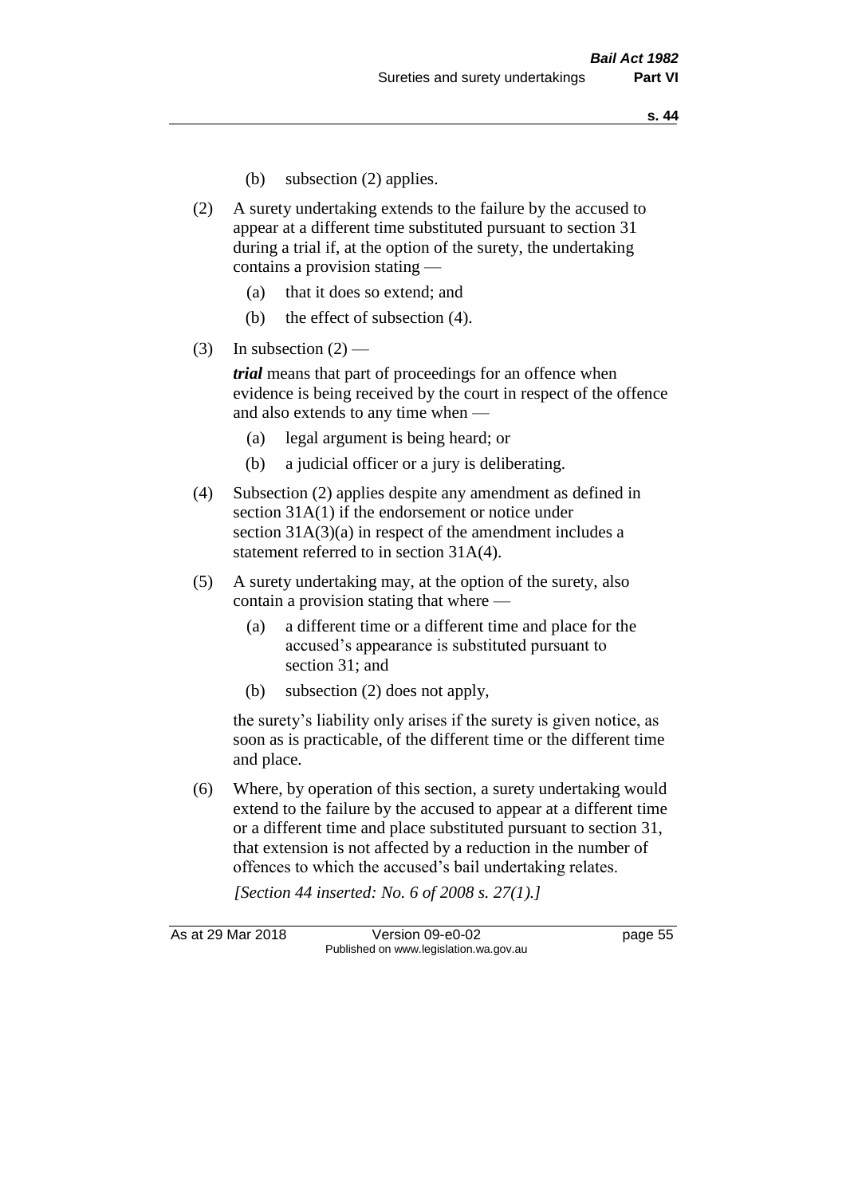(b) subsection (2) applies.

(2) A surety undertaking extends to the failure by the accused to appear at a different time substituted pursuant to section 31 during a trial if, at the option of the surety, the undertaking contains a provision stating —

  (a) that it does so extend; and

  (b) the effect of subsection (4).

(3) In subsection (2) —

  ***trial*** means that part of proceedings for an offence when evidence is being received by the court in respect of the offence and also extends to any time when —

  (a) legal argument is being heard; or

  (b) a judicial officer or a jury is deliberating.

(4) Subsection (2) applies despite any amendment as defined in section 31A(1) if the endorsement or notice under section 31A(3)(a) in respect of the amendment includes a statement referred to in section 31A(4).

(5) A surety undertaking may, at the option of the surety, also contain a provision stating that where —

  (a) a different time or a different time and place for the accused's appearance is substituted pursuant to section 31; and

  (b) subsection (2) does not apply,

  the surety's liability only arises if the surety is given notice, as soon as is practicable, of the different time or the different time and place.

(6) Where, by operation of this section, a surety undertaking would extend to the failure by the accused to appear at a different time or a different time and place substituted pursuant to section 31, that extension is not affected by a reduction in the number of offences to which the accused's bail undertaking relates.

*[Section 44 inserted: No. 6 of 2008 s. 27(1).]*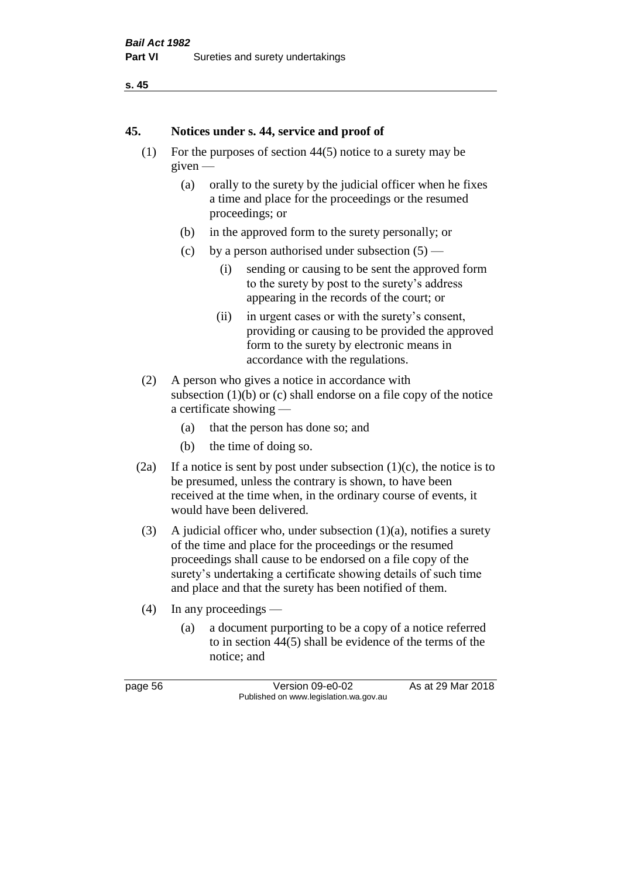## 45. Notices under s. 44, service and proof of

(1) For the purposes of section 44(5) notice to a surety may be given —

(a) orally to the surety by the judicial officer when he fixes a time and place for the proceedings or the resumed proceedings; or

(b) in the approved form to the surety personally; or

(c) by a person authorised under subsection (5) —

(i) sending or causing to be sent the approved form to the surety by post to the surety's address appearing in the records of the court; or

(ii) in urgent cases or with the surety's consent, providing or causing to be provided the approved form to the surety by electronic means in accordance with the regulations.

(2) A person who gives a notice in accordance with subsection (1)(b) or (c) shall endorse on a file copy of the notice a certificate showing —

(a) that the person has done so; and

(b) the time of doing so.

(2a) If a notice is sent by post under subsection (1)(c), the notice is to be presumed, unless the contrary is shown, to have been received at the time when, in the ordinary course of events, it would have been delivered.

(3) A judicial officer who, under subsection (1)(a), notifies a surety of the time and place for the proceedings or the resumed proceedings shall cause to be endorsed on a file copy of the surety's undertaking a certificate showing details of such time and place and that the surety has been notified of them.

(4) In any proceedings —

(a) a document purporting to be a copy of a notice referred to in section 44(5) shall be evidence of the terms of the notice; and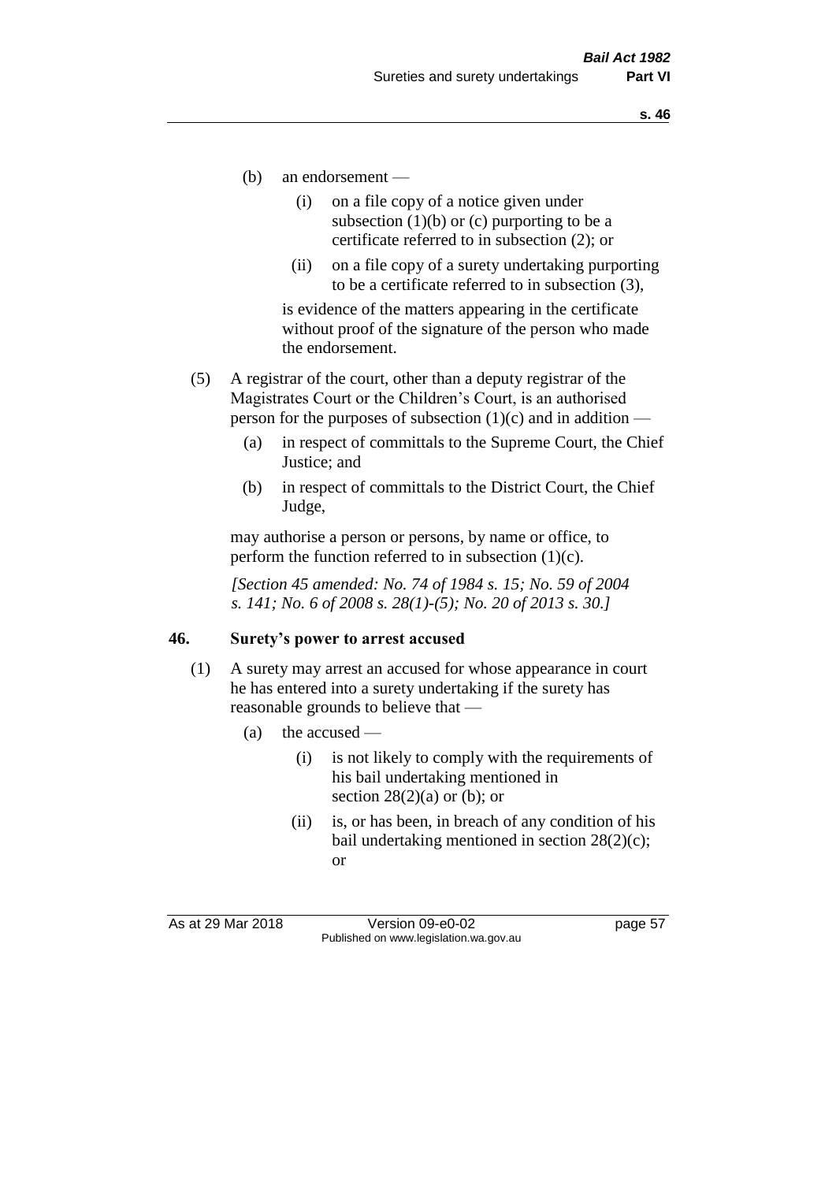(b) an endorsement —

   (i) on a file copy of a notice given under subsection (1)(b) or (c) purporting to be a certificate referred to in subsection (2); or

   (ii) on a file copy of a surety undertaking purporting to be a certificate referred to in subsection (3),

   is evidence of the matters appearing in the certificate without proof of the signature of the person who made the endorsement.

(5) A registrar of the court, other than a deputy registrar of the Magistrates Court or the Children's Court, is an authorised person for the purposes of subsection (1)(c) and in addition —

   (a) in respect of committals to the Supreme Court, the Chief Justice; and

   (b) in respect of committals to the District Court, the Chief Judge,

   may authorise a person or persons, by name or office, to perform the function referred to in subsection (1)(c).

*[Section 45 amended: No. 74 of 1984 s. 15; No. 59 of 2004 s. 141; No. 6 of 2008 s. 28(1)-(5); No. 20 of 2013 s. 30.]*

## 46. Surety's power to arrest accused

(1) A surety may arrest an accused for whose appearance in court he has entered into a surety undertaking if the surety has reasonable grounds to believe that —

   (a) the accused —

      (i) is not likely to comply with the requirements of his bail undertaking mentioned in section 28(2)(a) or (b); or

      (ii) is, or has been, in breach of any condition of his bail undertaking mentioned in section 28(2)(c); or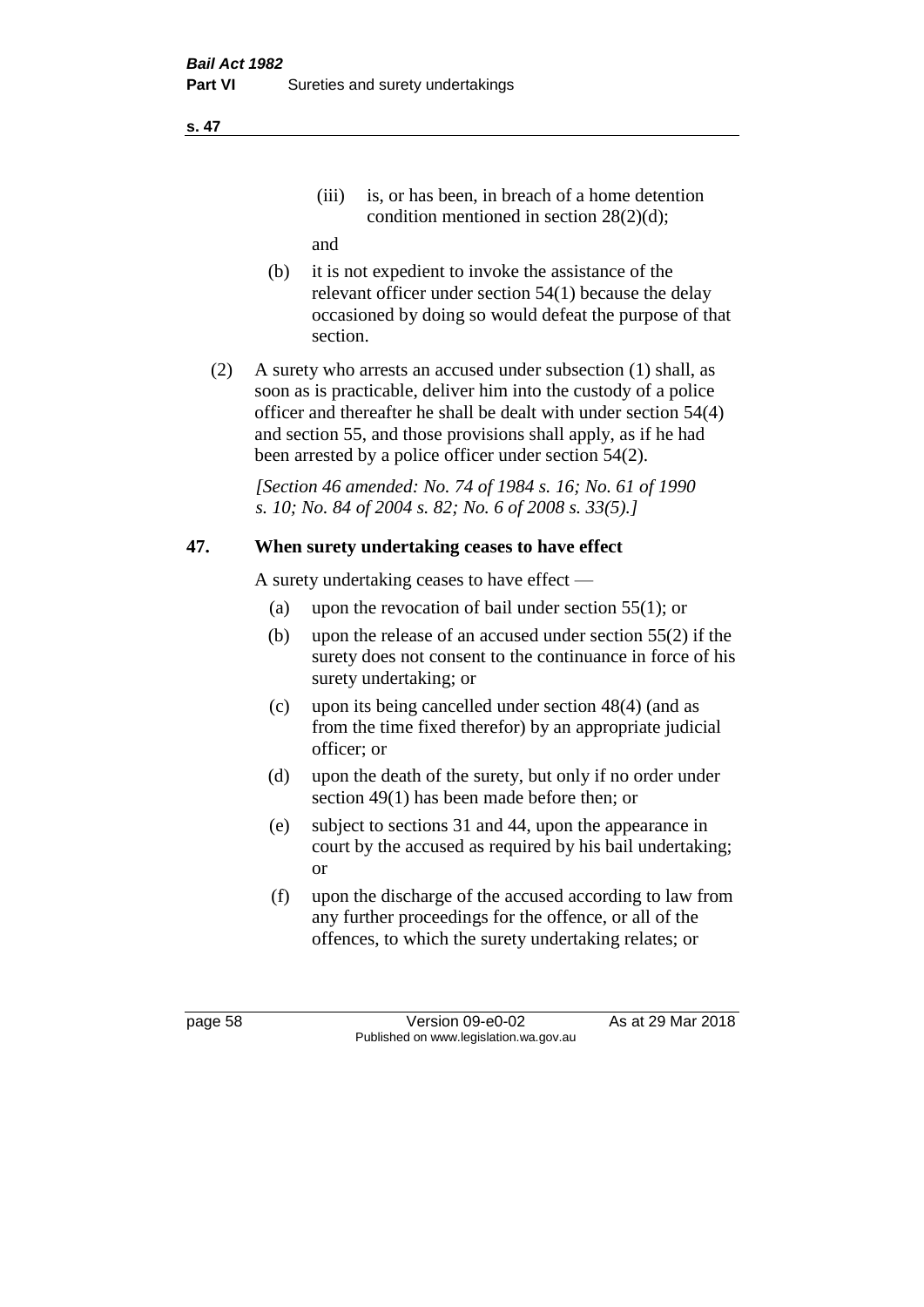(iii) is, or has been, in breach of a home detention condition mentioned in section 28(2)(d);

and

(b) it is not expedient to invoke the assistance of the relevant officer under section 54(1) because the delay occasioned by doing so would defeat the purpose of that section.

(2) A surety who arrests an accused under subsection (1) shall, as soon as is practicable, deliver him into the custody of a police officer and thereafter he shall be dealt with under section 54(4) and section 55, and those provisions shall apply, as if he had been arrested by a police officer under section 54(2).

*[Section 46 amended: No. 74 of 1984 s. 16; No. 61 of 1990 s. 10; No. 84 of 2004 s. 82; No. 6 of 2008 s. 33(5).]*

## 47. When surety undertaking ceases to have effect

A surety undertaking ceases to have effect —

(a) upon the revocation of bail under section 55(1); or

(b) upon the release of an accused under section 55(2) if the surety does not consent to the continuance in force of his surety undertaking; or

(c) upon its being cancelled under section 48(4) (and as from the time fixed therefor) by an appropriate judicial officer; or

(d) upon the death of the surety, but only if no order under section 49(1) has been made before then; or

(e) subject to sections 31 and 44, upon the appearance in court by the accused as required by his bail undertaking; or

(f) upon the discharge of the accused according to law from any further proceedings for the offence, or all of the offences, to which the surety undertaking relates; or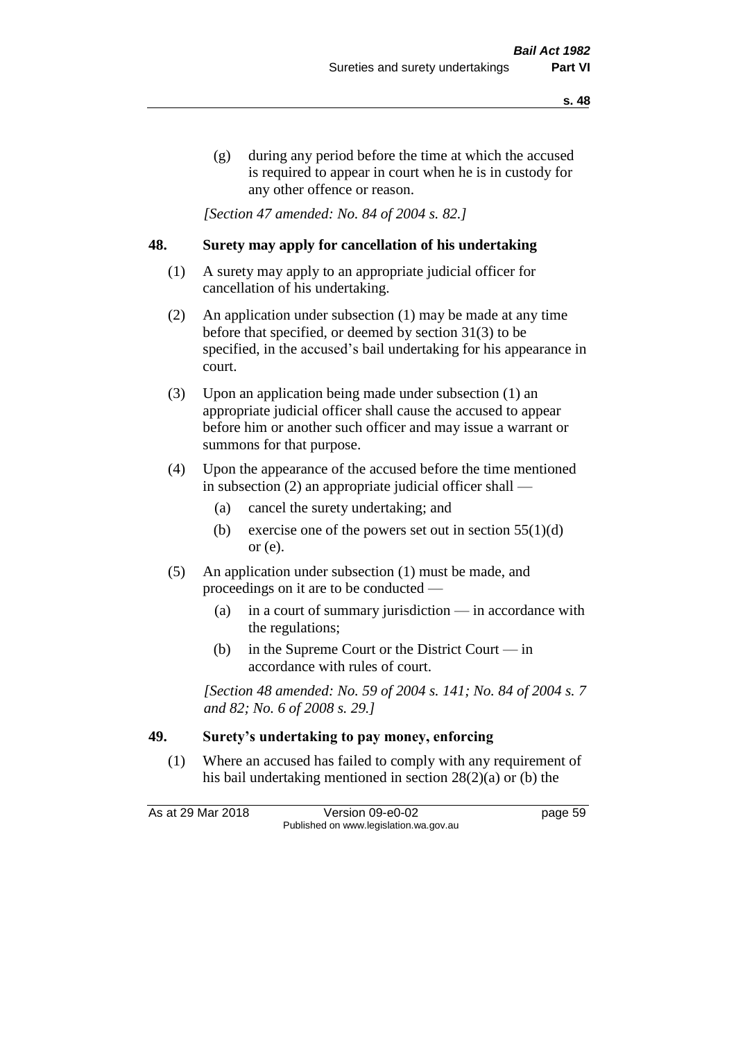(g) during any period before the time at which the accused is required to appear in court when he is in custody for any other offence or reason.

*[Section 47 amended: No. 84 of 2004 s. 82.]*

## 48. Surety may apply for cancellation of his undertaking

(1) A surety may apply to an appropriate judicial officer for cancellation of his undertaking.

(2) An application under subsection (1) may be made at any time before that specified, or deemed by section 31(3) to be specified, in the accused's bail undertaking for his appearance in court.

(3) Upon an application being made under subsection (1) an appropriate judicial officer shall cause the accused to appear before him or another such officer and may issue a warrant or summons for that purpose.

(4) Upon the appearance of the accused before the time mentioned in subsection (2) an appropriate judicial officer shall —

- (a) cancel the surety undertaking; and
- (b) exercise one of the powers set out in section 55(1)(d) or (e).

(5) An application under subsection (1) must be made, and proceedings on it are to be conducted —

- (a) in a court of summary jurisdiction — in accordance with the regulations;
- (b) in the Supreme Court or the District Court — in accordance with rules of court.

*[Section 48 amended: No. 59 of 2004 s. 141; No. 84 of 2004 s. 7 and 82; No. 6 of 2008 s. 29.]*

## 49. Surety's undertaking to pay money, enforcing

(1) Where an accused has failed to comply with any requirement of his bail undertaking mentioned in section 28(2)(a) or (b) the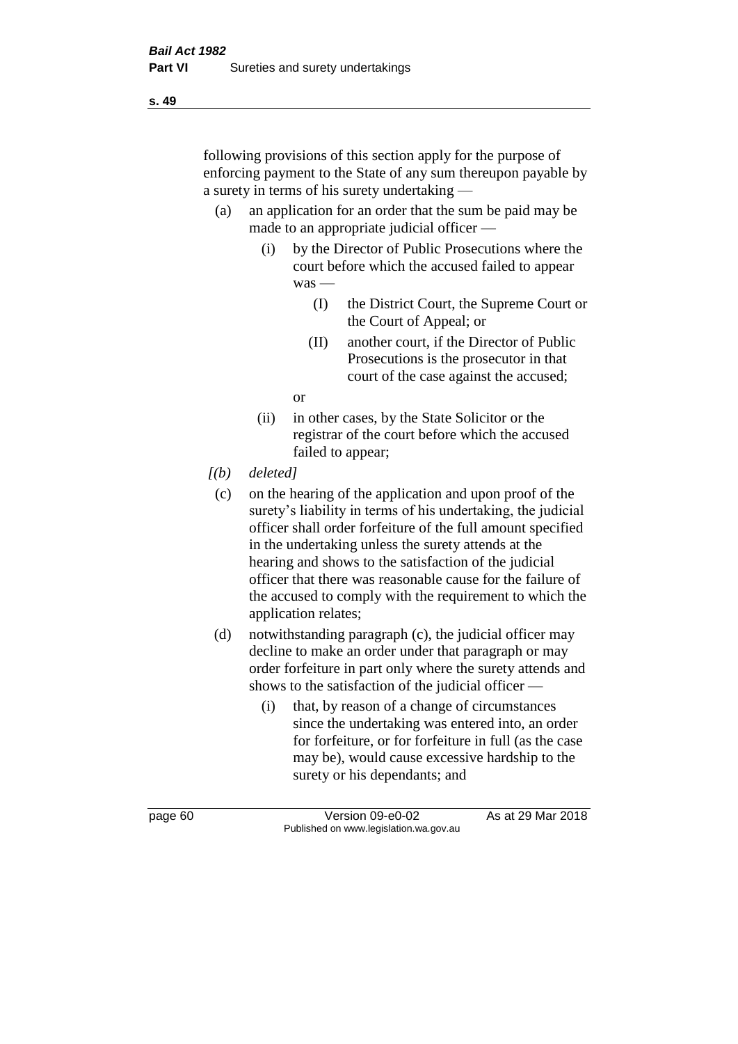following provisions of this section apply for the purpose of enforcing payment to the State of any sum thereupon payable by a surety in terms of his surety undertaking —

- (a) an application for an order that the sum be paid may be made to an appropriate judicial officer —
  - (i) by the Director of Public Prosecutions where the court before which the accused failed to appear was —
    - (I) the District Court, the Supreme Court or the Court of Appeal; or
    - (II) another court, if the Director of Public Prosecutions is the prosecutor in that court of the case against the accused;

    or
  - (ii) in other cases, by the State Solicitor or the registrar of the court before which the accused failed to appear;
- *[(b) deleted]*
- (c) on the hearing of the application and upon proof of the surety's liability in terms of his undertaking, the judicial officer shall order forfeiture of the full amount specified in the undertaking unless the surety attends at the hearing and shows to the satisfaction of the judicial officer that there was reasonable cause for the failure of the accused to comply with the requirement to which the application relates;
- (d) notwithstanding paragraph (c), the judicial officer may decline to make an order under that paragraph or may order forfeiture in part only where the surety attends and shows to the satisfaction of the judicial officer —
  - (i) that, by reason of a change of circumstances since the undertaking was entered into, an order for forfeiture, or for forfeiture in full (as the case may be), would cause excessive hardship to the surety or his dependants; and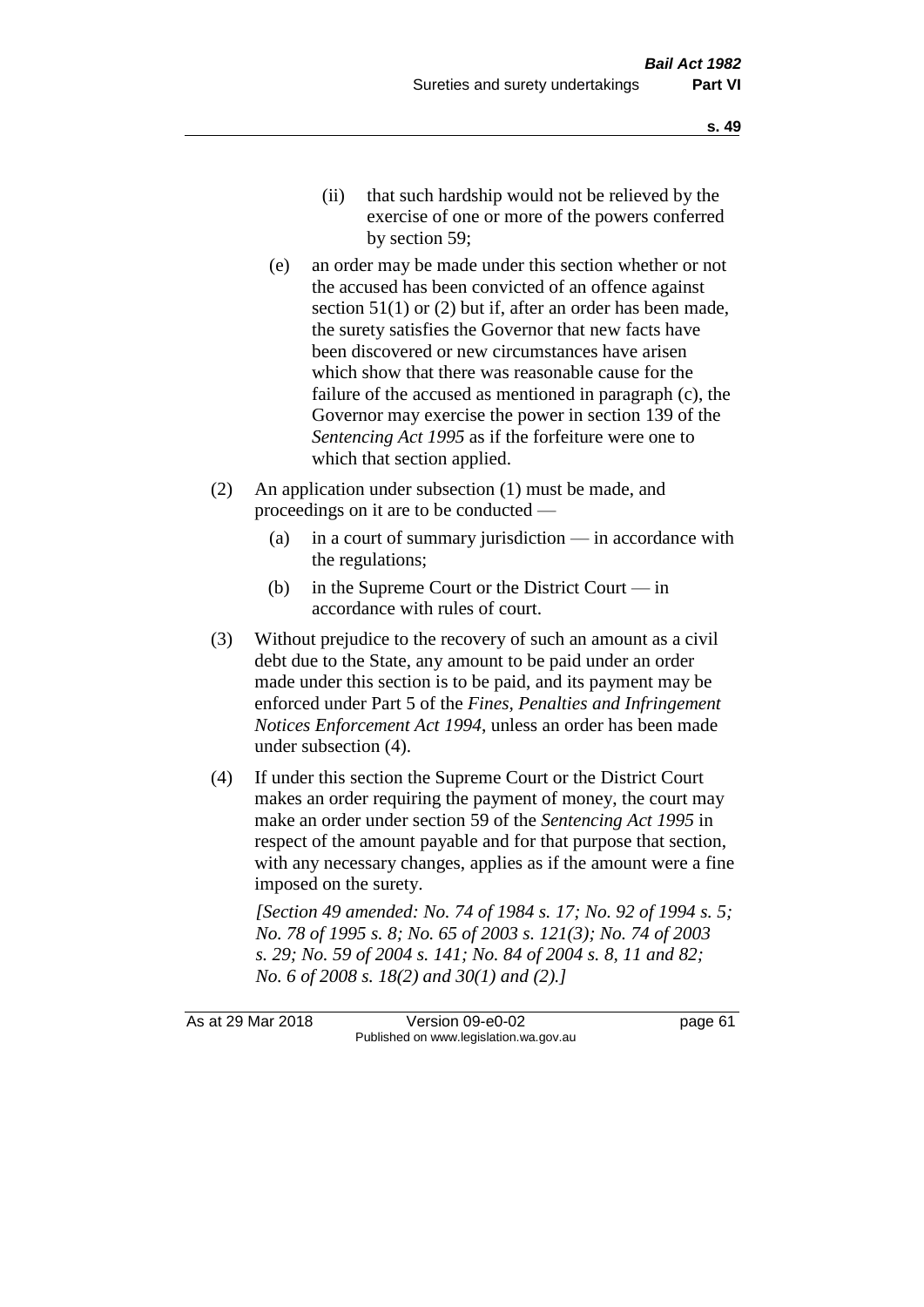(ii) that such hardship would not be relieved by the exercise of one or more of the powers conferred by section 59;

(e) an order may be made under this section whether or not the accused has been convicted of an offence against section 51(1) or (2) but if, after an order has been made, the surety satisfies the Governor that new facts have been discovered or new circumstances have arisen which show that there was reasonable cause for the failure of the accused as mentioned in paragraph (c), the Governor may exercise the power in section 139 of the *Sentencing Act 1995* as if the forfeiture were one to which that section applied.

(2) An application under subsection (1) must be made, and proceedings on it are to be conducted —

(a) in a court of summary jurisdiction — in accordance with the regulations;

(b) in the Supreme Court or the District Court — in accordance with rules of court.

(3) Without prejudice to the recovery of such an amount as a civil debt due to the State, any amount to be paid under an order made under this section is to be paid, and its payment may be enforced under Part 5 of the *Fines, Penalties and Infringement Notices Enforcement Act 1994*, unless an order has been made under subsection (4).

(4) If under this section the Supreme Court or the District Court makes an order requiring the payment of money, the court may make an order under section 59 of the *Sentencing Act 1995* in respect of the amount payable and for that purpose that section, with any necessary changes, applies as if the amount were a fine imposed on the surety.

*[Section 49 amended: No. 74 of 1984 s. 17; No. 92 of 1994 s. 5; No. 78 of 1995 s. 8; No. 65 of 2003 s. 121(3); No. 74 of 2003 s. 29; No. 59 of 2004 s. 141; No. 84 of 2004 s. 8, 11 and 82; No. 6 of 2008 s. 18(2) and 30(1) and (2).]*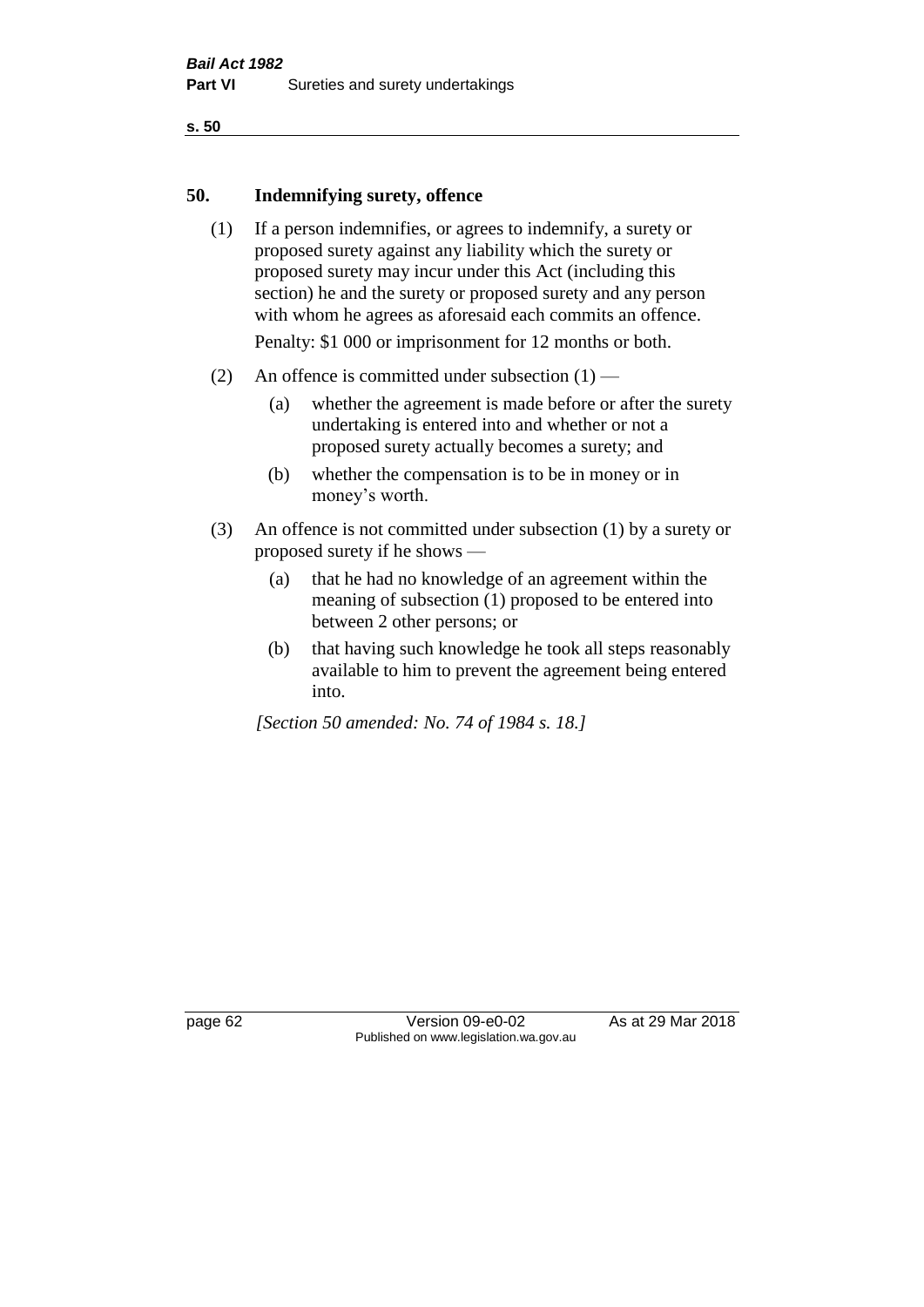## 50. Indemnifying surety, offence

(1) If a person indemnifies, or agrees to indemnify, a surety or proposed surety against any liability which the surety or proposed surety may incur under this Act (including this section) he and the surety or proposed surety and any person with whom he agrees as aforesaid each commits an offence.

Penalty: $1 000 or imprisonment for 12 months or both.

(2) An offence is committed under subsection (1) —

(a) whether the agreement is made before or after the surety undertaking is entered into and whether or not a proposed surety actually becomes a surety; and

(b) whether the compensation is to be in money or in money's worth.

(3) An offence is not committed under subsection (1) by a surety or proposed surety if he shows —

(a) that he had no knowledge of an agreement within the meaning of subsection (1) proposed to be entered into between 2 other persons; or

(b) that having such knowledge he took all steps reasonably available to him to prevent the agreement being entered into.

*[Section 50 amended: No. 74 of 1984 s. 18.]*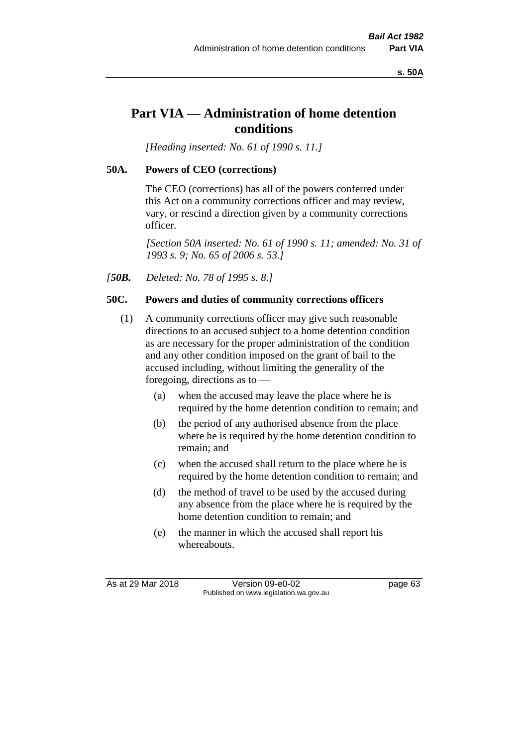# Part VIA — Administration of home detention conditions

*[Heading inserted: No. 61 of 1990 s. 11.]*

### 50A. Powers of CEO (corrections)

The CEO (corrections) has all of the powers conferred under this Act on a community corrections officer and may review, vary, or rescind a direction given by a community corrections officer.

*[Section 50A inserted: No. 61 of 1990 s. 11; amended: No. 31 of 1993 s. 9; No. 65 of 2006 s. 53.]*

*[**50B.** Deleted: No. 78 of 1995 s. 8.]*

### 50C. Powers and duties of community corrections officers

(1) A community corrections officer may give such reasonable directions to an accused subject to a home detention condition as are necessary for the proper administration of the condition and any other condition imposed on the grant of bail to the accused including, without limiting the generality of the foregoing, directions as to —

- (a) when the accused may leave the place where he is required by the home detention condition to remain; and
- (b) the period of any authorised absence from the place where he is required by the home detention condition to remain; and
- (c) when the accused shall return to the place where he is required by the home detention condition to remain; and
- (d) the method of travel to be used by the accused during any absence from the place where he is required by the home detention condition to remain; and
- (e) the manner in which the accused shall report his whereabouts.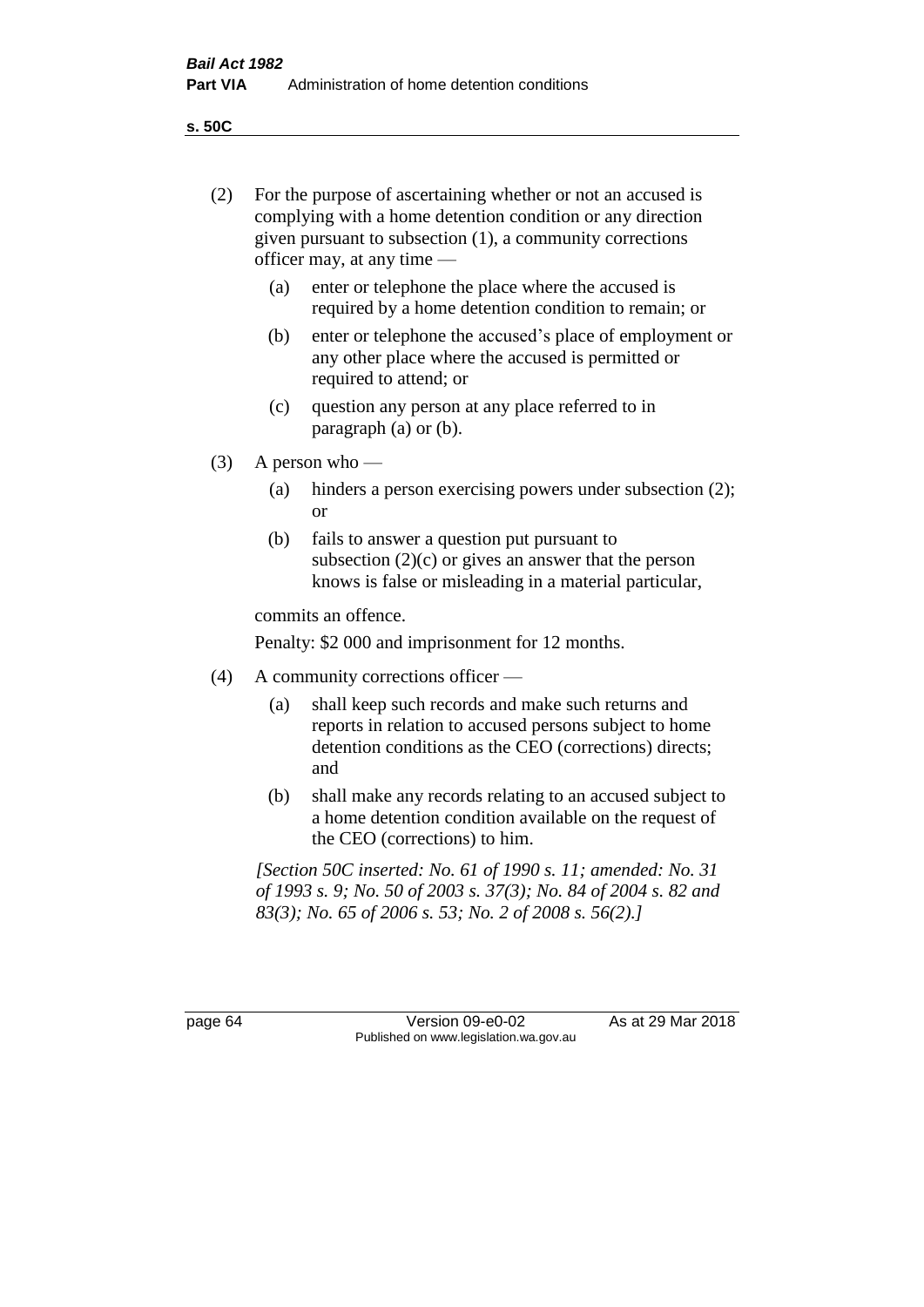(2) For the purpose of ascertaining whether or not an accused is complying with a home detention condition or any direction given pursuant to subsection (1), a community corrections officer may, at any time —

  (a) enter or telephone the place where the accused is required by a home detention condition to remain; or

  (b) enter or telephone the accused's place of employment or any other place where the accused is permitted or required to attend; or

  (c) question any person at any place referred to in paragraph (a) or (b).

(3) A person who —

  (a) hinders a person exercising powers under subsection (2); or

  (b) fails to answer a question put pursuant to subsection (2)(c) or gives an answer that the person knows is false or misleading in a material particular,

commits an offence.

Penalty: $2 000 and imprisonment for 12 months.

(4) A community corrections officer —

  (a) shall keep such records and make such returns and reports in relation to accused persons subject to home detention conditions as the CEO (corrections) directs; and

  (b) shall make any records relating to an accused subject to a home detention condition available on the request of the CEO (corrections) to him.

*[Section 50C inserted: No. 61 of 1990 s. 11; amended: No. 31 of 1993 s. 9; No. 50 of 2003 s. 37(3); No. 84 of 2004 s. 82 and 83(3); No. 65 of 2006 s. 53; No. 2 of 2008 s. 56(2).]*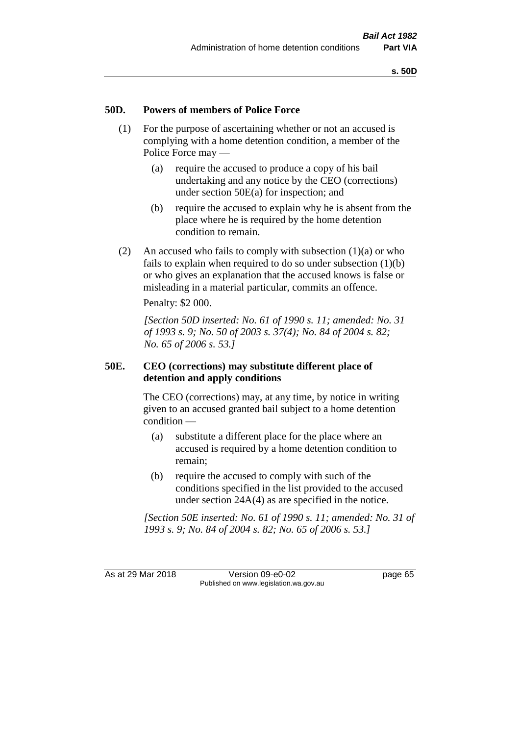### 50D. Powers of members of Police Force

(1) For the purpose of ascertaining whether or not an accused is complying with a home detention condition, a member of the Police Force may —

(a) require the accused to produce a copy of his bail undertaking and any notice by the CEO (corrections) under section 50E(a) for inspection; and

(b) require the accused to explain why he is absent from the place where he is required by the home detention condition to remain.

(2) An accused who fails to comply with subsection (1)(a) or who fails to explain when required to do so under subsection (1)(b) or who gives an explanation that the accused knows is false or misleading in a material particular, commits an offence.

Penalty: $2 000.

*[Section 50D inserted: No. 61 of 1990 s. 11; amended: No. 31 of 1993 s. 9; No. 50 of 2003 s. 37(4); No. 84 of 2004 s. 82; No. 65 of 2006 s. 53.]*

### 50E. CEO (corrections) may substitute different place of detention and apply conditions

The CEO (corrections) may, at any time, by notice in writing given to an accused granted bail subject to a home detention condition —

(a) substitute a different place for the place where an accused is required by a home detention condition to remain;

(b) require the accused to comply with such of the conditions specified in the list provided to the accused under section 24A(4) as are specified in the notice.

*[Section 50E inserted: No. 61 of 1990 s. 11; amended: No. 31 of 1993 s. 9; No. 84 of 2004 s. 82; No. 65 of 2006 s. 53.]*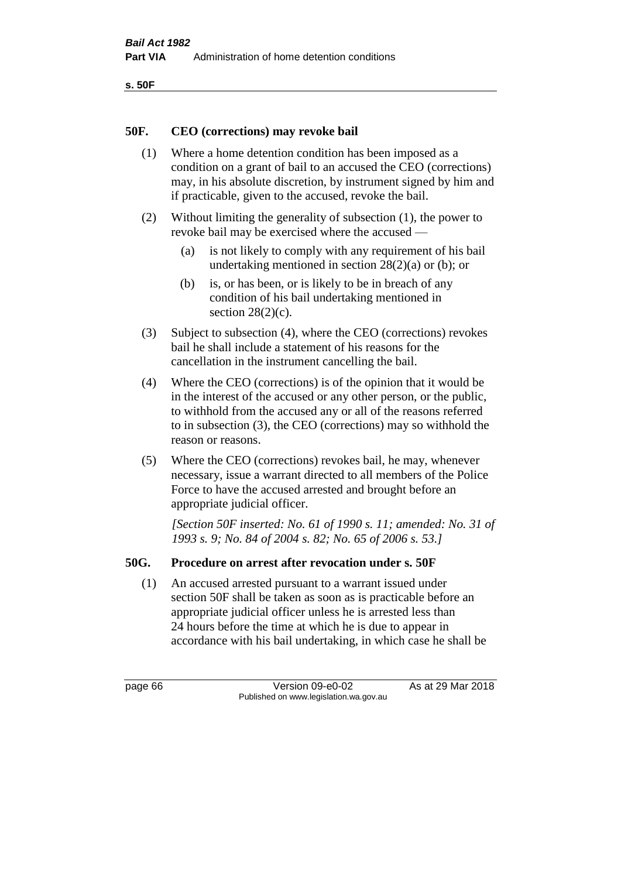## 50F. CEO (corrections) may revoke bail

(1) Where a home detention condition has been imposed as a condition on a grant of bail to an accused the CEO (corrections) may, in his absolute discretion, by instrument signed by him and if practicable, given to the accused, revoke the bail.

(2) Without limiting the generality of subsection (1), the power to revoke bail may be exercised where the accused —

(a) is not likely to comply with any requirement of his bail undertaking mentioned in section 28(2)(a) or (b); or

(b) is, or has been, or is likely to be in breach of any condition of his bail undertaking mentioned in section 28(2)(c).

(3) Subject to subsection (4), where the CEO (corrections) revokes bail he shall include a statement of his reasons for the cancellation in the instrument cancelling the bail.

(4) Where the CEO (corrections) is of the opinion that it would be in the interest of the accused or any other person, or the public, to withhold from the accused any or all of the reasons referred to in subsection (3), the CEO (corrections) may so withhold the reason or reasons.

(5) Where the CEO (corrections) revokes bail, he may, whenever necessary, issue a warrant directed to all members of the Police Force to have the accused arrested and brought before an appropriate judicial officer.

*[Section 50F inserted: No. 61 of 1990 s. 11; amended: No. 31 of 1993 s. 9; No. 84 of 2004 s. 82; No. 65 of 2006 s. 53.]*

## 50G. Procedure on arrest after revocation under s. 50F

(1) An accused arrested pursuant to a warrant issued under section 50F shall be taken as soon as is practicable before an appropriate judicial officer unless he is arrested less than 24 hours before the time at which he is due to appear in accordance with his bail undertaking, in which case he shall be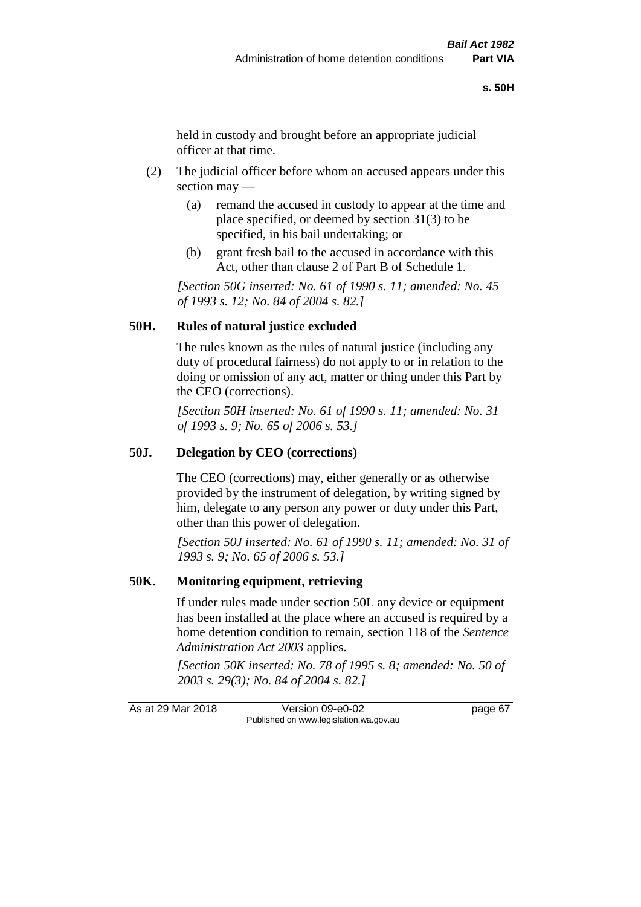held in custody and brought before an appropriate judicial officer at that time.

(2) The judicial officer before whom an accused appears under this section may —

(a) remand the accused in custody to appear at the time and place specified, or deemed by section 31(3) to be specified, in his bail undertaking; or

(b) grant fresh bail to the accused in accordance with this Act, other than clause 2 of Part B of Schedule 1.

*[Section 50G inserted: No. 61 of 1990 s. 11; amended: No. 45 of 1993 s. 12; No. 84 of 2004 s. 82.]*

### 50H. Rules of natural justice excluded

The rules known as the rules of natural justice (including any duty of procedural fairness) do not apply to or in relation to the doing or omission of any act, matter or thing under this Part by the CEO (corrections).

*[Section 50H inserted: No. 61 of 1990 s. 11; amended: No. 31 of 1993 s. 9; No. 65 of 2006 s. 53.]*

### 50J. Delegation by CEO (corrections)

The CEO (corrections) may, either generally or as otherwise provided by the instrument of delegation, by writing signed by him, delegate to any person any power or duty under this Part, other than this power of delegation.

*[Section 50J inserted: No. 61 of 1990 s. 11; amended: No. 31 of 1993 s. 9; No. 65 of 2006 s. 53.]*

### 50K. Monitoring equipment, retrieving

If under rules made under section 50L any device or equipment has been installed at the place where an accused is required by a home detention condition to remain, section 118 of the *Sentence Administration Act 2003* applies.

*[Section 50K inserted: No. 78 of 1995 s. 8; amended: No. 50 of 2003 s. 29(3); No. 84 of 2004 s. 82.]*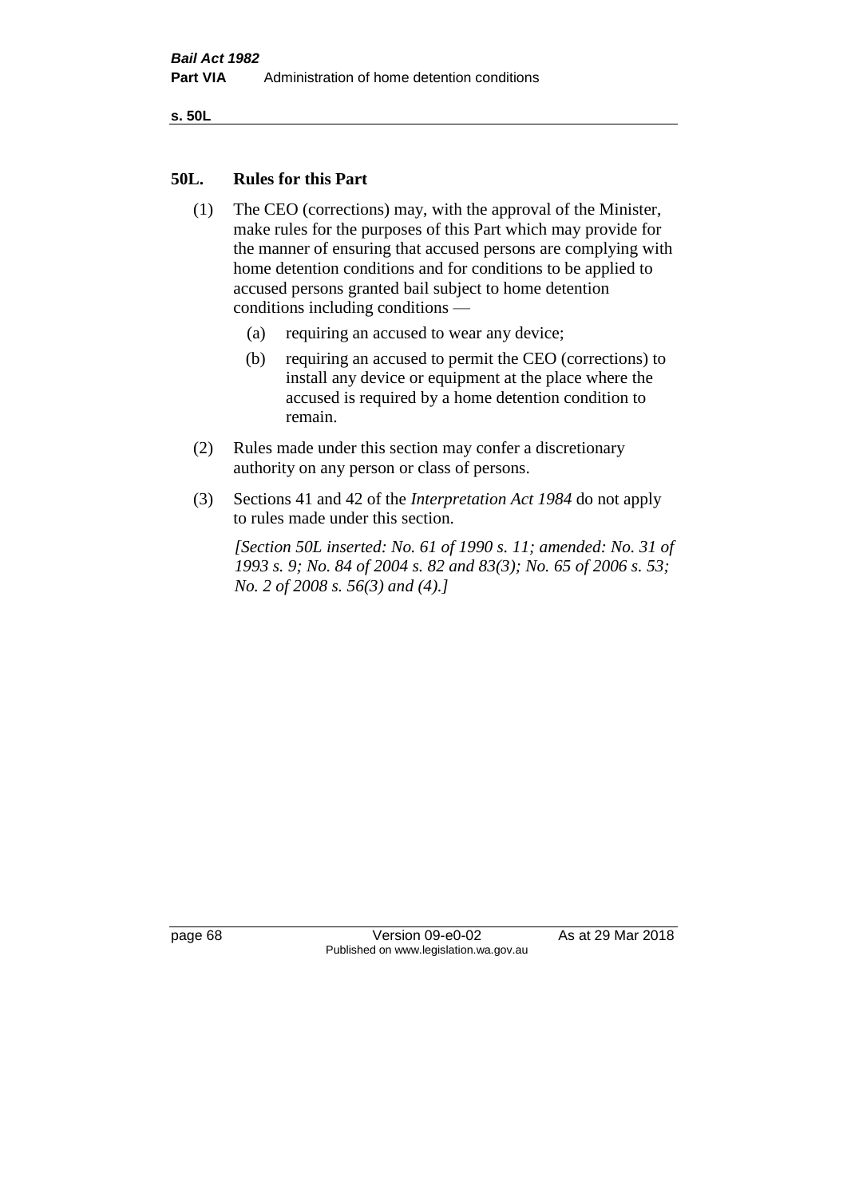## 50L. Rules for this Part

(1) The CEO (corrections) may, with the approval of the Minister, make rules for the purposes of this Part which may provide for the manner of ensuring that accused persons are complying with home detention conditions and for conditions to be applied to accused persons granted bail subject to home detention conditions including conditions —

(a) requiring an accused to wear any device;

(b) requiring an accused to permit the CEO (corrections) to install any device or equipment at the place where the accused is required by a home detention condition to remain.

(2) Rules made under this section may confer a discretionary authority on any person or class of persons.

(3) Sections 41 and 42 of the *Interpretation Act 1984* do not apply to rules made under this section.

*[Section 50L inserted: No. 61 of 1990 s. 11; amended: No. 31 of 1993 s. 9; No. 84 of 2004 s. 82 and 83(3); No. 65 of 2006 s. 53; No. 2 of 2008 s. 56(3) and (4).]*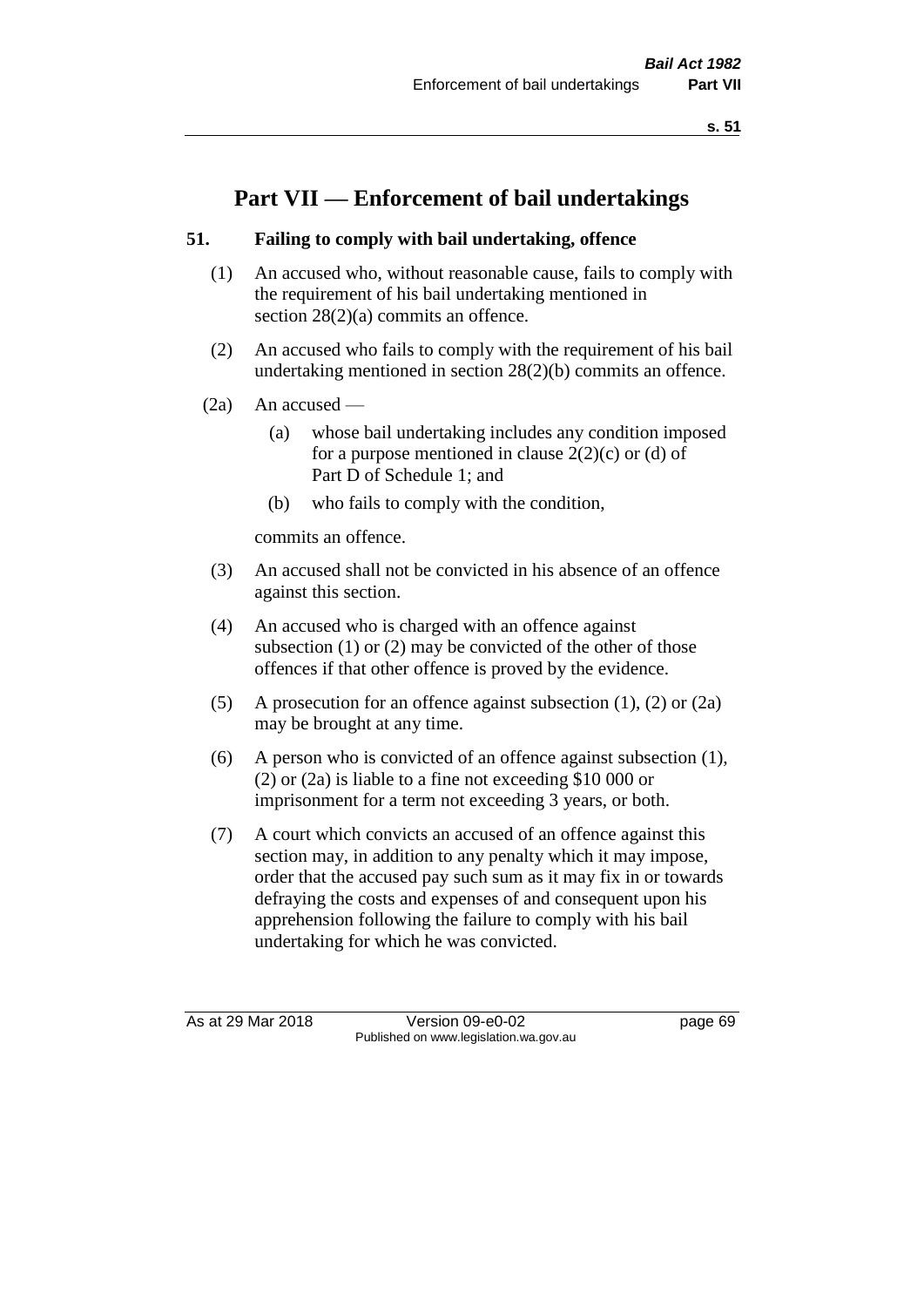# Part VII — Enforcement of bail undertakings

## 51. Failing to comply with bail undertaking, offence

(1) An accused who, without reasonable cause, fails to comply with the requirement of his bail undertaking mentioned in section 28(2)(a) commits an offence.

(2) An accused who fails to comply with the requirement of his bail undertaking mentioned in section 28(2)(b) commits an offence.

(2a) An accused —

(a) whose bail undertaking includes any condition imposed for a purpose mentioned in clause 2(2)(c) or (d) of Part D of Schedule 1; and

(b) who fails to comply with the condition,

commits an offence.

(3) An accused shall not be convicted in his absence of an offence against this section.

(4) An accused who is charged with an offence against subsection (1) or (2) may be convicted of the other of those offences if that other offence is proved by the evidence.

(5) A prosecution for an offence against subsection (1), (2) or (2a) may be brought at any time.

(6) A person who is convicted of an offence against subsection (1), (2) or (2a) is liable to a fine not exceeding $10 000 or imprisonment for a term not exceeding 3 years, or both.

(7) A court which convicts an accused of an offence against this section may, in addition to any penalty which it may impose, order that the accused pay such sum as it may fix in or towards defraying the costs and expenses of and consequent upon his apprehension following the failure to comply with his bail undertaking for which he was convicted.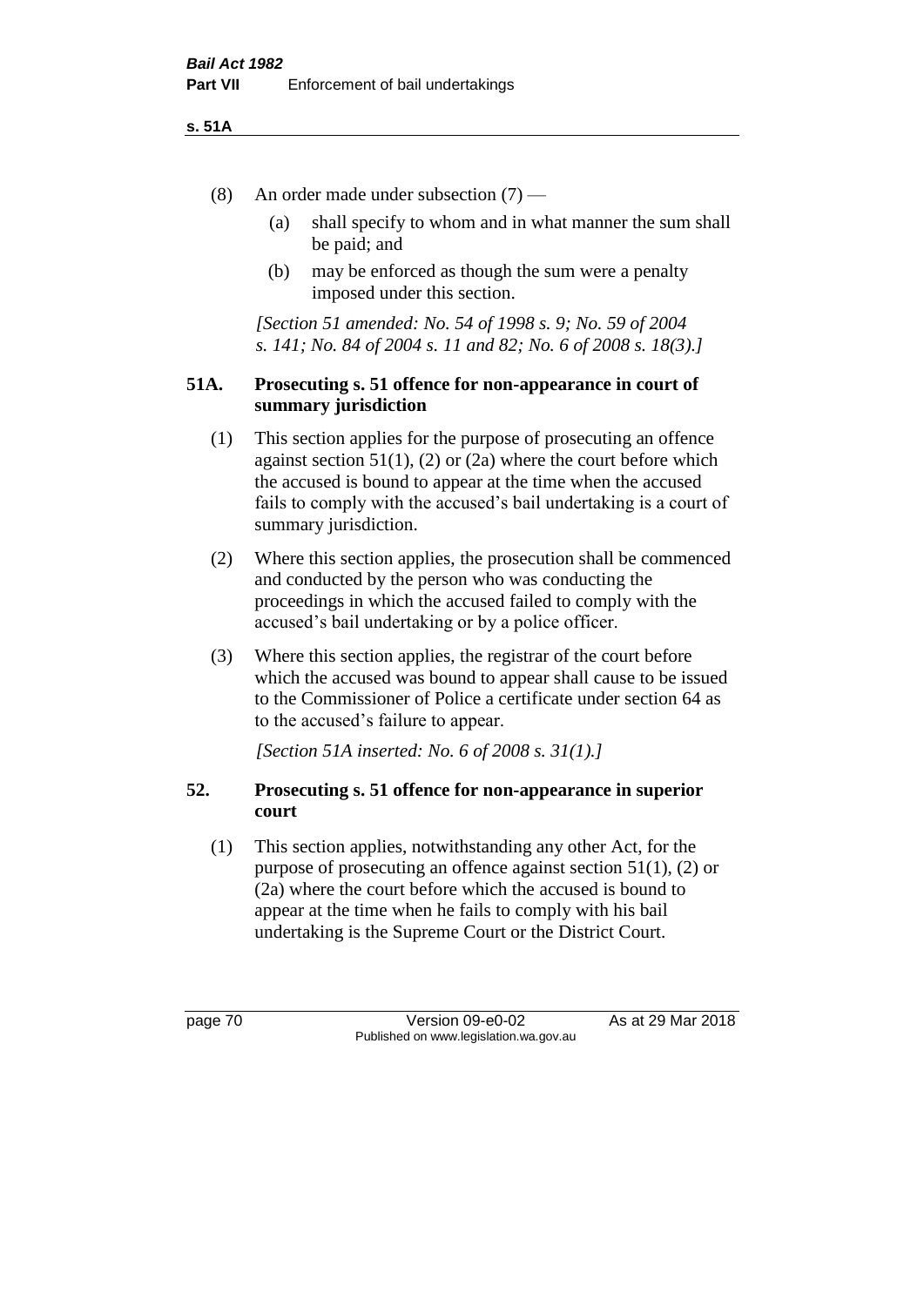(8) An order made under subsection (7) —

   (a) shall specify to whom and in what manner the sum shall be paid; and

   (b) may be enforced as though the sum were a penalty imposed under this section.

*[Section 51 amended: No. 54 of 1998 s. 9; No. 59 of 2004 s. 141; No. 84 of 2004 s. 11 and 82; No. 6 of 2008 s. 18(3).]*

### 51A. Prosecuting s. 51 offence for non-appearance in court of summary jurisdiction

(1) This section applies for the purpose of prosecuting an offence against section 51(1), (2) or (2a) where the court before which the accused is bound to appear at the time when the accused fails to comply with the accused's bail undertaking is a court of summary jurisdiction.

(2) Where this section applies, the prosecution shall be commenced and conducted by the person who was conducting the proceedings in which the accused failed to comply with the accused's bail undertaking or by a police officer.

(3) Where this section applies, the registrar of the court before which the accused was bound to appear shall cause to be issued to the Commissioner of Police a certificate under section 64 as to the accused's failure to appear.

*[Section 51A inserted: No. 6 of 2008 s. 31(1).]*

### 52. Prosecuting s. 51 offence for non-appearance in superior court

(1) This section applies, notwithstanding any other Act, for the purpose of prosecuting an offence against section 51(1), (2) or (2a) where the court before which the accused is bound to appear at the time when he fails to comply with his bail undertaking is the Supreme Court or the District Court.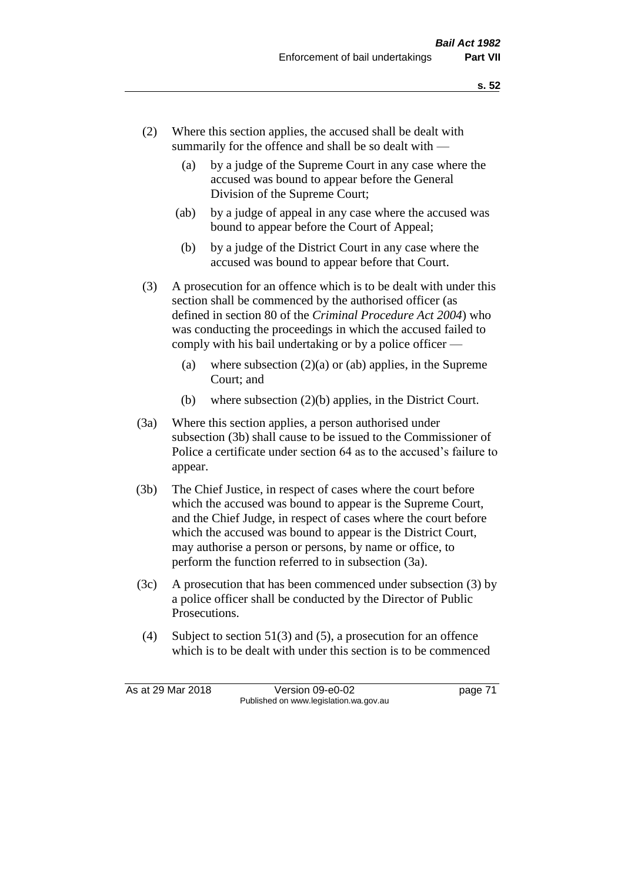(2) Where this section applies, the accused shall be dealt with summarily for the offence and shall be so dealt with —

   (a) by a judge of the Supreme Court in any case where the accused was bound to appear before the General Division of the Supreme Court;

   (ab) by a judge of appeal in any case where the accused was bound to appear before the Court of Appeal;

   (b) by a judge of the District Court in any case where the accused was bound to appear before that Court.

(3) A prosecution for an offence which is to be dealt with under this section shall be commenced by the authorised officer (as defined in section 80 of the *Criminal Procedure Act 2004*) who was conducting the proceedings in which the accused failed to comply with his bail undertaking or by a police officer —

   (a) where subsection (2)(a) or (ab) applies, in the Supreme Court; and

   (b) where subsection (2)(b) applies, in the District Court.

(3a) Where this section applies, a person authorised under subsection (3b) shall cause to be issued to the Commissioner of Police a certificate under section 64 as to the accused's failure to appear.

(3b) The Chief Justice, in respect of cases where the court before which the accused was bound to appear is the Supreme Court, and the Chief Judge, in respect of cases where the court before which the accused was bound to appear is the District Court, may authorise a person or persons, by name or office, to perform the function referred to in subsection (3a).

(3c) A prosecution that has been commenced under subsection (3) by a police officer shall be conducted by the Director of Public Prosecutions.

(4) Subject to section 51(3) and (5), a prosecution for an offence which is to be dealt with under this section is to be commenced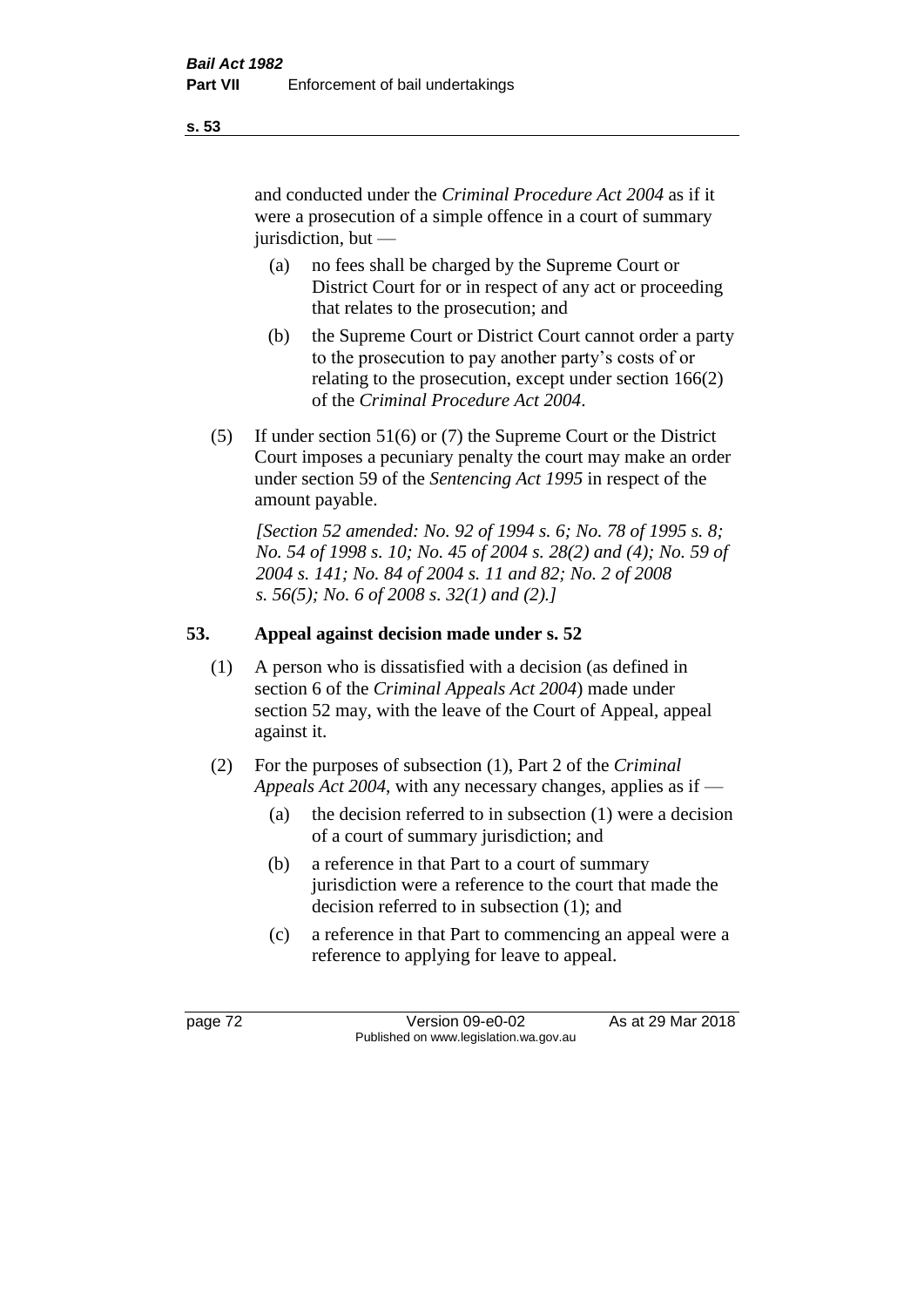and conducted under the *Criminal Procedure Act 2004* as if it were a prosecution of a simple offence in a court of summary jurisdiction, but —

(a) no fees shall be charged by the Supreme Court or District Court for or in respect of any act or proceeding that relates to the prosecution; and

(b) the Supreme Court or District Court cannot order a party to the prosecution to pay another party's costs of or relating to the prosecution, except under section 166(2) of the *Criminal Procedure Act 2004*.

(5) If under section 51(6) or (7) the Supreme Court or the District Court imposes a pecuniary penalty the court may make an order under section 59 of the *Sentencing Act 1995* in respect of the amount payable.

*[Section 52 amended: No. 92 of 1994 s. 6; No. 78 of 1995 s. 8; No. 54 of 1998 s. 10; No. 45 of 2004 s. 28(2) and (4); No. 59 of 2004 s. 141; No. 84 of 2004 s. 11 and 82; No. 2 of 2008 s. 56(5); No. 6 of 2008 s. 32(1) and (2).]*

## 53. Appeal against decision made under s. 52

(1) A person who is dissatisfied with a decision (as defined in section 6 of the *Criminal Appeals Act 2004*) made under section 52 may, with the leave of the Court of Appeal, appeal against it.

(2) For the purposes of subsection (1), Part 2 of the *Criminal Appeals Act 2004*, with any necessary changes, applies as if —

(a) the decision referred to in subsection (1) were a decision of a court of summary jurisdiction; and

(b) a reference in that Part to a court of summary jurisdiction were a reference to the court that made the decision referred to in subsection (1); and

(c) a reference in that Part to commencing an appeal were a reference to applying for leave to appeal.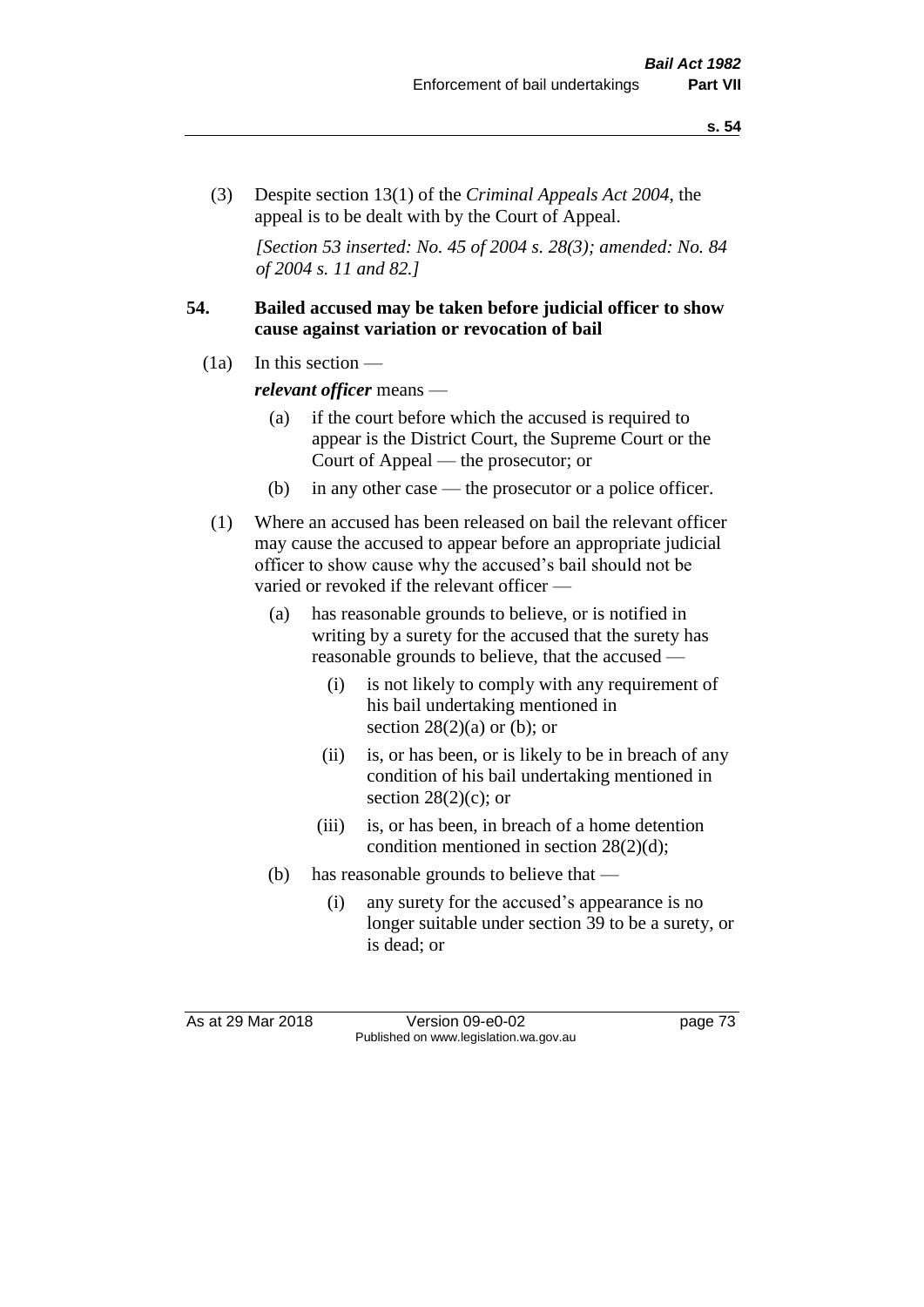(3) Despite section 13(1) of the *Criminal Appeals Act 2004*, the appeal is to be dealt with by the Court of Appeal.

*[Section 53 inserted: No. 45 of 2004 s. 28(3); amended: No. 84 of 2004 s. 11 and 82.]*

**54. Bailed accused may be taken before judicial officer to show cause against variation or revocation of bail**

(1a) In this section —

***relevant officer*** means —

(a) if the court before which the accused is required to appear is the District Court, the Supreme Court or the Court of Appeal — the prosecutor; or

(b) in any other case — the prosecutor or a police officer.

(1) Where an accused has been released on bail the relevant officer may cause the accused to appear before an appropriate judicial officer to show cause why the accused's bail should not be varied or revoked if the relevant officer —

(a) has reasonable grounds to believe, or is notified in writing by a surety for the accused that the surety has reasonable grounds to believe, that the accused —

(i) is not likely to comply with any requirement of his bail undertaking mentioned in section 28(2)(a) or (b); or

(ii) is, or has been, or is likely to be in breach of any condition of his bail undertaking mentioned in section 28(2)(c); or

(iii) is, or has been, in breach of a home detention condition mentioned in section 28(2)(d);

(b) has reasonable grounds to believe that —

(i) any surety for the accused's appearance is no longer suitable under section 39 to be a surety, or is dead; or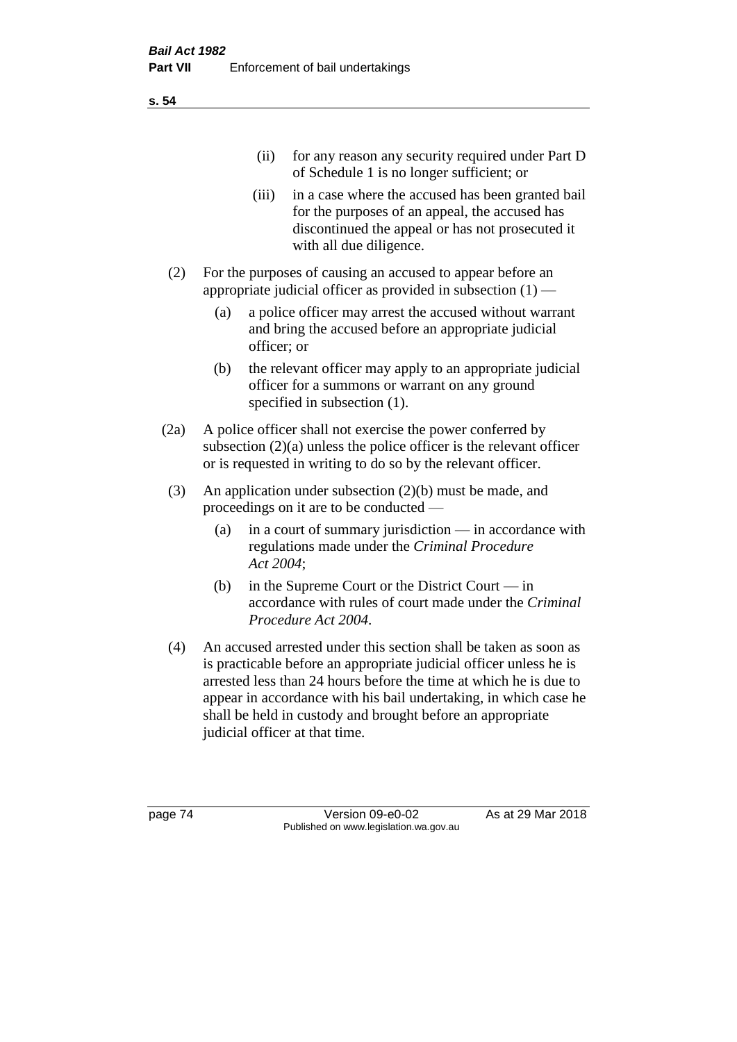(ii) for any reason any security required under Part D of Schedule 1 is no longer sufficient; or

(iii) in a case where the accused has been granted bail for the purposes of an appeal, the accused has discontinued the appeal or has not prosecuted it with all due diligence.

(2) For the purposes of causing an accused to appear before an appropriate judicial officer as provided in subsection (1) —

(a) a police officer may arrest the accused without warrant and bring the accused before an appropriate judicial officer; or

(b) the relevant officer may apply to an appropriate judicial officer for a summons or warrant on any ground specified in subsection (1).

(2a) A police officer shall not exercise the power conferred by subsection (2)(a) unless the police officer is the relevant officer or is requested in writing to do so by the relevant officer.

(3) An application under subsection (2)(b) must be made, and proceedings on it are to be conducted —

(a) in a court of summary jurisdiction — in accordance with regulations made under the *Criminal Procedure Act 2004*;

(b) in the Supreme Court or the District Court — in accordance with rules of court made under the *Criminal Procedure Act 2004*.

(4) An accused arrested under this section shall be taken as soon as is practicable before an appropriate judicial officer unless he is arrested less than 24 hours before the time at which he is due to appear in accordance with his bail undertaking, in which case he shall be held in custody and brought before an appropriate judicial officer at that time.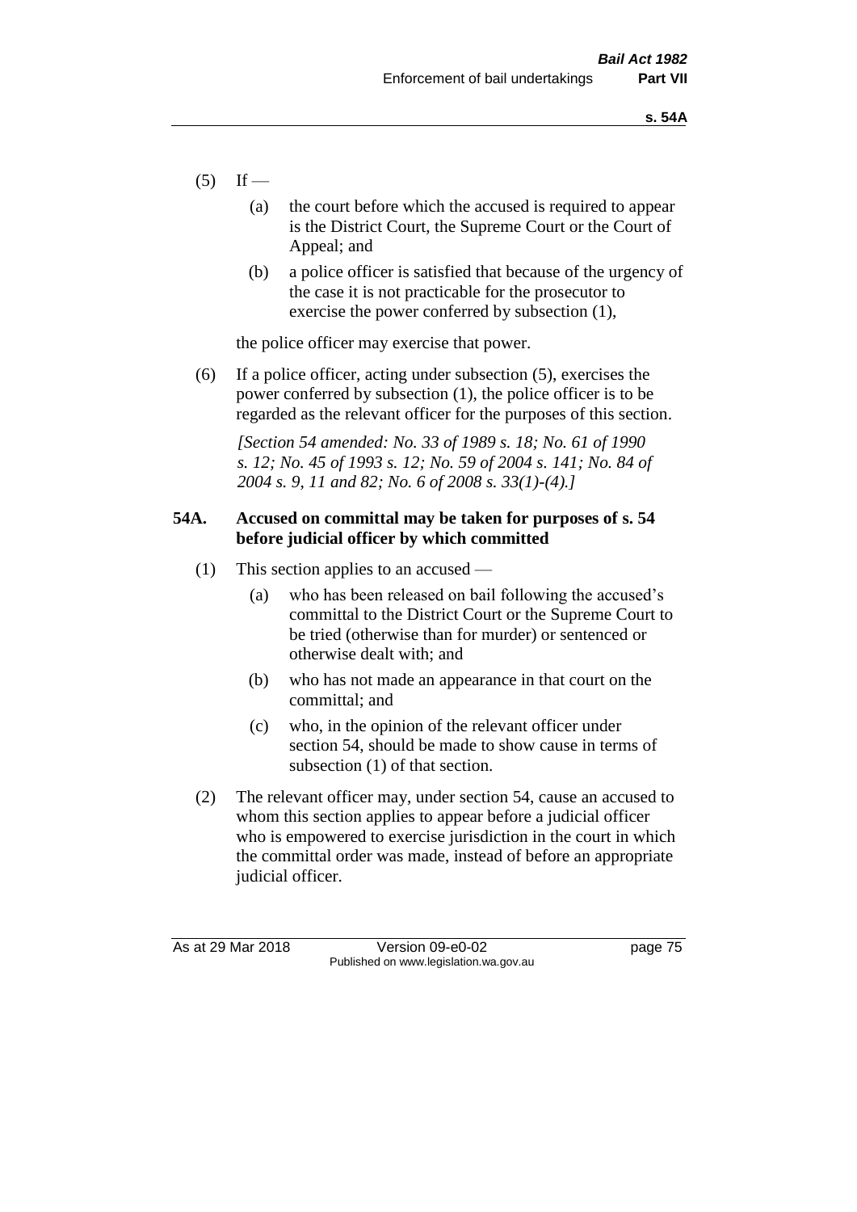(5) If —

(a) the court before which the accused is required to appear is the District Court, the Supreme Court or the Court of Appeal; and

(b) a police officer is satisfied that because of the urgency of the case it is not practicable for the prosecutor to exercise the power conferred by subsection (1),

the police officer may exercise that power.

(6) If a police officer, acting under subsection (5), exercises the power conferred by subsection (1), the police officer is to be regarded as the relevant officer for the purposes of this section.

*[Section 54 amended: No. 33 of 1989 s. 18; No. 61 of 1990 s. 12; No. 45 of 1993 s. 12; No. 59 of 2004 s. 141; No. 84 of 2004 s. 9, 11 and 82; No. 6 of 2008 s. 33(1)-(4).]*

### 54A. Accused on committal may be taken for purposes of s. 54 before judicial officer by which committed

(1) This section applies to an accused —

(a) who has been released on bail following the accused's committal to the District Court or the Supreme Court to be tried (otherwise than for murder) or sentenced or otherwise dealt with; and

(b) who has not made an appearance in that court on the committal; and

(c) who, in the opinion of the relevant officer under section 54, should be made to show cause in terms of subsection (1) of that section.

(2) The relevant officer may, under section 54, cause an accused to whom this section applies to appear before a judicial officer who is empowered to exercise jurisdiction in the court in which the committal order was made, instead of before an appropriate judicial officer.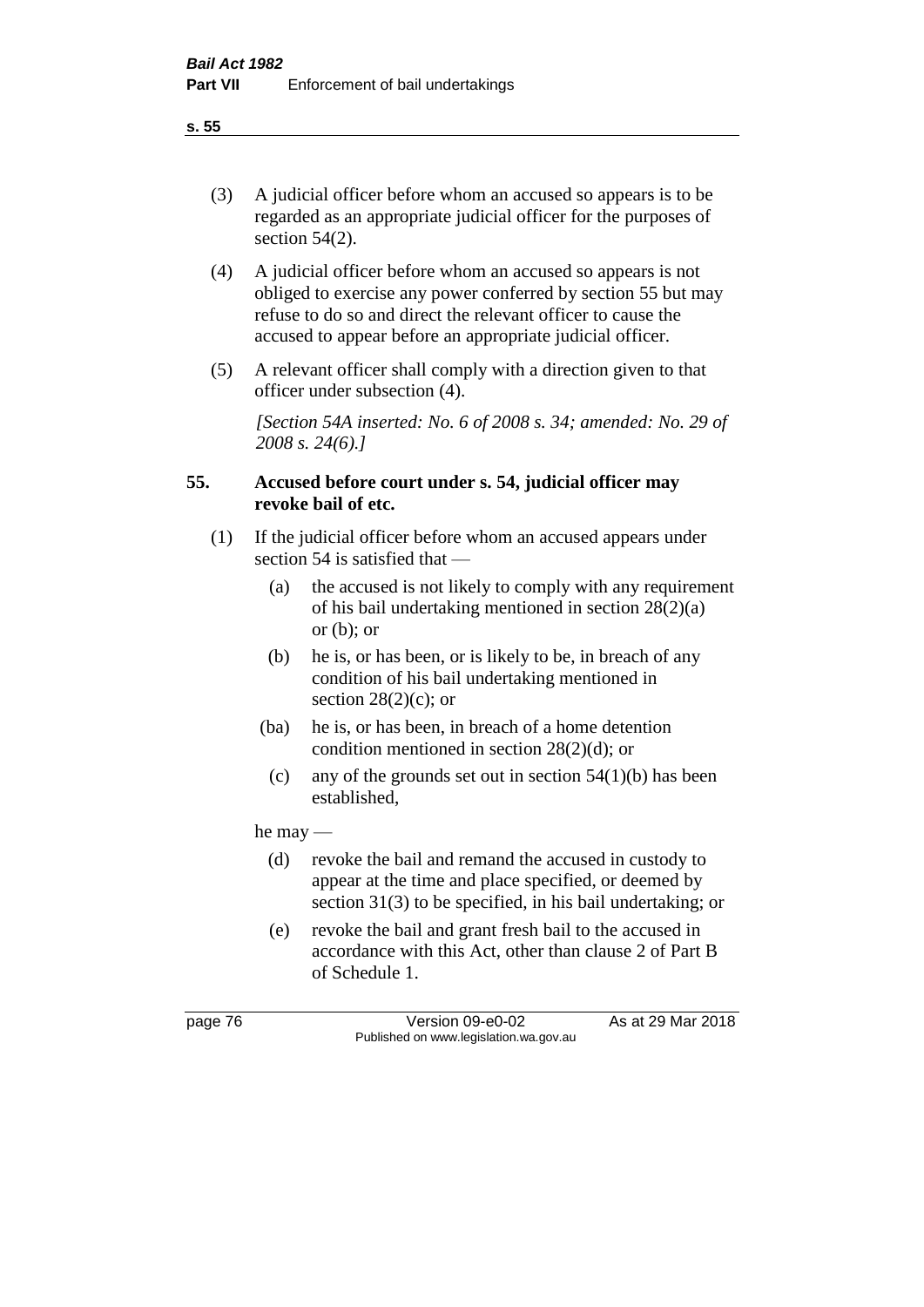(3) A judicial officer before whom an accused so appears is to be regarded as an appropriate judicial officer for the purposes of section 54(2).

(4) A judicial officer before whom an accused so appears is not obliged to exercise any power conferred by section 55 but may refuse to do so and direct the relevant officer to cause the accused to appear before an appropriate judicial officer.

(5) A relevant officer shall comply with a direction given to that officer under subsection (4).

*[Section 54A inserted: No. 6 of 2008 s. 34; amended: No. 29 of 2008 s. 24(6).]*

### 55. Accused before court under s. 54, judicial officer may revoke bail of etc.

(1) If the judicial officer before whom an accused appears under section 54 is satisfied that —

- (a) the accused is not likely to comply with any requirement of his bail undertaking mentioned in section 28(2)(a) or (b); or
- (b) he is, or has been, or is likely to be, in breach of any condition of his bail undertaking mentioned in section 28(2)(c); or
- (ba) he is, or has been, in breach of a home detention condition mentioned in section 28(2)(d); or
- (c) any of the grounds set out in section 54(1)(b) has been established,

he may —

- (d) revoke the bail and remand the accused in custody to appear at the time and place specified, or deemed by section 31(3) to be specified, in his bail undertaking; or
- (e) revoke the bail and grant fresh bail to the accused in accordance with this Act, other than clause 2 of Part B of Schedule 1.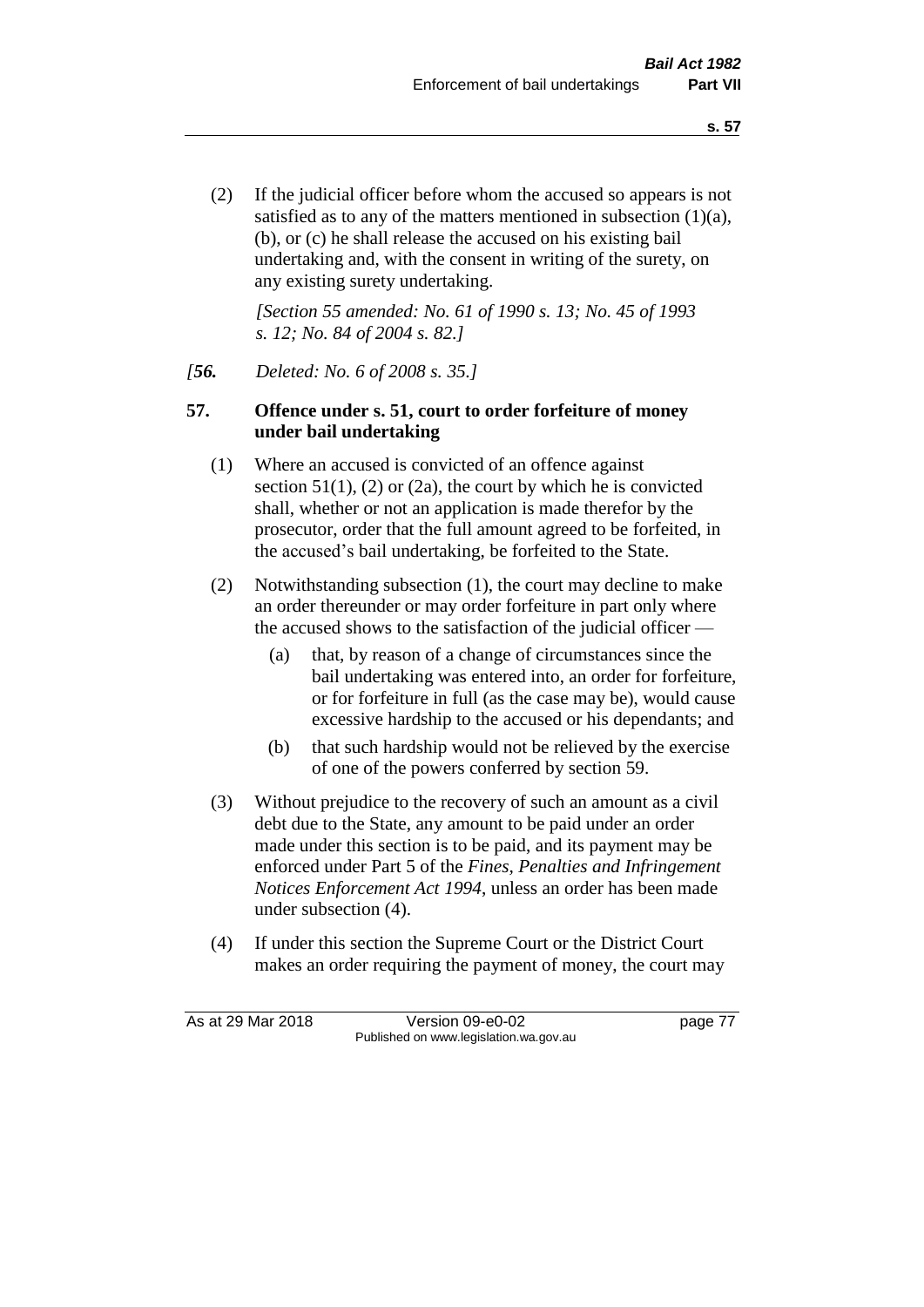(2) If the judicial officer before whom the accused so appears is not satisfied as to any of the matters mentioned in subsection (1)(a), (b), or (c) he shall release the accused on his existing bail undertaking and, with the consent in writing of the surety, on any existing surety undertaking.

*[Section 55 amended: No. 61 of 1990 s. 13; No. 45 of 1993 s. 12; No. 84 of 2004 s. 82.]*

*[**56.** Deleted: No. 6 of 2008 s. 35.]*

**57. Offence under s. 51, court to order forfeiture of money under bail undertaking**

(1) Where an accused is convicted of an offence against section 51(1), (2) or (2a), the court by which he is convicted shall, whether or not an application is made therefor by the prosecutor, order that the full amount agreed to be forfeited, in the accused's bail undertaking, be forfeited to the State.

(2) Notwithstanding subsection (1), the court may decline to make an order thereunder or may order forfeiture in part only where the accused shows to the satisfaction of the judicial officer —

(a) that, by reason of a change of circumstances since the bail undertaking was entered into, an order for forfeiture, or for forfeiture in full (as the case may be), would cause excessive hardship to the accused or his dependants; and

(b) that such hardship would not be relieved by the exercise of one of the powers conferred by section 59.

(3) Without prejudice to the recovery of such an amount as a civil debt due to the State, any amount to be paid under an order made under this section is to be paid, and its payment may be enforced under Part 5 of the *Fines, Penalties and Infringement Notices Enforcement Act 1994*, unless an order has been made under subsection (4).

(4) If under this section the Supreme Court or the District Court makes an order requiring the payment of money, the court may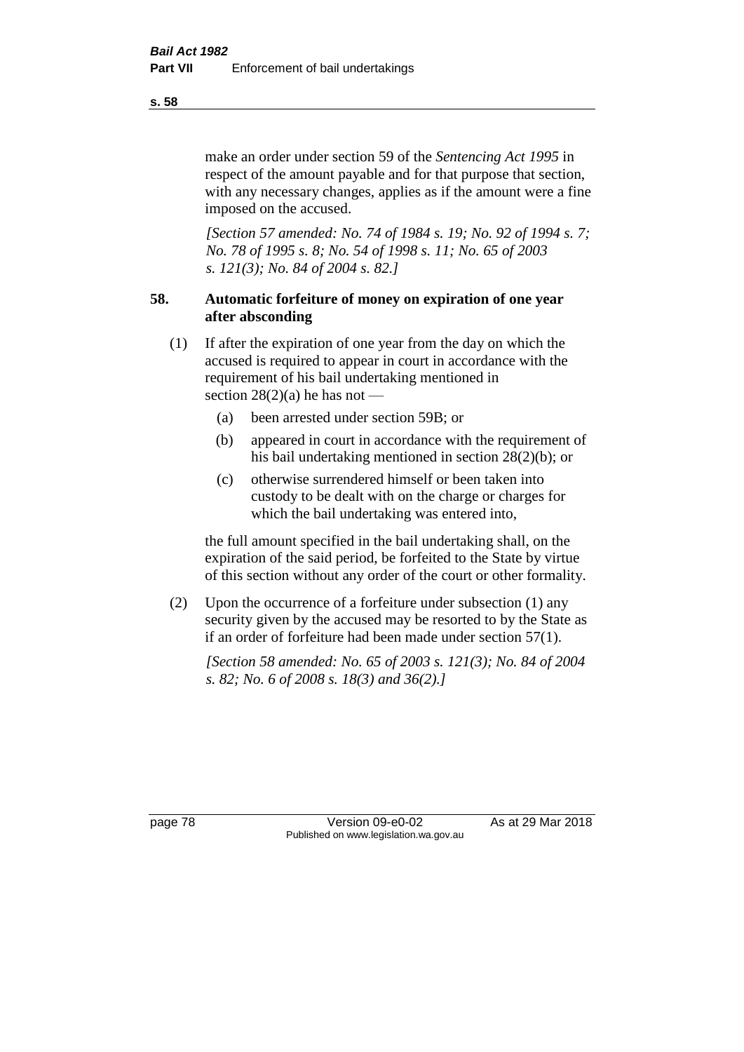make an order under section 59 of the *Sentencing Act 1995* in respect of the amount payable and for that purpose that section, with any necessary changes, applies as if the amount were a fine imposed on the accused.

*[Section 57 amended: No. 74 of 1984 s. 19; No. 92 of 1994 s. 7; No. 78 of 1995 s. 8; No. 54 of 1998 s. 11; No. 65 of 2003 s. 121(3); No. 84 of 2004 s. 82.]*

### 58. Automatic forfeiture of money on expiration of one year after absconding

(1) If after the expiration of one year from the day on which the accused is required to appear in court in accordance with the requirement of his bail undertaking mentioned in section 28(2)(a) he has not —

- (a) been arrested under section 59B; or
- (b) appeared in court in accordance with the requirement of his bail undertaking mentioned in section 28(2)(b); or
- (c) otherwise surrendered himself or been taken into custody to be dealt with on the charge or charges for which the bail undertaking was entered into,

the full amount specified in the bail undertaking shall, on the expiration of the said period, be forfeited to the State by virtue of this section without any order of the court or other formality.

(2) Upon the occurrence of a forfeiture under subsection (1) any security given by the accused may be resorted to by the State as if an order of forfeiture had been made under section 57(1).

*[Section 58 amended: No. 65 of 2003 s. 121(3); No. 84 of 2004 s. 82; No. 6 of 2008 s. 18(3) and 36(2).]*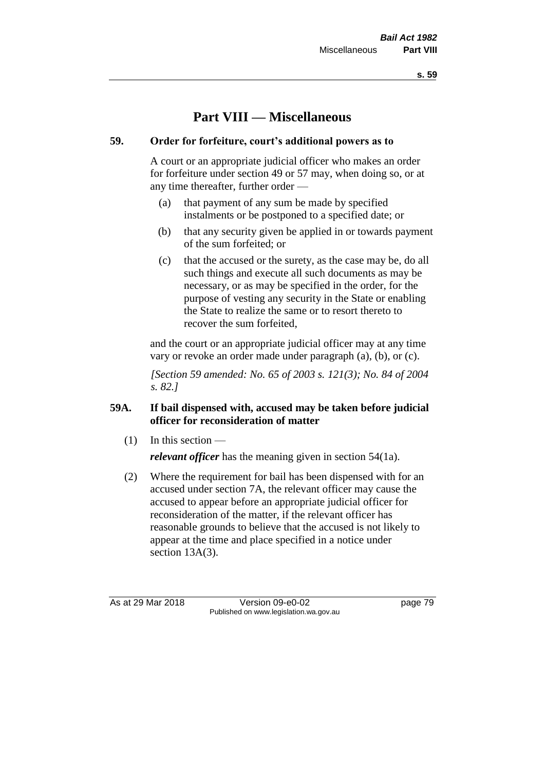# Part VIII — Miscellaneous

## 59. Order for forfeiture, court's additional powers as to

A court or an appropriate judicial officer who makes an order for forfeiture under section 49 or 57 may, when doing so, or at any time thereafter, further order —

- (a) that payment of any sum be made by specified instalments or be postponed to a specified date; or
- (b) that any security given be applied in or towards payment of the sum forfeited; or
- (c) that the accused or the surety, as the case may be, do all such things and execute all such documents as may be necessary, or as may be specified in the order, for the purpose of vesting any security in the State or enabling the State to realize the same or to resort thereto to recover the sum forfeited,

and the court or an appropriate judicial officer may at any time vary or revoke an order made under paragraph (a), (b), or (c).

*[Section 59 amended: No. 65 of 2003 s. 121(3); No. 84 of 2004 s. 82.]*

## 59A. If bail dispensed with, accused may be taken before judicial officer for reconsideration of matter

(1) In this section —

***relevant officer*** has the meaning given in section 54(1a).

(2) Where the requirement for bail has been dispensed with for an accused under section 7A, the relevant officer may cause the accused to appear before an appropriate judicial officer for reconsideration of the matter, if the relevant officer has reasonable grounds to believe that the accused is not likely to appear at the time and place specified in a notice under section 13A(3).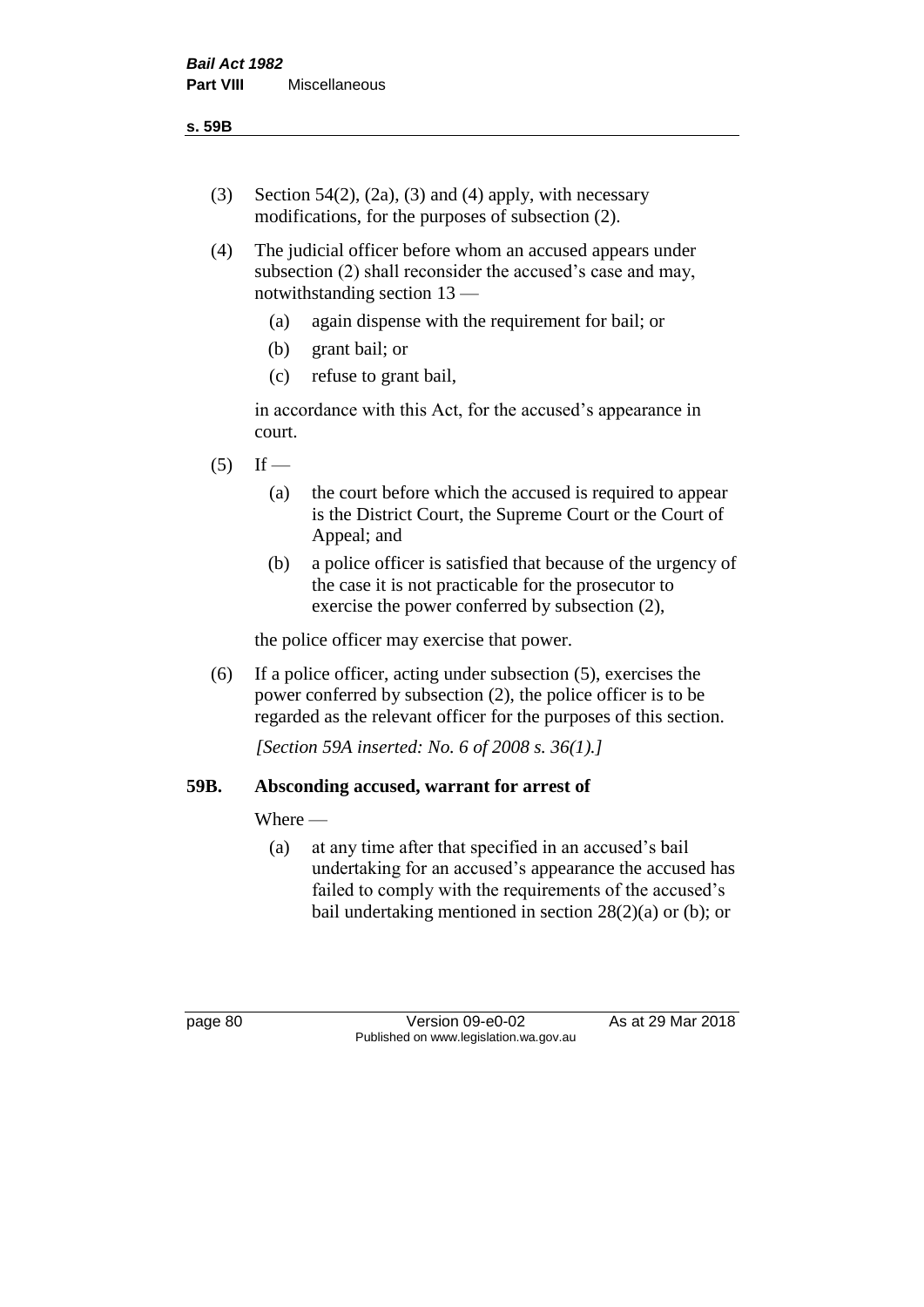(3) Section 54(2), (2a), (3) and (4) apply, with necessary modifications, for the purposes of subsection (2).

(4) The judicial officer before whom an accused appears under subsection (2) shall reconsider the accused's case and may, notwithstanding section 13 —

   (a) again dispense with the requirement for bail; or

   (b) grant bail; or

   (c) refuse to grant bail,

   in accordance with this Act, for the accused's appearance in court.

(5) If —

   (a) the court before which the accused is required to appear is the District Court, the Supreme Court or the Court of Appeal; and

   (b) a police officer is satisfied that because of the urgency of the case it is not practicable for the prosecutor to exercise the power conferred by subsection (2),

   the police officer may exercise that power.

(6) If a police officer, acting under subsection (5), exercises the power conferred by subsection (2), the police officer is to be regarded as the relevant officer for the purposes of this section.

*[Section 59A inserted: No. 6 of 2008 s. 36(1).]*

### 59B. Absconding accused, warrant for arrest of

Where —

   (a) at any time after that specified in an accused's bail undertaking for an accused's appearance the accused has failed to comply with the requirements of the accused's bail undertaking mentioned in section 28(2)(a) or (b); or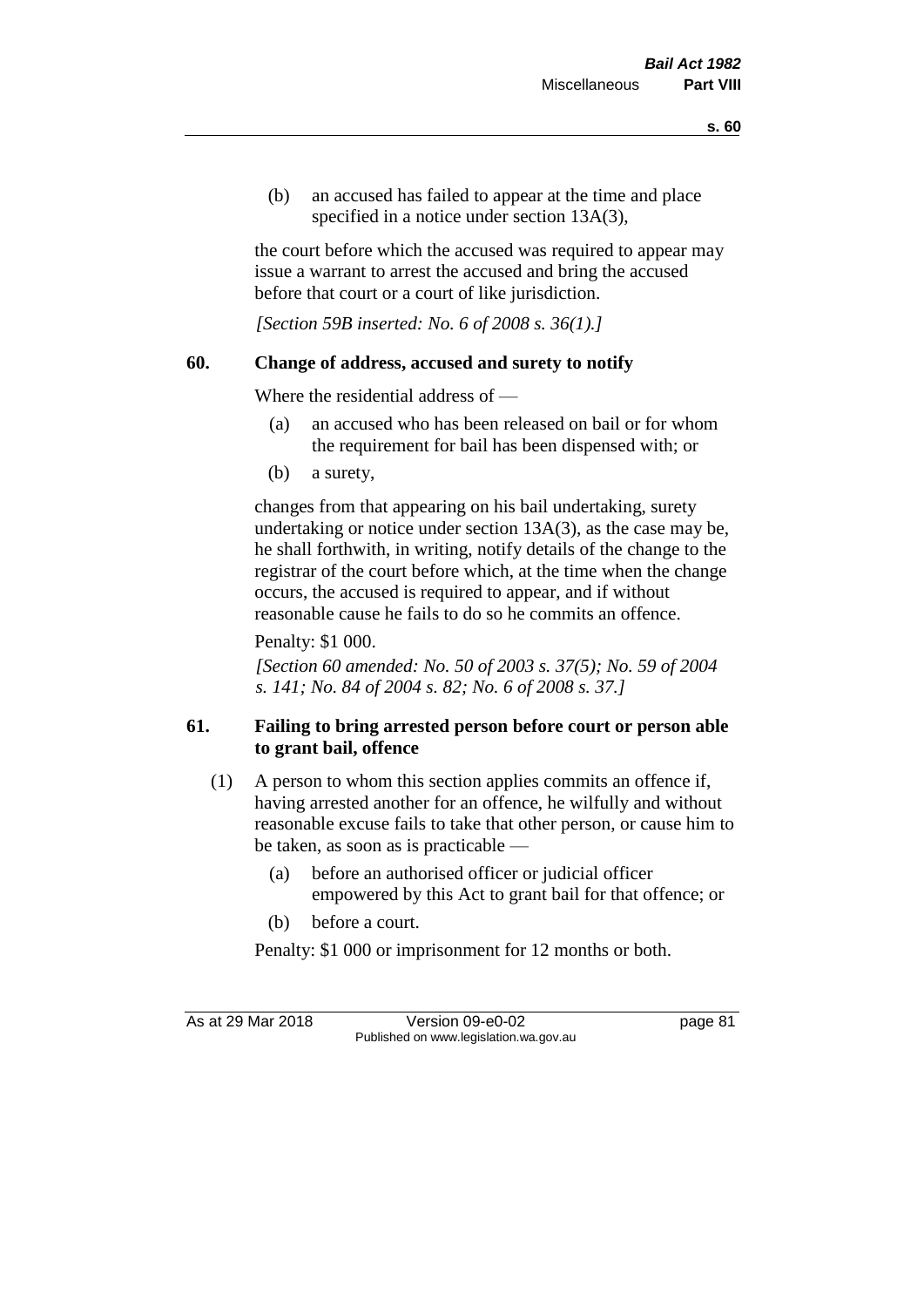(b) an accused has failed to appear at the time and place specified in a notice under section 13A(3),

the court before which the accused was required to appear may issue a warrant to arrest the accused and bring the accused before that court or a court of like jurisdiction.

*[Section 59B inserted: No. 6 of 2008 s. 36(1).]*

## 60. Change of address, accused and surety to notify

Where the residential address of —

(a) an accused who has been released on bail or for whom the requirement for bail has been dispensed with; or

(b) a surety,

changes from that appearing on his bail undertaking, surety undertaking or notice under section 13A(3), as the case may be, he shall forthwith, in writing, notify details of the change to the registrar of the court before which, at the time when the change occurs, the accused is required to appear, and if without reasonable cause he fails to do so he commits an offence.

Penalty: $1 000.

*[Section 60 amended: No. 50 of 2003 s. 37(5); No. 59 of 2004 s. 141; No. 84 of 2004 s. 82; No. 6 of 2008 s. 37.]*

## 61. Failing to bring arrested person before court or person able to grant bail, offence

(1) A person to whom this section applies commits an offence if, having arrested another for an offence, he wilfully and without reasonable excuse fails to take that other person, or cause him to be taken, as soon as is practicable —

(a) before an authorised officer or judicial officer empowered by this Act to grant bail for that offence; or

(b) before a court.

Penalty: $1 000 or imprisonment for 12 months or both.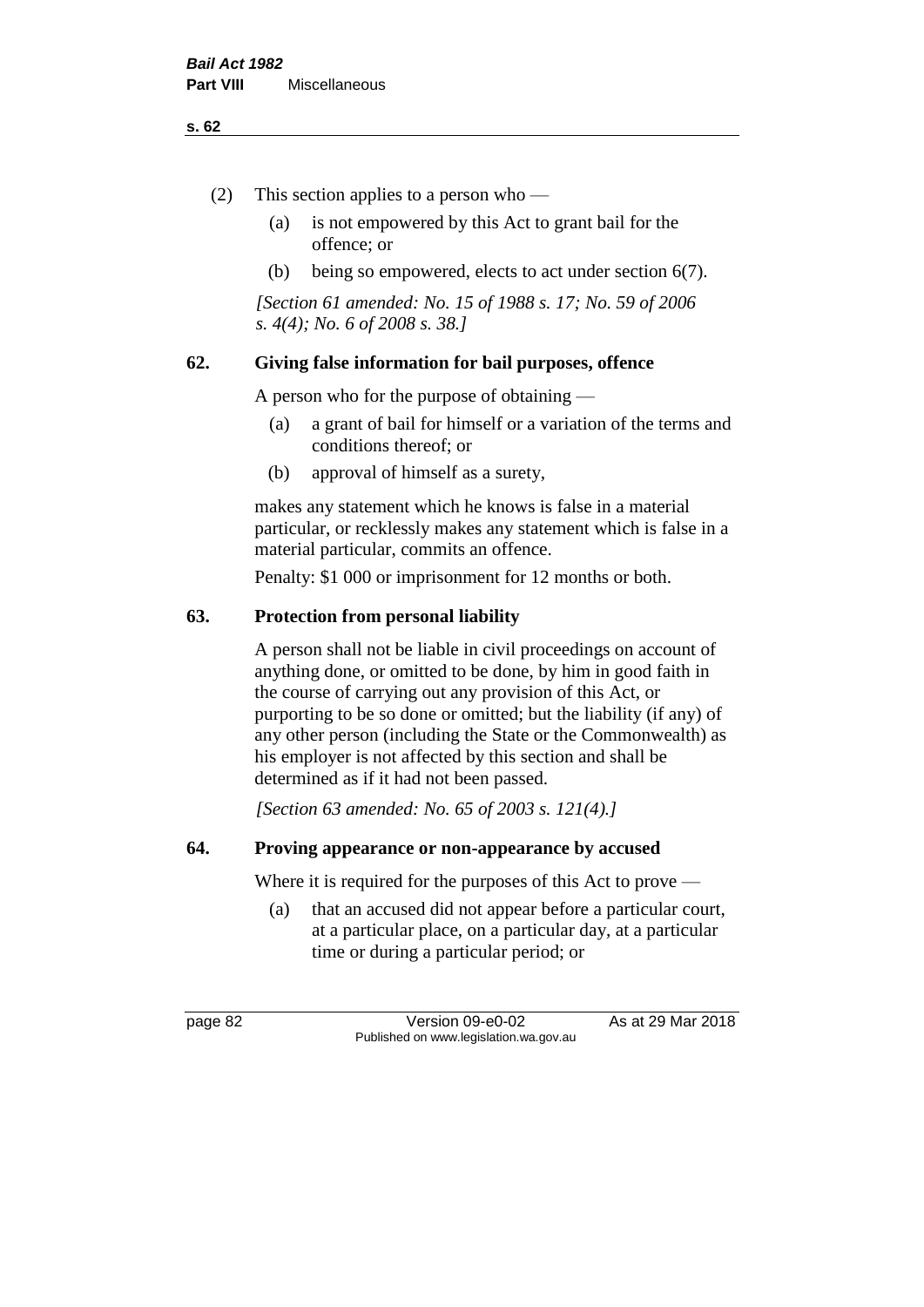(2) This section applies to a person who —

(a) is not empowered by this Act to grant bail for the offence; or

(b) being so empowered, elects to act under section 6(7).

*[Section 61 amended: No. 15 of 1988 s. 17; No. 59 of 2006 s. 4(4); No. 6 of 2008 s. 38.]*

## 62. Giving false information for bail purposes, offence

A person who for the purpose of obtaining —

(a) a grant of bail for himself or a variation of the terms and conditions thereof; or

(b) approval of himself as a surety,

makes any statement which he knows is false in a material particular, or recklessly makes any statement which is false in a material particular, commits an offence.

Penalty: $1 000 or imprisonment for 12 months or both.

## 63. Protection from personal liability

A person shall not be liable in civil proceedings on account of anything done, or omitted to be done, by him in good faith in the course of carrying out any provision of this Act, or purporting to be so done or omitted; but the liability (if any) of any other person (including the State or the Commonwealth) as his employer is not affected by this section and shall be determined as if it had not been passed.

*[Section 63 amended: No. 65 of 2003 s. 121(4).]*

## 64. Proving appearance or non-appearance by accused

Where it is required for the purposes of this Act to prove —

(a) that an accused did not appear before a particular court, at a particular place, on a particular day, at a particular time or during a particular period; or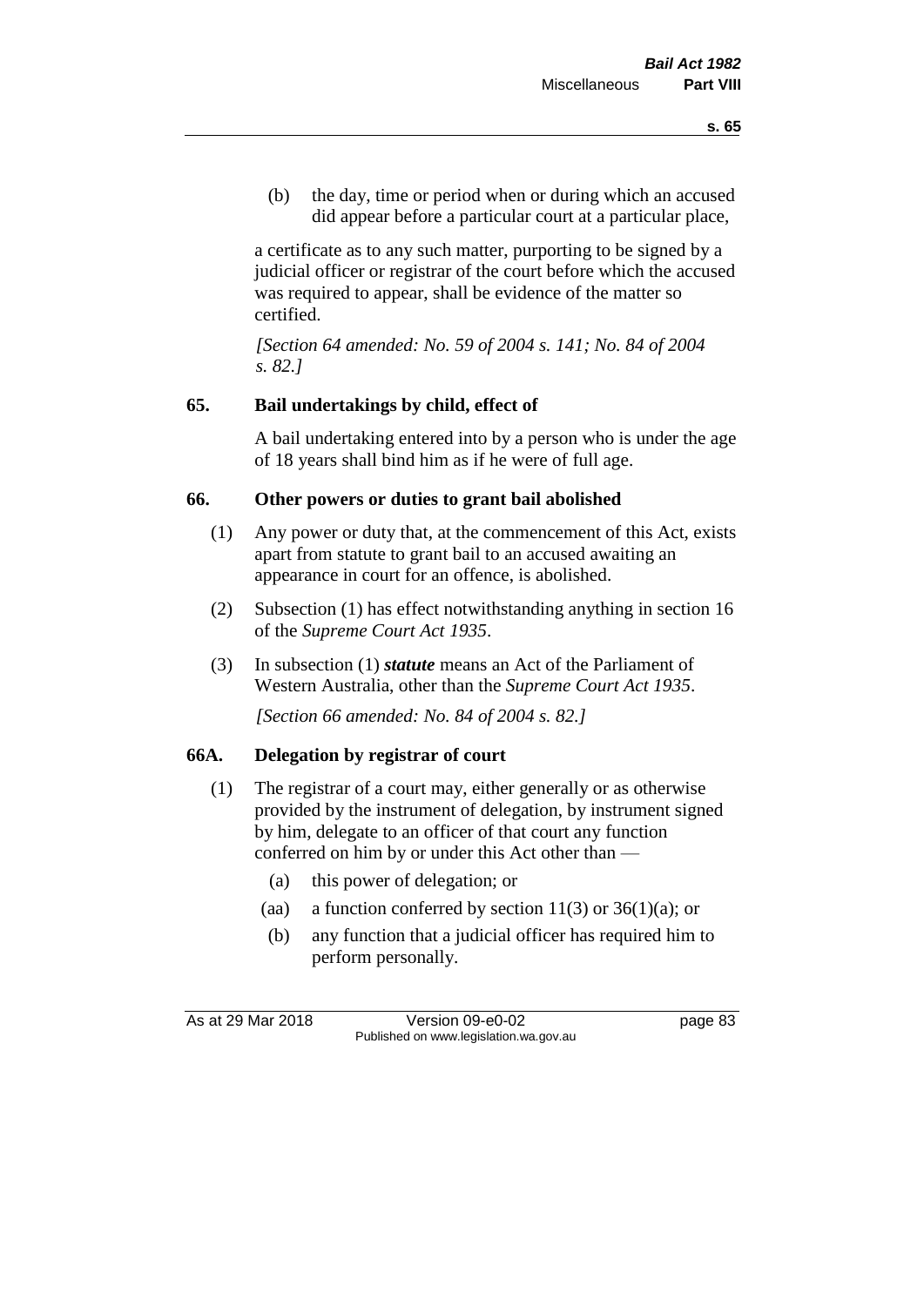(b) the day, time or period when or during which an accused did appear before a particular court at a particular place,

a certificate as to any such matter, purporting to be signed by a judicial officer or registrar of the court before which the accused was required to appear, shall be evidence of the matter so certified.

*[Section 64 amended: No. 59 of 2004 s. 141; No. 84 of 2004 s. 82.]*

### 65. Bail undertakings by child, effect of

A bail undertaking entered into by a person who is under the age of 18 years shall bind him as if he were of full age.

### 66. Other powers or duties to grant bail abolished

(1) Any power or duty that, at the commencement of this Act, exists apart from statute to grant bail to an accused awaiting an appearance in court for an offence, is abolished.

(2) Subsection (1) has effect notwithstanding anything in section 16 of the *Supreme Court Act 1935*.

(3) In subsection (1) ***statute*** means an Act of the Parliament of Western Australia, other than the *Supreme Court Act 1935*.

*[Section 66 amended: No. 84 of 2004 s. 82.]*

### 66A. Delegation by registrar of court

(1) The registrar of a court may, either generally or as otherwise provided by the instrument of delegation, by instrument signed by him, delegate to an officer of that court any function conferred on him by or under this Act other than —

(a) this power of delegation; or

(aa) a function conferred by section 11(3) or 36(1)(a); or

(b) any function that a judicial officer has required him to perform personally.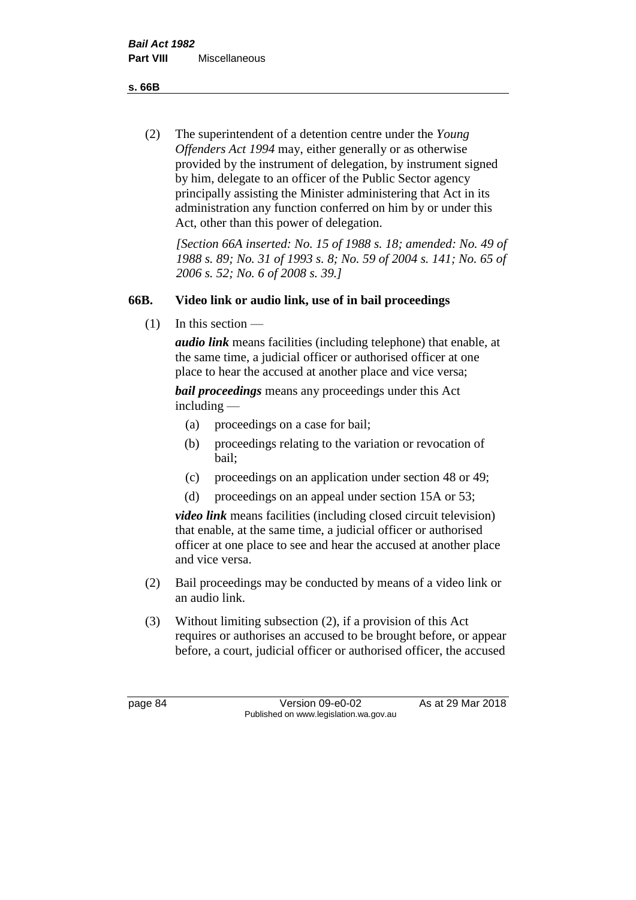(2) The superintendent of a detention centre under the *Young Offenders Act 1994* may, either generally or as otherwise provided by the instrument of delegation, by instrument signed by him, delegate to an officer of the Public Sector agency principally assisting the Minister administering that Act in its administration any function conferred on him by or under this Act, other than this power of delegation.

*[Section 66A inserted: No. 15 of 1988 s. 18; amended: No. 49 of 1988 s. 89; No. 31 of 1993 s. 8; No. 59 of 2004 s. 141; No. 65 of 2006 s. 52; No. 6 of 2008 s. 39.]*

### 66B. Video link or audio link, use of in bail proceedings

(1) In this section —

***audio link*** means facilities (including telephone) that enable, at the same time, a judicial officer or authorised officer at one place to hear the accused at another place and vice versa;

***bail proceedings*** means any proceedings under this Act including —

- (a) proceedings on a case for bail;
- (b) proceedings relating to the variation or revocation of bail;
- (c) proceedings on an application under section 48 or 49;
- (d) proceedings on an appeal under section 15A or 53;

***video link*** means facilities (including closed circuit television) that enable, at the same time, a judicial officer or authorised officer at one place to see and hear the accused at another place and vice versa.

(2) Bail proceedings may be conducted by means of a video link or an audio link.

(3) Without limiting subsection (2), if a provision of this Act requires or authorises an accused to be brought before, or appear before, a court, judicial officer or authorised officer, the accused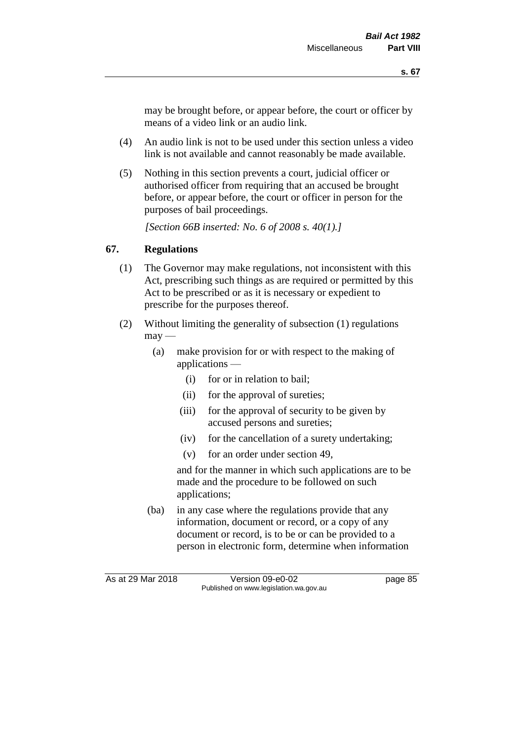may be brought before, or appear before, the court or officer by means of a video link or an audio link.

(4) An audio link is not to be used under this section unless a video link is not available and cannot reasonably be made available.

(5) Nothing in this section prevents a court, judicial officer or authorised officer from requiring that an accused be brought before, or appear before, the court or officer in person for the purposes of bail proceedings.

*[Section 66B inserted: No. 6 of 2008 s. 40(1).]*

## 67. Regulations

(1) The Governor may make regulations, not inconsistent with this Act, prescribing such things as are required or permitted by this Act to be prescribed or as it is necessary or expedient to prescribe for the purposes thereof.

(2) Without limiting the generality of subsection (1) regulations may —

(a) make provision for or with respect to the making of applications —

(i) for or in relation to bail;

(ii) for the approval of sureties;

(iii) for the approval of security to be given by accused persons and sureties;

(iv) for the cancellation of a surety undertaking;

(v) for an order under section 49,

and for the manner in which such applications are to be made and the procedure to be followed on such applications;

(ba) in any case where the regulations provide that any information, document or record, or a copy of any document or record, is to be or can be provided to a person in electronic form, determine when information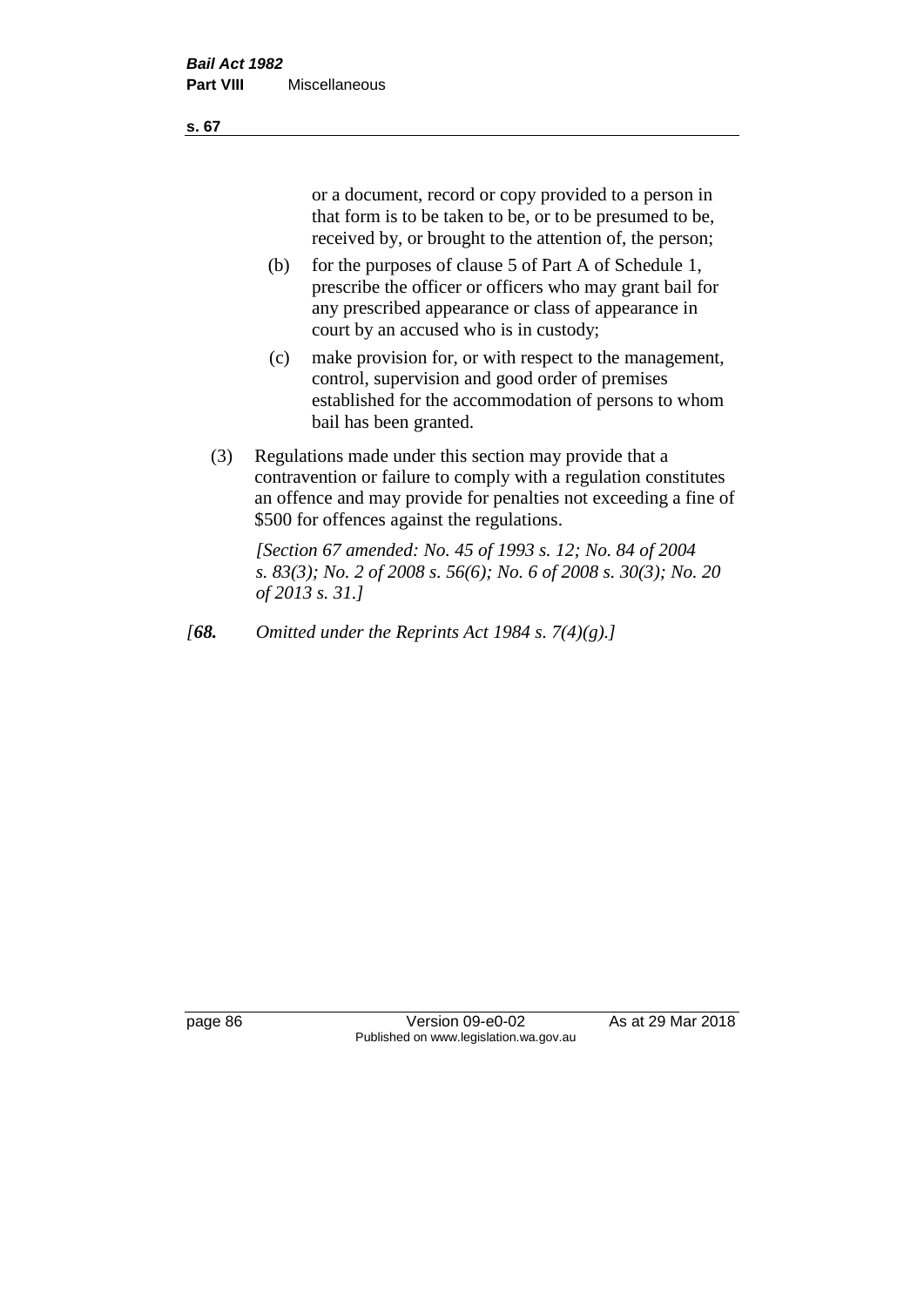or a document, record or copy provided to a person in that form is to be taken to be, or to be presumed to be, received by, or brought to the attention of, the person;

(b) for the purposes of clause 5 of Part A of Schedule 1, prescribe the officer or officers who may grant bail for any prescribed appearance or class of appearance in court by an accused who is in custody;

(c) make provision for, or with respect to the management, control, supervision and good order of premises established for the accommodation of persons to whom bail has been granted.

(3) Regulations made under this section may provide that a contravention or failure to comply with a regulation constitutes an offence and may provide for penalties not exceeding a fine of $500 for offences against the regulations.

*[Section 67 amended: No. 45 of 1993 s. 12; No. 84 of 2004 s. 83(3); No. 2 of 2008 s. 56(6); No. 6 of 2008 s. 30(3); No. 20 of 2013 s. 31.]*

*[**68.** Omitted under the Reprints Act 1984 s. 7(4)(g).]*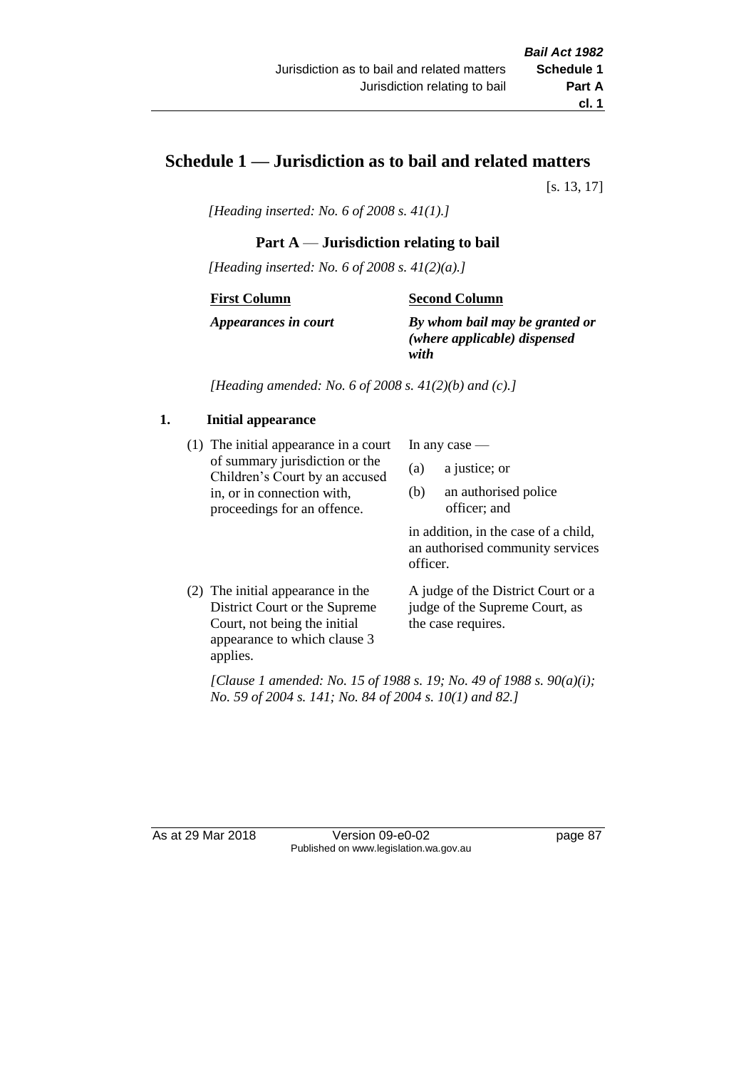# Schedule 1 — Jurisdiction as to bail and related matters

[s. 13, 17]

*[Heading inserted: No. 6 of 2008 s. 41(1).]*

## Part A — Jurisdiction relating to bail

*[Heading inserted: No. 6 of 2008 s. 41(2)(a).]*

| First Column | Second Column |
|---|---|
| ***Appearances in court*** | ***By whom bail may be granted or (where applicable) dispensed with*** |

*[Heading amended: No. 6 of 2008 s. 41(2)(b) and (c).]*

### 1. Initial appearance

| | |
|---|---|
| (1) The initial appearance in a court of summary jurisdiction or the Children's Court by an accused in, or in connection with, proceedings for an offence. | In any case — (a) a justice; or (b) an authorised police officer; and in addition, in the case of a child, an authorised community services officer. |
| (2) The initial appearance in the District Court or the Supreme Court, not being the initial appearance to which clause 3 applies. | A judge of the District Court or a judge of the Supreme Court, as the case requires. |

*[Clause 1 amended: No. 15 of 1988 s. 19; No. 49 of 1988 s. 90(a)(i); No. 59 of 2004 s. 141; No. 84 of 2004 s. 10(1) and 82.]*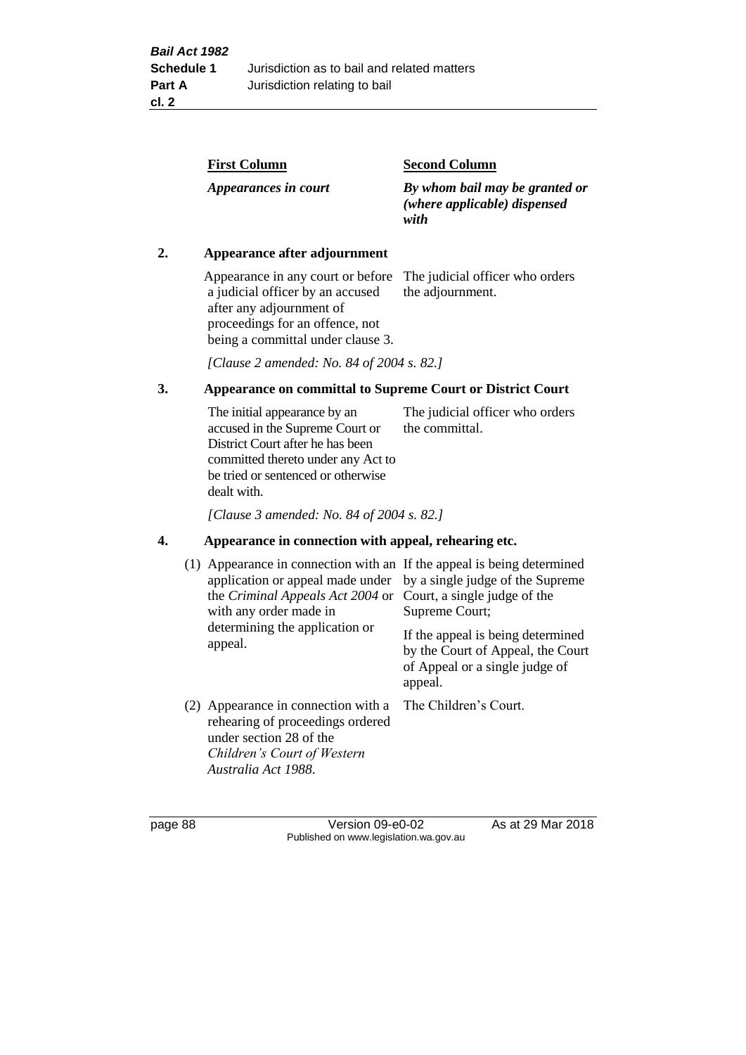| First Column | Second Column |
|---|---|
| *Appearances in court* | *By whom bail may be granted or (where applicable) dispensed with* |

**2. Appearance after adjournment**

| | |
|---|---|
| Appearance in any court or before a judicial officer by an accused after any adjournment of proceedings for an offence, not being a committal under clause 3. | The judicial officer who orders the adjournment. |

*[Clause 2 amended: No. 84 of 2004 s. 82.]*

**3. Appearance on committal to Supreme Court or District Court**

| | |
|---|---|
| The initial appearance by an accused in the Supreme Court or District Court after he has been committed thereto under any Act to be tried or sentenced or otherwise dealt with. | The judicial officer who orders the committal. |

*[Clause 3 amended: No. 84 of 2004 s. 82.]*

**4. Appearance in connection with appeal, rehearing etc.**

| | |
|---|---|
| (1) Appearance in connection with an application or appeal made under the *Criminal Appeals Act 2004* or with any order made in determining the application or appeal. | If the appeal is being determined by a single judge of the Supreme Court, a single judge of the Supreme Court; If the appeal is being determined by the Court of Appeal, the Court of Appeal or a single judge of appeal. |
| (2) Appearance in connection with a rehearing of proceedings ordered under section 28 of the *Children's Court of Western Australia Act 1988*. | The Children's Court. |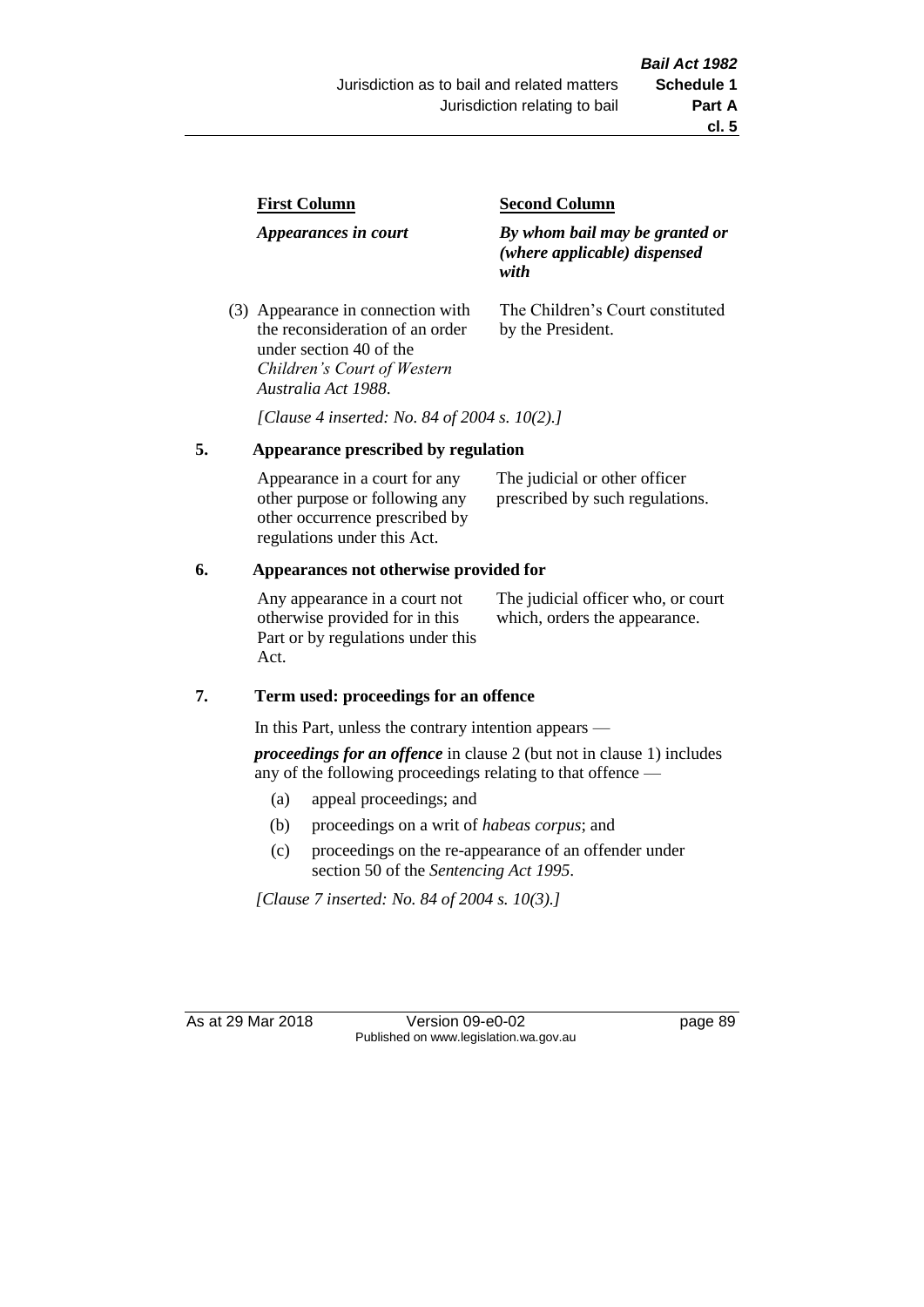| First Column | Second Column |
| --- | --- |
| *Appearances in court* | *By whom bail may be granted or (where applicable) dispensed with* |
| (3) Appearance in connection with the reconsideration of an order under section 40 of the *Children's Court of Western Australia Act 1988*. | The Children's Court constituted by the President. |

*[Clause 4 inserted: No. 84 of 2004 s. 10(2).]*

## 5. Appearance prescribed by regulation

| | |
| --- | --- |
| Appearance in a court for any other purpose or following any other occurrence prescribed by regulations under this Act. | The judicial or other officer prescribed by such regulations. |

## 6. Appearances not otherwise provided for

| | |
| --- | --- |
| Any appearance in a court not otherwise provided for in this Part or by regulations under this Act. | The judicial officer who, or court which, orders the appearance. |

## 7. Term used: proceedings for an offence

In this Part, unless the contrary intention appears —

***proceedings for an offence*** in clause 2 (but not in clause 1) includes any of the following proceedings relating to that offence —

- (a) appeal proceedings; and
- (b) proceedings on a writ of *habeas corpus*; and
- (c) proceedings on the re-appearance of an offender under section 50 of the *Sentencing Act 1995*.

*[Clause 7 inserted: No. 84 of 2004 s. 10(3).]*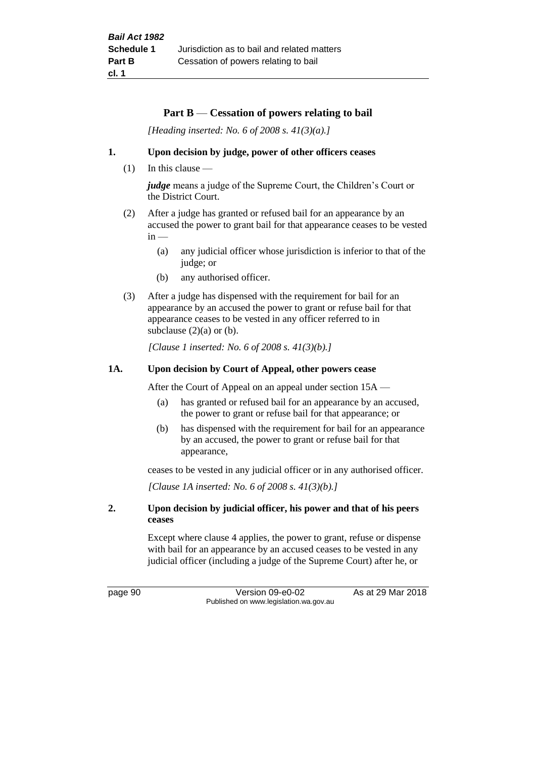## Part B — Cessation of powers relating to bail

*[Heading inserted: No. 6 of 2008 s. 41(3)(a).]*

### 1. Upon decision by judge, power of other officers ceases

(1) In this clause —

***judge*** means a judge of the Supreme Court, the Children's Court or the District Court.

(2) After a judge has granted or refused bail for an appearance by an accused the power to grant bail for that appearance ceases to be vested in —

- (a) any judicial officer whose jurisdiction is inferior to that of the judge; or
- (b) any authorised officer.

(3) After a judge has dispensed with the requirement for bail for an appearance by an accused the power to grant or refuse bail for that appearance ceases to be vested in any officer referred to in subclause (2)(a) or (b).

*[Clause 1 inserted: No. 6 of 2008 s. 41(3)(b).]*

### 1A. Upon decision by Court of Appeal, other powers cease

After the Court of Appeal on an appeal under section 15A —

- (a) has granted or refused bail for an appearance by an accused, the power to grant or refuse bail for that appearance; or
- (b) has dispensed with the requirement for bail for an appearance by an accused, the power to grant or refuse bail for that appearance,

ceases to be vested in any judicial officer or in any authorised officer.

*[Clause 1A inserted: No. 6 of 2008 s. 41(3)(b).]*

### 2. Upon decision by judicial officer, his power and that of his peers ceases

Except where clause 4 applies, the power to grant, refuse or dispense with bail for an appearance by an accused ceases to be vested in any judicial officer (including a judge of the Supreme Court) after he, or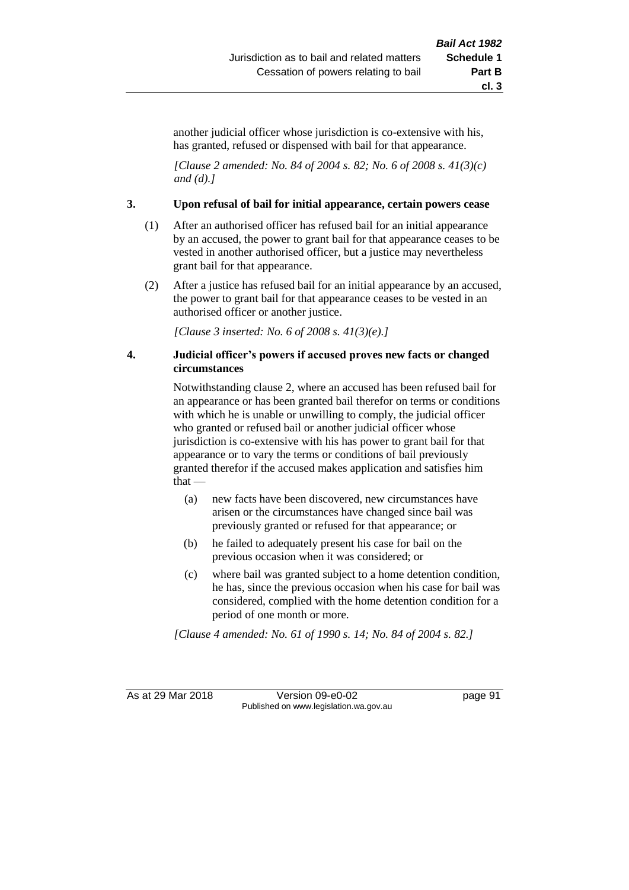another judicial officer whose jurisdiction is co-extensive with his, has granted, refused or dispensed with bail for that appearance.

*[Clause 2 amended: No. 84 of 2004 s. 82; No. 6 of 2008 s. 41(3)(c) and (d).]*

### 3. Upon refusal of bail for initial appearance, certain powers cease

(1) After an authorised officer has refused bail for an initial appearance by an accused, the power to grant bail for that appearance ceases to be vested in another authorised officer, but a justice may nevertheless grant bail for that appearance.

(2) After a justice has refused bail for an initial appearance by an accused, the power to grant bail for that appearance ceases to be vested in an authorised officer or another justice.

*[Clause 3 inserted: No. 6 of 2008 s. 41(3)(e).]*

### 4. Judicial officer's powers if accused proves new facts or changed circumstances

Notwithstanding clause 2, where an accused has been refused bail for an appearance or has been granted bail therefor on terms or conditions with which he is unable or unwilling to comply, the judicial officer who granted or refused bail or another judicial officer whose jurisdiction is co-extensive with his has power to grant bail for that appearance or to vary the terms or conditions of bail previously granted therefor if the accused makes application and satisfies him that —

(a) new facts have been discovered, new circumstances have arisen or the circumstances have changed since bail was previously granted or refused for that appearance; or

(b) he failed to adequately present his case for bail on the previous occasion when it was considered; or

(c) where bail was granted subject to a home detention condition, he has, since the previous occasion when his case for bail was considered, complied with the home detention condition for a period of one month or more.

*[Clause 4 amended: No. 61 of 1990 s. 14; No. 84 of 2004 s. 82.]*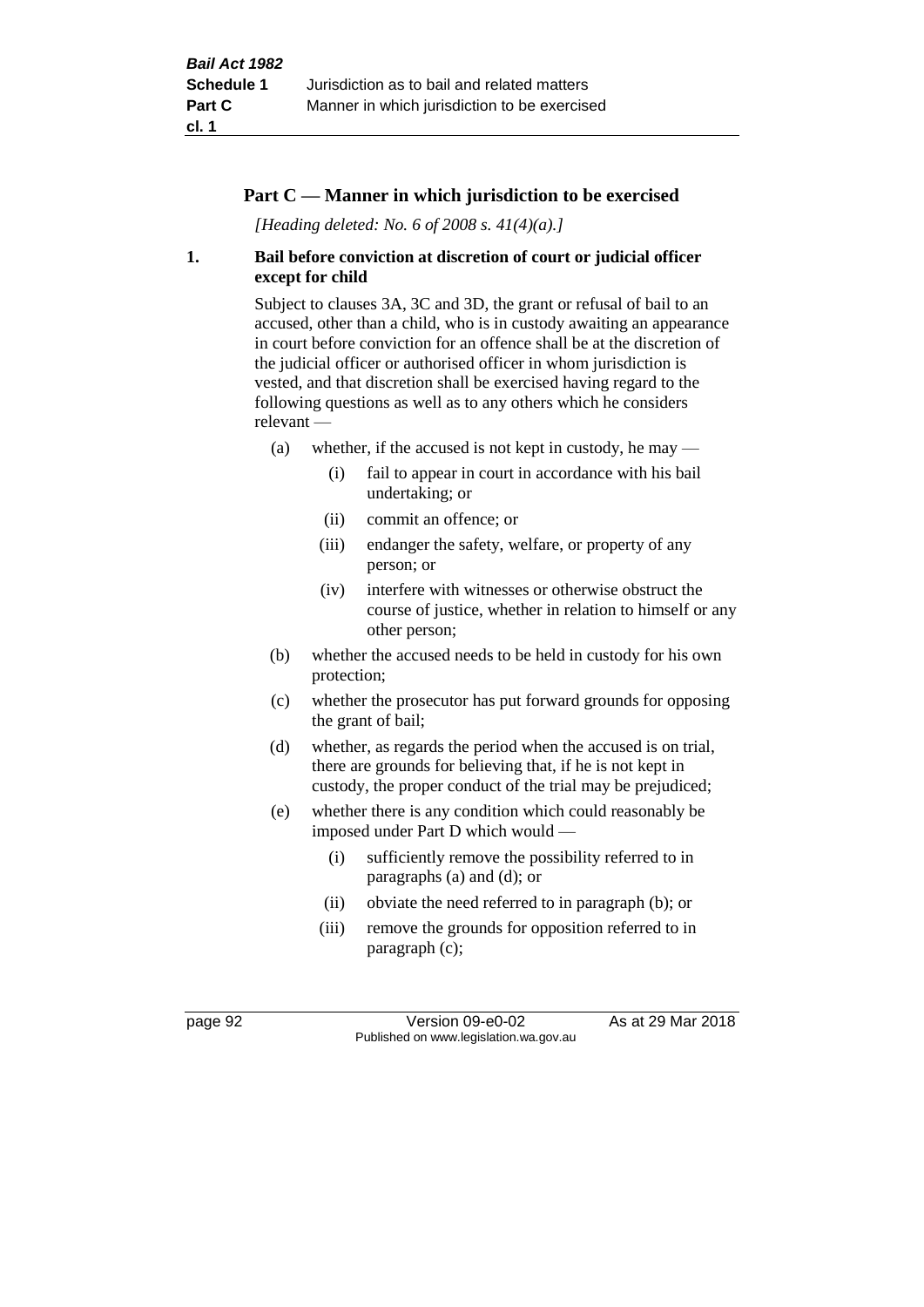## Part C — Manner in which jurisdiction to be exercised

*[Heading deleted: No. 6 of 2008 s. 41(4)(a).]*

**1. Bail before conviction at discretion of court or judicial officer except for child**

Subject to clauses 3A, 3C and 3D, the grant or refusal of bail to an accused, other than a child, who is in custody awaiting an appearance in court before conviction for an offence shall be at the discretion of the judicial officer or authorised officer in whom jurisdiction is vested, and that discretion shall be exercised having regard to the following questions as well as to any others which he considers relevant —

- (a) whether, if the accused is not kept in custody, he may —
  - (i) fail to appear in court in accordance with his bail undertaking; or
  - (ii) commit an offence; or
  - (iii) endanger the safety, welfare, or property of any person; or
  - (iv) interfere with witnesses or otherwise obstruct the course of justice, whether in relation to himself or any other person;
- (b) whether the accused needs to be held in custody for his own protection;
- (c) whether the prosecutor has put forward grounds for opposing the grant of bail;
- (d) whether, as regards the period when the accused is on trial, there are grounds for believing that, if he is not kept in custody, the proper conduct of the trial may be prejudiced;
- (e) whether there is any condition which could reasonably be imposed under Part D which would —
  - (i) sufficiently remove the possibility referred to in paragraphs (a) and (d); or
  - (ii) obviate the need referred to in paragraph (b); or
  - (iii) remove the grounds for opposition referred to in paragraph (c);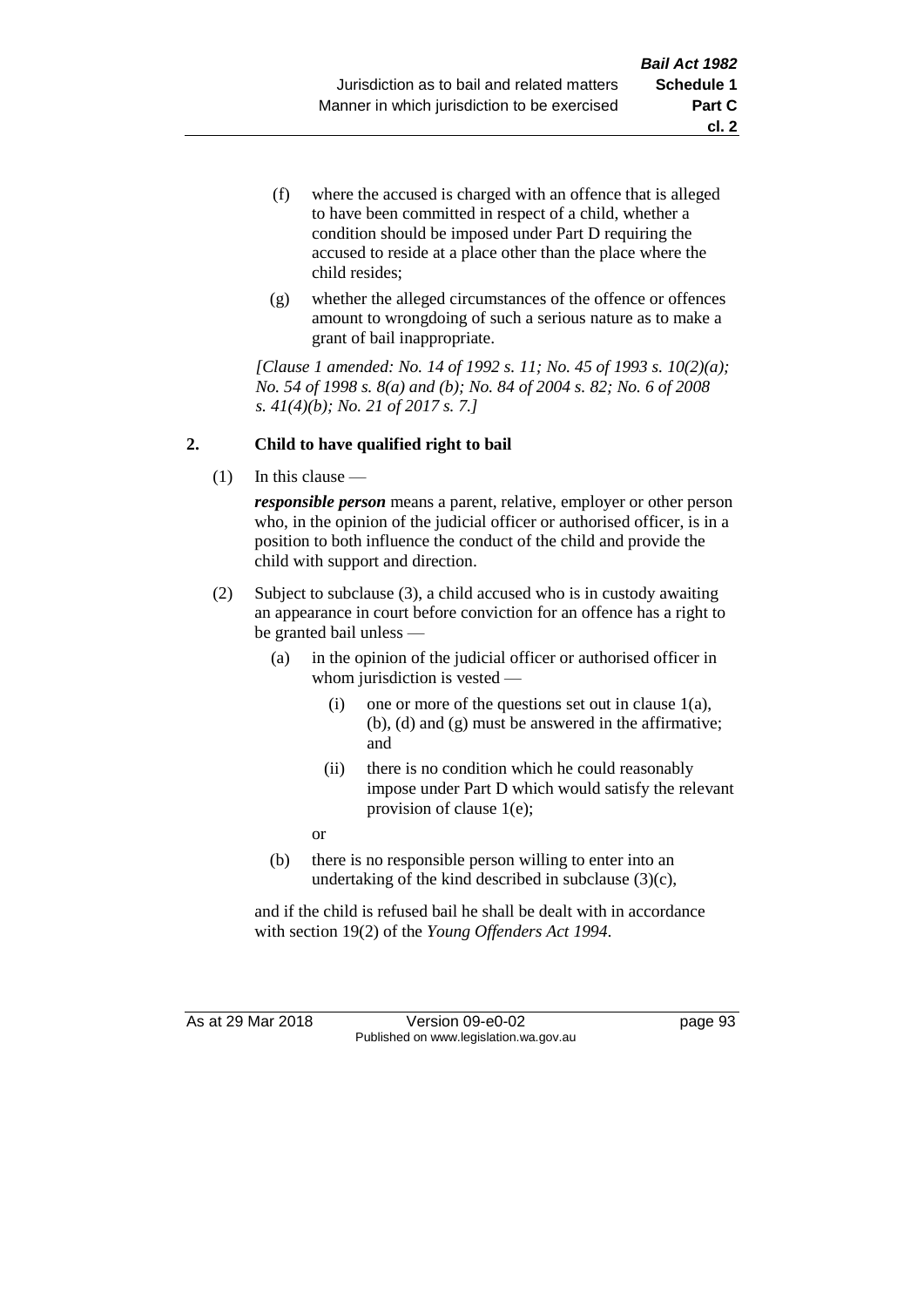(f) where the accused is charged with an offence that is alleged to have been committed in respect of a child, whether a condition should be imposed under Part D requiring the accused to reside at a place other than the place where the child resides;

(g) whether the alleged circumstances of the offence or offences amount to wrongdoing of such a serious nature as to make a grant of bail inappropriate.

*[Clause 1 amended: No. 14 of 1992 s. 11; No. 45 of 1993 s. 10(2)(a); No. 54 of 1998 s. 8(a) and (b); No. 84 of 2004 s. 82; No. 6 of 2008 s. 41(4)(b); No. 21 of 2017 s. 7.]*

**2. Child to have qualified right to bail**

(1) In this clause —

***responsible person*** means a parent, relative, employer or other person who, in the opinion of the judicial officer or authorised officer, is in a position to both influence the conduct of the child and provide the child with support and direction.

(2) Subject to subclause (3), a child accused who is in custody awaiting an appearance in court before conviction for an offence has a right to be granted bail unless —

(a) in the opinion of the judicial officer or authorised officer in whom jurisdiction is vested —

(i) one or more of the questions set out in clause 1(a), (b), (d) and (g) must be answered in the affirmative; and

(ii) there is no condition which he could reasonably impose under Part D which would satisfy the relevant provision of clause 1(e);

or

(b) there is no responsible person willing to enter into an undertaking of the kind described in subclause (3)(c),

and if the child is refused bail he shall be dealt with in accordance with section 19(2) of the *Young Offenders Act 1994*.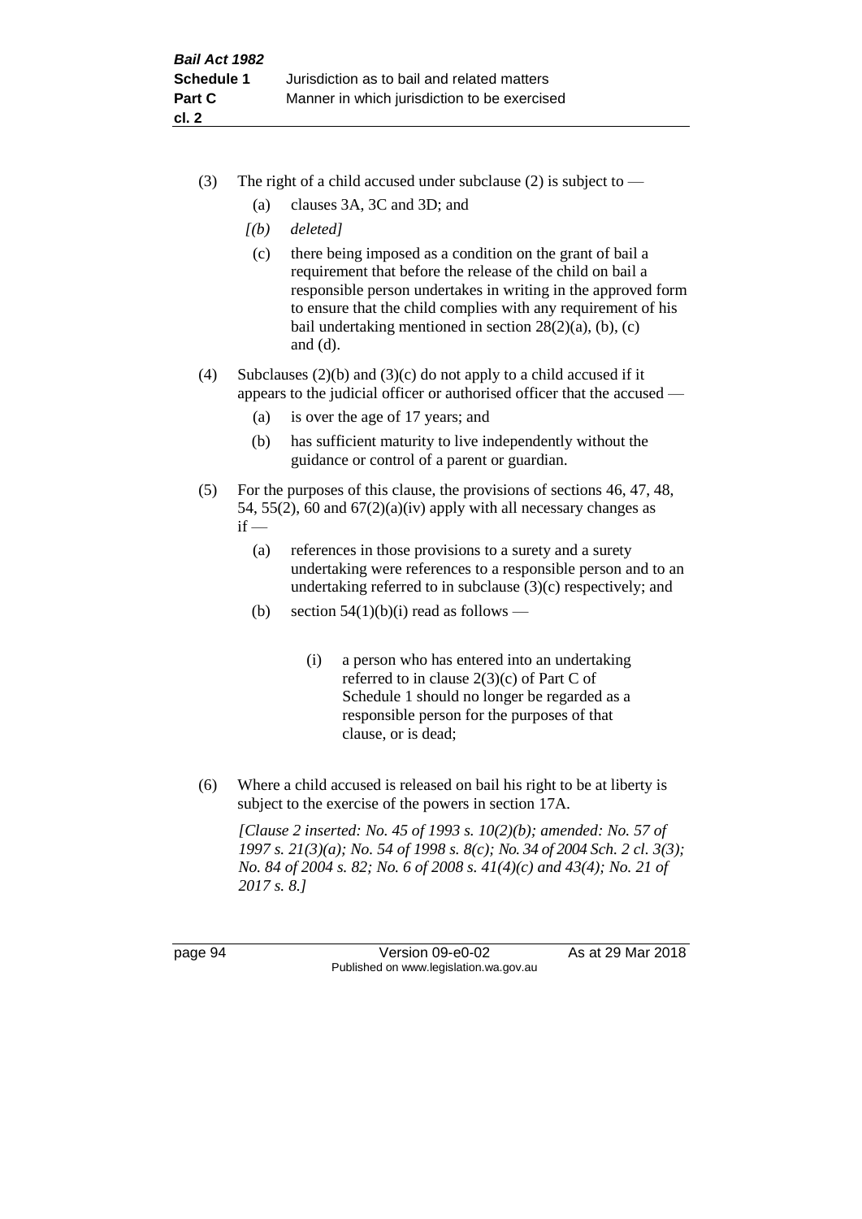(3) The right of a child accused under subclause (2) is subject to —

(a) clauses 3A, 3C and 3D; and

*[(b) deleted]*

(c) there being imposed as a condition on the grant of bail a requirement that before the release of the child on bail a responsible person undertakes in writing in the approved form to ensure that the child complies with any requirement of his bail undertaking mentioned in section 28(2)(a), (b), (c) and (d).

(4) Subclauses (2)(b) and (3)(c) do not apply to a child accused if it appears to the judicial officer or authorised officer that the accused —

(a) is over the age of 17 years; and

(b) has sufficient maturity to live independently without the guidance or control of a parent or guardian.

(5) For the purposes of this clause, the provisions of sections 46, 47, 48, 54, 55(2), 60 and 67(2)(a)(iv) apply with all necessary changes as if —

(a) references in those provisions to a surety and a surety undertaking were references to a responsible person and to an undertaking referred to in subclause (3)(c) respectively; and

(b) section 54(1)(b)(i) read as follows —

(i) a person who has entered into an undertaking referred to in clause 2(3)(c) of Part C of Schedule 1 should no longer be regarded as a responsible person for the purposes of that clause, or is dead;

(6) Where a child accused is released on bail his right to be at liberty is subject to the exercise of the powers in section 17A.

*[Clause 2 inserted: No. 45 of 1993 s. 10(2)(b); amended: No. 57 of 1997 s. 21(3)(a); No. 54 of 1998 s. 8(c); No. 34 of 2004 Sch. 2 cl. 3(3); No. 84 of 2004 s. 82; No. 6 of 2008 s. 41(4)(c) and 43(4); No. 21 of 2017 s. 8.]*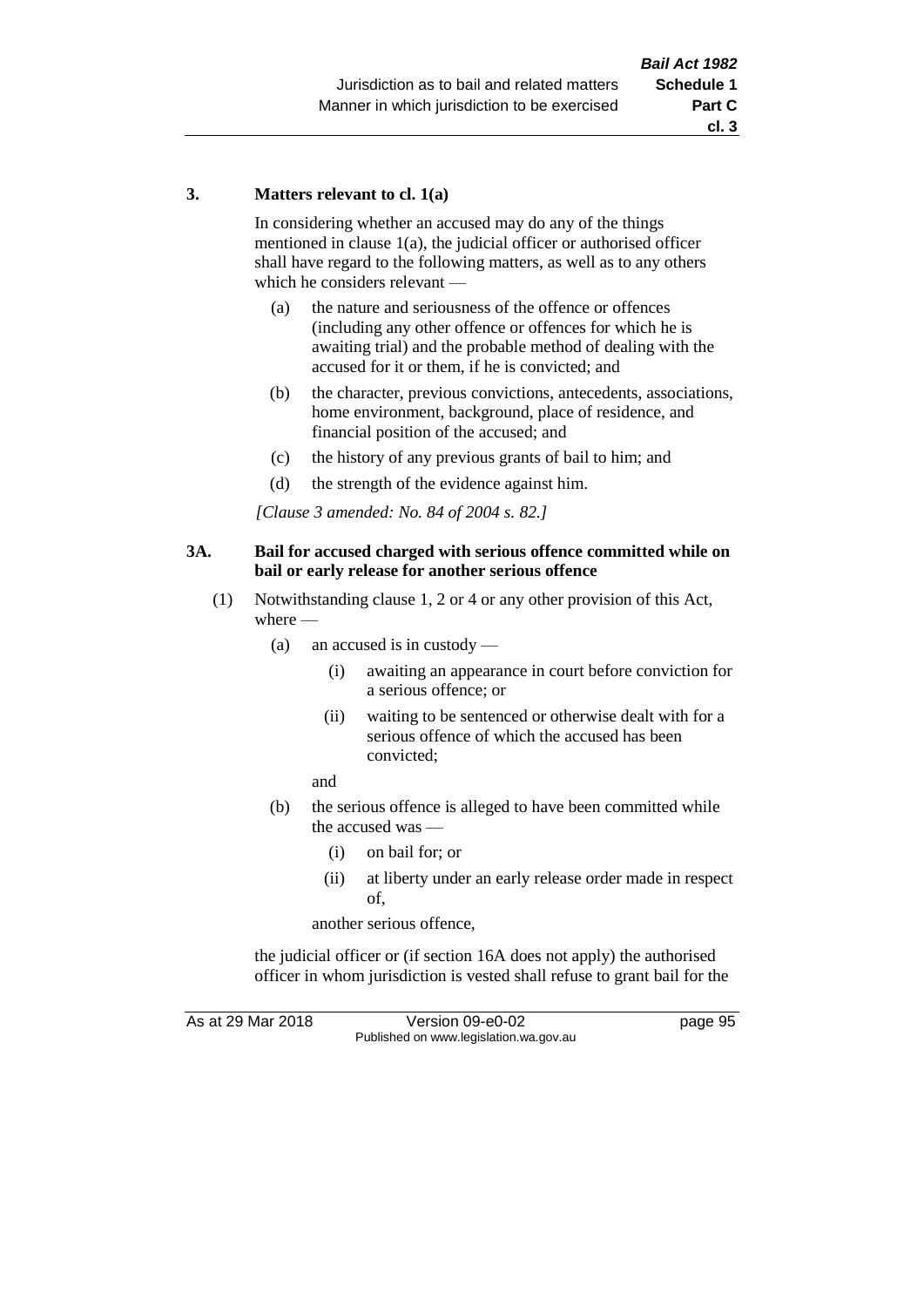### 3. Matters relevant to cl. 1(a)

In considering whether an accused may do any of the things mentioned in clause 1(a), the judicial officer or authorised officer shall have regard to the following matters, as well as to any others which he considers relevant —

- (a) the nature and seriousness of the offence or offences (including any other offence or offences for which he is awaiting trial) and the probable method of dealing with the accused for it or them, if he is convicted; and
- (b) the character, previous convictions, antecedents, associations, home environment, background, place of residence, and financial position of the accused; and
- (c) the history of any previous grants of bail to him; and
- (d) the strength of the evidence against him.

*[Clause 3 amended: No. 84 of 2004 s. 82.]*

### 3A. Bail for accused charged with serious offence committed while on bail or early release for another serious offence

(1) Notwithstanding clause 1, 2 or 4 or any other provision of this Act, where —

- (a) an accused is in custody —
  - (i) awaiting an appearance in court before conviction for a serious offence; or
  - (ii) waiting to be sentenced or otherwise dealt with for a serious offence of which the accused has been convicted;

  and
- (b) the serious offence is alleged to have been committed while the accused was —
  - (i) on bail for; or
  - (ii) at liberty under an early release order made in respect of,

  another serious offence,

the judicial officer or (if section 16A does not apply) the authorised officer in whom jurisdiction is vested shall refuse to grant bail for the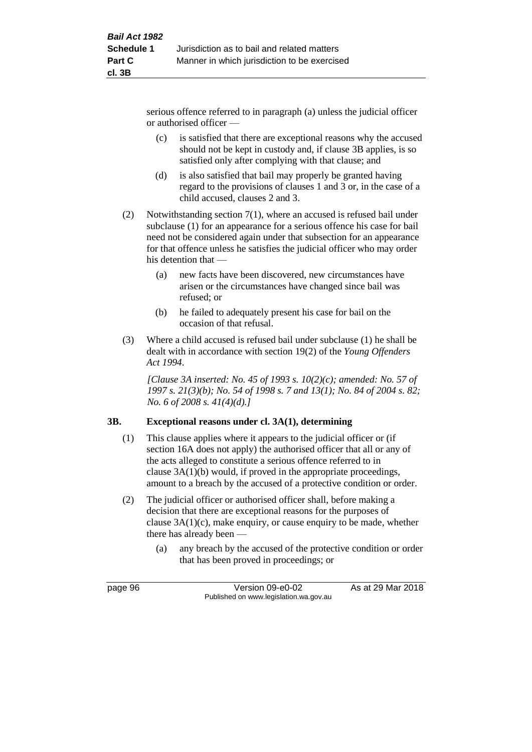serious offence referred to in paragraph (a) unless the judicial officer or authorised officer —

(c) is satisfied that there are exceptional reasons why the accused should not be kept in custody and, if clause 3B applies, is so satisfied only after complying with that clause; and

(d) is also satisfied that bail may properly be granted having regard to the provisions of clauses 1 and 3 or, in the case of a child accused, clauses 2 and 3.

(2) Notwithstanding section 7(1), where an accused is refused bail under subclause (1) for an appearance for a serious offence his case for bail need not be considered again under that subsection for an appearance for that offence unless he satisfies the judicial officer who may order his detention that —

(a) new facts have been discovered, new circumstances have arisen or the circumstances have changed since bail was refused; or

(b) he failed to adequately present his case for bail on the occasion of that refusal.

(3) Where a child accused is refused bail under subclause (1) he shall be dealt with in accordance with section 19(2) of the *Young Offenders Act 1994*.

*[Clause 3A inserted: No. 45 of 1993 s. 10(2)(c); amended: No. 57 of 1997 s. 21(3)(b); No. 54 of 1998 s. 7 and 13(1); No. 84 of 2004 s. 82; No. 6 of 2008 s. 41(4)(d).]*

## 3B. Exceptional reasons under cl. 3A(1), determining

(1) This clause applies where it appears to the judicial officer or (if section 16A does not apply) the authorised officer that all or any of the acts alleged to constitute a serious offence referred to in clause 3A(1)(b) would, if proved in the appropriate proceedings, amount to a breach by the accused of a protective condition or order.

(2) The judicial officer or authorised officer shall, before making a decision that there are exceptional reasons for the purposes of clause 3A(1)(c), make enquiry, or cause enquiry to be made, whether there has already been —

(a) any breach by the accused of the protective condition or order that has been proved in proceedings; or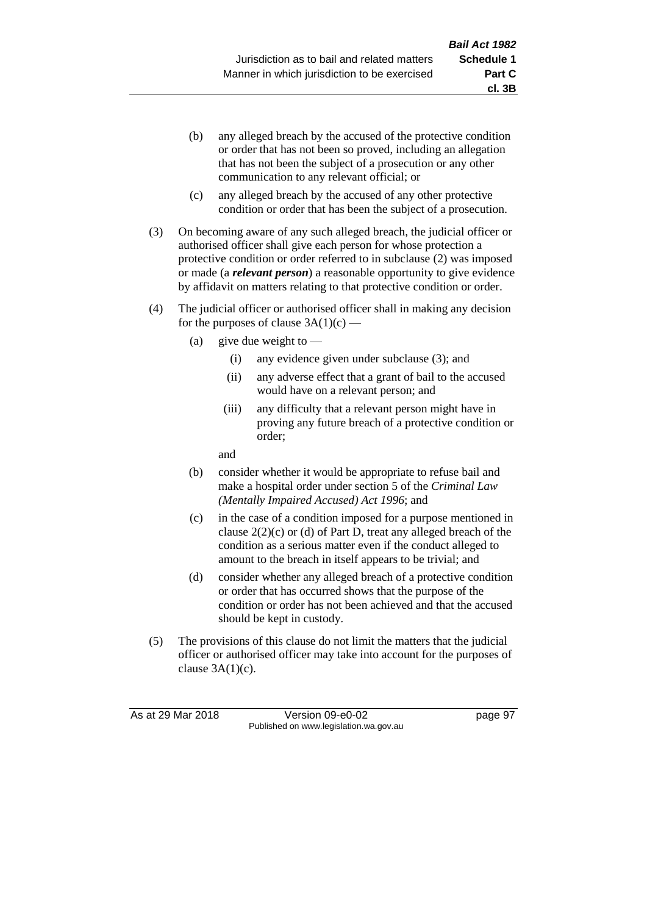(b) any alleged breach by the accused of the protective condition or order that has not been so proved, including an allegation that has not been the subject of a prosecution or any other communication to any relevant official; or

(c) any alleged breach by the accused of any other protective condition or order that has been the subject of a prosecution.

(3) On becoming aware of any such alleged breach, the judicial officer or authorised officer shall give each person for whose protection a protective condition or order referred to in subclause (2) was imposed or made (a ***relevant person***) a reasonable opportunity to give evidence by affidavit on matters relating to that protective condition or order.

(4) The judicial officer or authorised officer shall in making any decision for the purposes of clause 3A(1)(c) —

(a) give due weight to —

(i) any evidence given under subclause (3); and

(ii) any adverse effect that a grant of bail to the accused would have on a relevant person; and

(iii) any difficulty that a relevant person might have in proving any future breach of a protective condition or order;

and

(b) consider whether it would be appropriate to refuse bail and make a hospital order under section 5 of the *Criminal Law (Mentally Impaired Accused) Act 1996*; and

(c) in the case of a condition imposed for a purpose mentioned in clause 2(2)(c) or (d) of Part D, treat any alleged breach of the condition as a serious matter even if the conduct alleged to amount to the breach in itself appears to be trivial; and

(d) consider whether any alleged breach of a protective condition or order that has occurred shows that the purpose of the condition or order has not been achieved and that the accused should be kept in custody.

(5) The provisions of this clause do not limit the matters that the judicial officer or authorised officer may take into account for the purposes of clause 3A(1)(c).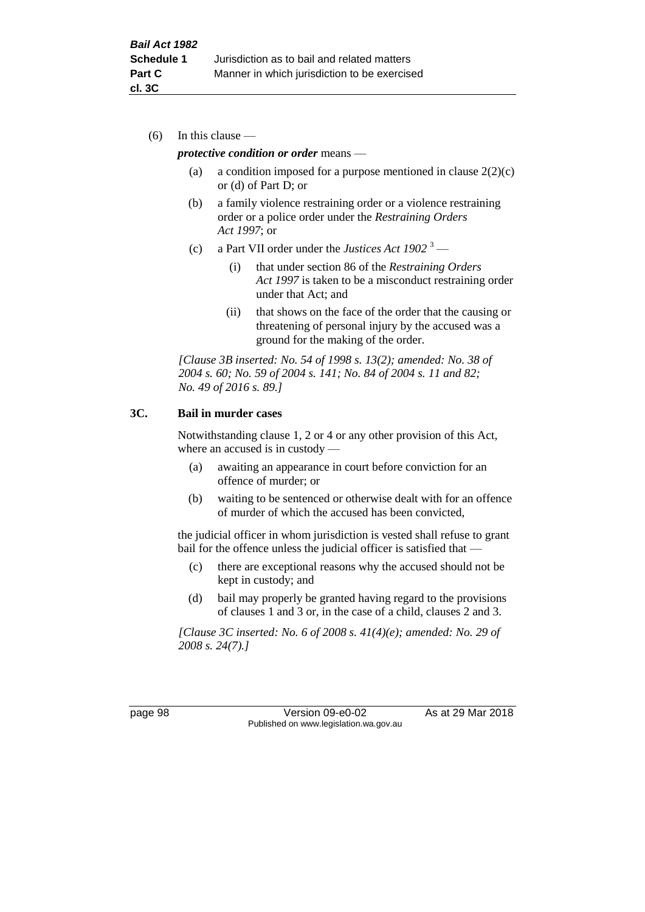(6) In this clause —

***protective condition or order*** means —

(a) a condition imposed for a purpose mentioned in clause 2(2)(c) or (d) of Part D; or

(b) a family violence restraining order or a violence restraining order or a police order under the *Restraining Orders Act 1997*; or

(c) a Part VII order under the *Justices Act 1902* [3] —

(i) that under section 86 of the *Restraining Orders Act 1997* is taken to be a misconduct restraining order under that Act; and

(ii) that shows on the face of the order that the causing or threatening of personal injury by the accused was a ground for the making of the order.

*[Clause 3B inserted: No. 54 of 1998 s. 13(2); amended: No. 38 of 2004 s. 60; No. 59 of 2004 s. 141; No. 84 of 2004 s. 11 and 82; No. 49 of 2016 s. 89.]*

**3C. Bail in murder cases**

Notwithstanding clause 1, 2 or 4 or any other provision of this Act, where an accused is in custody —

(a) awaiting an appearance in court before conviction for an offence of murder; or

(b) waiting to be sentenced or otherwise dealt with for an offence of murder of which the accused has been convicted,

the judicial officer in whom jurisdiction is vested shall refuse to grant bail for the offence unless the judicial officer is satisfied that —

(c) there are exceptional reasons why the accused should not be kept in custody; and

(d) bail may properly be granted having regard to the provisions of clauses 1 and 3 or, in the case of a child, clauses 2 and 3.

*[Clause 3C inserted: No. 6 of 2008 s. 41(4)(e); amended: No. 29 of 2008 s. 24(7).]*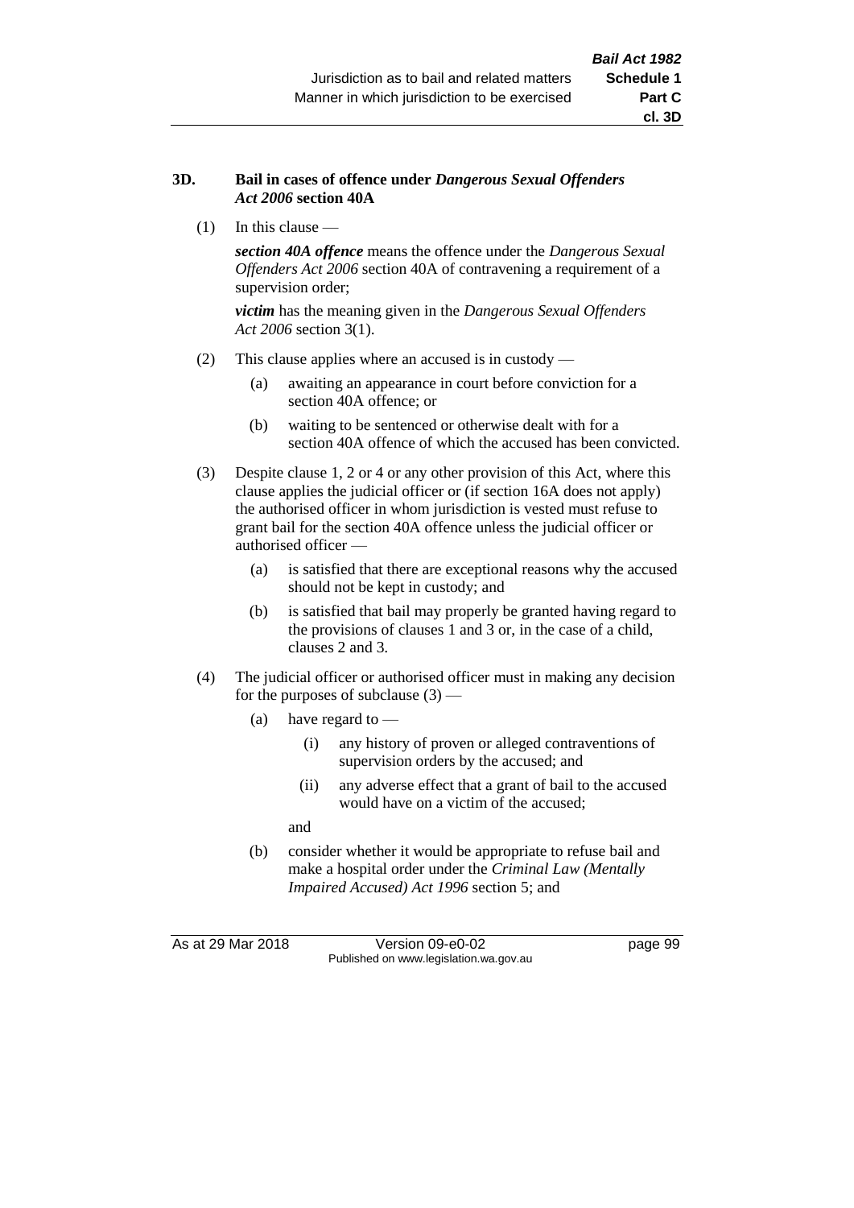### 3D. Bail in cases of offence under *Dangerous Sexual Offenders Act 2006* section 40A

(1) In this clause —

***section 40A offence*** means the offence under the *Dangerous Sexual Offenders Act 2006* section 40A of contravening a requirement of a supervision order;

***victim*** has the meaning given in the *Dangerous Sexual Offenders Act 2006* section 3(1).

(2) This clause applies where an accused is in custody —

- (a) awaiting an appearance in court before conviction for a section 40A offence; or
- (b) waiting to be sentenced or otherwise dealt with for a section 40A offence of which the accused has been convicted.

(3) Despite clause 1, 2 or 4 or any other provision of this Act, where this clause applies the judicial officer or (if section 16A does not apply) the authorised officer in whom jurisdiction is vested must refuse to grant bail for the section 40A offence unless the judicial officer or authorised officer —

- (a) is satisfied that there are exceptional reasons why the accused should not be kept in custody; and
- (b) is satisfied that bail may properly be granted having regard to the provisions of clauses 1 and 3 or, in the case of a child, clauses 2 and 3.

(4) The judicial officer or authorised officer must in making any decision for the purposes of subclause (3) —

- (a) have regard to —
  - (i) any history of proven or alleged contraventions of supervision orders by the accused; and
  - (ii) any adverse effect that a grant of bail to the accused would have on a victim of the accused;

  and
- (b) consider whether it would be appropriate to refuse bail and make a hospital order under the *Criminal Law (Mentally Impaired Accused) Act 1996* section 5; and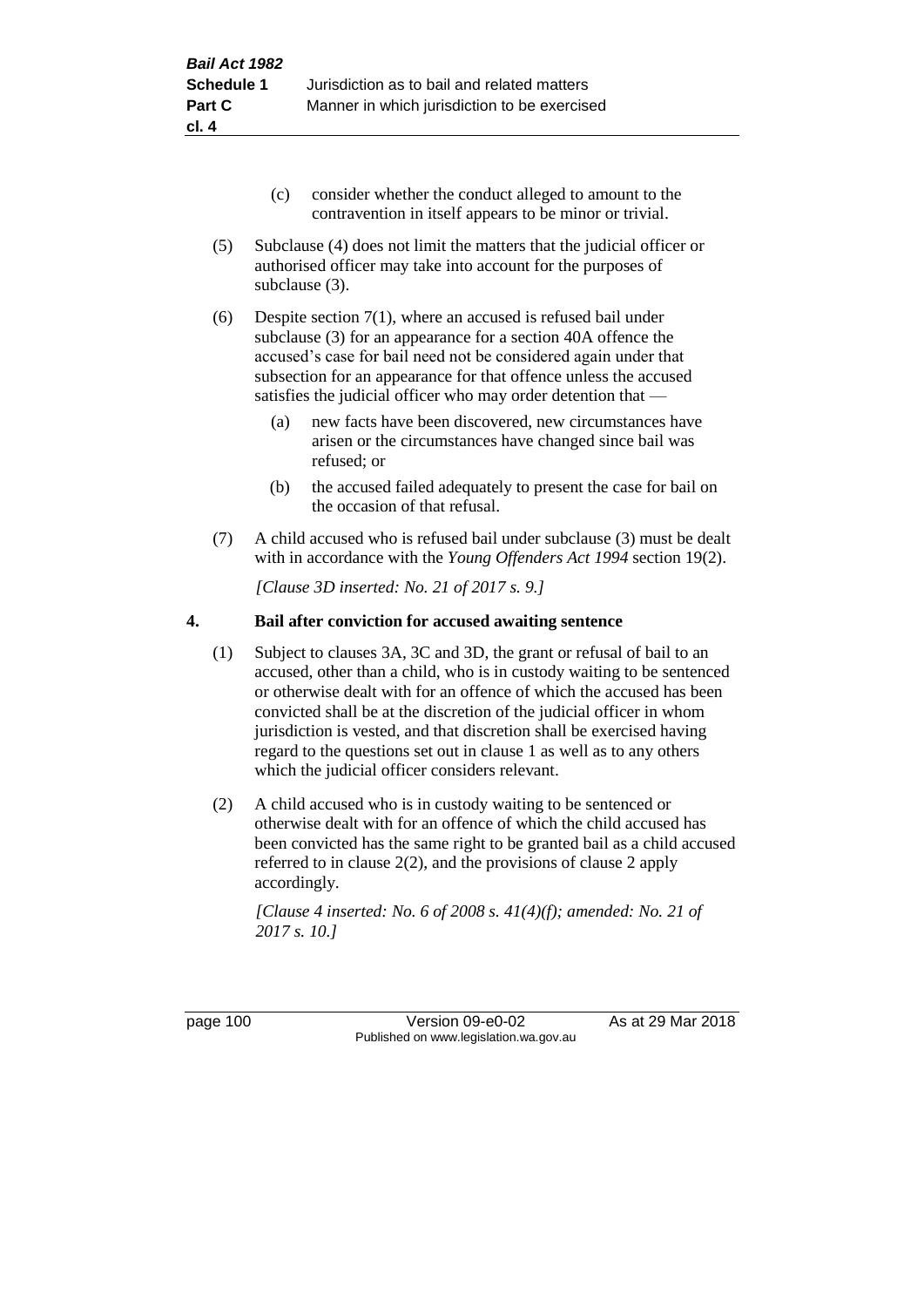(c) consider whether the conduct alleged to amount to the contravention in itself appears to be minor or trivial.

(5) Subclause (4) does not limit the matters that the judicial officer or authorised officer may take into account for the purposes of subclause (3).

(6) Despite section 7(1), where an accused is refused bail under subclause (3) for an appearance for a section 40A offence the accused's case for bail need not be considered again under that subsection for an appearance for that offence unless the accused satisfies the judicial officer who may order detention that —

(a) new facts have been discovered, new circumstances have arisen or the circumstances have changed since bail was refused; or

(b) the accused failed adequately to present the case for bail on the occasion of that refusal.

(7) A child accused who is refused bail under subclause (3) must be dealt with in accordance with the *Young Offenders Act 1994* section 19(2).

*[Clause 3D inserted: No. 21 of 2017 s. 9.]*

## 4. Bail after conviction for accused awaiting sentence

(1) Subject to clauses 3A, 3C and 3D, the grant or refusal of bail to an accused, other than a child, who is in custody waiting to be sentenced or otherwise dealt with for an offence of which the accused has been convicted shall be at the discretion of the judicial officer in whom jurisdiction is vested, and that discretion shall be exercised having regard to the questions set out in clause 1 as well as to any others which the judicial officer considers relevant.

(2) A child accused who is in custody waiting to be sentenced or otherwise dealt with for an offence of which the child accused has been convicted has the same right to be granted bail as a child accused referred to in clause 2(2), and the provisions of clause 2 apply accordingly.

*[Clause 4 inserted: No. 6 of 2008 s. 41(4)(f); amended: No. 21 of 2017 s. 10.]*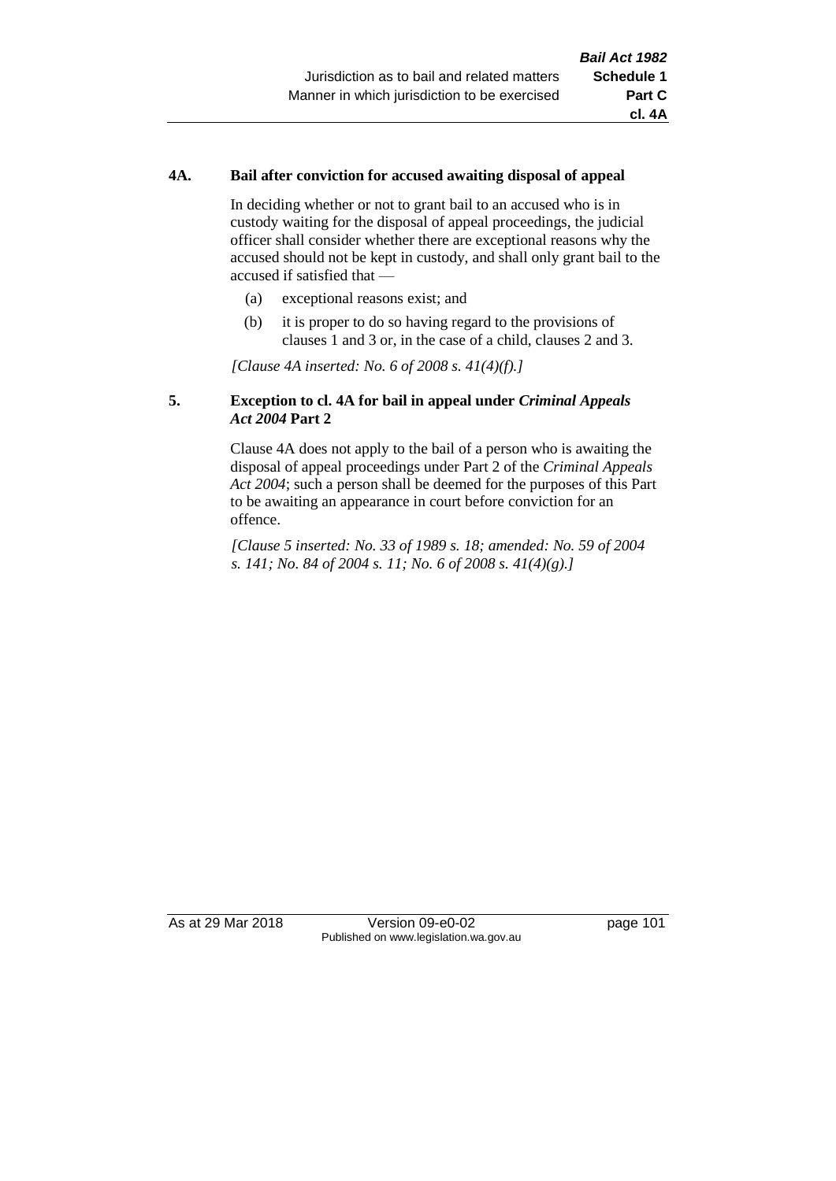#### 4A. Bail after conviction for accused awaiting disposal of appeal

In deciding whether or not to grant bail to an accused who is in custody waiting for the disposal of appeal proceedings, the judicial officer shall consider whether there are exceptional reasons why the accused should not be kept in custody, and shall only grant bail to the accused if satisfied that —

(a) exceptional reasons exist; and

(b) it is proper to do so having regard to the provisions of clauses 1 and 3 or, in the case of a child, clauses 2 and 3.

*[Clause 4A inserted: No. 6 of 2008 s. 41(4)(f).]*

#### 5. Exception to cl. 4A for bail in appeal under *Criminal Appeals Act 2004* Part 2

Clause 4A does not apply to the bail of a person who is awaiting the disposal of appeal proceedings under Part 2 of the *Criminal Appeals Act 2004*; such a person shall be deemed for the purposes of this Part to be awaiting an appearance in court before conviction for an offence.

*[Clause 5 inserted: No. 33 of 1989 s. 18; amended: No. 59 of 2004 s. 141; No. 84 of 2004 s. 11; No. 6 of 2008 s. 41(4)(g).]*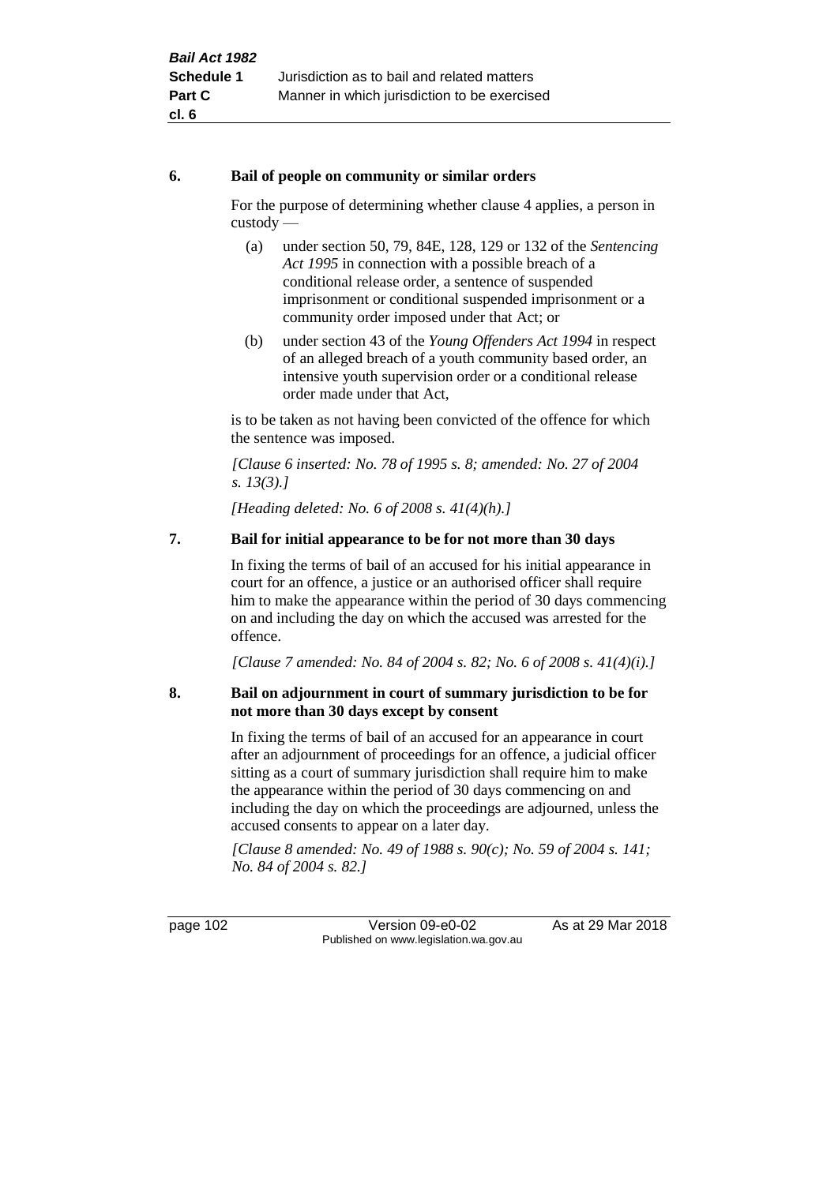**6. Bail of people on community or similar orders**

For the purpose of determining whether clause 4 applies, a person in custody —

(a) under section 50, 79, 84E, 128, 129 or 132 of the *Sentencing Act 1995* in connection with a possible breach of a conditional release order, a sentence of suspended imprisonment or conditional suspended imprisonment or a community order imposed under that Act; or

(b) under section 43 of the *Young Offenders Act 1994* in respect of an alleged breach of a youth community based order, an intensive youth supervision order or a conditional release order made under that Act,

is to be taken as not having been convicted of the offence for which the sentence was imposed.

*[Clause 6 inserted: No. 78 of 1995 s. 8; amended: No. 27 of 2004 s. 13(3).]*

*[Heading deleted: No. 6 of 2008 s. 41(4)(h).]*

**7. Bail for initial appearance to be for not more than 30 days**

In fixing the terms of bail of an accused for his initial appearance in court for an offence, a justice or an authorised officer shall require him to make the appearance within the period of 30 days commencing on and including the day on which the accused was arrested for the offence.

*[Clause 7 amended: No. 84 of 2004 s. 82; No. 6 of 2008 s. 41(4)(i).]*

**8. Bail on adjournment in court of summary jurisdiction to be for not more than 30 days except by consent**

In fixing the terms of bail of an accused for an appearance in court after an adjournment of proceedings for an offence, a judicial officer sitting as a court of summary jurisdiction shall require him to make the appearance within the period of 30 days commencing on and including the day on which the proceedings are adjourned, unless the accused consents to appear on a later day.

*[Clause 8 amended: No. 49 of 1988 s. 90(c); No. 59 of 2004 s. 141; No. 84 of 2004 s. 82.]*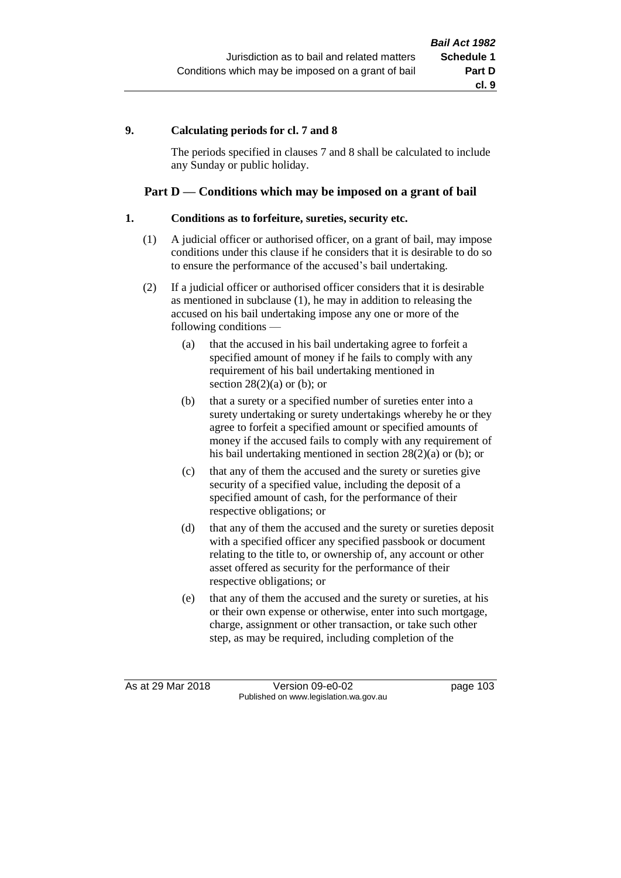### 9. Calculating periods for cl. 7 and 8

The periods specified in clauses 7 and 8 shall be calculated to include any Sunday or public holiday.

## Part D — Conditions which may be imposed on a grant of bail

### 1. Conditions as to forfeiture, sureties, security etc.

(1) A judicial officer or authorised officer, on a grant of bail, may impose conditions under this clause if he considers that it is desirable to do so to ensure the performance of the accused's bail undertaking.

(2) If a judicial officer or authorised officer considers that it is desirable as mentioned in subclause (1), he may in addition to releasing the accused on his bail undertaking impose any one or more of the following conditions —

- (a) that the accused in his bail undertaking agree to forfeit a specified amount of money if he fails to comply with any requirement of his bail undertaking mentioned in section 28(2)(a) or (b); or
- (b) that a surety or a specified number of sureties enter into a surety undertaking or surety undertakings whereby he or they agree to forfeit a specified amount or specified amounts of money if the accused fails to comply with any requirement of his bail undertaking mentioned in section 28(2)(a) or (b); or
- (c) that any of them the accused and the surety or sureties give security of a specified value, including the deposit of a specified amount of cash, for the performance of their respective obligations; or
- (d) that any of them the accused and the surety or sureties deposit with a specified officer any specified passbook or document relating to the title to, or ownership of, any account or other asset offered as security for the performance of their respective obligations; or
- (e) that any of them the accused and the surety or sureties, at his or their own expense or otherwise, enter into such mortgage, charge, assignment or other transaction, or take such other step, as may be required, including completion of the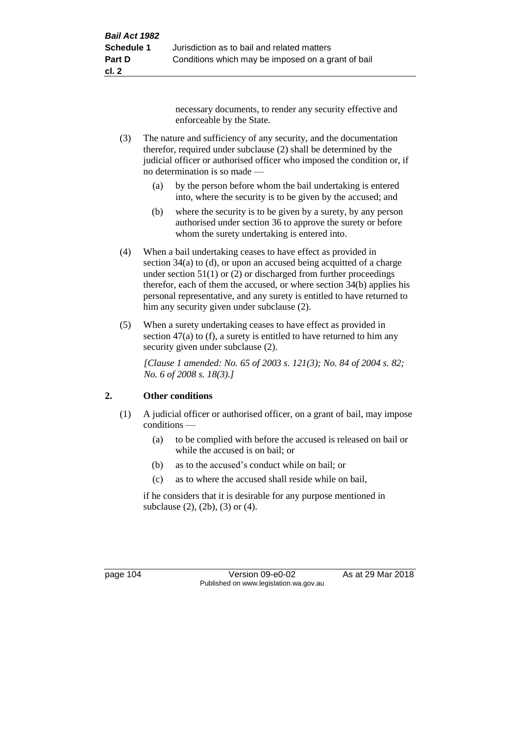necessary documents, to render any security effective and enforceable by the State.

(3) The nature and sufficiency of any security, and the documentation therefor, required under subclause (2) shall be determined by the judicial officer or authorised officer who imposed the condition or, if no determination is so made —

(a) by the person before whom the bail undertaking is entered into, where the security is to be given by the accused; and

(b) where the security is to be given by a surety, by any person authorised under section 36 to approve the surety or before whom the surety undertaking is entered into.

(4) When a bail undertaking ceases to have effect as provided in section 34(a) to (d), or upon an accused being acquitted of a charge under section 51(1) or (2) or discharged from further proceedings therefor, each of them the accused, or where section 34(b) applies his personal representative, and any surety is entitled to have returned to him any security given under subclause (2).

(5) When a surety undertaking ceases to have effect as provided in section 47(a) to (f), a surety is entitled to have returned to him any security given under subclause (2).

*[Clause 1 amended: No. 65 of 2003 s. 121(3); No. 84 of 2004 s. 82; No. 6 of 2008 s. 18(3).]*

## 2. Other conditions

(1) A judicial officer or authorised officer, on a grant of bail, may impose conditions —

(a) to be complied with before the accused is released on bail or while the accused is on bail; or

(b) as to the accused's conduct while on bail; or

(c) as to where the accused shall reside while on bail,

if he considers that it is desirable for any purpose mentioned in subclause (2), (2b), (3) or (4).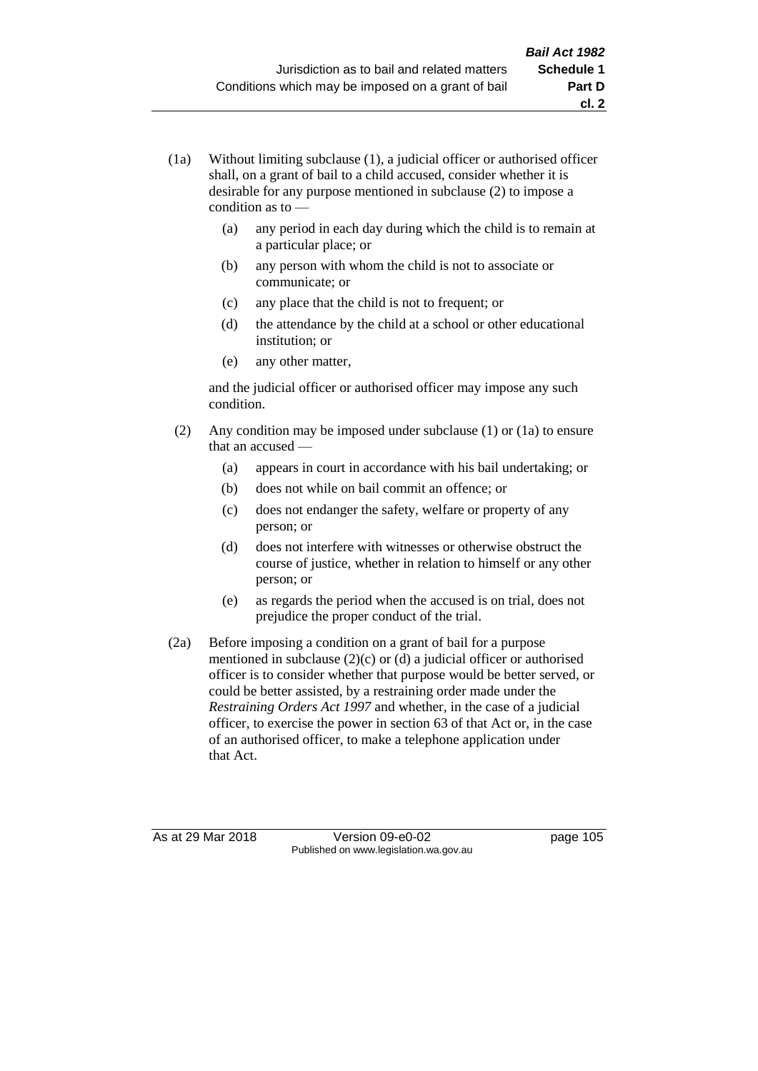(1a) Without limiting subclause (1), a judicial officer or authorised officer shall, on a grant of bail to a child accused, consider whether it is desirable for any purpose mentioned in subclause (2) to impose a condition as to —

- (a) any period in each day during which the child is to remain at a particular place; or
- (b) any person with whom the child is not to associate or communicate; or
- (c) any place that the child is not to frequent; or
- (d) the attendance by the child at a school or other educational institution; or
- (e) any other matter,

and the judicial officer or authorised officer may impose any such condition.

(2) Any condition may be imposed under subclause (1) or (1a) to ensure that an accused —

- (a) appears in court in accordance with his bail undertaking; or
- (b) does not while on bail commit an offence; or
- (c) does not endanger the safety, welfare or property of any person; or
- (d) does not interfere with witnesses or otherwise obstruct the course of justice, whether in relation to himself or any other person; or
- (e) as regards the period when the accused is on trial, does not prejudice the proper conduct of the trial.

(2a) Before imposing a condition on a grant of bail for a purpose mentioned in subclause (2)(c) or (d) a judicial officer or authorised officer is to consider whether that purpose would be better served, or could be better assisted, by a restraining order made under the *Restraining Orders Act 1997* and whether, in the case of a judicial officer, to exercise the power in section 63 of that Act or, in the case of an authorised officer, to make a telephone application under that Act.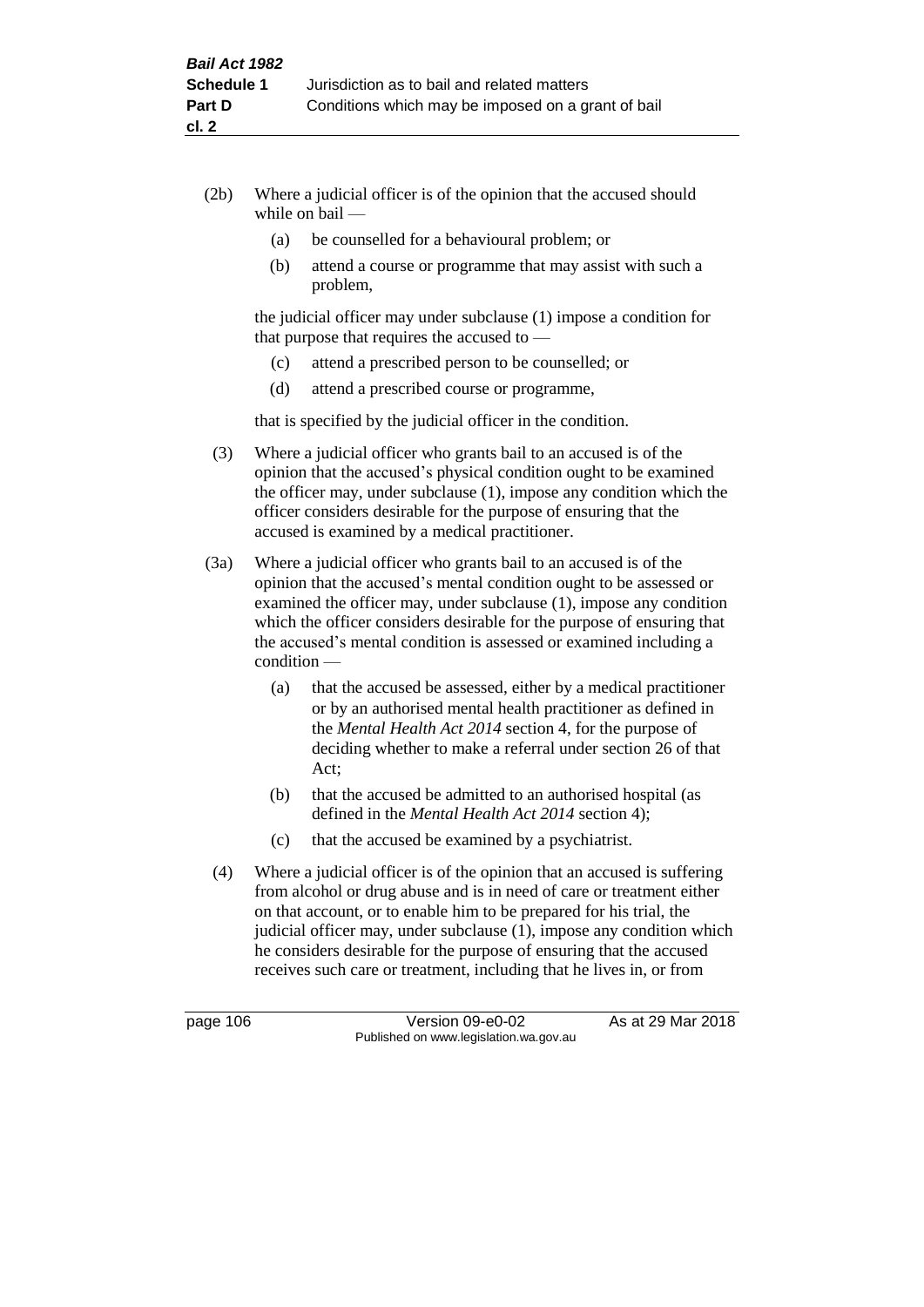(2b) Where a judicial officer is of the opinion that the accused should while on bail —

   (a) be counselled for a behavioural problem; or

   (b) attend a course or programme that may assist with such a problem,

   the judicial officer may under subclause (1) impose a condition for that purpose that requires the accused to —

   (c) attend a prescribed person to be counselled; or

   (d) attend a prescribed course or programme,

   that is specified by the judicial officer in the condition.

(3) Where a judicial officer who grants bail to an accused is of the opinion that the accused's physical condition ought to be examined the officer may, under subclause (1), impose any condition which the officer considers desirable for the purpose of ensuring that the accused is examined by a medical practitioner.

(3a) Where a judicial officer who grants bail to an accused is of the opinion that the accused's mental condition ought to be assessed or examined the officer may, under subclause (1), impose any condition which the officer considers desirable for the purpose of ensuring that the accused's mental condition is assessed or examined including a condition —

   (a) that the accused be assessed, either by a medical practitioner or by an authorised mental health practitioner as defined in the *Mental Health Act 2014* section 4, for the purpose of deciding whether to make a referral under section 26 of that Act;

   (b) that the accused be admitted to an authorised hospital (as defined in the *Mental Health Act 2014* section 4);

   (c) that the accused be examined by a psychiatrist.

(4) Where a judicial officer is of the opinion that an accused is suffering from alcohol or drug abuse and is in need of care or treatment either on that account, or to enable him to be prepared for his trial, the judicial officer may, under subclause (1), impose any condition which he considers desirable for the purpose of ensuring that the accused receives such care or treatment, including that he lives in, or from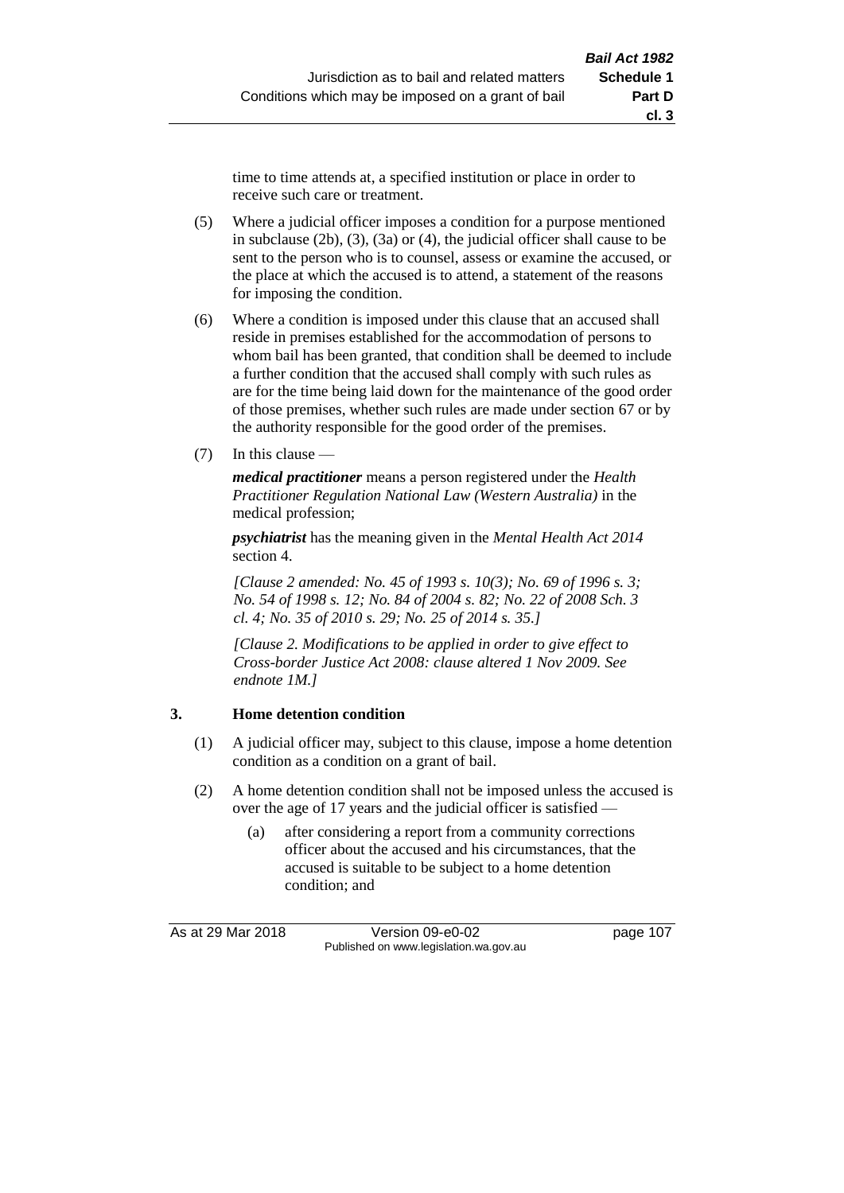time to time attends at, a specified institution or place in order to receive such care or treatment.

(5) Where a judicial officer imposes a condition for a purpose mentioned in subclause (2b), (3), (3a) or (4), the judicial officer shall cause to be sent to the person who is to counsel, assess or examine the accused, or the place at which the accused is to attend, a statement of the reasons for imposing the condition.

(6) Where a condition is imposed under this clause that an accused shall reside in premises established for the accommodation of persons to whom bail has been granted, that condition shall be deemed to include a further condition that the accused shall comply with such rules as are for the time being laid down for the maintenance of the good order of those premises, whether such rules are made under section 67 or by the authority responsible for the good order of the premises.

(7) In this clause —

***medical practitioner*** means a person registered under the *Health Practitioner Regulation National Law (Western Australia)* in the medical profession;

***psychiatrist*** has the meaning given in the *Mental Health Act 2014* section 4.

*[Clause 2 amended: No. 45 of 1993 s. 10(3); No. 69 of 1996 s. 3; No. 54 of 1998 s. 12; No. 84 of 2004 s. 82; No. 22 of 2008 Sch. 3 cl. 4; No. 35 of 2010 s. 29; No. 25 of 2014 s. 35.]*

*[Clause 2. Modifications to be applied in order to give effect to Cross-border Justice Act 2008: clause altered 1 Nov 2009. See endnote 1M.]*

## 3. Home detention condition

(1) A judicial officer may, subject to this clause, impose a home detention condition as a condition on a grant of bail.

(2) A home detention condition shall not be imposed unless the accused is over the age of 17 years and the judicial officer is satisfied —

(a) after considering a report from a community corrections officer about the accused and his circumstances, that the accused is suitable to be subject to a home detention condition; and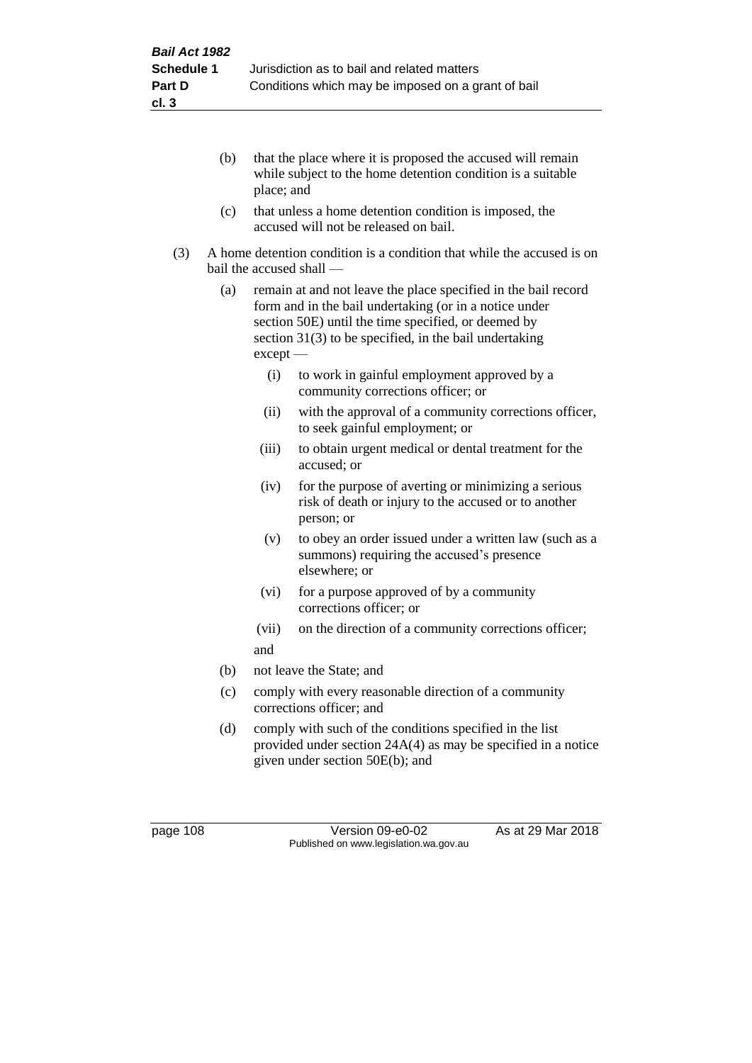(b) that the place where it is proposed the accused will remain while subject to the home detention condition is a suitable place; and

(c) that unless a home detention condition is imposed, the accused will not be released on bail.

(3) A home detention condition is a condition that while the accused is on bail the accused shall —

(a) remain at and not leave the place specified in the bail record form and in the bail undertaking (or in a notice under section 50E) until the time specified, or deemed by section 31(3) to be specified, in the bail undertaking except —

(i) to work in gainful employment approved by a community corrections officer; or

(ii) with the approval of a community corrections officer, to seek gainful employment; or

(iii) to obtain urgent medical or dental treatment for the accused; or

(iv) for the purpose of averting or minimizing a serious risk of death or injury to the accused or to another person; or

(v) to obey an order issued under a written law (such as a summons) requiring the accused's presence elsewhere; or

(vi) for a purpose approved of by a community corrections officer; or

(vii) on the direction of a community corrections officer;

and

(b) not leave the State; and

(c) comply with every reasonable direction of a community corrections officer; and

(d) comply with such of the conditions specified in the list provided under section 24A(4) as may be specified in a notice given under section 50E(b); and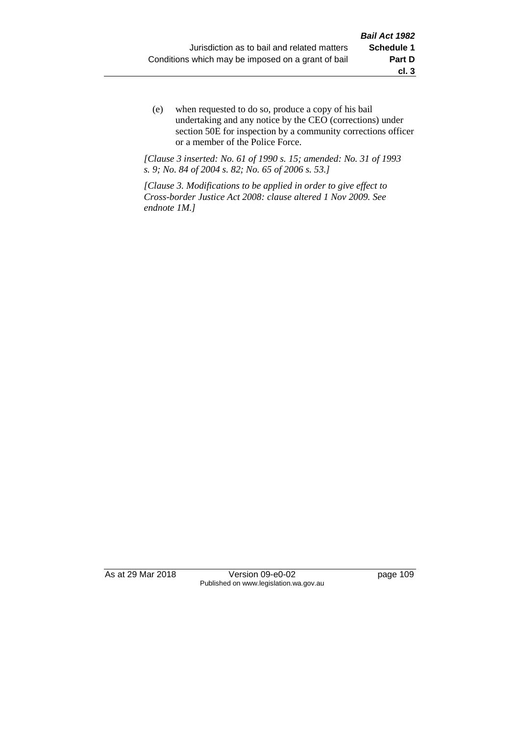(e) when requested to do so, produce a copy of his bail undertaking and any notice by the CEO (corrections) under section 50E for inspection by a community corrections officer or a member of the Police Force.

*[Clause 3 inserted: No. 61 of 1990 s. 15; amended: No. 31 of 1993 s. 9; No. 84 of 2004 s. 82; No. 65 of 2006 s. 53.]*

*[Clause 3. Modifications to be applied in order to give effect to Cross-border Justice Act 2008: clause altered 1 Nov 2009. See endnote 1M.]*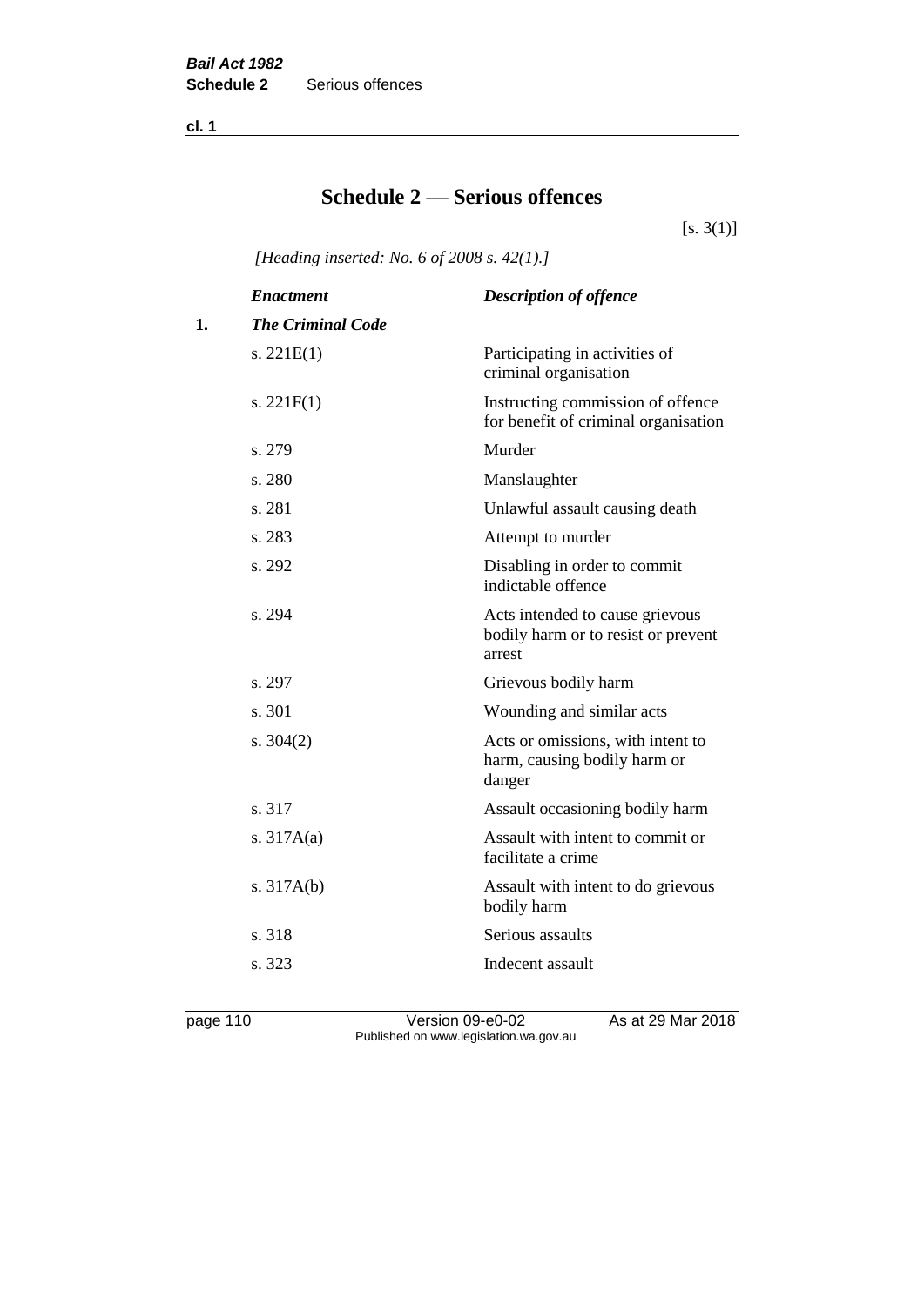# Schedule 2 — Serious offences

[s. 3(1)]

*[Heading inserted: No. 6 of 2008 s. 42(1).]*

| | *Enactment* | *Description of offence* |
|---|---|---|
| **1.** | ***The Criminal Code*** | |
| | s. 221E(1) | Participating in activities of criminal organisation |
| | s. 221F(1) | Instructing commission of offence for benefit of criminal organisation |
| | s. 279 | Murder |
| | s. 280 | Manslaughter |
| | s. 281 | Unlawful assault causing death |
| | s. 283 | Attempt to murder |
| | s. 292 | Disabling in order to commit indictable offence |
| | s. 294 | Acts intended to cause grievous bodily harm or to resist or prevent arrest |
| | s. 297 | Grievous bodily harm |
| | s. 301 | Wounding and similar acts |
| | s. 304(2) | Acts or omissions, with intent to harm, causing bodily harm or danger |
| | s. 317 | Assault occasioning bodily harm |
| | s. 317A(a) | Assault with intent to commit or facilitate a crime |
| | s. 317A(b) | Assault with intent to do grievous bodily harm |
| | s. 318 | Serious assaults |
| | s. 323 | Indecent assault |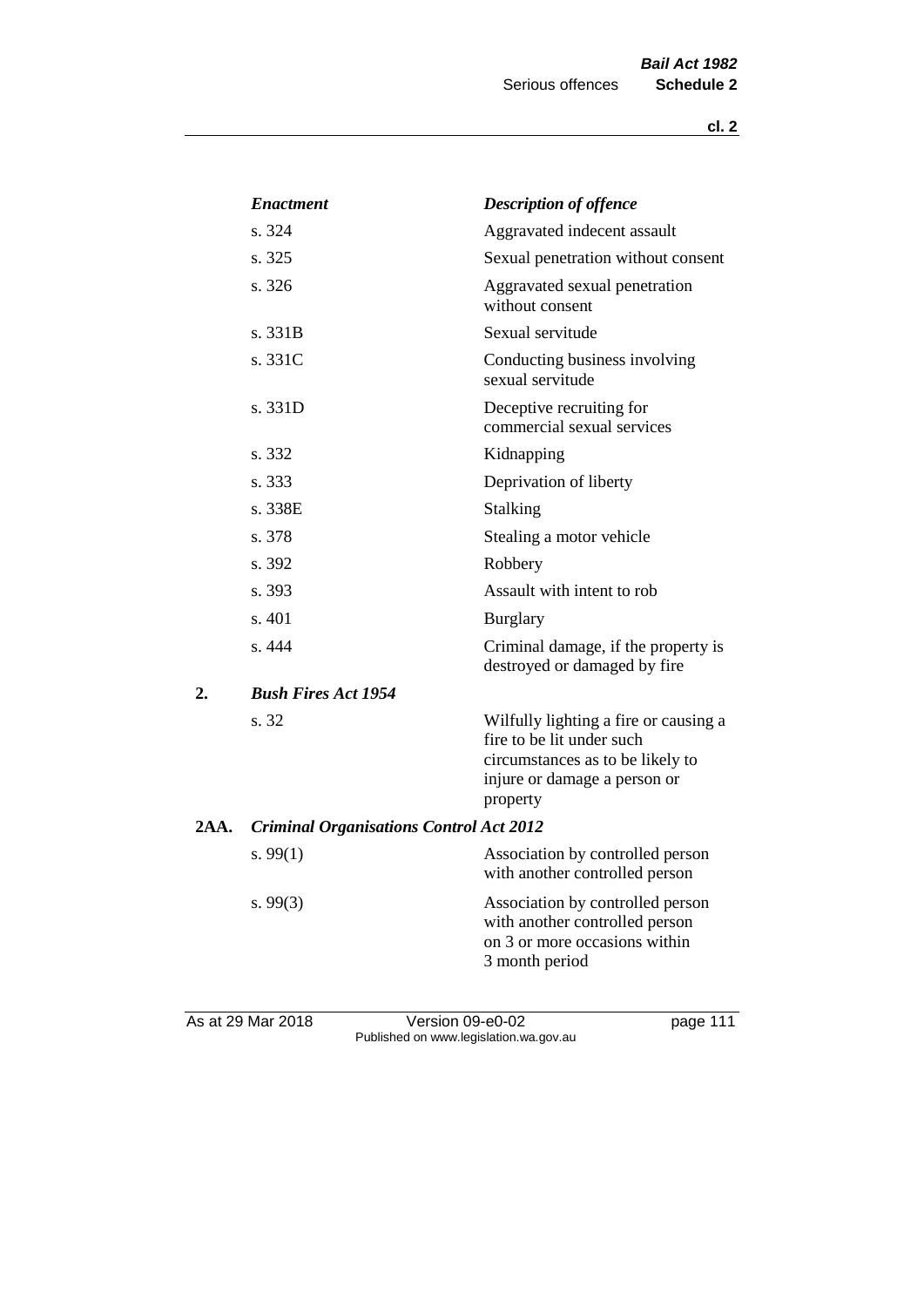| | *Enactment* | *Description of offence* |
|---|---|---|
| | s. 324 | Aggravated indecent assault |
| | s. 325 | Sexual penetration without consent |
| | s. 326 | Aggravated sexual penetration without consent |
| | s. 331B | Sexual servitude |
| | s. 331C | Conducting business involving sexual servitude |
| | s. 331D | Deceptive recruiting for commercial sexual services |
| | s. 332 | Kidnapping |
| | s. 333 | Deprivation of liberty |
| | s. 338E | Stalking |
| | s. 378 | Stealing a motor vehicle |
| | s. 392 | Robbery |
| | s. 393 | Assault with intent to rob |
| | s. 401 | Burglary |
| | s. 444 | Criminal damage, if the property is destroyed or damaged by fire |
| **2.** | ***Bush Fires Act 1954*** | |
| | s. 32 | Wilfully lighting a fire or causing a fire to be lit under such circumstances as to be likely to injure or damage a person or property |
| **2AA.** | ***Criminal Organisations Control Act 2012*** | |
| | s. 99(1) | Association by controlled person with another controlled person |
| | s. 99(3) | Association by controlled person with another controlled person on 3 or more occasions within 3 month period |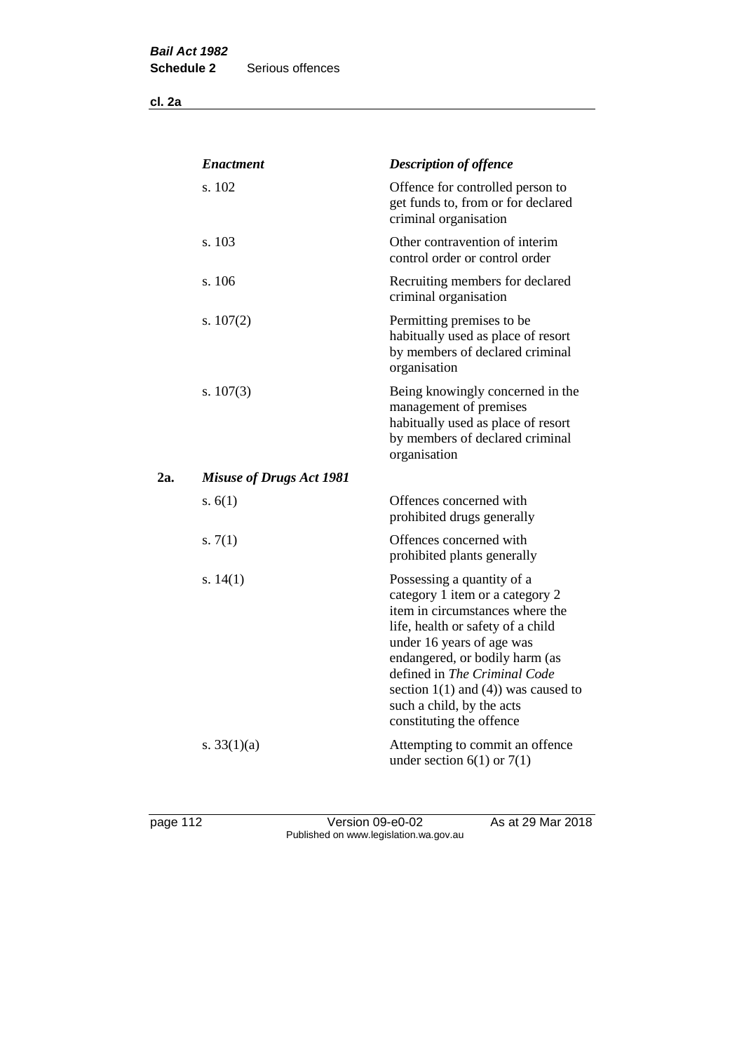| | *Enactment* | *Description of offence* |
|---|---|---|
| | s. 102 | Offence for controlled person to get funds to, from or for declared criminal organisation |
| | s. 103 | Other contravention of interim control order or control order |
| | s. 106 | Recruiting members for declared criminal organisation |
| | s. 107(2) | Permitting premises to be habitually used as place of resort by members of declared criminal organisation |
| | s. 107(3) | Being knowingly concerned in the management of premises habitually used as place of resort by members of declared criminal organisation |
| **2a.** | ***Misuse of Drugs Act 1981*** | |
| | s. 6(1) | Offences concerned with prohibited drugs generally |
| | s. 7(1) | Offences concerned with prohibited plants generally |
| | s. 14(1) | Possessing a quantity of a category 1 item or a category 2 item in circumstances where the life, health or safety of a child under 16 years of age was endangered, or bodily harm (as defined in *The Criminal Code* section 1(1) and (4)) was caused to such a child, by the acts constituting the offence |
| | s. 33(1)(a) | Attempting to commit an offence under section 6(1) or 7(1) |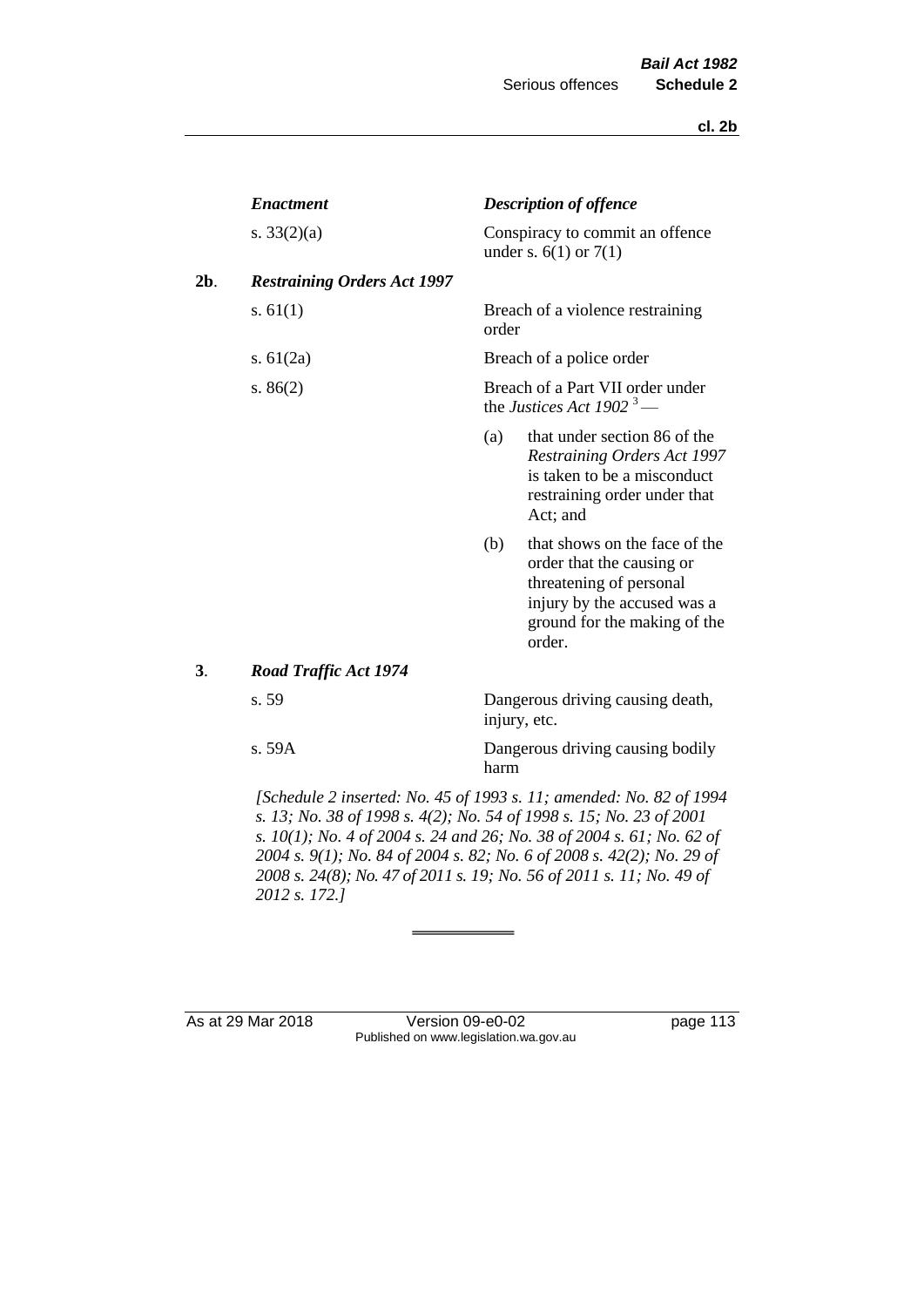| | *Enactment* | *Description of offence* |
|---|---|---|
| | s. 33(2)(a) | Conspiracy to commit an offence under s. 6(1) or 7(1) |
| **2b**. | ***Restraining Orders Act 1997*** | |
| | s. 61(1) | Breach of a violence restraining order |
| | s. 61(2a) | Breach of a police order |
| | s. 86(2) | Breach of a Part VII order under the *Justices Act 1902* [3] —<br>(a) that under section 86 of the *Restraining Orders Act 1997* is taken to be a misconduct restraining order under that Act; and<br>(b) that shows on the face of the order that the causing or threatening of personal injury by the accused was a ground for the making of the order. |
| **3**. | ***Road Traffic Act 1974*** | |
| | s. 59 | Dangerous driving causing death, injury, etc. |
| | s. 59A | Dangerous driving causing bodily harm |

*[Schedule 2 inserted: No. 45 of 1993 s. 11; amended: No. 82 of 1994 s. 13; No. 38 of 1998 s. 4(2); No. 54 of 1998 s. 15; No. 23 of 2001 s. 10(1); No. 4 of 2004 s. 24 and 26; No. 38 of 2004 s. 61; No. 62 of 2004 s. 9(1); No. 84 of 2004 s. 82; No. 6 of 2008 s. 42(2); No. 29 of 2008 s. 24(8); No. 47 of 2011 s. 19; No. 56 of 2011 s. 11; No. 49 of 2012 s. 172.]*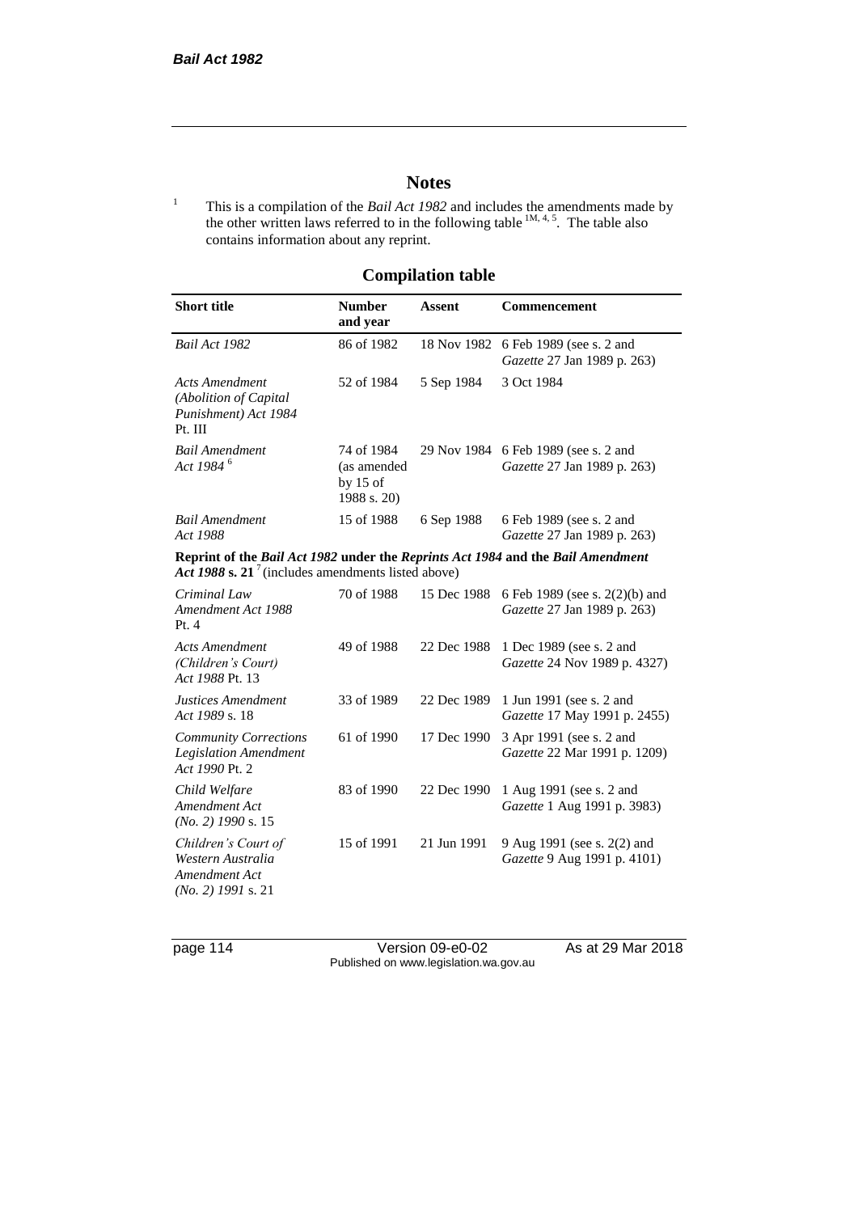# Notes

[1] This is a compilation of the *Bail Act 1982* and includes the amendments made by the other written laws referred to in the following table [1M, 4, 5]. The table also contains information about any reprint.

## Compilation table

| Short title | Number and year | Assent | Commencement |
|---|---|---|---|
| *Bail Act 1982* | 86 of 1982 | 18 Nov 1982 | 6 Feb 1989 (see s. 2 and *Gazette* 27 Jan 1989 p. 263) |
| *Acts Amendment (Abolition of Capital Punishment) Act 1984* Pt. III | 52 of 1984 | 5 Sep 1984 | 3 Oct 1984 |
| *Bail Amendment Act 1984* [6] | 74 of 1984 (as amended by 15 of 1988 s. 20) | 29 Nov 1984 | 6 Feb 1989 (see s. 2 and *Gazette* 27 Jan 1989 p. 263) |
| *Bail Amendment Act 1988* | 15 of 1988 | 6 Sep 1988 | 6 Feb 1989 (see s. 2 and *Gazette* 27 Jan 1989 p. 263) |
| **Reprint of the *Bail Act 1982* under the *Reprints Act 1984* and the *Bail Amendment Act 1988* s. 21** [7] (includes amendments listed above) | | | |
| *Criminal Law Amendment Act 1988* Pt. 4 | 70 of 1988 | 15 Dec 1988 | 6 Feb 1989 (see s. 2(2)(b) and *Gazette* 27 Jan 1989 p. 263) |
| *Acts Amendment (Children's Court) Act 1988* Pt. 13 | 49 of 1988 | 22 Dec 1988 | 1 Dec 1989 (see s. 2 and *Gazette* 24 Nov 1989 p. 4327) |
| *Justices Amendment Act 1989* s. 18 | 33 of 1989 | 22 Dec 1989 | 1 Jun 1991 (see s. 2 and *Gazette* 17 May 1991 p. 2455) |
| *Community Corrections Legislation Amendment Act 1990* Pt. 2 | 61 of 1990 | 17 Dec 1990 | 3 Apr 1991 (see s. 2 and *Gazette* 22 Mar 1991 p. 1209) |
| *Child Welfare Amendment Act (No. 2) 1990* s. 15 | 83 of 1990 | 22 Dec 1990 | 1 Aug 1991 (see s. 2 and *Gazette* 1 Aug 1991 p. 3983) |
| *Children's Court of Western Australia Amendment Act (No. 2) 1991* s. 21 | 15 of 1991 | 21 Jun 1991 | 9 Aug 1991 (see s. 2(2) and *Gazette* 9 Aug 1991 p. 4101) |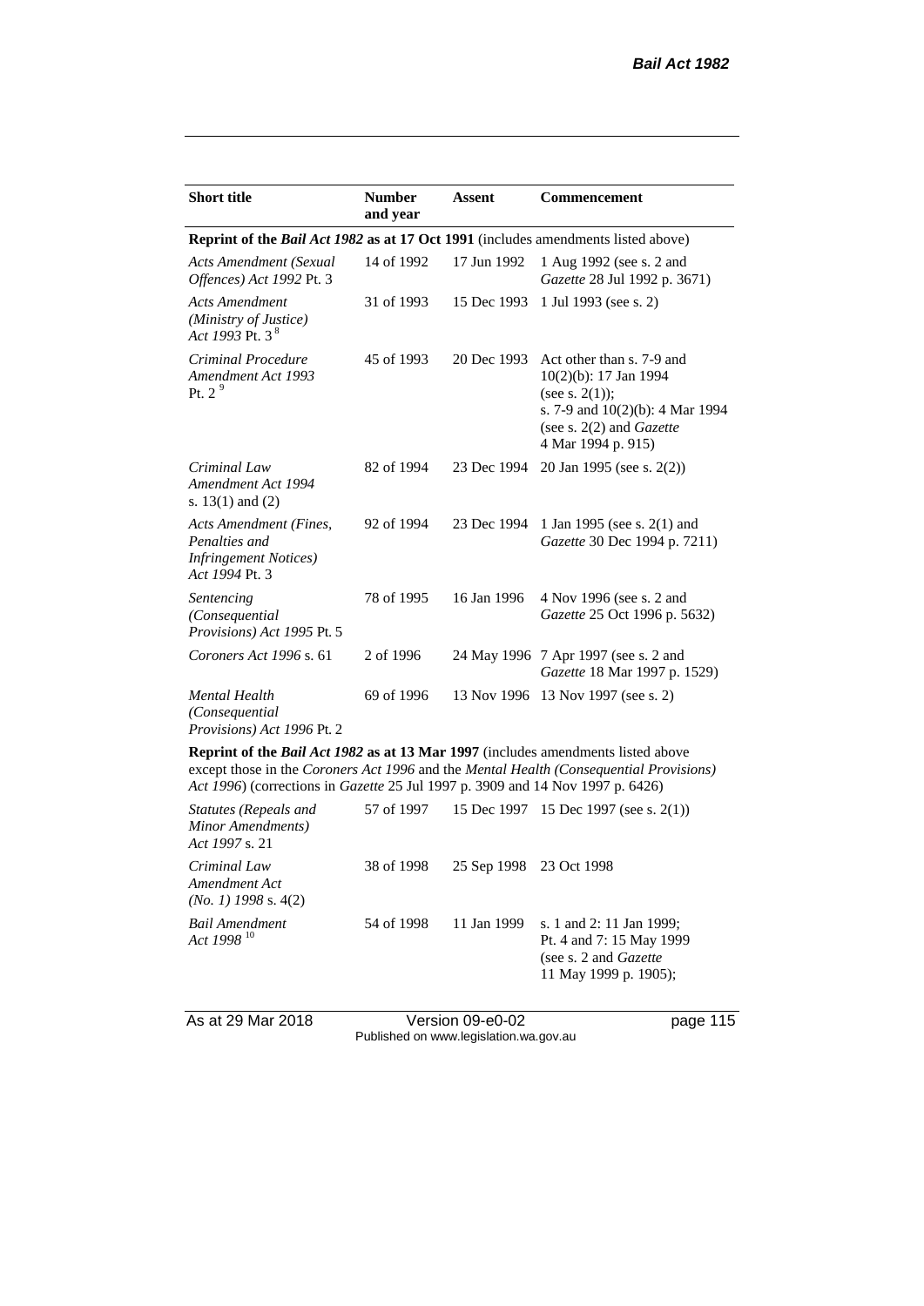| Short title | Number and year | Assent | Commencement |
|---|---|---|---|
| **Reprint of the *Bail Act 1982* as at 17 Oct 1991** (includes amendments listed above) | | | |
| *Acts Amendment (Sexual Offences) Act 1992* Pt. 3 | 14 of 1992 | 17 Jun 1992 | 1 Aug 1992 (see s. 2 and *Gazette* 28 Jul 1992 p. 3671) |
| *Acts Amendment (Ministry of Justice) Act 1993* Pt. 3 [8] | 31 of 1993 | 15 Dec 1993 | 1 Jul 1993 (see s. 2) |
| *Criminal Procedure Amendment Act 1993* Pt. 2 [9] | 45 of 1993 | 20 Dec 1993 | Act other than s. 7-9 and 10(2)(b): 17 Jan 1994 (see s. 2(1)); s. 7-9 and 10(2)(b): 4 Mar 1994 (see s. 2(2) and *Gazette* 4 Mar 1994 p. 915) |
| *Criminal Law Amendment Act 1994* s. 13(1) and (2) | 82 of 1994 | 23 Dec 1994 | 20 Jan 1995 (see s. 2(2)) |
| *Acts Amendment (Fines, Penalties and Infringement Notices) Act 1994* Pt. 3 | 92 of 1994 | 23 Dec 1994 | 1 Jan 1995 (see s. 2(1) and *Gazette* 30 Dec 1994 p. 7211) |
| *Sentencing (Consequential Provisions) Act 1995* Pt. 5 | 78 of 1995 | 16 Jan 1996 | 4 Nov 1996 (see s. 2 and *Gazette* 25 Oct 1996 p. 5632) |
| *Coroners Act 1996* s. 61 | 2 of 1996 | 24 May 1996 | 7 Apr 1997 (see s. 2 and *Gazette* 18 Mar 1997 p. 1529) |
| *Mental Health (Consequential Provisions) Act 1996* Pt. 2 | 69 of 1996 | 13 Nov 1996 | 13 Nov 1997 (see s. 2) |
| **Reprint of the *Bail Act 1982* as at 13 Mar 1997** (includes amendments listed above except those in the *Coroners Act 1996* and the *Mental Health (Consequential Provisions) Act 1996*) (corrections in *Gazette* 25 Jul 1997 p. 3909 and 14 Nov 1997 p. 6426) | | | |
| *Statutes (Repeals and Minor Amendments) Act 1997* s. 21 | 57 of 1997 | 15 Dec 1997 | 15 Dec 1997 (see s. 2(1)) |
| *Criminal Law Amendment Act (No. 1) 1998* s. 4(2) | 38 of 1998 | 25 Sep 1998 | 23 Oct 1998 |
| *Bail Amendment Act 1998* [10] | 54 of 1998 | 11 Jan 1999 | s. 1 and 2: 11 Jan 1999; Pt. 4 and 7: 15 May 1999 (see s. 2 and *Gazette* 11 May 1999 p. 1905); |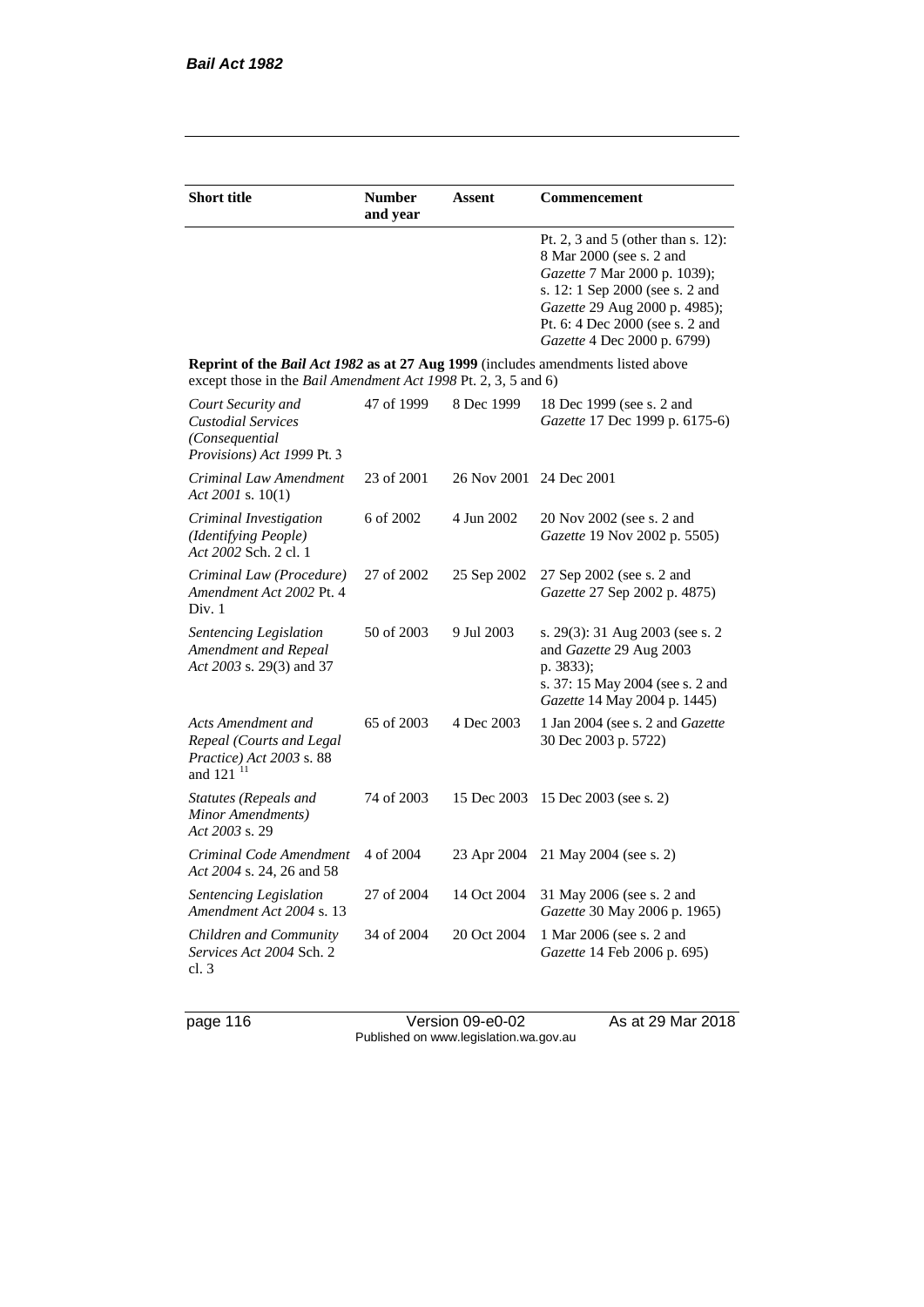| Short title | Number and year | Assent | Commencement |
|---|---|---|---|
| | | | Pt. 2, 3 and 5 (other than s. 12): 8 Mar 2000 (see s. 2 and *Gazette* 7 Mar 2000 p. 1039); s. 12: 1 Sep 2000 (see s. 2 and *Gazette* 29 Aug 2000 p. 4985); Pt. 6: 4 Dec 2000 (see s. 2 and *Gazette* 4 Dec 2000 p. 6799) |
| **Reprint of the *Bail Act 1982* as at 27 Aug 1999** (includes amendments listed above except those in the *Bail Amendment Act 1998* Pt. 2, 3, 5 and 6) | | | |
| *Court Security and Custodial Services (Consequential Provisions) Act 1999* Pt. 3 | 47 of 1999 | 8 Dec 1999 | 18 Dec 1999 (see s. 2 and *Gazette* 17 Dec 1999 p. 6175-6) |
| *Criminal Law Amendment Act 2001* s. 10(1) | 23 of 2001 | 26 Nov 2001 | 24 Dec 2001 |
| *Criminal Investigation (Identifying People) Act 2002* Sch. 2 cl. 1 | 6 of 2002 | 4 Jun 2002 | 20 Nov 2002 (see s. 2 and *Gazette* 19 Nov 2002 p. 5505) |
| *Criminal Law (Procedure) Amendment Act 2002* Pt. 4 Div. 1 | 27 of 2002 | 25 Sep 2002 | 27 Sep 2002 (see s. 2 and *Gazette* 27 Sep 2002 p. 4875) |
| *Sentencing Legislation Amendment and Repeal Act 2003* s. 29(3) and 37 | 50 of 2003 | 9 Jul 2003 | s. 29(3): 31 Aug 2003 (see s. 2 and *Gazette* 29 Aug 2003 p. 3833); s. 37: 15 May 2004 (see s. 2 and *Gazette* 14 May 2004 p. 1445) |
| *Acts Amendment and Repeal (Courts and Legal Practice) Act 2003* s. 88 and 121 [11] | 65 of 2003 | 4 Dec 2003 | 1 Jan 2004 (see s. 2 and *Gazette* 30 Dec 2003 p. 5722) |
| *Statutes (Repeals and Minor Amendments) Act 2003* s. 29 | 74 of 2003 | 15 Dec 2003 | 15 Dec 2003 (see s. 2) |
| *Criminal Code Amendment Act 2004* s. 24, 26 and 58 | 4 of 2004 | 23 Apr 2004 | 21 May 2004 (see s. 2) |
| *Sentencing Legislation Amendment Act 2004* s. 13 | 27 of 2004 | 14 Oct 2004 | 31 May 2006 (see s. 2 and *Gazette* 30 May 2006 p. 1965) |
| *Children and Community Services Act 2004* Sch. 2 cl. 3 | 34 of 2004 | 20 Oct 2004 | 1 Mar 2006 (see s. 2 and *Gazette* 14 Feb 2006 p. 695) |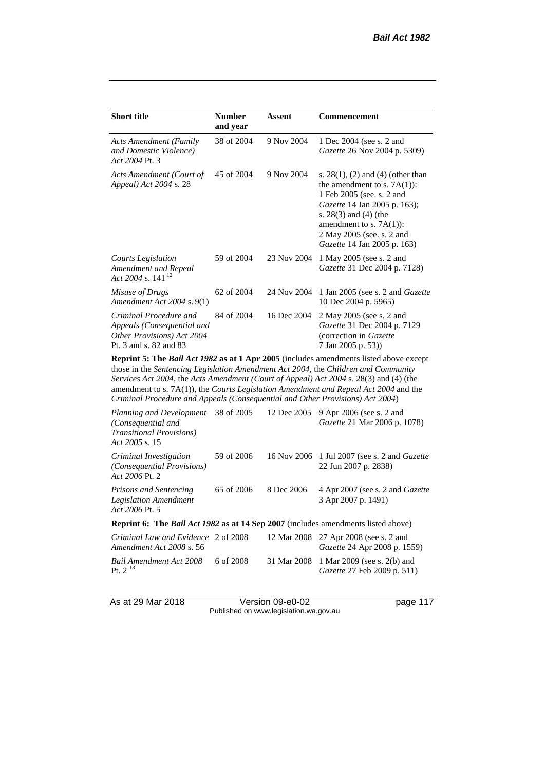| Short title | Number and year | Assent | Commencement |
|---|---|---|---|
| *Acts Amendment (Family and Domestic Violence) Act 2004* Pt. 3 | 38 of 2004 | 9 Nov 2004 | 1 Dec 2004 (see s. 2 and *Gazette* 26 Nov 2004 p. 5309) |
| *Acts Amendment (Court of Appeal) Act 2004* s. 28 | 45 of 2004 | 9 Nov 2004 | s. 28(1), (2) and (4) (other than the amendment to s. 7A(1)): 1 Feb 2005 (see. s. 2 and *Gazette* 14 Jan 2005 p. 163); s. 28(3) and (4) (the amendment to s. 7A(1)): 2 May 2005 (see. s. 2 and *Gazette* 14 Jan 2005 p. 163) |
| *Courts Legislation Amendment and Repeal Act 2004* s. 141 [12] | 59 of 2004 | 23 Nov 2004 | 1 May 2005 (see s. 2 and *Gazette* 31 Dec 2004 p. 7128) |
| *Misuse of Drugs Amendment Act 2004* s. 9(1) | 62 of 2004 | 24 Nov 2004 | 1 Jan 2005 (see s. 2 and *Gazette* 10 Dec 2004 p. 5965) |
| *Criminal Procedure and Appeals (Consequential and Other Provisions) Act 2004* Pt. 3 and s. 82 and 83 | 84 of 2004 | 16 Dec 2004 | 2 May 2005 (see s. 2 and *Gazette* 31 Dec 2004 p. 7129 (correction in *Gazette* 7 Jan 2005 p. 53)) |
| **Reprint 5: The *Bail Act 1982* as at 1 Apr 2005** (includes amendments listed above except those in the *Sentencing Legislation Amendment Act 2004*, the *Children and Community Services Act 2004*, the *Acts Amendment (Court of Appeal) Act 2004* s. 28(3) and (4) (the amendment to s. 7A(1)), the *Courts Legislation Amendment and Repeal Act 2004* and the *Criminal Procedure and Appeals (Consequential and Other Provisions) Act 2004*) | | | |
| *Planning and Development (Consequential and Transitional Provisions) Act 2005* s. 15 | 38 of 2005 | 12 Dec 2005 | 9 Apr 2006 (see s. 2 and *Gazette* 21 Mar 2006 p. 1078) |
| *Criminal Investigation (Consequential Provisions) Act 2006* Pt. 2 | 59 of 2006 | 16 Nov 2006 | 1 Jul 2007 (see s. 2 and *Gazette* 22 Jun 2007 p. 2838) |
| *Prisons and Sentencing Legislation Amendment Act 2006* Pt. 5 | 65 of 2006 | 8 Dec 2006 | 4 Apr 2007 (see s. 2 and *Gazette* 3 Apr 2007 p. 1491) |
| **Reprint 6: The *Bail Act 1982* as at 14 Sep 2007** (includes amendments listed above) | | | |
| *Criminal Law and Evidence Amendment Act 2008* s. 56 | 2 of 2008 | 12 Mar 2008 | 27 Apr 2008 (see s. 2 and *Gazette* 24 Apr 2008 p. 1559) |
| *Bail Amendment Act 2008* Pt. 2 [13] | 6 of 2008 | 31 Mar 2008 | 1 Mar 2009 (see s. 2(b) and *Gazette* 27 Feb 2009 p. 511) |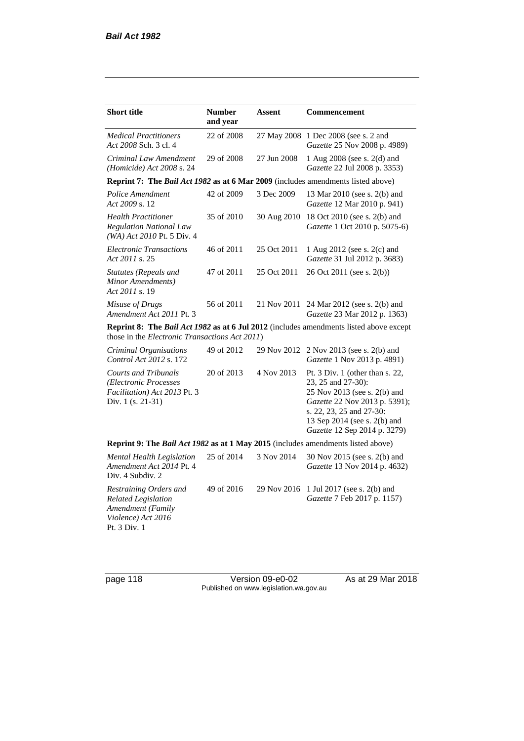| **Short title** | **Number and year** | **Assent** | **Commencement** |
|---|---|---|---|
| *Medical Practitioners Act 2008* Sch. 3 cl. 4 | 22 of 2008 | 27 May 2008 | 1 Dec 2008 (see s. 2 and *Gazette* 25 Nov 2008 p. 4989) |
| *Criminal Law Amendment (Homicide) Act 2008* s. 24 | 29 of 2008 | 27 Jun 2008 | 1 Aug 2008 (see s. 2(d) and *Gazette* 22 Jul 2008 p. 3353) |
| **Reprint 7: The *Bail Act 1982* as at 6 Mar 2009** (includes amendments listed above) | | | |
| *Police Amendment Act 2009* s. 12 | 42 of 2009 | 3 Dec 2009 | 13 Mar 2010 (see s. 2(b) and *Gazette* 12 Mar 2010 p. 941) |
| *Health Practitioner Regulation National Law (WA) Act 2010* Pt. 5 Div. 4 | 35 of 2010 | 30 Aug 2010 | 18 Oct 2010 (see s. 2(b) and *Gazette* 1 Oct 2010 p. 5075-6) |
| *Electronic Transactions Act 2011* s. 25 | 46 of 2011 | 25 Oct 2011 | 1 Aug 2012 (see s. 2(c) and *Gazette* 31 Jul 2012 p. 3683) |
| *Statutes (Repeals and Minor Amendments) Act 2011* s. 19 | 47 of 2011 | 25 Oct 2011 | 26 Oct 2011 (see s. 2(b)) |
| *Misuse of Drugs Amendment Act 2011* Pt. 3 | 56 of 2011 | 21 Nov 2011 | 24 Mar 2012 (see s. 2(b) and *Gazette* 23 Mar 2012 p. 1363) |
| **Reprint 8: The *Bail Act 1982* as at 6 Jul 2012** (includes amendments listed above except those in the *Electronic Transactions Act 2011*) | | | |
| *Criminal Organisations Control Act 2012* s. 172 | 49 of 2012 | 29 Nov 2012 | 2 Nov 2013 (see s. 2(b) and *Gazette* 1 Nov 2013 p. 4891) |
| *Courts and Tribunals (Electronic Processes Facilitation) Act 2013* Pt. 3 Div. 1 (s. 21-31) | 20 of 2013 | 4 Nov 2013 | Pt. 3 Div. 1 (other than s. 22, 23, 25 and 27-30): 25 Nov 2013 (see s. 2(b) and *Gazette* 22 Nov 2013 p. 5391); s. 22, 23, 25 and 27-30: 13 Sep 2014 (see s. 2(b) and *Gazette* 12 Sep 2014 p. 3279) |
| **Reprint 9: The *Bail Act 1982* as at 1 May 2015** (includes amendments listed above) | | | |
| *Mental Health Legislation Amendment Act 2014* Pt. 4 Div. 4 Subdiv. 2 | 25 of 2014 | 3 Nov 2014 | 30 Nov 2015 (see s. 2(b) and *Gazette* 13 Nov 2014 p. 4632) |
| *Restraining Orders and Related Legislation Amendment (Family Violence) Act 2016* Pt. 3 Div. 1 | 49 of 2016 | 29 Nov 2016 | 1 Jul 2017 (see s. 2(b) and *Gazette* 7 Feb 2017 p. 1157) |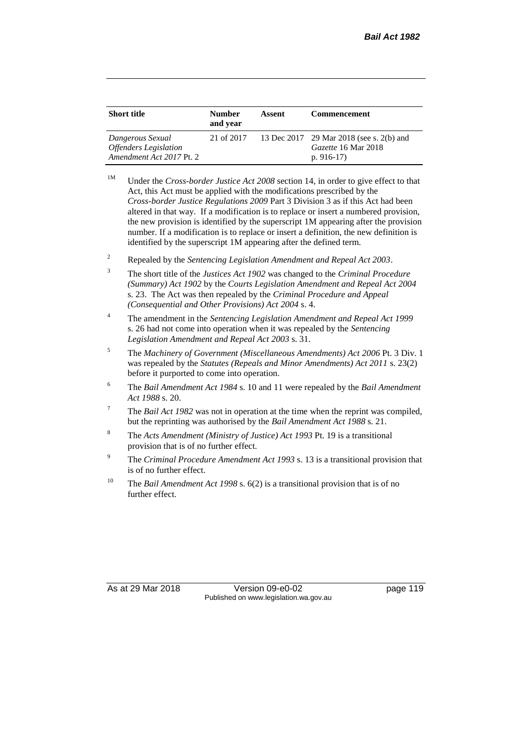| Short title | Number and year | Assent | Commencement |
|---|---|---|---|
| *Dangerous Sexual Offenders Legislation Amendment Act 2017* Pt. 2 | 21 of 2017 | 13 Dec 2017 | 29 Mar 2018 (see s. 2(b) and *Gazette* 16 Mar 2018 p. 916-17) |

[1M] Under the *Cross-border Justice Act 2008* section 14, in order to give effect to that Act, this Act must be applied with the modifications prescribed by the *Cross-border Justice Regulations 2009* Part 3 Division 3 as if this Act had been altered in that way. If a modification is to replace or insert a numbered provision, the new provision is identified by the superscript 1M appearing after the provision number. If a modification is to replace or insert a definition, the new definition is identified by the superscript 1M appearing after the defined term.

[2] Repealed by the *Sentencing Legislation Amendment and Repeal Act 2003*.

[3] The short title of the *Justices Act 1902* was changed to the *Criminal Procedure (Summary) Act 1902* by the *Courts Legislation Amendment and Repeal Act 2004* s. 23. The Act was then repealed by the *Criminal Procedure and Appeal (Consequential and Other Provisions) Act 2004* s. 4.

[4] The amendment in the *Sentencing Legislation Amendment and Repeal Act 1999* s. 26 had not come into operation when it was repealed by the *Sentencing Legislation Amendment and Repeal Act 2003* s. 31.

[5] The *Machinery of Government (Miscellaneous Amendments) Act 2006* Pt. 3 Div. 1 was repealed by the *Statutes (Repeals and Minor Amendments) Act 2011* s. 23(2) before it purported to come into operation.

[6] The *Bail Amendment Act 1984* s. 10 and 11 were repealed by the *Bail Amendment Act 1988* s. 20.

[7] The *Bail Act 1982* was not in operation at the time when the reprint was compiled, but the reprinting was authorised by the *Bail Amendment Act 1988* s. 21.

[8] The *Acts Amendment (Ministry of Justice) Act 1993* Pt. 19 is a transitional provision that is of no further effect.

[9] The *Criminal Procedure Amendment Act 1993* s. 13 is a transitional provision that is of no further effect.

[10] The *Bail Amendment Act 1998* s. 6(2) is a transitional provision that is of no further effect.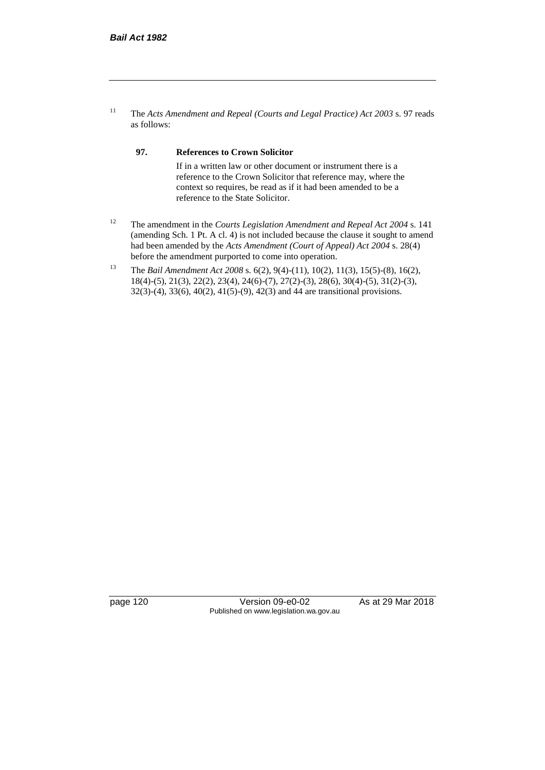[11] The *Acts Amendment and Repeal (Courts and Legal Practice) Act 2003* s. 97 reads as follows:

**97. References to Crown Solicitor**

If in a written law or other document or instrument there is a reference to the Crown Solicitor that reference may, where the context so requires, be read as if it had been amended to be a reference to the State Solicitor.

[12] The amendment in the *Courts Legislation Amendment and Repeal Act 2004* s. 141 (amending Sch. 1 Pt. A cl. 4) is not included because the clause it sought to amend had been amended by the *Acts Amendment (Court of Appeal) Act 2004* s. 28(4) before the amendment purported to come into operation.

[13] The *Bail Amendment Act 2008* s. 6(2), 9(4)-(11), 10(2), 11(3), 15(5)-(8), 16(2), 18(4)-(5), 21(3), 22(2), 23(4), 24(6)-(7), 27(2)-(3), 28(6), 30(4)-(5), 31(2)-(3), 32(3)-(4), 33(6), 40(2), 41(5)-(9), 42(3) and 44 are transitional provisions.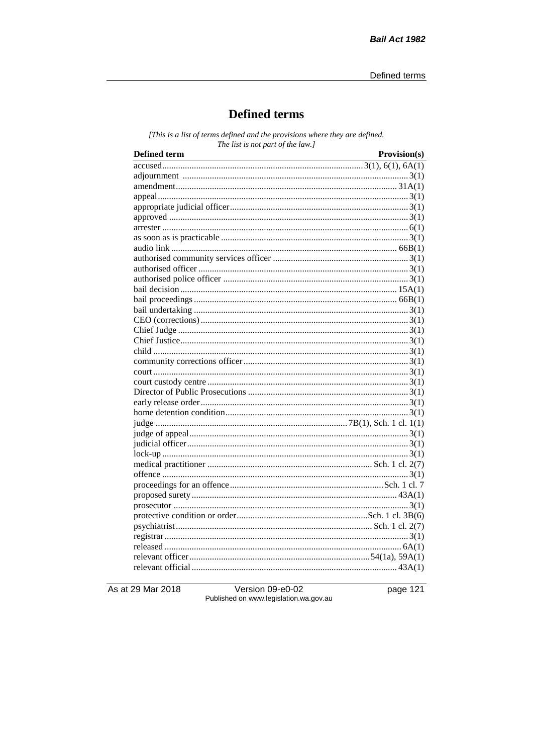# Defined terms

*[This is a list of terms defined and the provisions where they are defined. The list is not part of the law.]*

| Defined term | Provision(s) |
|---|---|
| accused | 3(1), 6(1), 6A(1) |
| adjournment | 3(1) |
| amendment | 31A(1) |
| appeal | 3(1) |
| appropriate judicial officer | 3(1) |
| approved | 3(1) |
| arrester | 6(1) |
| as soon as is practicable | 3(1) |
| audio link | 66B(1) |
| authorised community services officer | 3(1) |
| authorised officer | 3(1) |
| authorised police officer | 3(1) |
| bail decision | 15A(1) |
| bail proceedings | 66B(1) |
| bail undertaking | 3(1) |
| CEO (corrections) | 3(1) |
| Chief Judge | 3(1) |
| Chief Justice | 3(1) |
| child | 3(1) |
| community corrections officer | 3(1) |
| court | 3(1) |
| court custody centre | 3(1) |
| Director of Public Prosecutions | 3(1) |
| early release order | 3(1) |
| home detention condition | 3(1) |
| judge | 7B(1), Sch. 1 cl. 1(1) |
| judge of appeal | 3(1) |
| judicial officer | 3(1) |
| lock-up | 3(1) |
| medical practitioner | Sch. 1 cl. 2(7) |
| offence | 3(1) |
| proceedings for an offence | Sch. 1 cl. 7 |
| proposed surety | 43A(1) |
| prosecutor | 3(1) |
| protective condition or order | Sch. 1 cl. 3B(6) |
| psychiatrist | Sch. 1 cl. 2(7) |
| registrar | 3(1) |
| released | 6A(1) |
| relevant officer | 54(1a), 59A(1) |
| relevant official | 43A(1) |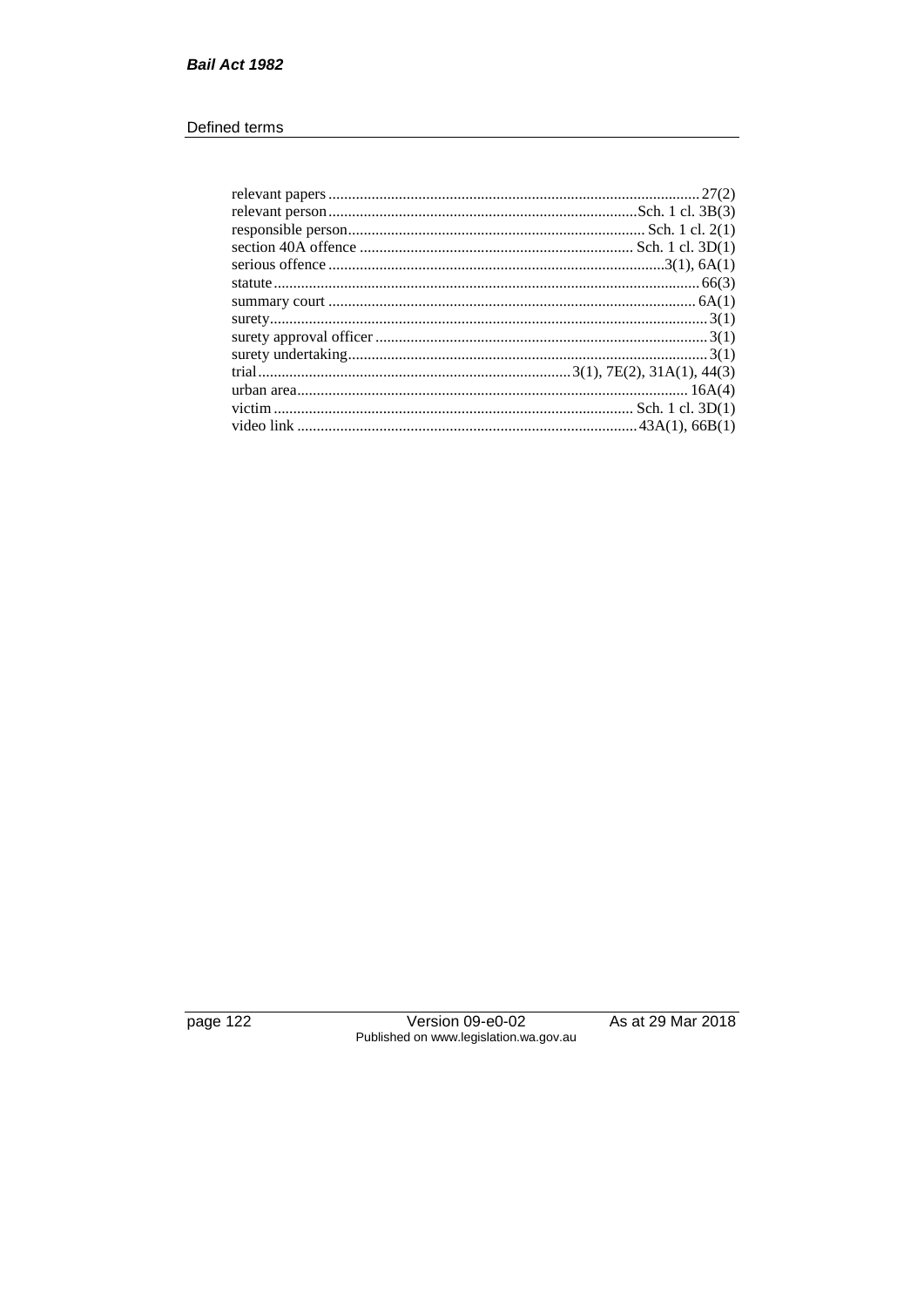relevant papers ............................................................................................. 27(2)
relevant person ..............................................................................Sch. 1 cl. 3B(3)
responsible person........................................................................... Sch. 1 cl. 2(1)
section 40A offence ..................................................................... Sch. 1 cl. 3D(1)
serious offence ......................................................................................3(1), 6A(1)
statute ........................................................................................................... 66(3)
summary court ............................................................................................. 6A(1)
surety............................................................................................................... 3(1)
surety approval officer .................................................................................... 3(1)
surety undertaking........................................................................................... 3(1)
trial ...............................................................................3(1), 7E(2), 31A(1), 44(3)
urban area.................................................................................................... 16A(4)
victim ........................................................................................... Sch. 1 cl. 3D(1)
video link .................................................................................... 43A(1), 66B(1)